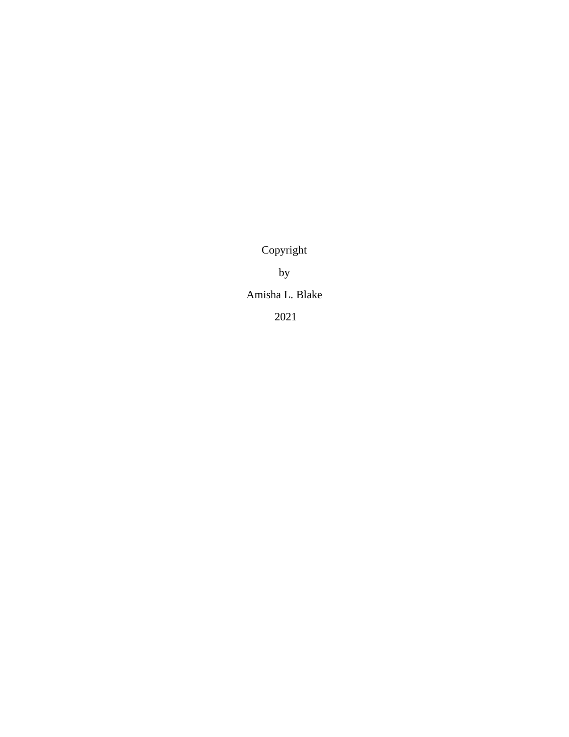Copyright

by

Amisha L. Blake

2021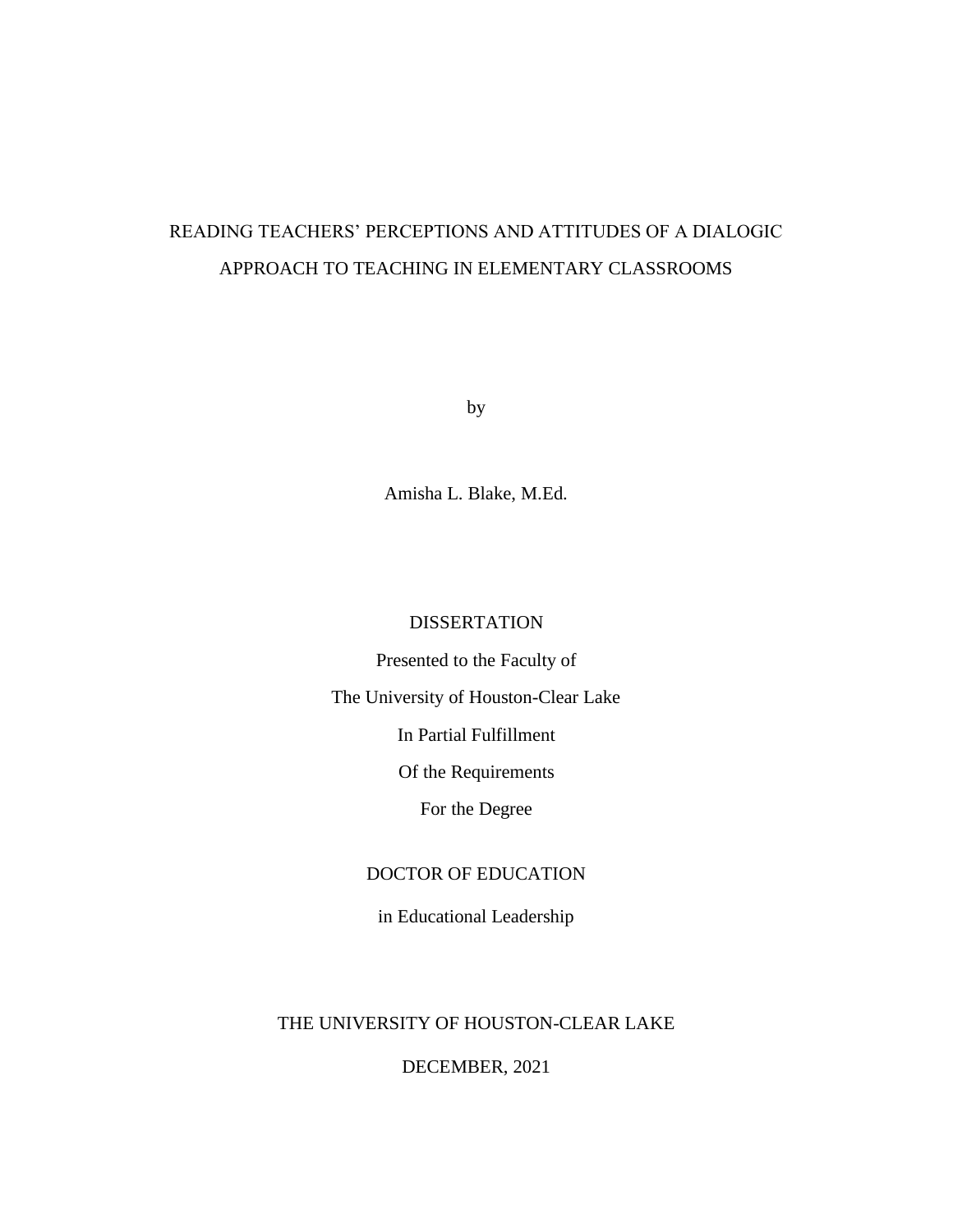# READING TEACHERS' PERCEPTIONS AND ATTITUDES OF A DIALOGIC APPROACH TO TEACHING IN ELEMENTARY CLASSROOMS

by

Amisha L. Blake, M.Ed.

DISSERTATION

Presented to the Faculty of

The University of Houston-Clear Lake

In Partial Fulfillment

Of the Requirements

For the Degree

DOCTOR OF EDUCATION

in Educational Leadership

THE UNIVERSITY OF HOUSTON-CLEAR LAKE

DECEMBER, 2021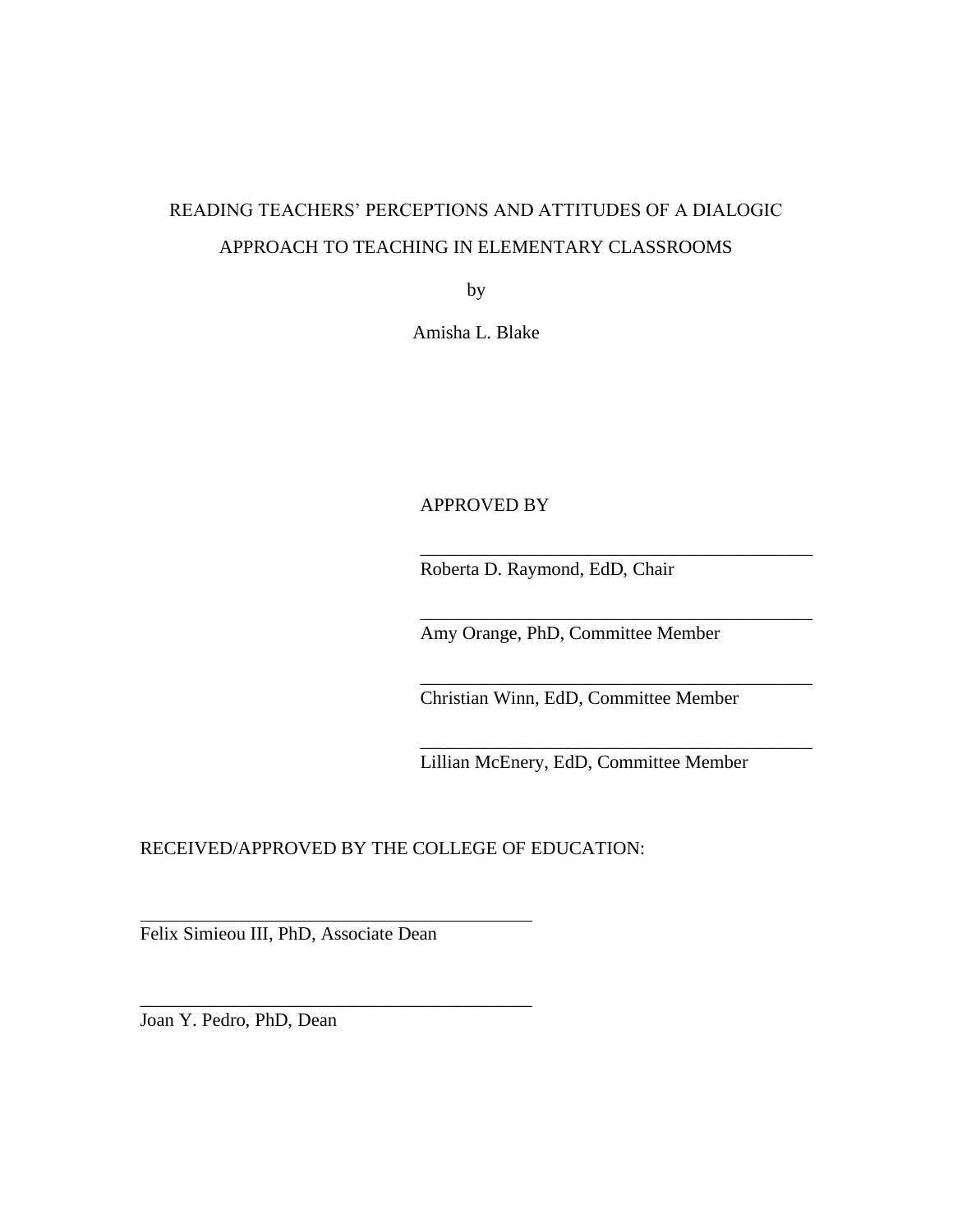READING TEACHERS' PERCEPTIONS AND ATTITUDES OF A DIALOGIC APPROACH TO TEACHING IN ELEMENTARY CLASSROOMS

by

Amisha L. Blake

APPROVED BY

\_\_\_\_\_\_\_\_\_\_\_\_\_\_\_\_\_\_\_\_\_\_\_\_\_\_\_\_\_\_\_\_\_\_\_\_\_\_\_\_\_\_\_\_

Roberta D. Raymond, EdD, Chair

\_\_\_\_\_\_\_\_\_\_\_\_\_\_\_\_\_\_\_\_\_\_\_\_\_\_\_\_\_\_\_\_\_\_\_\_\_\_\_\_\_\_\_\_

Amy Orange, PhD, Committee Member

\_\_\_\_\_\_\_\_\_\_\_\_\_\_\_\_\_\_\_\_\_\_\_\_\_\_\_\_\_\_\_\_\_\_\_\_\_\_\_\_\_\_\_\_

Christian Winn, EdD, Committee Member

\_\_\_\_\_\_\_\_\_\_\_\_\_\_\_\_\_\_\_\_\_\_\_\_\_\_\_\_\_\_\_\_\_\_\_\_\_\_\_\_\_\_\_\_

Lillian McEnery, EdD, Committee Member

RECEIVED/APPROVED BY THE COLLEGE OF EDUCATION:

\_\_\_\_\_\_\_\_\_\_\_\_\_\_\_\_\_\_\_\_\_\_\_\_\_\_\_\_\_\_\_\_\_\_\_\_\_\_\_\_\_\_\_\_

Felix Simieou III, PhD, Associate Dean

\_\_\_\_\_\_\_\_\_\_\_\_\_\_\_\_\_\_\_\_\_\_\_\_\_\_\_\_\_\_\_\_\_\_\_\_\_\_\_\_\_\_\_\_

Joan Y. Pedro, PhD, Dean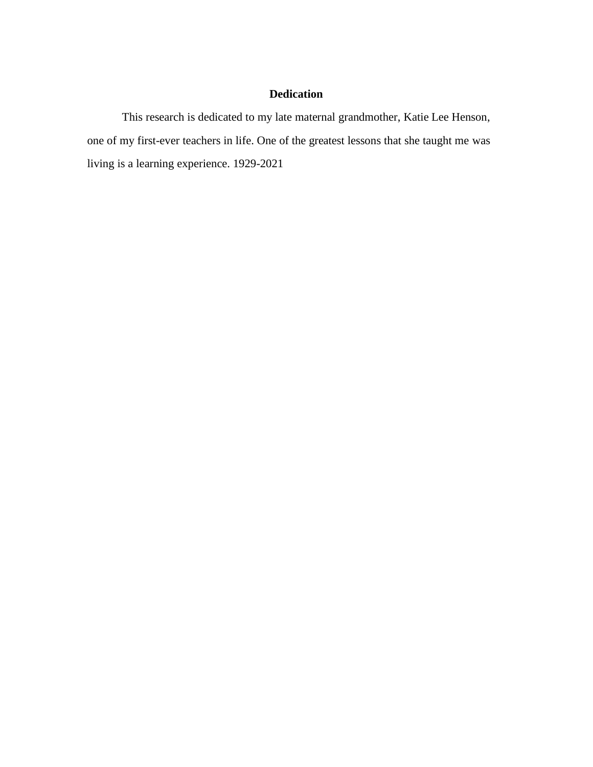# Dedication

This research is dedicated to my late maternal grandmother, Katie Lee Henson, one of my first-ever teachers in life. One of the greatest lessons that she taught me was living is a learning experience. 1929-2021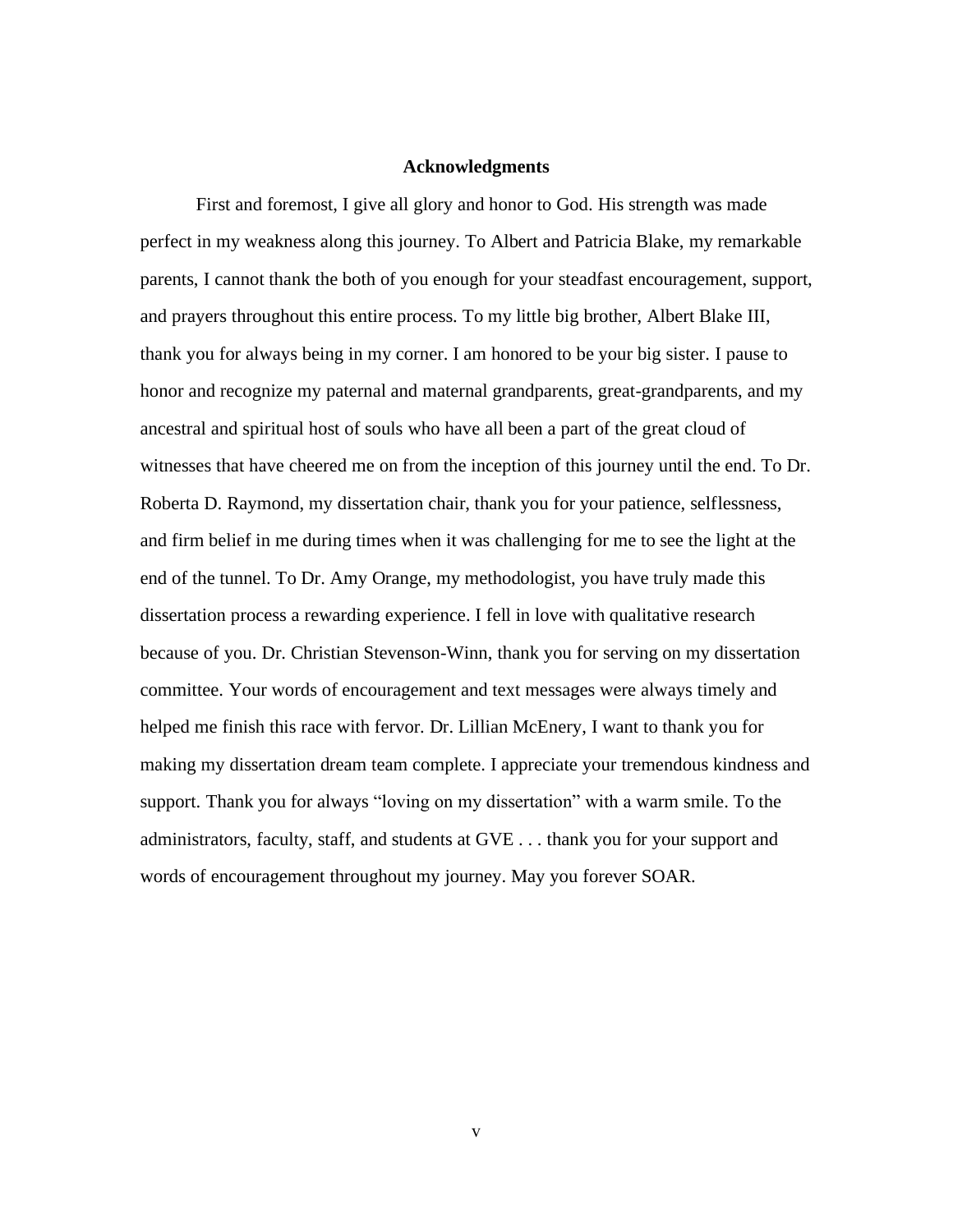# Acknowledgments

First and foremost, I give all glory and honor to God. His strength was made perfect in my weakness along this journey. To Albert and Patricia Blake, my remarkable parents, I cannot thank the both of you enough for your steadfast encouragement, support, and prayers throughout this entire process. To my little big brother, Albert Blake III, thank you for always being in my corner. I am honored to be your big sister. I pause to honor and recognize my paternal and maternal grandparents, great-grandparents, and my ancestral and spiritual host of souls who have all been a part of the great cloud of witnesses that have cheered me on from the inception of this journey until the end. To Dr. Roberta D. Raymond, my dissertation chair, thank you for your patience, selflessness, and firm belief in me during times when it was challenging for me to see the light at the end of the tunnel. To Dr. Amy Orange, my methodologist, you have truly made this dissertation process a rewarding experience. I fell in love with qualitative research because of you. Dr. Christian Stevenson-Winn, thank you for serving on my dissertation committee. Your words of encouragement and text messages were always timely and helped me finish this race with fervor. Dr. Lillian McEnery, I want to thank you for making my dissertation dream team complete. I appreciate your tremendous kindness and support. Thank you for always "loving on my dissertation" with a warm smile. To the administrators, faculty, staff, and students at GVE . . . thank you for your support and words of encouragement throughout my journey. May you forever SOAR.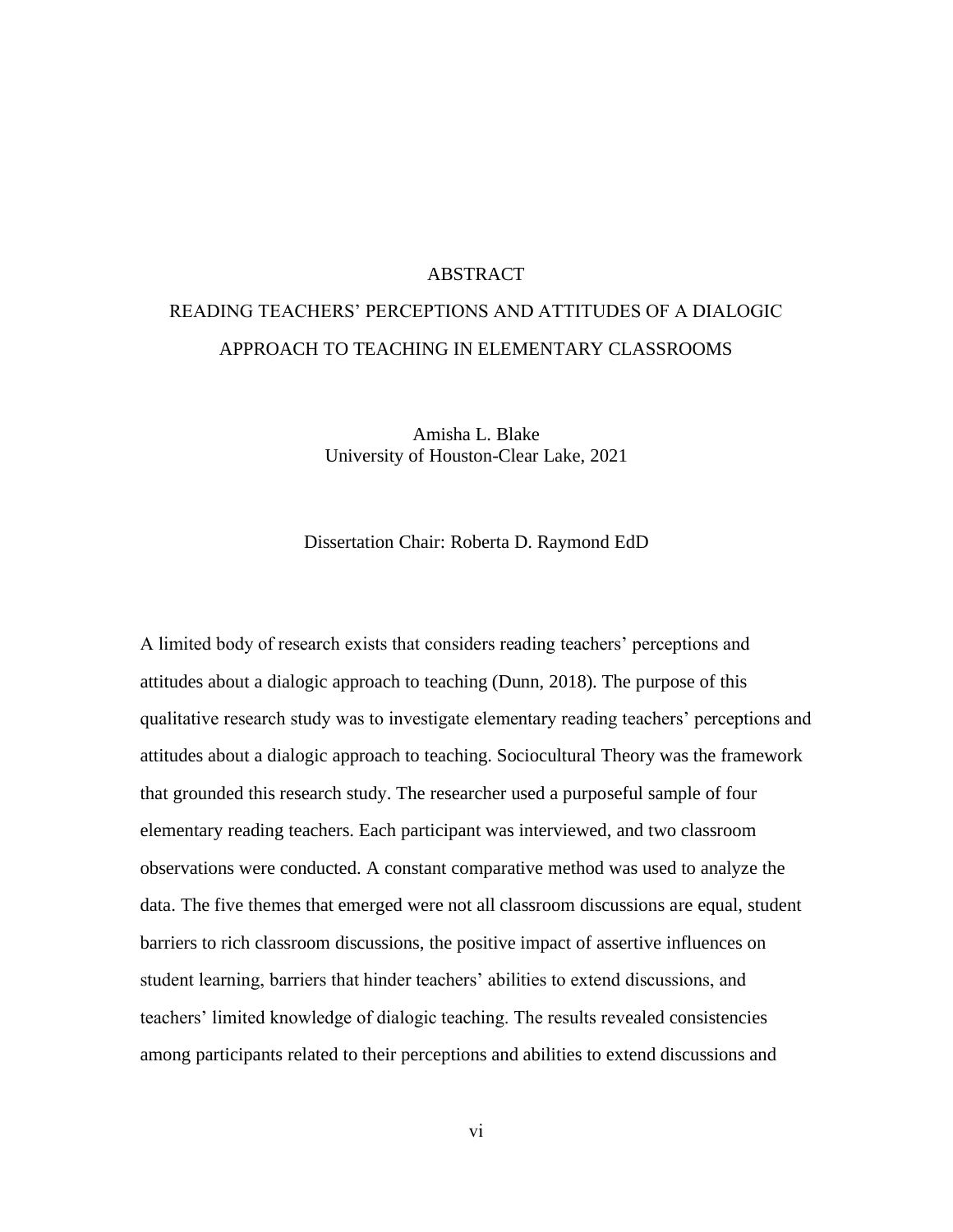# ABSTRACT

## READING TEACHERS' PERCEPTIONS AND ATTITUDES OF A DIALOGIC APPROACH TO TEACHING IN ELEMENTARY CLASSROOMS

Amisha L. Blake
University of Houston-Clear Lake, 2021

Dissertation Chair: Roberta D. Raymond EdD

A limited body of research exists that considers reading teachers' perceptions and attitudes about a dialogic approach to teaching (Dunn, 2018). The purpose of this qualitative research study was to investigate elementary reading teachers' perceptions and attitudes about a dialogic approach to teaching. Sociocultural Theory was the framework that grounded this research study. The researcher used a purposeful sample of four elementary reading teachers. Each participant was interviewed, and two classroom observations were conducted. A constant comparative method was used to analyze the data. The five themes that emerged were not all classroom discussions are equal, student barriers to rich classroom discussions, the positive impact of assertive influences on student learning, barriers that hinder teachers' abilities to extend discussions, and teachers' limited knowledge of dialogic teaching. The results revealed consistencies among participants related to their perceptions and abilities to extend discussions and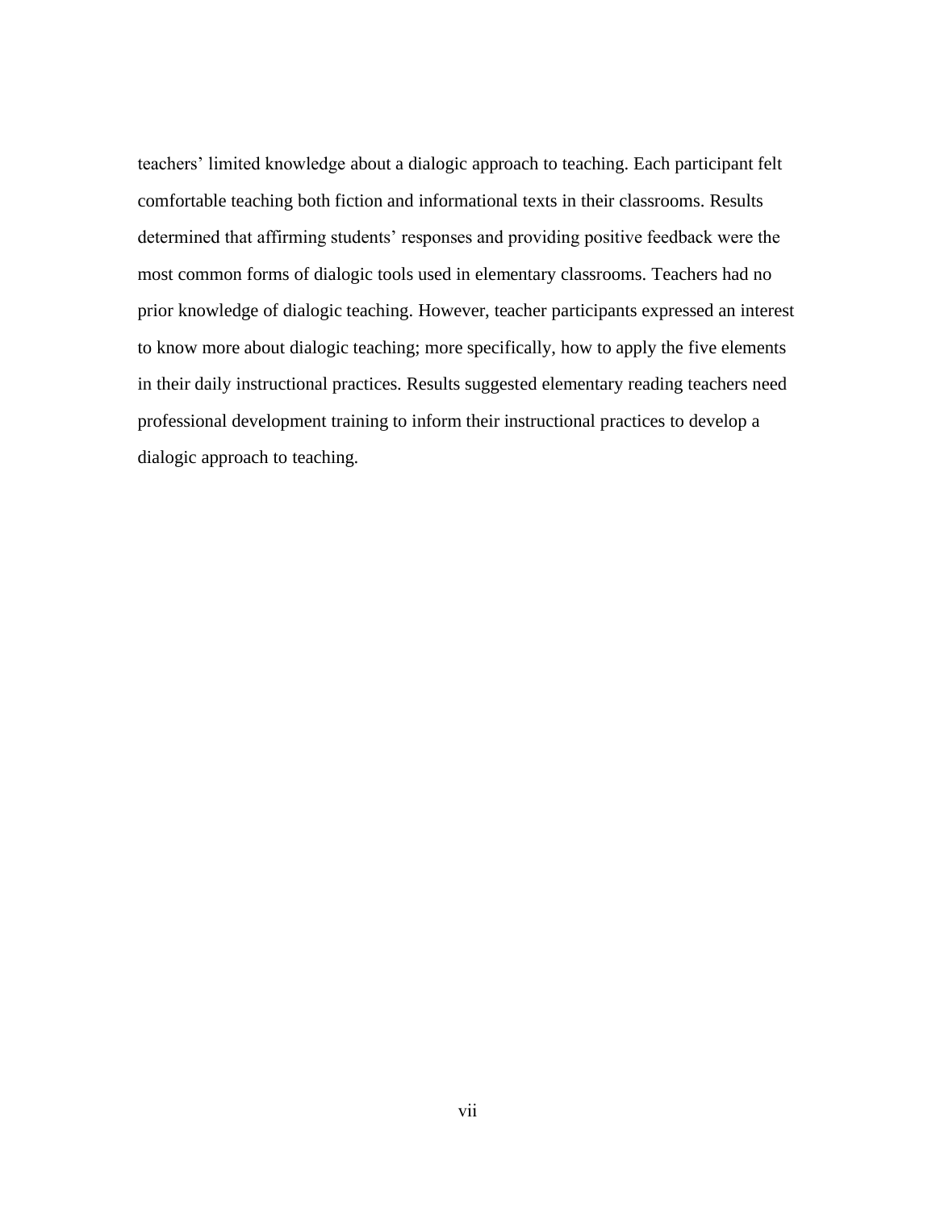teachers' limited knowledge about a dialogic approach to teaching. Each participant felt comfortable teaching both fiction and informational texts in their classrooms. Results determined that affirming students' responses and providing positive feedback were the most common forms of dialogic tools used in elementary classrooms. Teachers had no prior knowledge of dialogic teaching. However, teacher participants expressed an interest to know more about dialogic teaching; more specifically, how to apply the five elements in their daily instructional practices. Results suggested elementary reading teachers need professional development training to inform their instructional practices to develop a dialogic approach to teaching.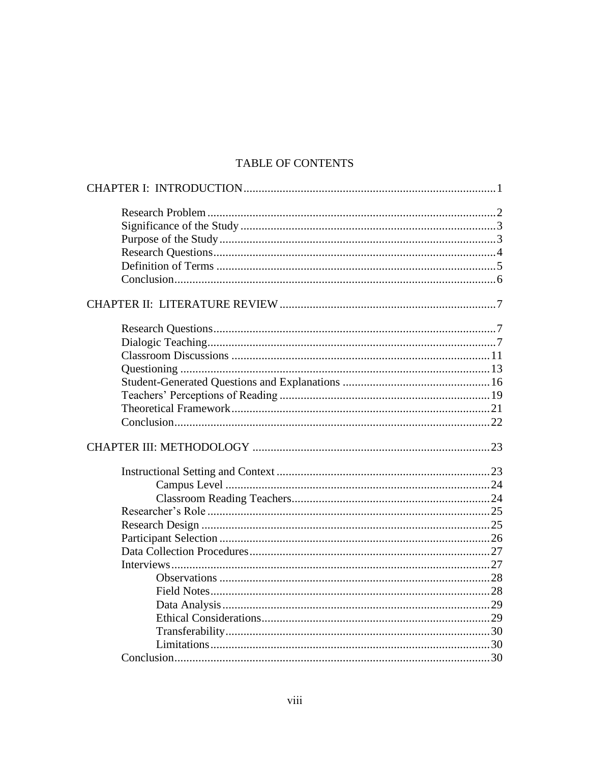# TABLE OF CONTENTS

CHAPTER I: INTRODUCTION ... 1

- Research Problem ... 2
- Significance of the Study ... 3
- Purpose of the Study ... 3
- Research Questions ... 4
- Definition of Terms ... 5
- Conclusion ... 6

CHAPTER II: LITERATURE REVIEW ... 7

- Research Questions ... 7
- Dialogic Teaching ... 7
- Classroom Discussions ... 11
- Questioning ... 13
- Student-Generated Questions and Explanations ... 16
- Teachers' Perceptions of Reading ... 19
- Theoretical Framework ... 21
- Conclusion ... 22

CHAPTER III: METHODOLOGY ... 23

- Instructional Setting and Context ... 23
  - Campus Level ... 24
  - Classroom Reading Teachers ... 24
- Researcher's Role ... 25
- Research Design ... 25
- Participant Selection ... 26
- Data Collection Procedures ... 27
- Interviews ... 27
  - Observations ... 28
  - Field Notes ... 28
  - Data Analysis ... 29
  - Ethical Considerations ... 29
  - Transferability ... 30
  - Limitations ... 30
- Conclusion ... 30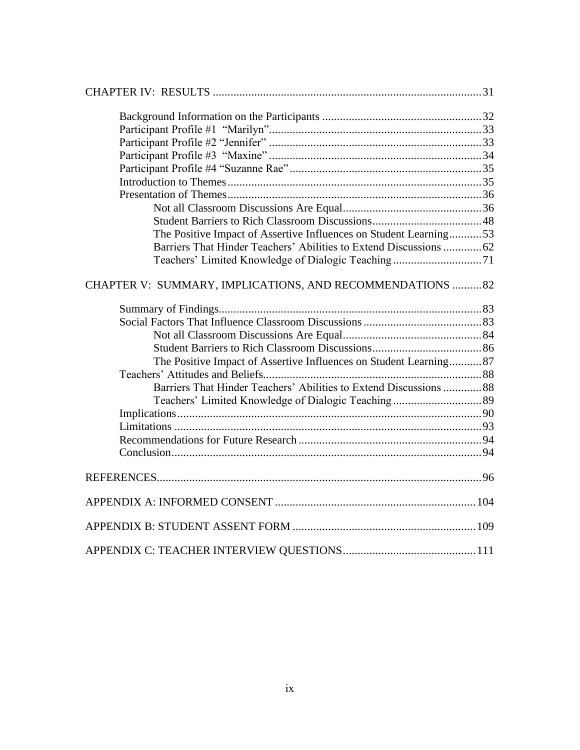CHAPTER IV: RESULTS .......... 31

- Background Information on the Participants .......... 32
- Participant Profile #1 "Marilyn" .......... 33
- Participant Profile #2 "Jennifer" .......... 33
- Participant Profile #3 "Maxine" .......... 34
- Participant Profile #4 "Suzanne Rae" .......... 35
- Introduction to Themes .......... 35
- Presentation of Themes .......... 36
  - Not all Classroom Discussions Are Equal .......... 36
  - Student Barriers to Rich Classroom Discussions .......... 48
  - The Positive Impact of Assertive Influences on Student Learning .......... 53
  - Barriers That Hinder Teachers' Abilities to Extend Discussions .......... 62
  - Teachers' Limited Knowledge of Dialogic Teaching .......... 71

CHAPTER V: SUMMARY, IMPLICATIONS, AND RECOMMENDATIONS .......... 82

- Summary of Findings .......... 83
- Social Factors That Influence Classroom Discussions .......... 83
  - Not all Classroom Discussions Are Equal .......... 84
  - Student Barriers to Rich Classroom Discussions .......... 86
  - The Positive Impact of Assertive Influences on Student Learning .......... 87
- Teachers' Attitudes and Beliefs .......... 88
  - Barriers That Hinder Teachers' Abilities to Extend Discussions .......... 88
  - Teachers' Limited Knowledge of Dialogic Teaching .......... 89
- Implications .......... 90
- Limitations .......... 93
- Recommendations for Future Research .......... 94
- Conclusion .......... 94

REFERENCES .......... 96

APPENDIX A: INFORMED CONSENT .......... 104

APPENDIX B: STUDENT ASSENT FORM .......... 109

APPENDIX C: TEACHER INTERVIEW QUESTIONS .......... 111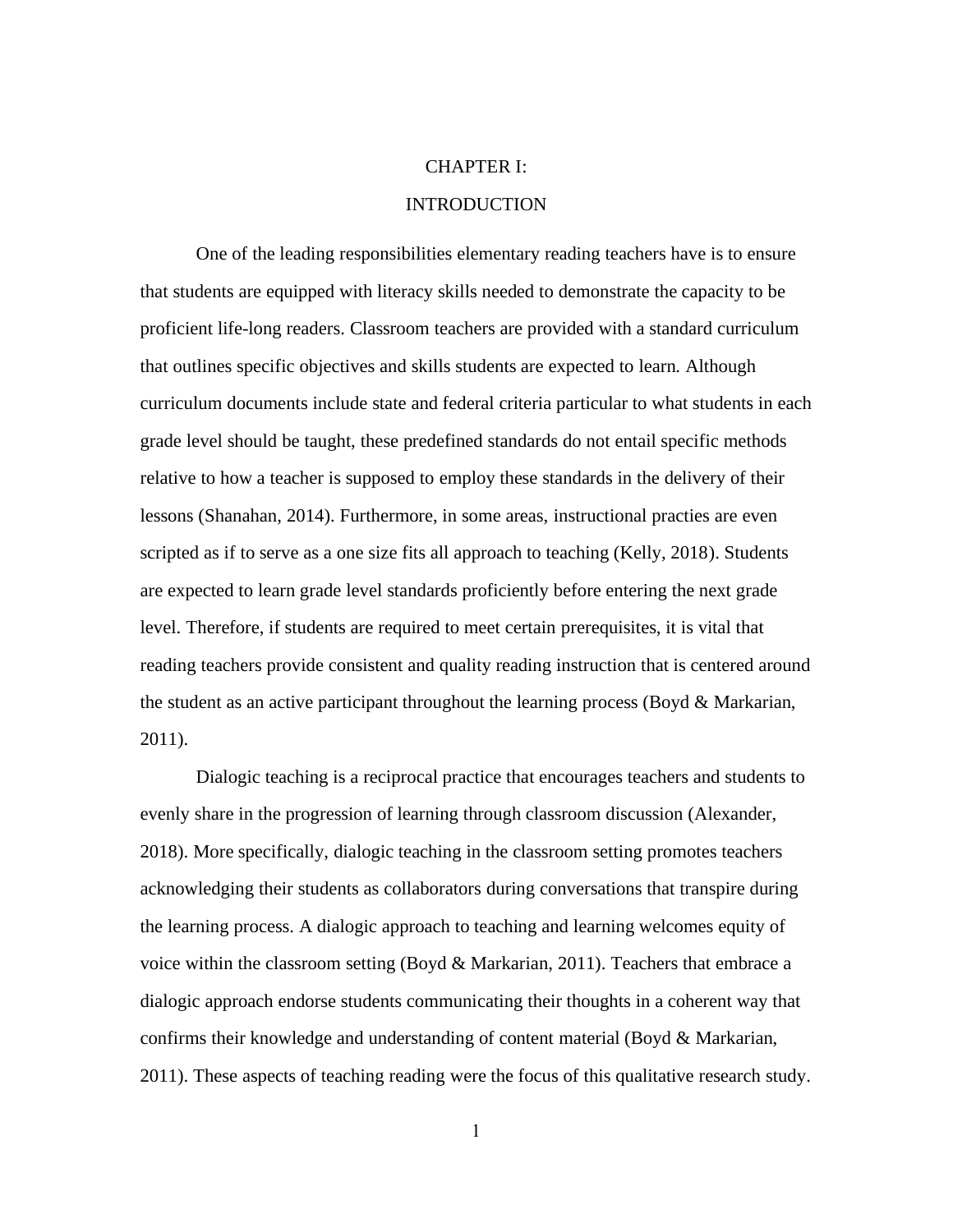# CHAPTER I:

# INTRODUCTION

One of the leading responsibilities elementary reading teachers have is to ensure that students are equipped with literacy skills needed to demonstrate the capacity to be proficient life-long readers. Classroom teachers are provided with a standard curriculum that outlines specific objectives and skills students are expected to learn. Although curriculum documents include state and federal criteria particular to what students in each grade level should be taught, these predefined standards do not entail specific methods relative to how a teacher is supposed to employ these standards in the delivery of their lessons (Shanahan, 2014). Furthermore, in some areas, instructional practies are even scripted as if to serve as a one size fits all approach to teaching (Kelly, 2018). Students are expected to learn grade level standards proficiently before entering the next grade level. Therefore, if students are required to meet certain prerequisites, it is vital that reading teachers provide consistent and quality reading instruction that is centered around the student as an active participant throughout the learning process (Boyd & Markarian, 2011).

Dialogic teaching is a reciprocal practice that encourages teachers and students to evenly share in the progression of learning through classroom discussion (Alexander, 2018). More specifically, dialogic teaching in the classroom setting promotes teachers acknowledging their students as collaborators during conversations that transpire during the learning process. A dialogic approach to teaching and learning welcomes equity of voice within the classroom setting (Boyd & Markarian, 2011). Teachers that embrace a dialogic approach endorse students communicating their thoughts in a coherent way that confirms their knowledge and understanding of content material (Boyd & Markarian, 2011). These aspects of teaching reading were the focus of this qualitative research study.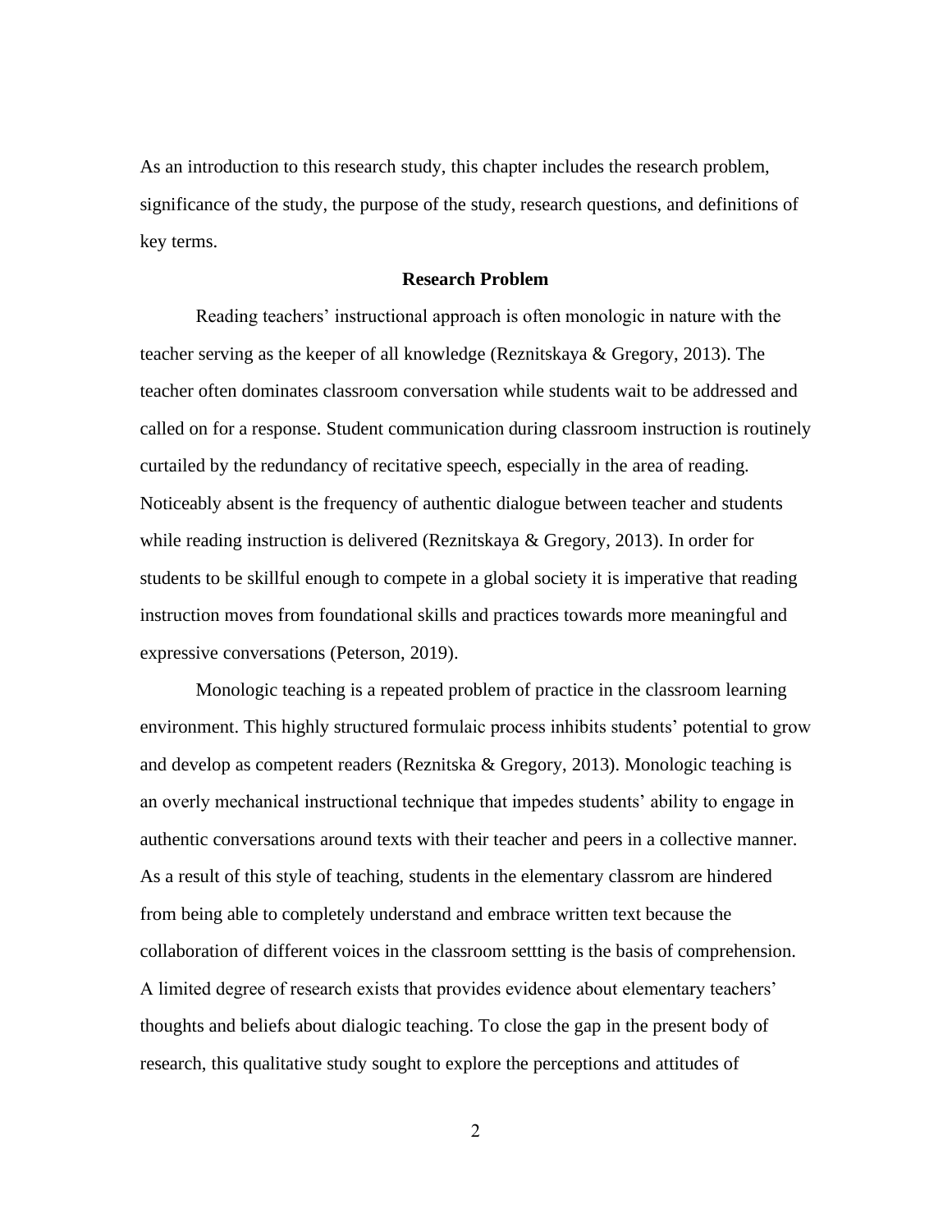As an introduction to this research study, this chapter includes the research problem, significance of the study, the purpose of the study, research questions, and definitions of key terms.

## Research Problem

Reading teachers' instructional approach is often monologic in nature with the teacher serving as the keeper of all knowledge (Reznitskaya & Gregory, 2013). The teacher often dominates classroom conversation while students wait to be addressed and called on for a response. Student communication during classroom instruction is routinely curtailed by the redundancy of recitative speech, especially in the area of reading. Noticeably absent is the frequency of authentic dialogue between teacher and students while reading instruction is delivered (Reznitskaya & Gregory, 2013). In order for students to be skillful enough to compete in a global society it is imperative that reading instruction moves from foundational skills and practices towards more meaningful and expressive conversations (Peterson, 2019).

Monologic teaching is a repeated problem of practice in the classroom learning environment. This highly structured formulaic process inhibits students' potential to grow and develop as competent readers (Reznitska & Gregory, 2013). Monologic teaching is an overly mechanical instructional technique that impedes students' ability to engage in authentic conversations around texts with their teacher and peers in a collective manner. As a result of this style of teaching, students in the elementary classrom are hindered from being able to completely understand and embrace written text because the collaboration of different voices in the classroom settting is the basis of comprehension. A limited degree of research exists that provides evidence about elementary teachers' thoughts and beliefs about dialogic teaching. To close the gap in the present body of research, this qualitative study sought to explore the perceptions and attitudes of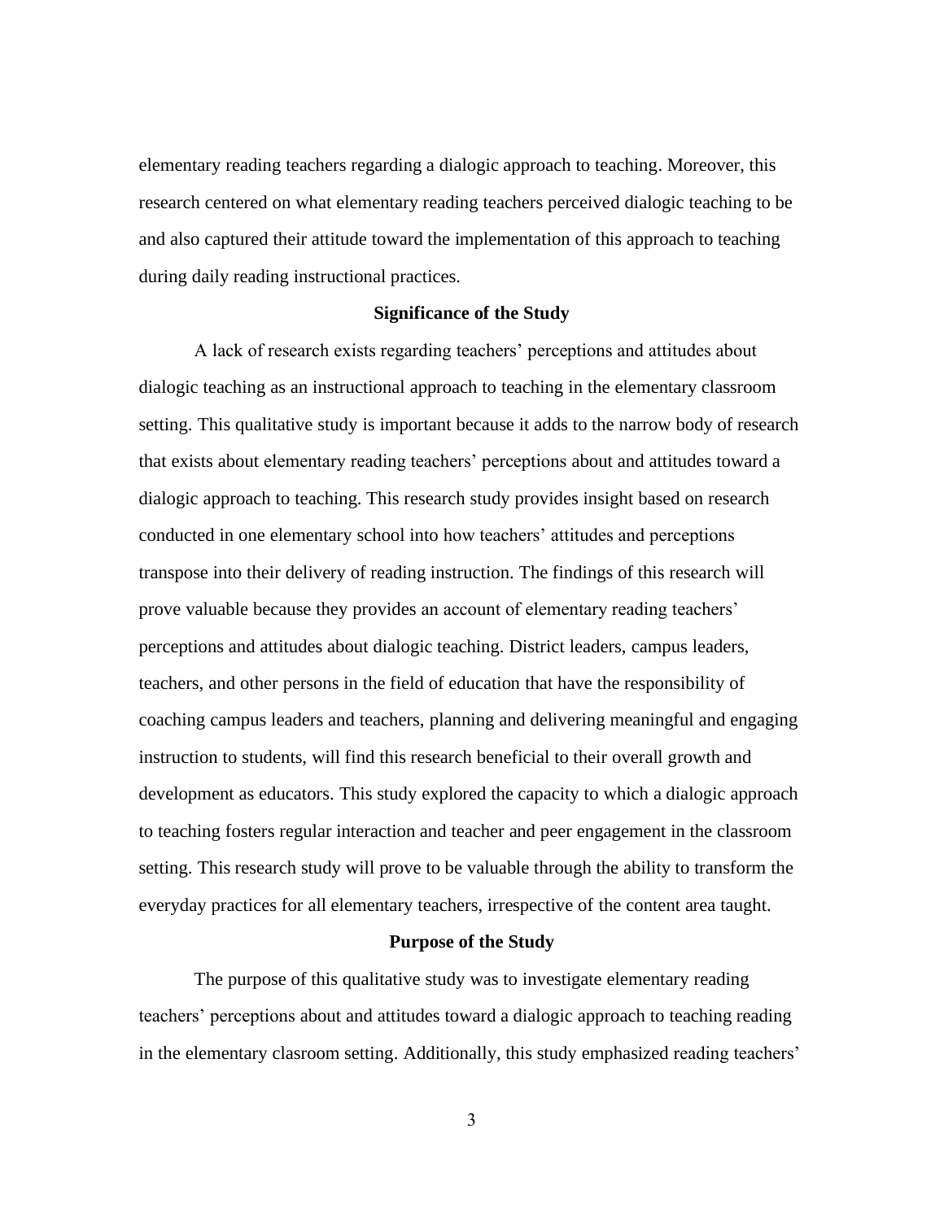elementary reading teachers regarding a dialogic approach to teaching. Moreover, this research centered on what elementary reading teachers perceived dialogic teaching to be and also captured their attitude toward the implementation of this approach to teaching during daily reading instructional practices.

## Significance of the Study

A lack of research exists regarding teachers' perceptions and attitudes about dialogic teaching as an instructional approach to teaching in the elementary classroom setting. This qualitative study is important because it adds to the narrow body of research that exists about elementary reading teachers' perceptions about and attitudes toward a dialogic approach to teaching. This research study provides insight based on research conducted in one elementary school into how teachers' attitudes and perceptions transpose into their delivery of reading instruction. The findings of this research will prove valuable because they provides an account of elementary reading teachers' perceptions and attitudes about dialogic teaching. District leaders, campus leaders, teachers, and other persons in the field of education that have the responsibility of coaching campus leaders and teachers, planning and delivering meaningful and engaging instruction to students, will find this research beneficial to their overall growth and development as educators. This study explored the capacity to which a dialogic approach to teaching fosters regular interaction and teacher and peer engagement in the classroom setting. This research study will prove to be valuable through the ability to transform the everyday practices for all elementary teachers, irrespective of the content area taught.

## Purpose of the Study

The purpose of this qualitative study was to investigate elementary reading teachers' perceptions about and attitudes toward a dialogic approach to teaching reading in the elementary clasroom setting. Additionally, this study emphasized reading teachers'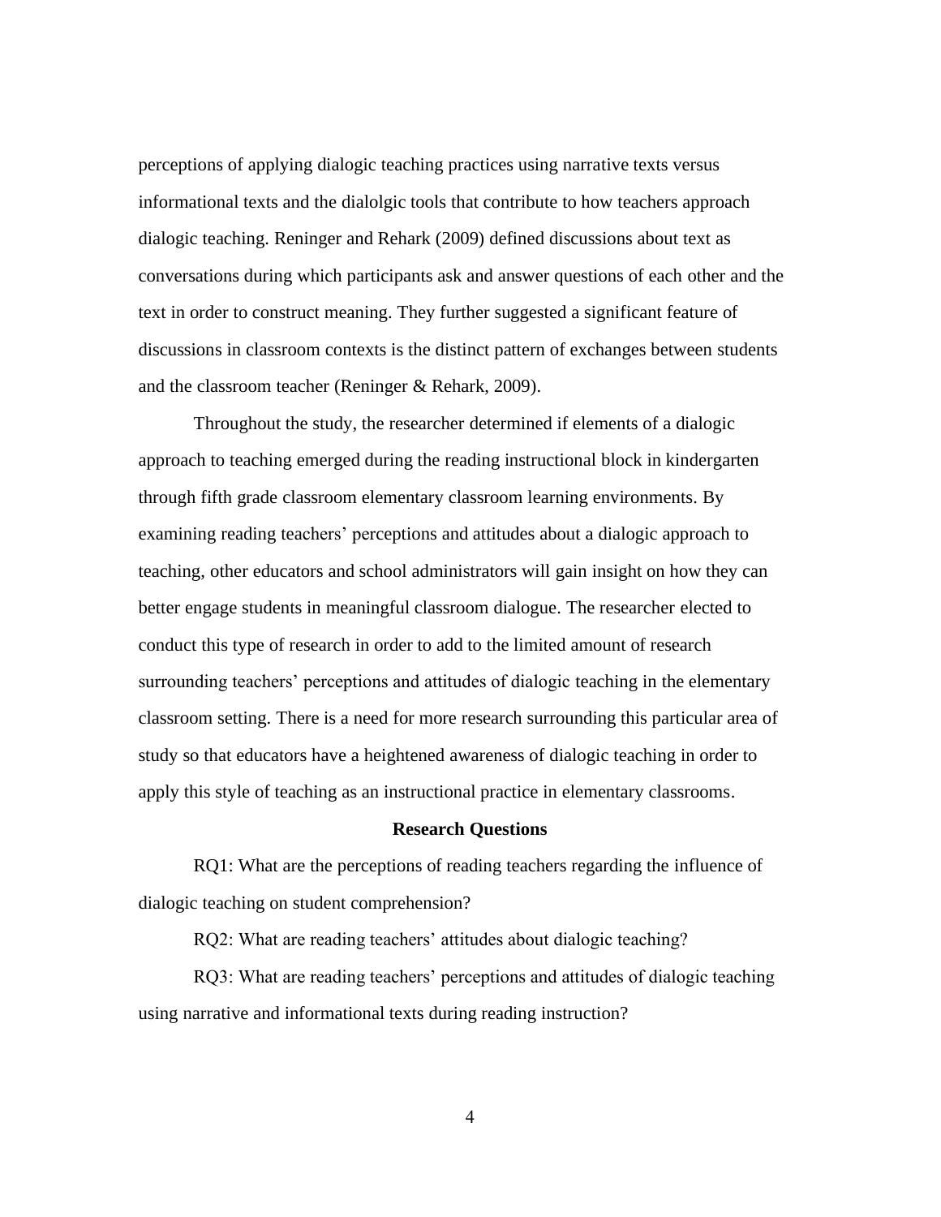perceptions of applying dialogic teaching practices using narrative texts versus informational texts and the dialolgic tools that contribute to how teachers approach dialogic teaching. Reninger and Rehark (2009) defined discussions about text as conversations during which participants ask and answer questions of each other and the text in order to construct meaning. They further suggested a significant feature of discussions in classroom contexts is the distinct pattern of exchanges between students and the classroom teacher (Reninger & Rehark, 2009).

Throughout the study, the researcher determined if elements of a dialogic approach to teaching emerged during the reading instructional block in kindergarten through fifth grade classroom elementary classroom learning environments. By examining reading teachers' perceptions and attitudes about a dialogic approach to teaching, other educators and school administrators will gain insight on how they can better engage students in meaningful classroom dialogue. The researcher elected to conduct this type of research in order to add to the limited amount of research surrounding teachers' perceptions and attitudes of dialogic teaching in the elementary classroom setting. There is a need for more research surrounding this particular area of study so that educators have a heightened awareness of dialogic teaching in order to apply this style of teaching as an instructional practice in elementary classrooms.

## Research Questions

RQ1: What are the perceptions of reading teachers regarding the influence of dialogic teaching on student comprehension?

RQ2: What are reading teachers' attitudes about dialogic teaching?

RQ3: What are reading teachers' perceptions and attitudes of dialogic teaching using narrative and informational texts during reading instruction?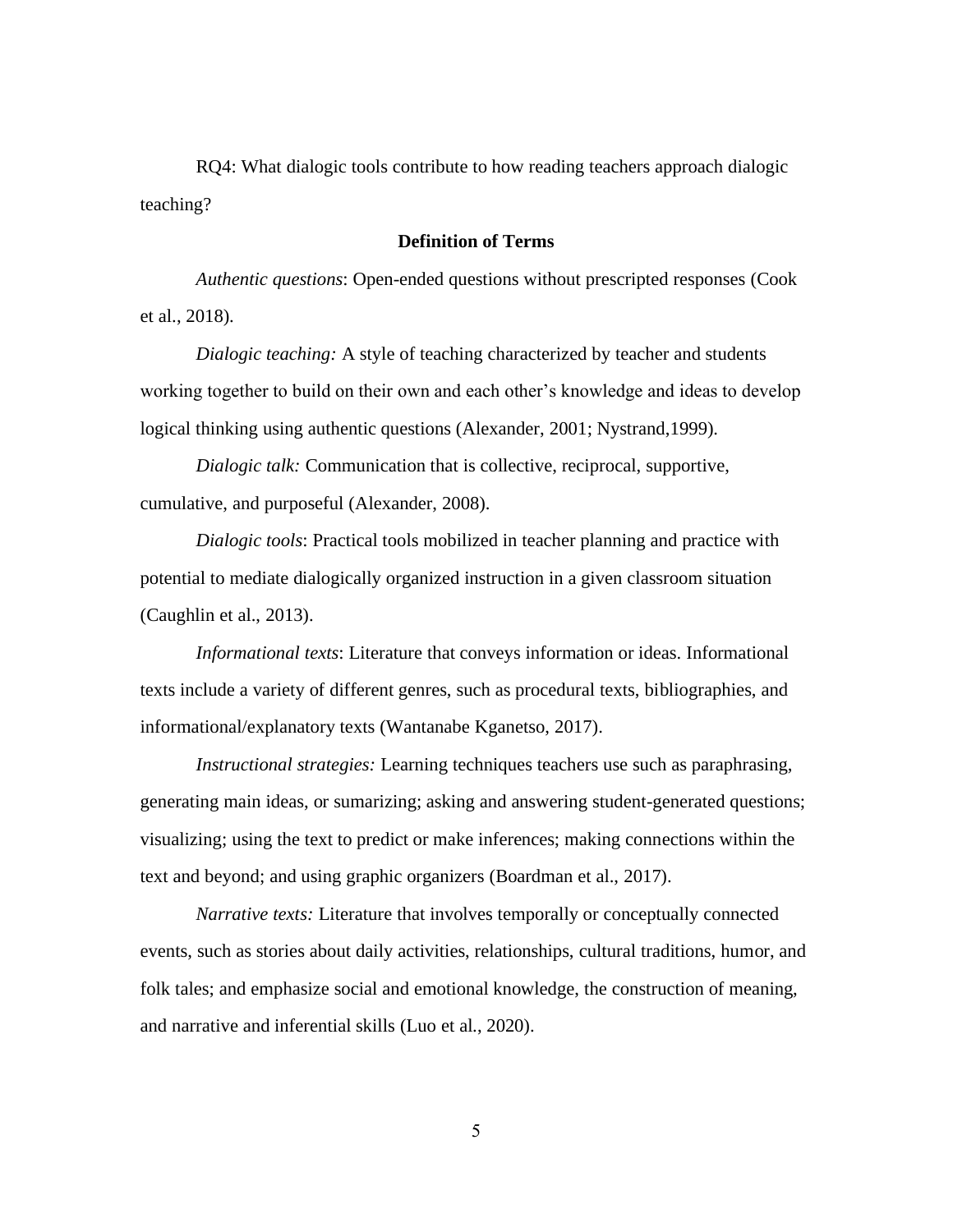RQ4: What dialogic tools contribute to how reading teachers approach dialogic teaching?

## Definition of Terms

*Authentic questions*: Open-ended questions without prescripted responses (Cook et al., 2018).

*Dialogic teaching:* A style of teaching characterized by teacher and students working together to build on their own and each other's knowledge and ideas to develop logical thinking using authentic questions (Alexander, 2001; Nystrand,1999).

*Dialogic talk:* Communication that is collective, reciprocal, supportive, cumulative, and purposeful (Alexander, 2008).

*Dialogic tools*: Practical tools mobilized in teacher planning and practice with potential to mediate dialogically organized instruction in a given classroom situation (Caughlin et al., 2013).

*Informational texts*: Literature that conveys information or ideas. Informational texts include a variety of different genres, such as procedural texts, bibliographies, and informational/explanatory texts (Wantanabe Kganetso, 2017).

*Instructional strategies:* Learning techniques teachers use such as paraphrasing, generating main ideas, or sumarizing; asking and answering student-generated questions; visualizing; using the text to predict or make inferences; making connections within the text and beyond; and using graphic organizers (Boardman et al., 2017).

*Narrative texts:* Literature that involves temporally or conceptually connected events, such as stories about daily activities, relationships, cultural traditions, humor, and folk tales; and emphasize social and emotional knowledge, the construction of meaning, and narrative and inferential skills (Luo et al., 2020).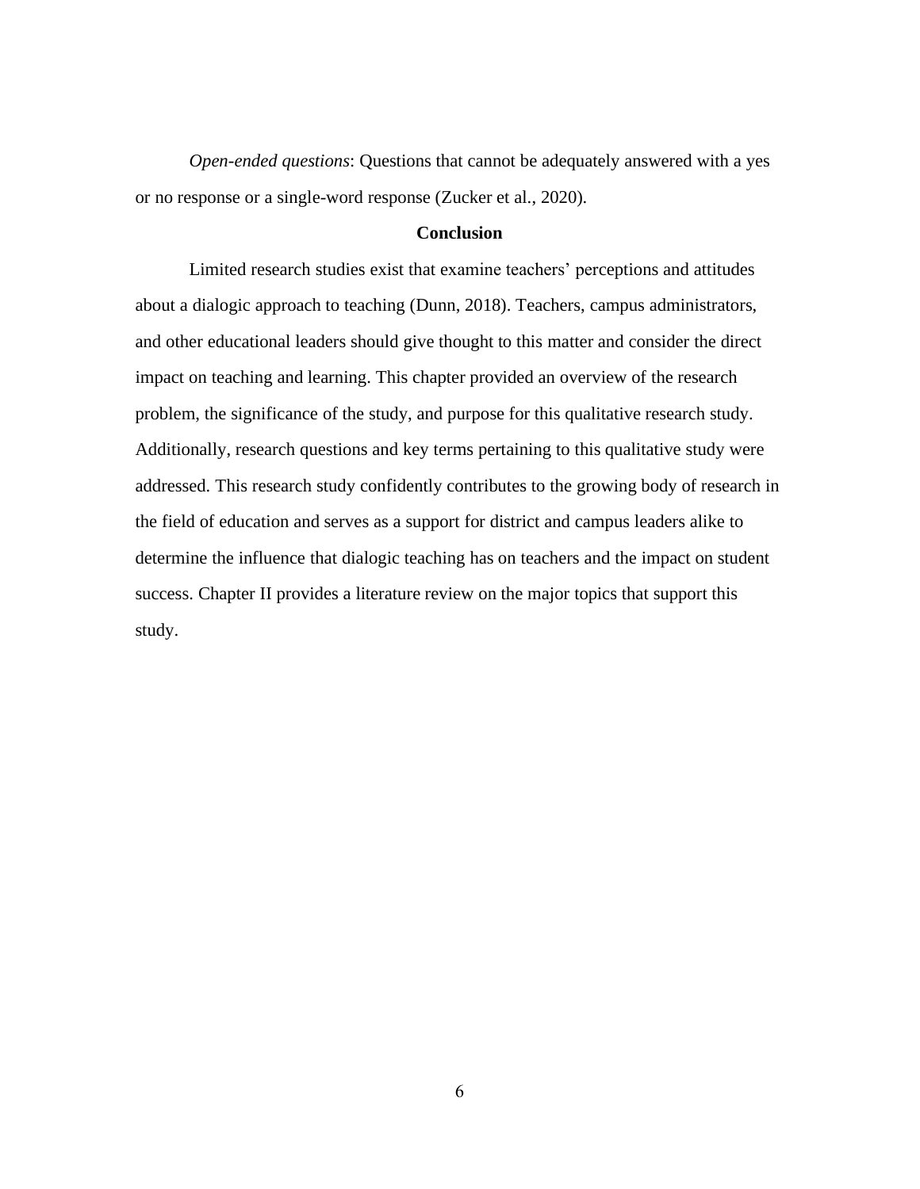*Open-ended questions*: Questions that cannot be adequately answered with a yes or no response or a single-word response (Zucker et al., 2020).

## Conclusion

Limited research studies exist that examine teachers' perceptions and attitudes about a dialogic approach to teaching (Dunn, 2018). Teachers, campus administrators, and other educational leaders should give thought to this matter and consider the direct impact on teaching and learning. This chapter provided an overview of the research problem, the significance of the study, and purpose for this qualitative research study. Additionally, research questions and key terms pertaining to this qualitative study were addressed. This research study confidently contributes to the growing body of research in the field of education and serves as a support for district and campus leaders alike to determine the influence that dialogic teaching has on teachers and the impact on student success. Chapter II provides a literature review on the major topics that support this study.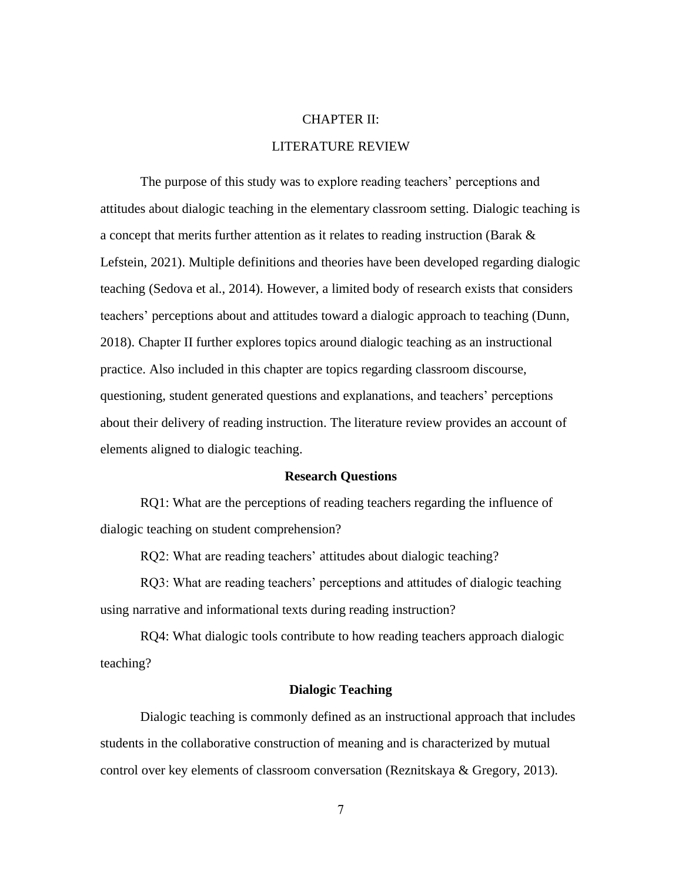# CHAPTER II:

# LITERATURE REVIEW

The purpose of this study was to explore reading teachers' perceptions and attitudes about dialogic teaching in the elementary classroom setting. Dialogic teaching is a concept that merits further attention as it relates to reading instruction (Barak & Lefstein, 2021). Multiple definitions and theories have been developed regarding dialogic teaching (Sedova et al., 2014). However, a limited body of research exists that considers teachers' perceptions about and attitudes toward a dialogic approach to teaching (Dunn, 2018). Chapter II further explores topics around dialogic teaching as an instructional practice. Also included in this chapter are topics regarding classroom discourse, questioning, student generated questions and explanations, and teachers' perceptions about their delivery of reading instruction. The literature review provides an account of elements aligned to dialogic teaching.

## Research Questions

RQ1: What are the perceptions of reading teachers regarding the influence of dialogic teaching on student comprehension?

RQ2: What are reading teachers' attitudes about dialogic teaching?

RQ3: What are reading teachers' perceptions and attitudes of dialogic teaching using narrative and informational texts during reading instruction?

RQ4: What dialogic tools contribute to how reading teachers approach dialogic teaching?

## Dialogic Teaching

Dialogic teaching is commonly defined as an instructional approach that includes students in the collaborative construction of meaning and is characterized by mutual control over key elements of classroom conversation (Reznitskaya & Gregory, 2013).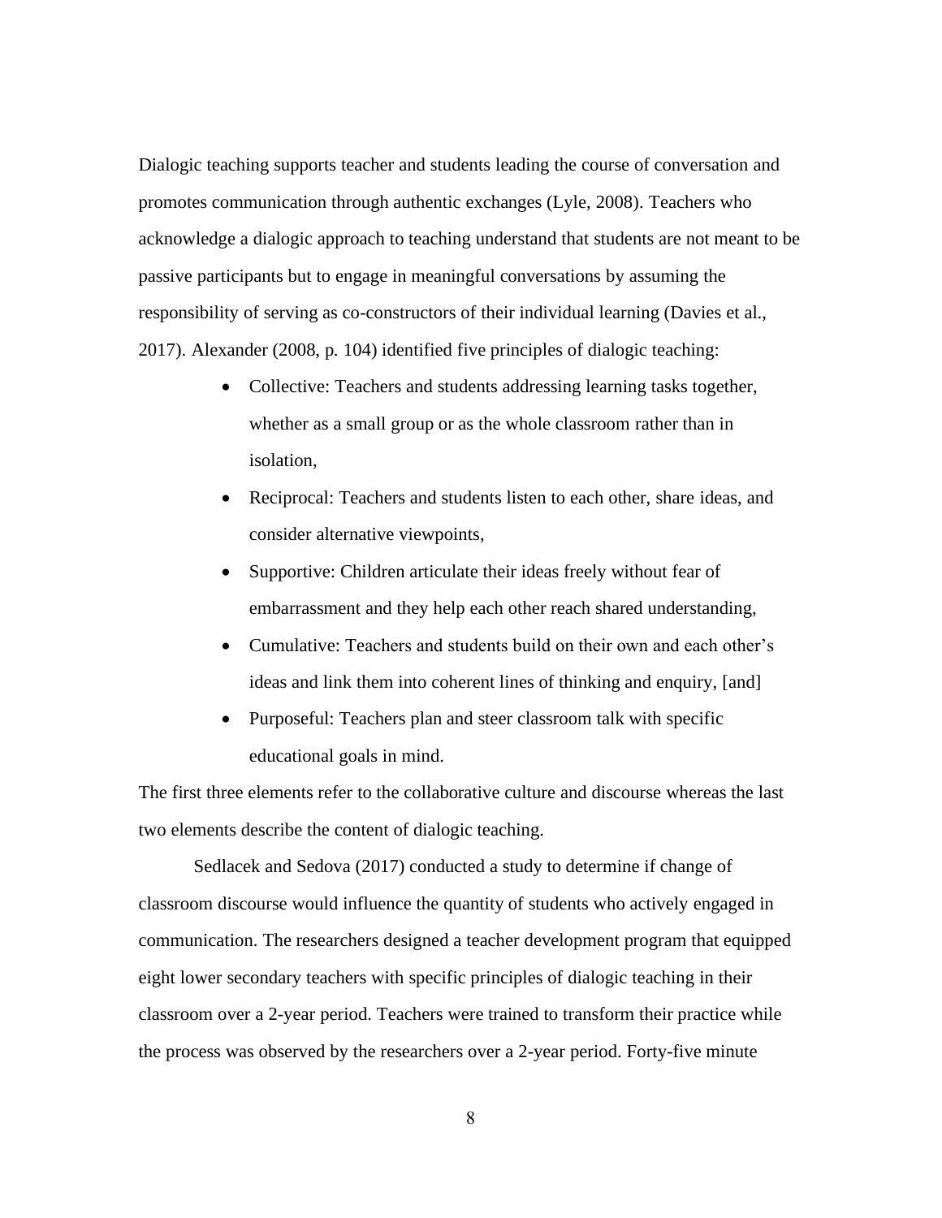Dialogic teaching supports teacher and students leading the course of conversation and promotes communication through authentic exchanges (Lyle, 2008). Teachers who acknowledge a dialogic approach to teaching understand that students are not meant to be passive participants but to engage in meaningful conversations by assuming the responsibility of serving as co-constructors of their individual learning (Davies et al., 2017). Alexander (2008, p. 104) identified five principles of dialogic teaching:

- Collective: Teachers and students addressing learning tasks together, whether as a small group or as the whole classroom rather than in isolation,
- Reciprocal: Teachers and students listen to each other, share ideas, and consider alternative viewpoints,
- Supportive: Children articulate their ideas freely without fear of embarrassment and they help each other reach shared understanding,
- Cumulative: Teachers and students build on their own and each other's ideas and link them into coherent lines of thinking and enquiry, [and]
- Purposeful: Teachers plan and steer classroom talk with specific educational goals in mind.

The first three elements refer to the collaborative culture and discourse whereas the last two elements describe the content of dialogic teaching.

Sedlacek and Sedova (2017) conducted a study to determine if change of classroom discourse would influence the quantity of students who actively engaged in communication. The researchers designed a teacher development program that equipped eight lower secondary teachers with specific principles of dialogic teaching in their classroom over a 2-year period. Teachers were trained to transform their practice while the process was observed by the researchers over a 2-year period. Forty-five minute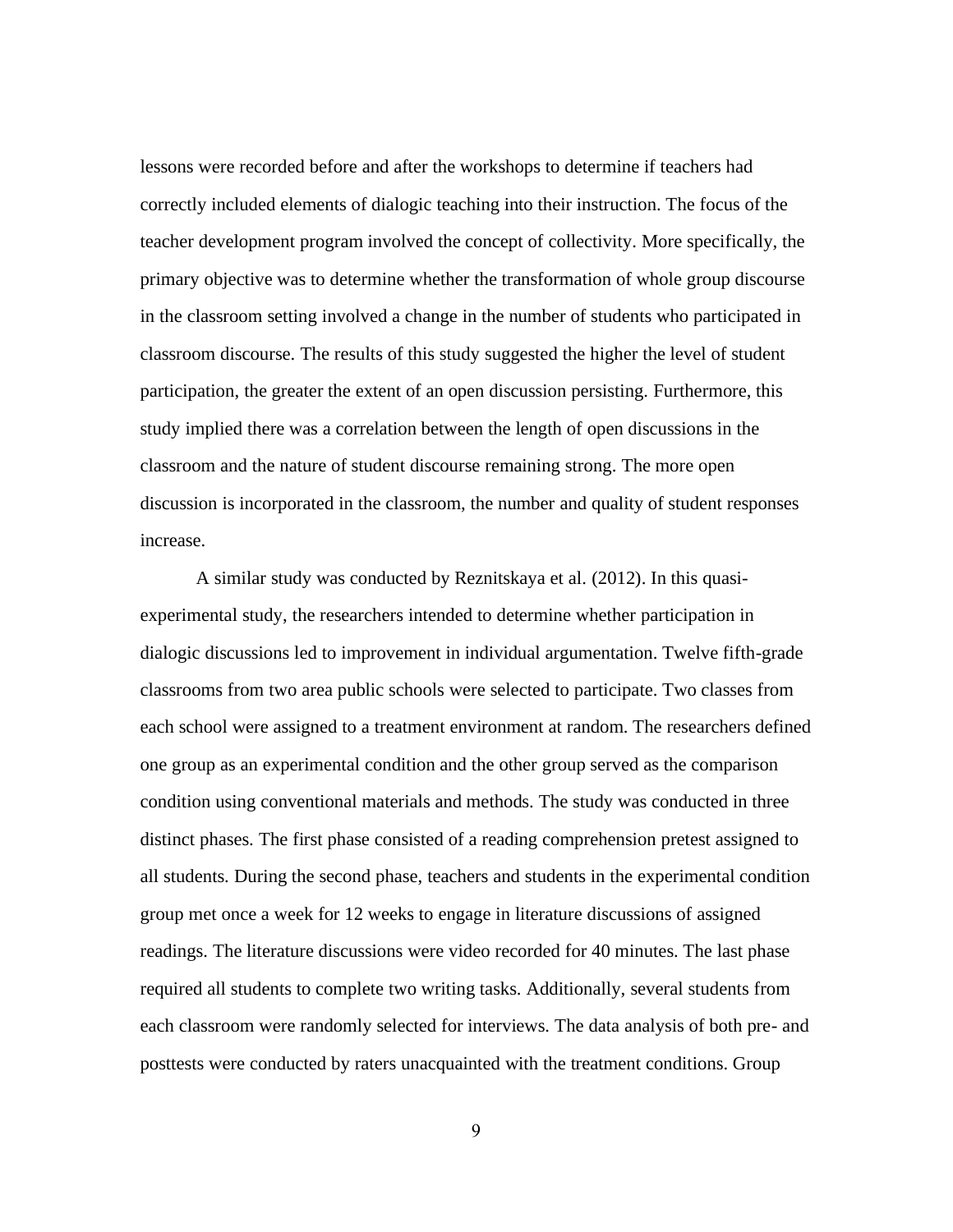lessons were recorded before and after the workshops to determine if teachers had correctly included elements of dialogic teaching into their instruction. The focus of the teacher development program involved the concept of collectivity. More specifically, the primary objective was to determine whether the transformation of whole group discourse in the classroom setting involved a change in the number of students who participated in classroom discourse. The results of this study suggested the higher the level of student participation, the greater the extent of an open discussion persisting. Furthermore, this study implied there was a correlation between the length of open discussions in the classroom and the nature of student discourse remaining strong. The more open discussion is incorporated in the classroom, the number and quality of student responses increase.

A similar study was conducted by Reznitskaya et al. (2012). In this quasi-experimental study, the researchers intended to determine whether participation in dialogic discussions led to improvement in individual argumentation. Twelve fifth-grade classrooms from two area public schools were selected to participate. Two classes from each school were assigned to a treatment environment at random. The researchers defined one group as an experimental condition and the other group served as the comparison condition using conventional materials and methods. The study was conducted in three distinct phases. The first phase consisted of a reading comprehension pretest assigned to all students. During the second phase, teachers and students in the experimental condition group met once a week for 12 weeks to engage in literature discussions of assigned readings. The literature discussions were video recorded for 40 minutes. The last phase required all students to complete two writing tasks. Additionally, several students from each classroom were randomly selected for interviews. The data analysis of both pre- and posttests were conducted by raters unacquainted with the treatment conditions. Group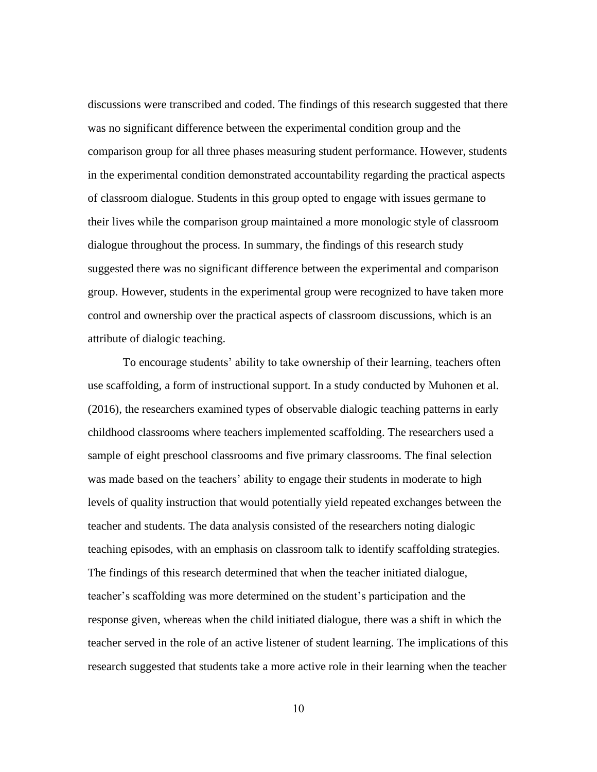discussions were transcribed and coded. The findings of this research suggested that there was no significant difference between the experimental condition group and the comparison group for all three phases measuring student performance. However, students in the experimental condition demonstrated accountability regarding the practical aspects of classroom dialogue. Students in this group opted to engage with issues germane to their lives while the comparison group maintained a more monologic style of classroom dialogue throughout the process. In summary, the findings of this research study suggested there was no significant difference between the experimental and comparison group. However, students in the experimental group were recognized to have taken more control and ownership over the practical aspects of classroom discussions, which is an attribute of dialogic teaching.

To encourage students' ability to take ownership of their learning, teachers often use scaffolding, a form of instructional support. In a study conducted by Muhonen et al. (2016), the researchers examined types of observable dialogic teaching patterns in early childhood classrooms where teachers implemented scaffolding. The researchers used a sample of eight preschool classrooms and five primary classrooms. The final selection was made based on the teachers' ability to engage their students in moderate to high levels of quality instruction that would potentially yield repeated exchanges between the teacher and students. The data analysis consisted of the researchers noting dialogic teaching episodes, with an emphasis on classroom talk to identify scaffolding strategies. The findings of this research determined that when the teacher initiated dialogue, teacher's scaffolding was more determined on the student's participation and the response given, whereas when the child initiated dialogue, there was a shift in which the teacher served in the role of an active listener of student learning. The implications of this research suggested that students take a more active role in their learning when the teacher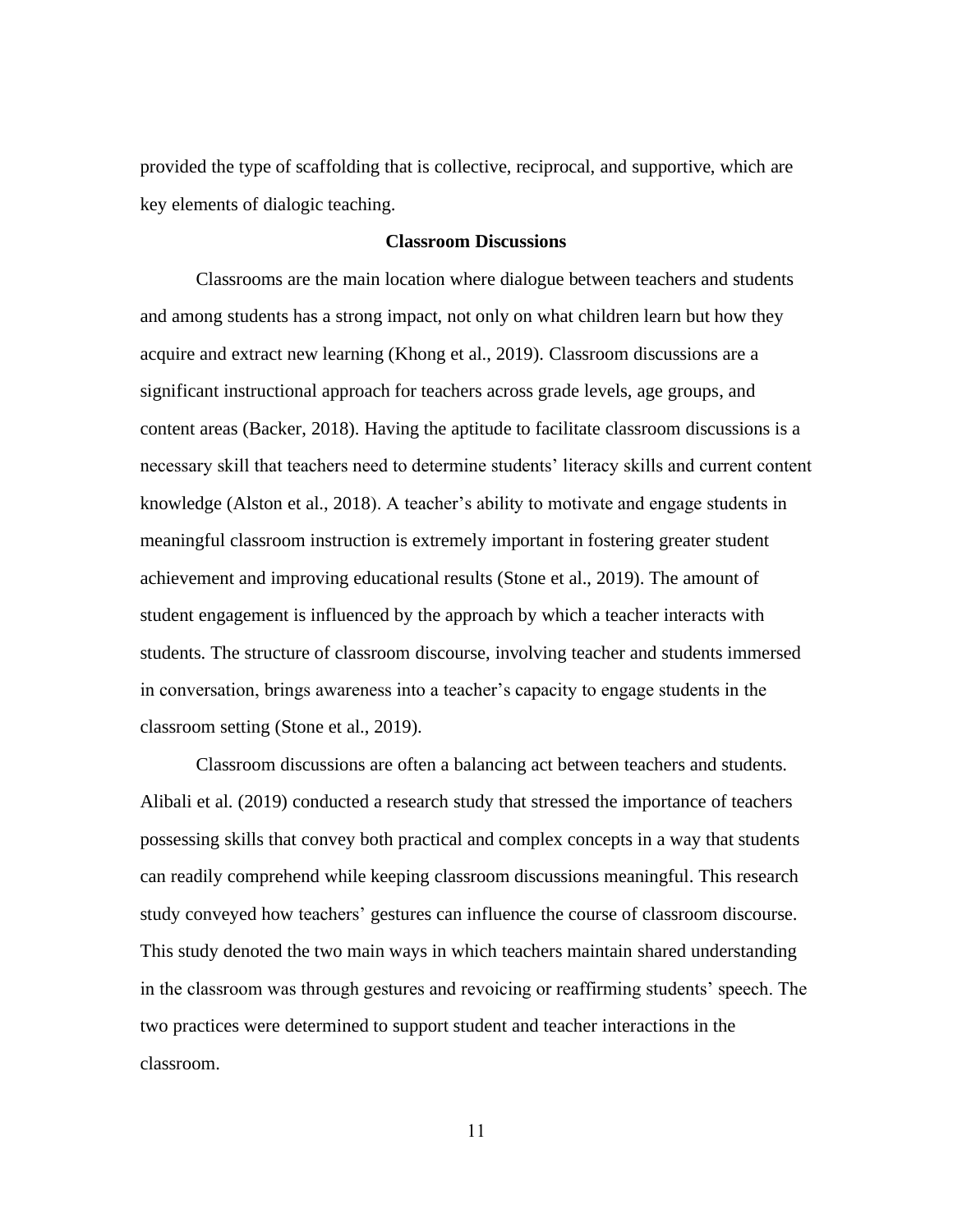provided the type of scaffolding that is collective, reciprocal, and supportive, which are key elements of dialogic teaching.

## Classroom Discussions

Classrooms are the main location where dialogue between teachers and students and among students has a strong impact, not only on what children learn but how they acquire and extract new learning (Khong et al., 2019). Classroom discussions are a significant instructional approach for teachers across grade levels, age groups, and content areas (Backer, 2018). Having the aptitude to facilitate classroom discussions is a necessary skill that teachers need to determine students' literacy skills and current content knowledge (Alston et al., 2018). A teacher's ability to motivate and engage students in meaningful classroom instruction is extremely important in fostering greater student achievement and improving educational results (Stone et al., 2019). The amount of student engagement is influenced by the approach by which a teacher interacts with students. The structure of classroom discourse, involving teacher and students immersed in conversation, brings awareness into a teacher's capacity to engage students in the classroom setting (Stone et al., 2019).

Classroom discussions are often a balancing act between teachers and students. Alibali et al. (2019) conducted a research study that stressed the importance of teachers possessing skills that convey both practical and complex concepts in a way that students can readily comprehend while keeping classroom discussions meaningful. This research study conveyed how teachers' gestures can influence the course of classroom discourse. This study denoted the two main ways in which teachers maintain shared understanding in the classroom was through gestures and revoicing or reaffirming students' speech. The two practices were determined to support student and teacher interactions in the classroom.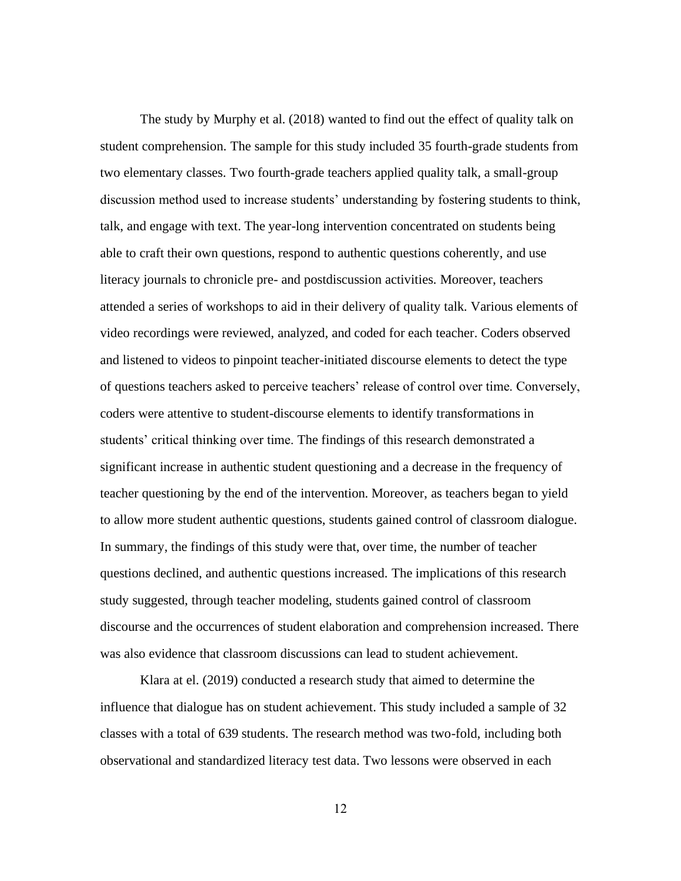The study by Murphy et al. (2018) wanted to find out the effect of quality talk on student comprehension. The sample for this study included 35 fourth-grade students from two elementary classes. Two fourth-grade teachers applied quality talk, a small-group discussion method used to increase students' understanding by fostering students to think, talk, and engage with text. The year-long intervention concentrated on students being able to craft their own questions, respond to authentic questions coherently, and use literacy journals to chronicle pre- and postdiscussion activities. Moreover, teachers attended a series of workshops to aid in their delivery of quality talk. Various elements of video recordings were reviewed, analyzed, and coded for each teacher. Coders observed and listened to videos to pinpoint teacher-initiated discourse elements to detect the type of questions teachers asked to perceive teachers' release of control over time. Conversely, coders were attentive to student-discourse elements to identify transformations in students' critical thinking over time. The findings of this research demonstrated a significant increase in authentic student questioning and a decrease in the frequency of teacher questioning by the end of the intervention. Moreover, as teachers began to yield to allow more student authentic questions, students gained control of classroom dialogue. In summary, the findings of this study were that, over time, the number of teacher questions declined, and authentic questions increased. The implications of this research study suggested, through teacher modeling, students gained control of classroom discourse and the occurrences of student elaboration and comprehension increased. There was also evidence that classroom discussions can lead to student achievement.

Klara at el. (2019) conducted a research study that aimed to determine the influence that dialogue has on student achievement. This study included a sample of 32 classes with a total of 639 students. The research method was two-fold, including both observational and standardized literacy test data. Two lessons were observed in each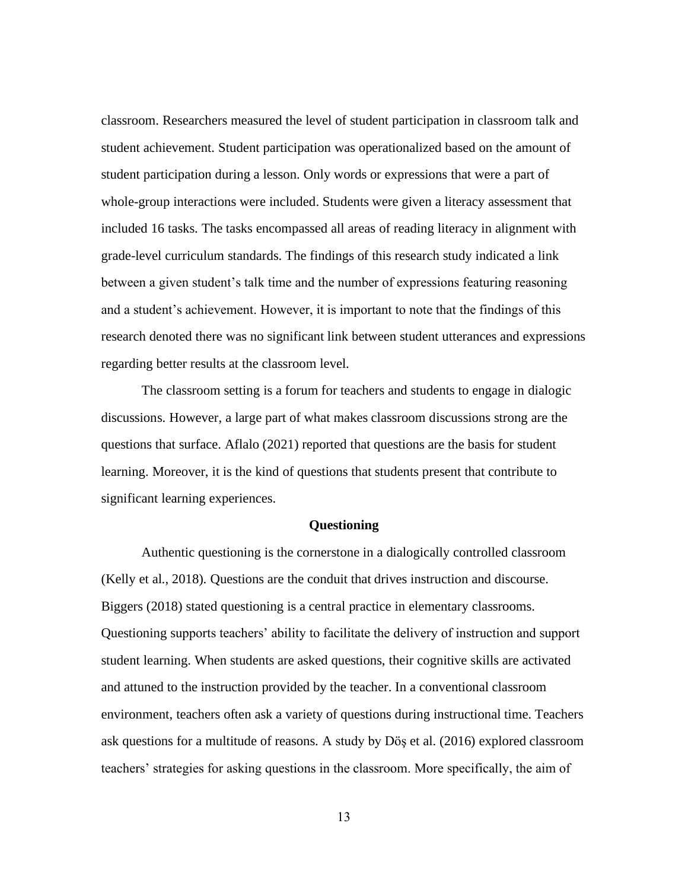classroom. Researchers measured the level of student participation in classroom talk and student achievement. Student participation was operationalized based on the amount of student participation during a lesson. Only words or expressions that were a part of whole-group interactions were included. Students were given a literacy assessment that included 16 tasks. The tasks encompassed all areas of reading literacy in alignment with grade-level curriculum standards. The findings of this research study indicated a link between a given student's talk time and the number of expressions featuring reasoning and a student's achievement. However, it is important to note that the findings of this research denoted there was no significant link between student utterances and expressions regarding better results at the classroom level.

The classroom setting is a forum for teachers and students to engage in dialogic discussions. However, a large part of what makes classroom discussions strong are the questions that surface. Aflalo (2021) reported that questions are the basis for student learning. Moreover, it is the kind of questions that students present that contribute to significant learning experiences.

## Questioning

Authentic questioning is the cornerstone in a dialogically controlled classroom (Kelly et al., 2018). Questions are the conduit that drives instruction and discourse. Biggers (2018) stated questioning is a central practice in elementary classrooms. Questioning supports teachers' ability to facilitate the delivery of instruction and support student learning. When students are asked questions, their cognitive skills are activated and attuned to the instruction provided by the teacher. In a conventional classroom environment, teachers often ask a variety of questions during instructional time. Teachers ask questions for a multitude of reasons. A study by Döş et al. (2016) explored classroom teachers' strategies for asking questions in the classroom. More specifically, the aim of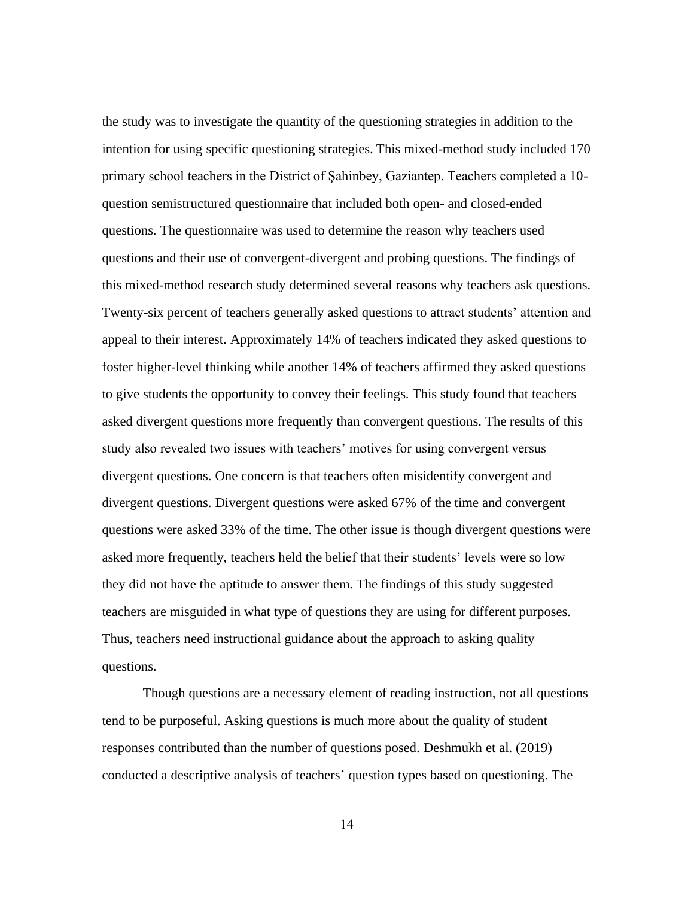the study was to investigate the quantity of the questioning strategies in addition to the intention for using specific questioning strategies. This mixed-method study included 170 primary school teachers in the District of Şahinbey, Gaziantep. Teachers completed a 10-question semistructured questionnaire that included both open- and closed-ended questions. The questionnaire was used to determine the reason why teachers used questions and their use of convergent-divergent and probing questions. The findings of this mixed-method research study determined several reasons why teachers ask questions. Twenty-six percent of teachers generally asked questions to attract students' attention and appeal to their interest. Approximately 14% of teachers indicated they asked questions to foster higher-level thinking while another 14% of teachers affirmed they asked questions to give students the opportunity to convey their feelings. This study found that teachers asked divergent questions more frequently than convergent questions. The results of this study also revealed two issues with teachers' motives for using convergent versus divergent questions. One concern is that teachers often misidentify convergent and divergent questions. Divergent questions were asked 67% of the time and convergent questions were asked 33% of the time. The other issue is though divergent questions were asked more frequently, teachers held the belief that their students' levels were so low they did not have the aptitude to answer them. The findings of this study suggested teachers are misguided in what type of questions they are using for different purposes. Thus, teachers need instructional guidance about the approach to asking quality questions.

Though questions are a necessary element of reading instruction, not all questions tend to be purposeful. Asking questions is much more about the quality of student responses contributed than the number of questions posed. Deshmukh et al. (2019) conducted a descriptive analysis of teachers' question types based on questioning. The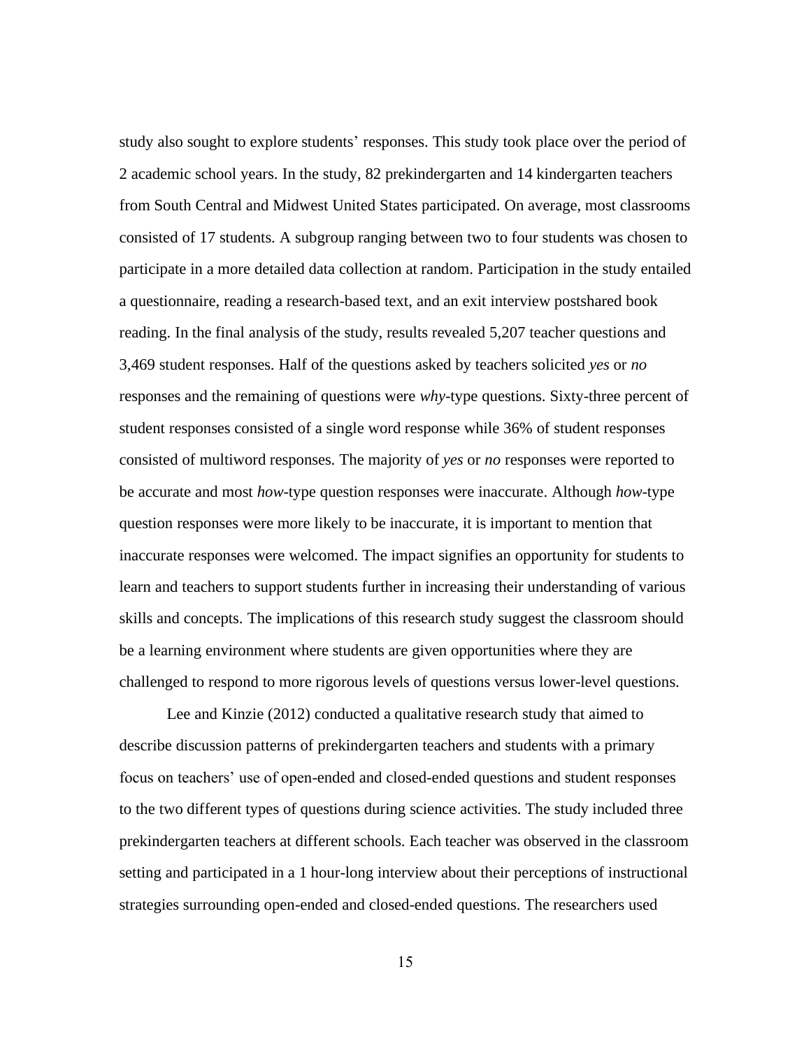study also sought to explore students' responses. This study took place over the period of 2 academic school years. In the study, 82 prekindergarten and 14 kindergarten teachers from South Central and Midwest United States participated. On average, most classrooms consisted of 17 students. A subgroup ranging between two to four students was chosen to participate in a more detailed data collection at random. Participation in the study entailed a questionnaire, reading a research-based text, and an exit interview postshared book reading. In the final analysis of the study, results revealed 5,207 teacher questions and 3,469 student responses. Half of the questions asked by teachers solicited *yes* or *no* responses and the remaining of questions were *why*-type questions. Sixty-three percent of student responses consisted of a single word response while 36% of student responses consisted of multiword responses. The majority of *yes* or *no* responses were reported to be accurate and most *how*-type question responses were inaccurate. Although *how*-type question responses were more likely to be inaccurate, it is important to mention that inaccurate responses were welcomed. The impact signifies an opportunity for students to learn and teachers to support students further in increasing their understanding of various skills and concepts. The implications of this research study suggest the classroom should be a learning environment where students are given opportunities where they are challenged to respond to more rigorous levels of questions versus lower-level questions.

Lee and Kinzie (2012) conducted a qualitative research study that aimed to describe discussion patterns of prekindergarten teachers and students with a primary focus on teachers' use of open-ended and closed-ended questions and student responses to the two different types of questions during science activities. The study included three prekindergarten teachers at different schools. Each teacher was observed in the classroom setting and participated in a 1 hour-long interview about their perceptions of instructional strategies surrounding open-ended and closed-ended questions. The researchers used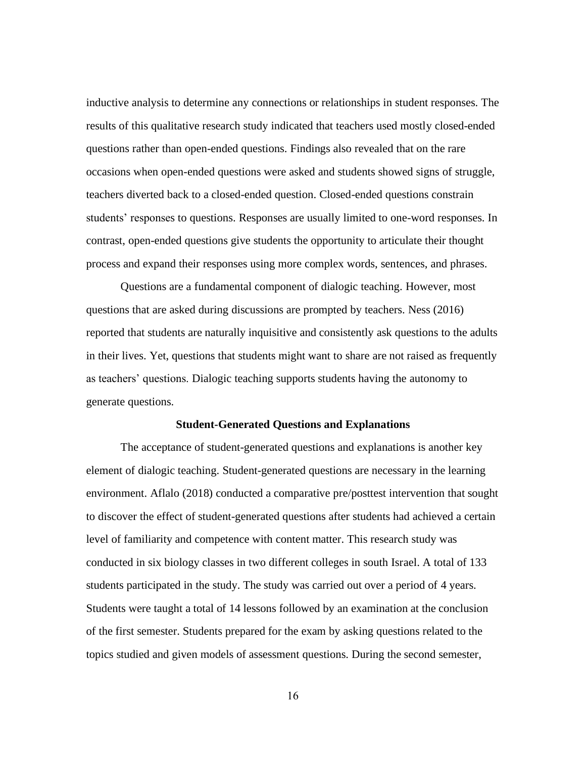inductive analysis to determine any connections or relationships in student responses. The results of this qualitative research study indicated that teachers used mostly closed-ended questions rather than open-ended questions. Findings also revealed that on the rare occasions when open-ended questions were asked and students showed signs of struggle, teachers diverted back to a closed-ended question. Closed-ended questions constrain students' responses to questions. Responses are usually limited to one-word responses. In contrast, open-ended questions give students the opportunity to articulate their thought process and expand their responses using more complex words, sentences, and phrases.

Questions are a fundamental component of dialogic teaching. However, most questions that are asked during discussions are prompted by teachers. Ness (2016) reported that students are naturally inquisitive and consistently ask questions to the adults in their lives. Yet, questions that students might want to share are not raised as frequently as teachers' questions. Dialogic teaching supports students having the autonomy to generate questions.

## Student-Generated Questions and Explanations

The acceptance of student-generated questions and explanations is another key element of dialogic teaching. Student-generated questions are necessary in the learning environment. Aflalo (2018) conducted a comparative pre/posttest intervention that sought to discover the effect of student-generated questions after students had achieved a certain level of familiarity and competence with content matter. This research study was conducted in six biology classes in two different colleges in south Israel. A total of 133 students participated in the study. The study was carried out over a period of 4 years. Students were taught a total of 14 lessons followed by an examination at the conclusion of the first semester. Students prepared for the exam by asking questions related to the topics studied and given models of assessment questions. During the second semester,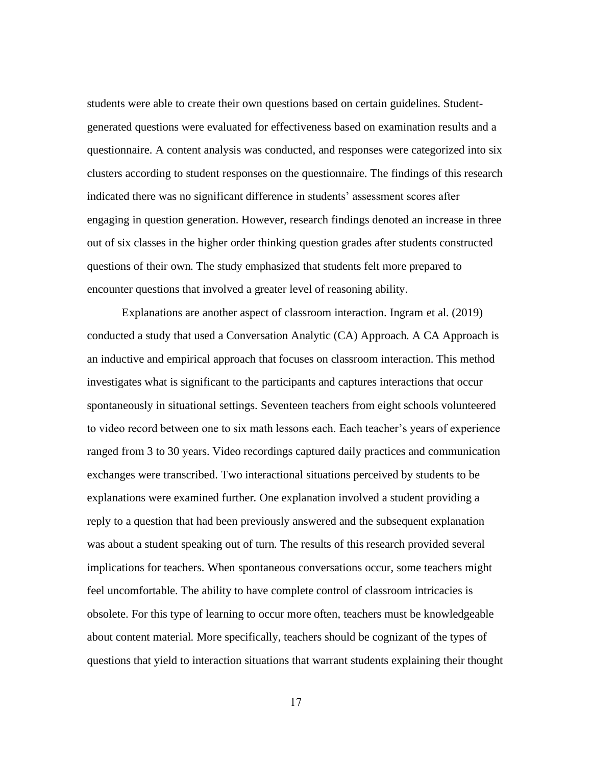students were able to create their own questions based on certain guidelines. Student-generated questions were evaluated for effectiveness based on examination results and a questionnaire. A content analysis was conducted, and responses were categorized into six clusters according to student responses on the questionnaire. The findings of this research indicated there was no significant difference in students' assessment scores after engaging in question generation. However, research findings denoted an increase in three out of six classes in the higher order thinking question grades after students constructed questions of their own. The study emphasized that students felt more prepared to encounter questions that involved a greater level of reasoning ability.

Explanations are another aspect of classroom interaction. Ingram et al. (2019) conducted a study that used a Conversation Analytic (CA) Approach. A CA Approach is an inductive and empirical approach that focuses on classroom interaction. This method investigates what is significant to the participants and captures interactions that occur spontaneously in situational settings. Seventeen teachers from eight schools volunteered to video record between one to six math lessons each. Each teacher's years of experience ranged from 3 to 30 years. Video recordings captured daily practices and communication exchanges were transcribed. Two interactional situations perceived by students to be explanations were examined further. One explanation involved a student providing a reply to a question that had been previously answered and the subsequent explanation was about a student speaking out of turn. The results of this research provided several implications for teachers. When spontaneous conversations occur, some teachers might feel uncomfortable. The ability to have complete control of classroom intricacies is obsolete. For this type of learning to occur more often, teachers must be knowledgeable about content material. More specifically, teachers should be cognizant of the types of questions that yield to interaction situations that warrant students explaining their thought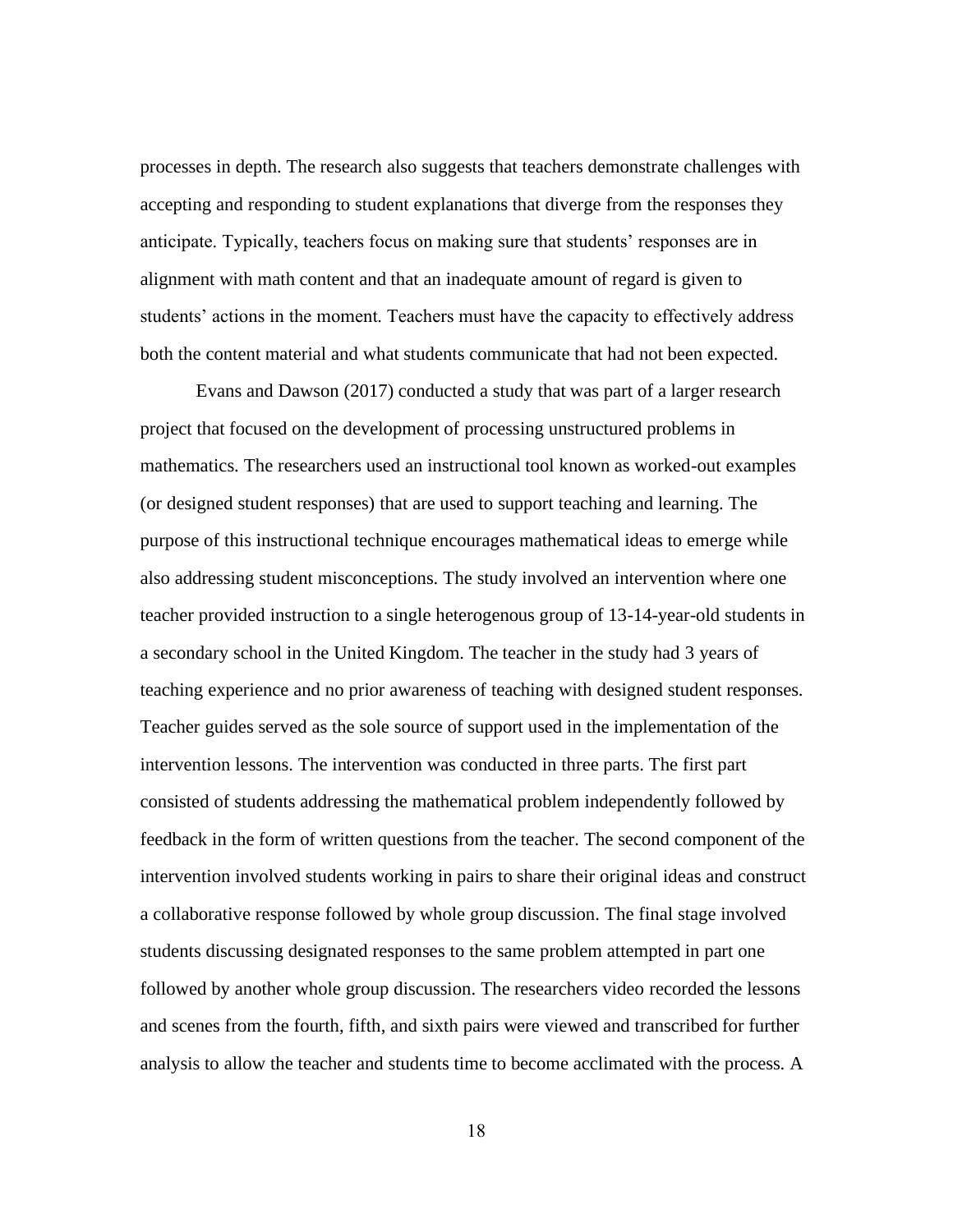processes in depth. The research also suggests that teachers demonstrate challenges with accepting and responding to student explanations that diverge from the responses they anticipate. Typically, teachers focus on making sure that students' responses are in alignment with math content and that an inadequate amount of regard is given to students' actions in the moment. Teachers must have the capacity to effectively address both the content material and what students communicate that had not been expected.

Evans and Dawson (2017) conducted a study that was part of a larger research project that focused on the development of processing unstructured problems in mathematics. The researchers used an instructional tool known as worked-out examples (or designed student responses) that are used to support teaching and learning. The purpose of this instructional technique encourages mathematical ideas to emerge while also addressing student misconceptions. The study involved an intervention where one teacher provided instruction to a single heterogenous group of 13-14-year-old students in a secondary school in the United Kingdom. The teacher in the study had 3 years of teaching experience and no prior awareness of teaching with designed student responses. Teacher guides served as the sole source of support used in the implementation of the intervention lessons. The intervention was conducted in three parts. The first part consisted of students addressing the mathematical problem independently followed by feedback in the form of written questions from the teacher. The second component of the intervention involved students working in pairs to share their original ideas and construct a collaborative response followed by whole group discussion. The final stage involved students discussing designated responses to the same problem attempted in part one followed by another whole group discussion. The researchers video recorded the lessons and scenes from the fourth, fifth, and sixth pairs were viewed and transcribed for further analysis to allow the teacher and students time to become acclimated with the process. A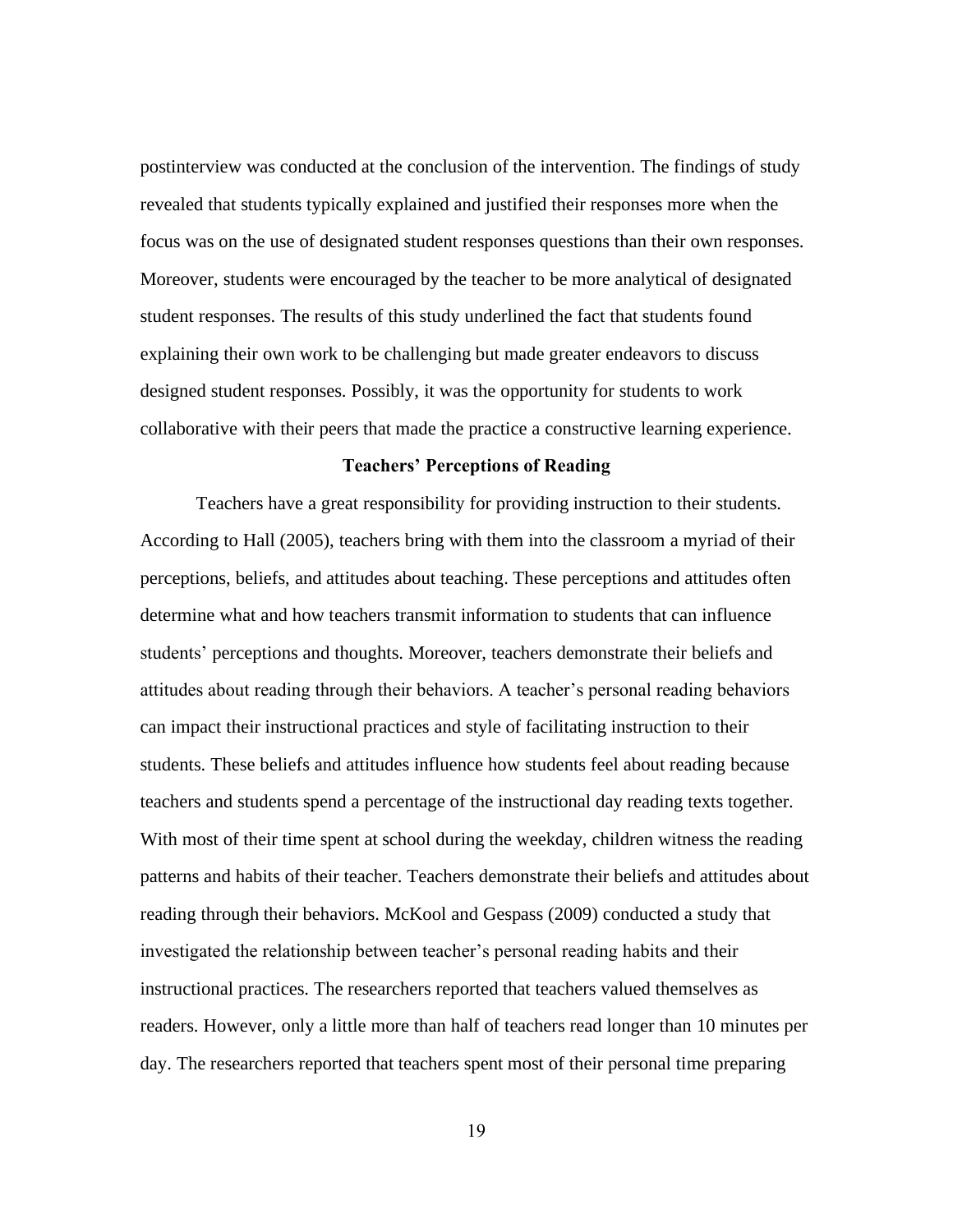postinterview was conducted at the conclusion of the intervention. The findings of study revealed that students typically explained and justified their responses more when the focus was on the use of designated student responses questions than their own responses. Moreover, students were encouraged by the teacher to be more analytical of designated student responses. The results of this study underlined the fact that students found explaining their own work to be challenging but made greater endeavors to discuss designed student responses. Possibly, it was the opportunity for students to work collaborative with their peers that made the practice a constructive learning experience.

## Teachers' Perceptions of Reading

Teachers have a great responsibility for providing instruction to their students. According to Hall (2005), teachers bring with them into the classroom a myriad of their perceptions, beliefs, and attitudes about teaching. These perceptions and attitudes often determine what and how teachers transmit information to students that can influence students' perceptions and thoughts. Moreover, teachers demonstrate their beliefs and attitudes about reading through their behaviors. A teacher's personal reading behaviors can impact their instructional practices and style of facilitating instruction to their students. These beliefs and attitudes influence how students feel about reading because teachers and students spend a percentage of the instructional day reading texts together. With most of their time spent at school during the weekday, children witness the reading patterns and habits of their teacher. Teachers demonstrate their beliefs and attitudes about reading through their behaviors. McKool and Gespass (2009) conducted a study that investigated the relationship between teacher's personal reading habits and their instructional practices. The researchers reported that teachers valued themselves as readers. However, only a little more than half of teachers read longer than 10 minutes per day. The researchers reported that teachers spent most of their personal time preparing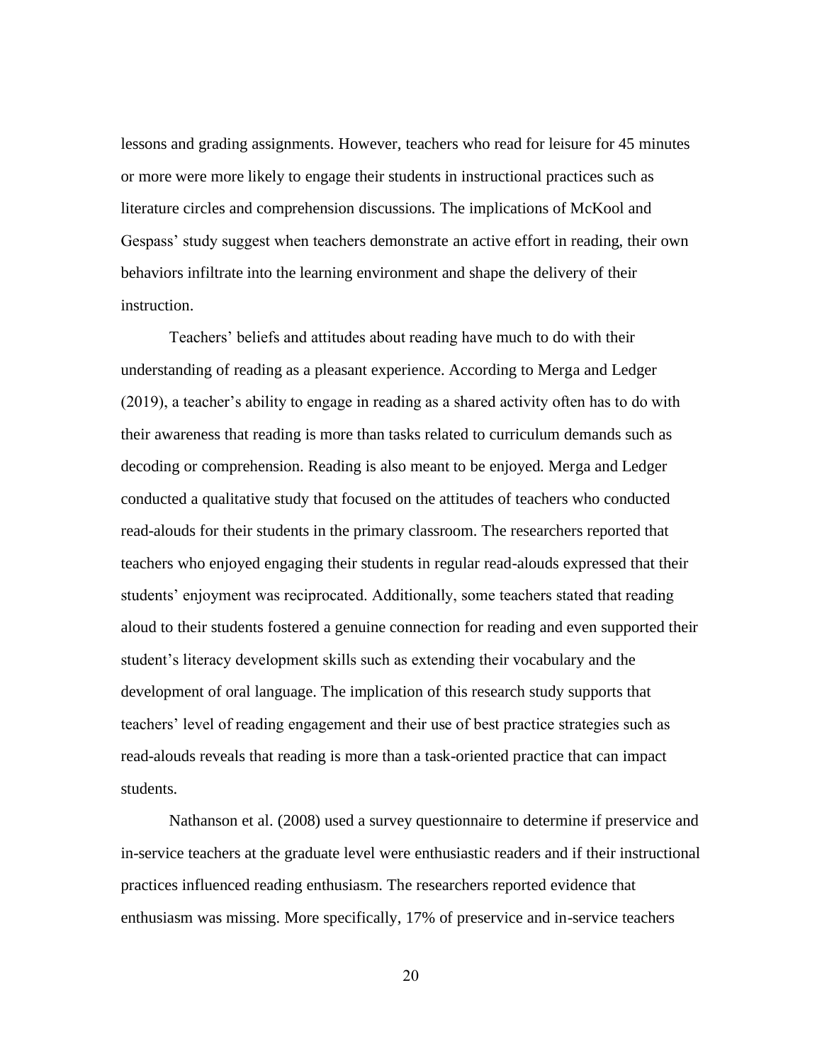lessons and grading assignments. However, teachers who read for leisure for 45 minutes or more were more likely to engage their students in instructional practices such as literature circles and comprehension discussions. The implications of McKool and Gespass' study suggest when teachers demonstrate an active effort in reading, their own behaviors infiltrate into the learning environment and shape the delivery of their instruction.

Teachers' beliefs and attitudes about reading have much to do with their understanding of reading as a pleasant experience. According to Merga and Ledger (2019), a teacher's ability to engage in reading as a shared activity often has to do with their awareness that reading is more than tasks related to curriculum demands such as decoding or comprehension. Reading is also meant to be enjoyed. Merga and Ledger conducted a qualitative study that focused on the attitudes of teachers who conducted read-alouds for their students in the primary classroom. The researchers reported that teachers who enjoyed engaging their students in regular read-alouds expressed that their students' enjoyment was reciprocated. Additionally, some teachers stated that reading aloud to their students fostered a genuine connection for reading and even supported their student's literacy development skills such as extending their vocabulary and the development of oral language. The implication of this research study supports that teachers' level of reading engagement and their use of best practice strategies such as read-alouds reveals that reading is more than a task-oriented practice that can impact students.

Nathanson et al. (2008) used a survey questionnaire to determine if preservice and in-service teachers at the graduate level were enthusiastic readers and if their instructional practices influenced reading enthusiasm. The researchers reported evidence that enthusiasm was missing. More specifically, 17% of preservice and in-service teachers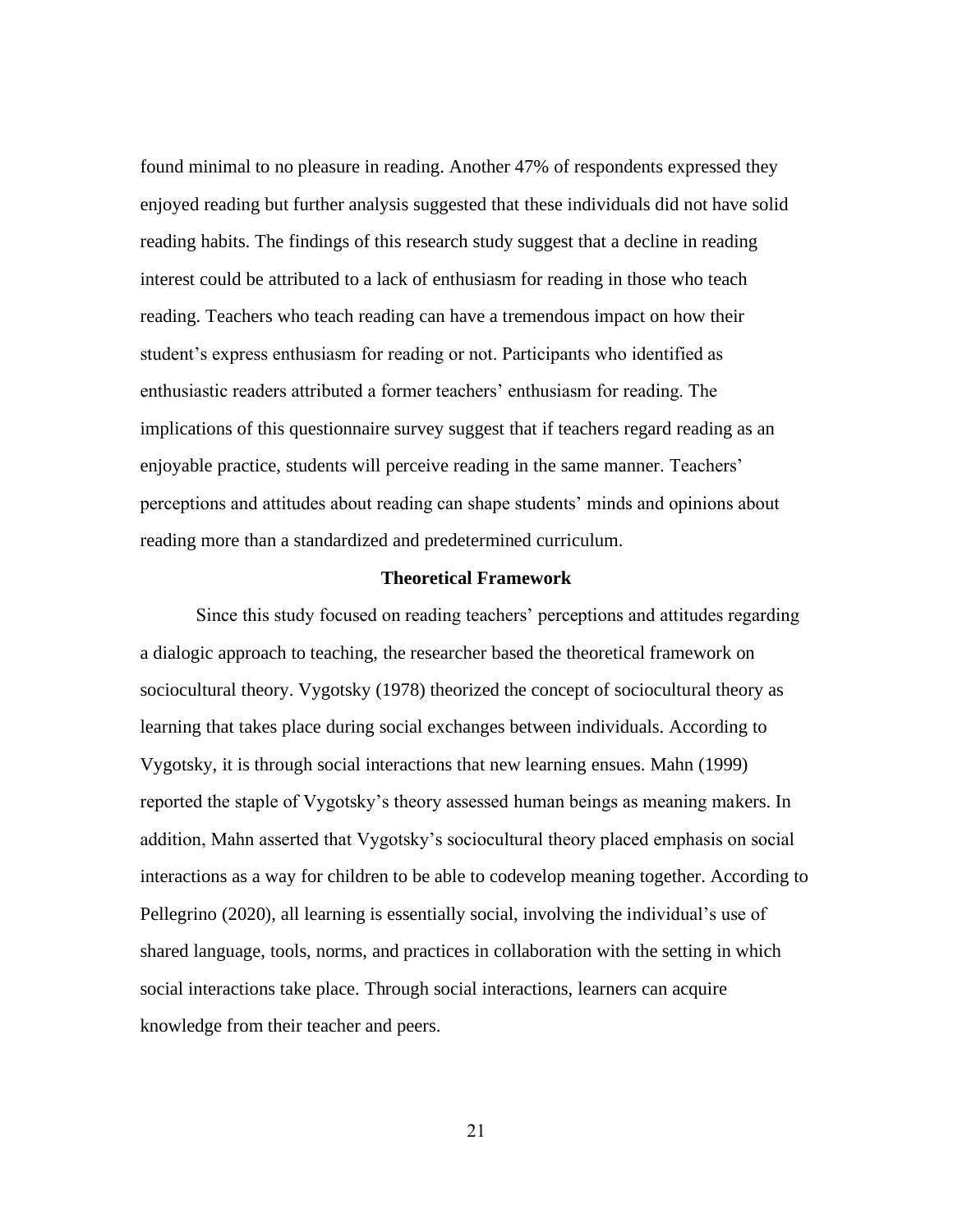found minimal to no pleasure in reading. Another 47% of respondents expressed they enjoyed reading but further analysis suggested that these individuals did not have solid reading habits. The findings of this research study suggest that a decline in reading interest could be attributed to a lack of enthusiasm for reading in those who teach reading. Teachers who teach reading can have a tremendous impact on how their student's express enthusiasm for reading or not. Participants who identified as enthusiastic readers attributed a former teachers' enthusiasm for reading. The implications of this questionnaire survey suggest that if teachers regard reading as an enjoyable practice, students will perceive reading in the same manner. Teachers' perceptions and attitudes about reading can shape students' minds and opinions about reading more than a standardized and predetermined curriculum.

## Theoretical Framework

Since this study focused on reading teachers' perceptions and attitudes regarding a dialogic approach to teaching, the researcher based the theoretical framework on sociocultural theory. Vygotsky (1978) theorized the concept of sociocultural theory as learning that takes place during social exchanges between individuals. According to Vygotsky, it is through social interactions that new learning ensues. Mahn (1999) reported the staple of Vygotsky's theory assessed human beings as meaning makers. In addition, Mahn asserted that Vygotsky's sociocultural theory placed emphasis on social interactions as a way for children to be able to codevelop meaning together. According to Pellegrino (2020), all learning is essentially social, involving the individual's use of shared language, tools, norms, and practices in collaboration with the setting in which social interactions take place. Through social interactions, learners can acquire knowledge from their teacher and peers.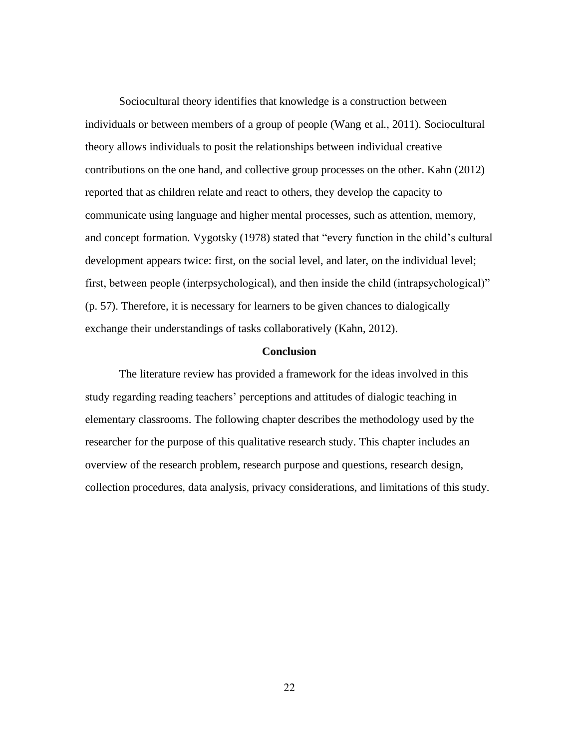Sociocultural theory identifies that knowledge is a construction between individuals or between members of a group of people (Wang et al., 2011). Sociocultural theory allows individuals to posit the relationships between individual creative contributions on the one hand, and collective group processes on the other. Kahn (2012) reported that as children relate and react to others, they develop the capacity to communicate using language and higher mental processes, such as attention, memory, and concept formation. Vygotsky (1978) stated that "every function in the child's cultural development appears twice: first, on the social level, and later, on the individual level; first, between people (interpsychological), and then inside the child (intrapsychological)" (p. 57). Therefore, it is necessary for learners to be given chances to dialogically exchange their understandings of tasks collaboratively (Kahn, 2012).

## Conclusion

The literature review has provided a framework for the ideas involved in this study regarding reading teachers' perceptions and attitudes of dialogic teaching in elementary classrooms. The following chapter describes the methodology used by the researcher for the purpose of this qualitative research study. This chapter includes an overview of the research problem, research purpose and questions, research design, collection procedures, data analysis, privacy considerations, and limitations of this study.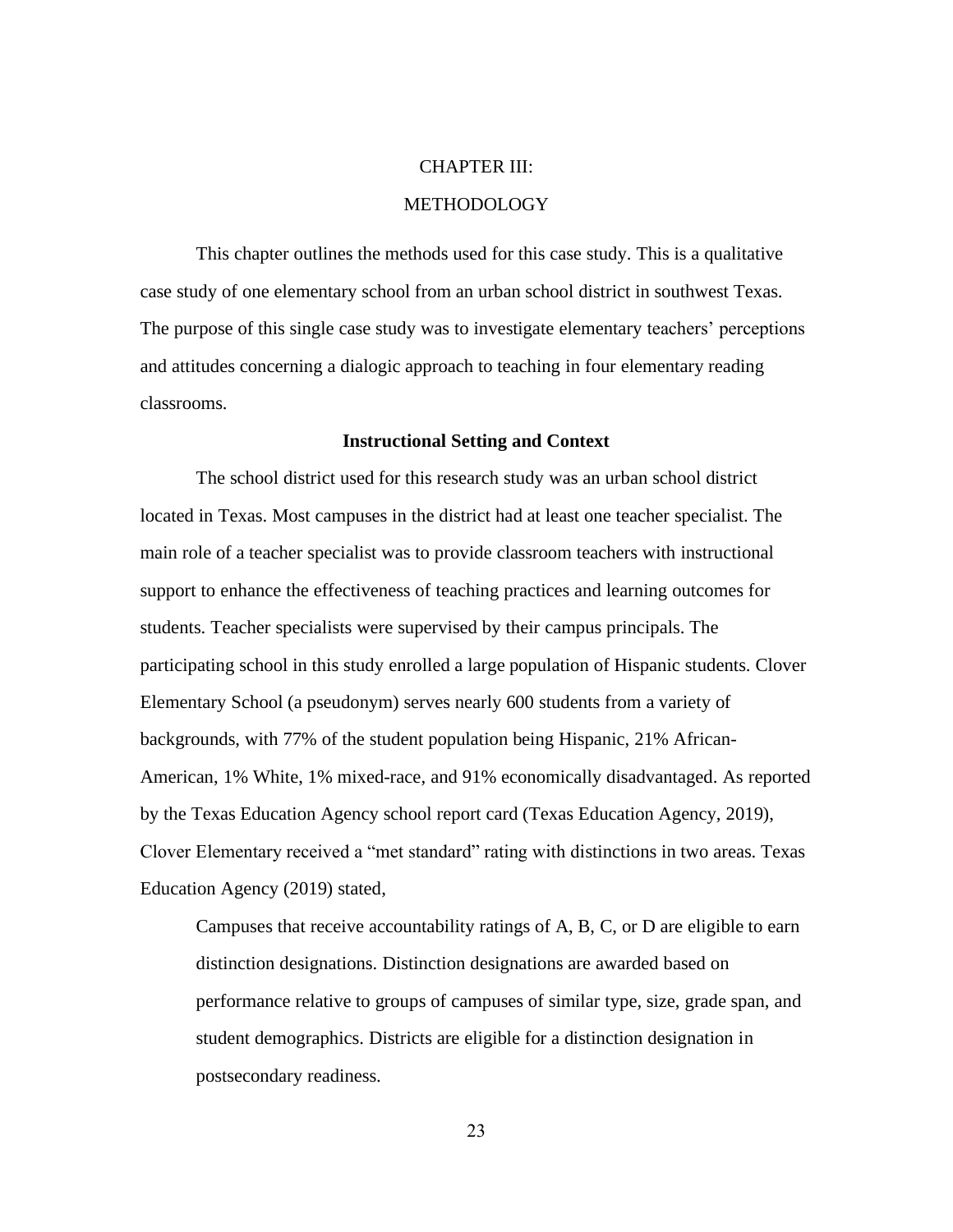# CHAPTER III:

# METHODOLOGY

This chapter outlines the methods used for this case study. This is a qualitative case study of one elementary school from an urban school district in southwest Texas. The purpose of this single case study was to investigate elementary teachers' perceptions and attitudes concerning a dialogic approach to teaching in four elementary reading classrooms.

## Instructional Setting and Context

The school district used for this research study was an urban school district located in Texas. Most campuses in the district had at least one teacher specialist. The main role of a teacher specialist was to provide classroom teachers with instructional support to enhance the effectiveness of teaching practices and learning outcomes for students. Teacher specialists were supervised by their campus principals. The participating school in this study enrolled a large population of Hispanic students. Clover Elementary School (a pseudonym) serves nearly 600 students from a variety of backgrounds, with 77% of the student population being Hispanic, 21% African-American, 1% White, 1% mixed-race, and 91% economically disadvantaged. As reported by the Texas Education Agency school report card (Texas Education Agency, 2019), Clover Elementary received a "met standard" rating with distinctions in two areas. Texas Education Agency (2019) stated,

> Campuses that receive accountability ratings of A, B, C, or D are eligible to earn distinction designations. Distinction designations are awarded based on performance relative to groups of campuses of similar type, size, grade span, and student demographics. Districts are eligible for a distinction designation in postsecondary readiness.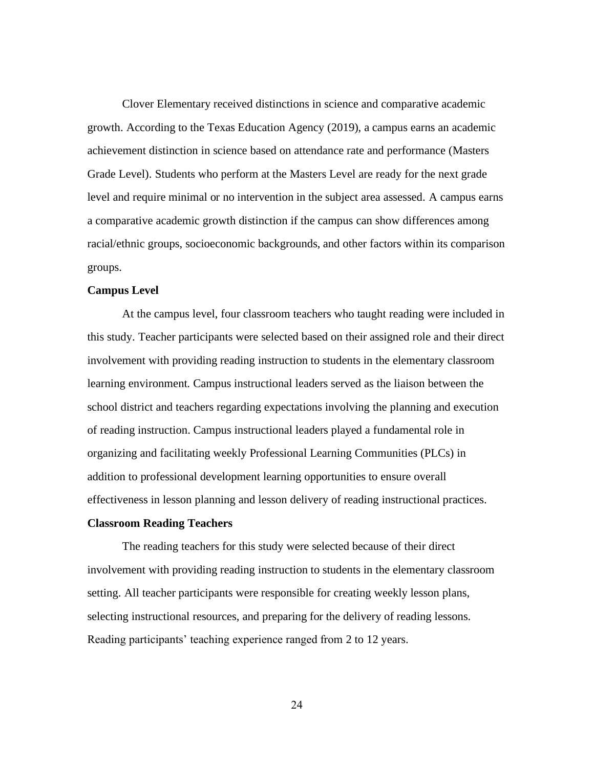Clover Elementary received distinctions in science and comparative academic growth. According to the Texas Education Agency (2019), a campus earns an academic achievement distinction in science based on attendance rate and performance (Masters Grade Level). Students who perform at the Masters Level are ready for the next grade level and require minimal or no intervention in the subject area assessed. A campus earns a comparative academic growth distinction if the campus can show differences among racial/ethnic groups, socioeconomic backgrounds, and other factors within its comparison groups.

**Campus Level**

At the campus level, four classroom teachers who taught reading were included in this study. Teacher participants were selected based on their assigned role and their direct involvement with providing reading instruction to students in the elementary classroom learning environment. Campus instructional leaders served as the liaison between the school district and teachers regarding expectations involving the planning and execution of reading instruction. Campus instructional leaders played a fundamental role in organizing and facilitating weekly Professional Learning Communities (PLCs) in addition to professional development learning opportunities to ensure overall effectiveness in lesson planning and lesson delivery of reading instructional practices.

**Classroom Reading Teachers**

The reading teachers for this study were selected because of their direct involvement with providing reading instruction to students in the elementary classroom setting. All teacher participants were responsible for creating weekly lesson plans, selecting instructional resources, and preparing for the delivery of reading lessons. Reading participants' teaching experience ranged from 2 to 12 years.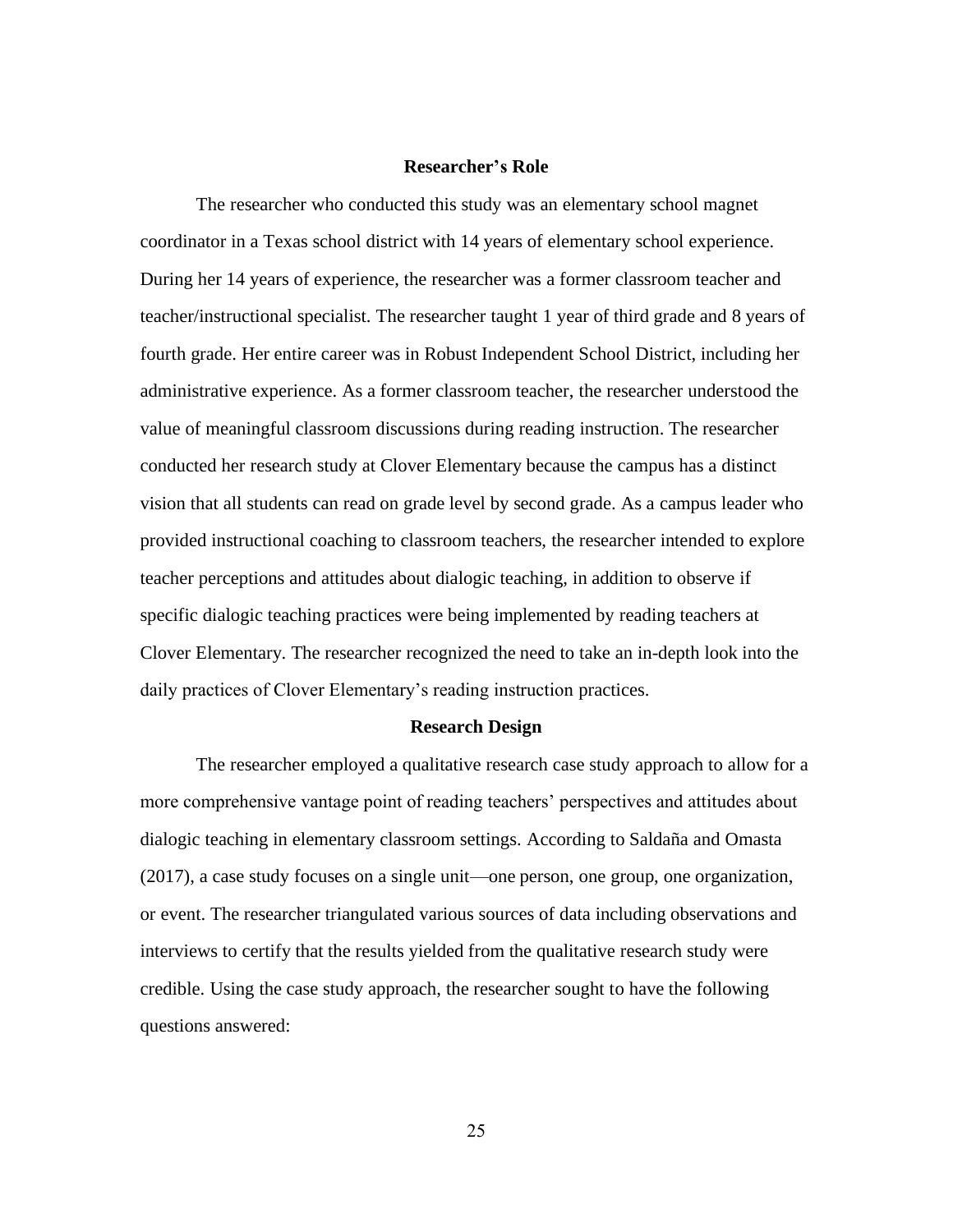## Researcher's Role

The researcher who conducted this study was an elementary school magnet coordinator in a Texas school district with 14 years of elementary school experience. During her 14 years of experience, the researcher was a former classroom teacher and teacher/instructional specialist. The researcher taught 1 year of third grade and 8 years of fourth grade. Her entire career was in Robust Independent School District, including her administrative experience. As a former classroom teacher, the researcher understood the value of meaningful classroom discussions during reading instruction. The researcher conducted her research study at Clover Elementary because the campus has a distinct vision that all students can read on grade level by second grade. As a campus leader who provided instructional coaching to classroom teachers, the researcher intended to explore teacher perceptions and attitudes about dialogic teaching, in addition to observe if specific dialogic teaching practices were being implemented by reading teachers at Clover Elementary. The researcher recognized the need to take an in-depth look into the daily practices of Clover Elementary's reading instruction practices.

## Research Design

The researcher employed a qualitative research case study approach to allow for a more comprehensive vantage point of reading teachers' perspectives and attitudes about dialogic teaching in elementary classroom settings. According to Saldaña and Omasta (2017), a case study focuses on a single unit—one person, one group, one organization, or event. The researcher triangulated various sources of data including observations and interviews to certify that the results yielded from the qualitative research study were credible. Using the case study approach, the researcher sought to have the following questions answered: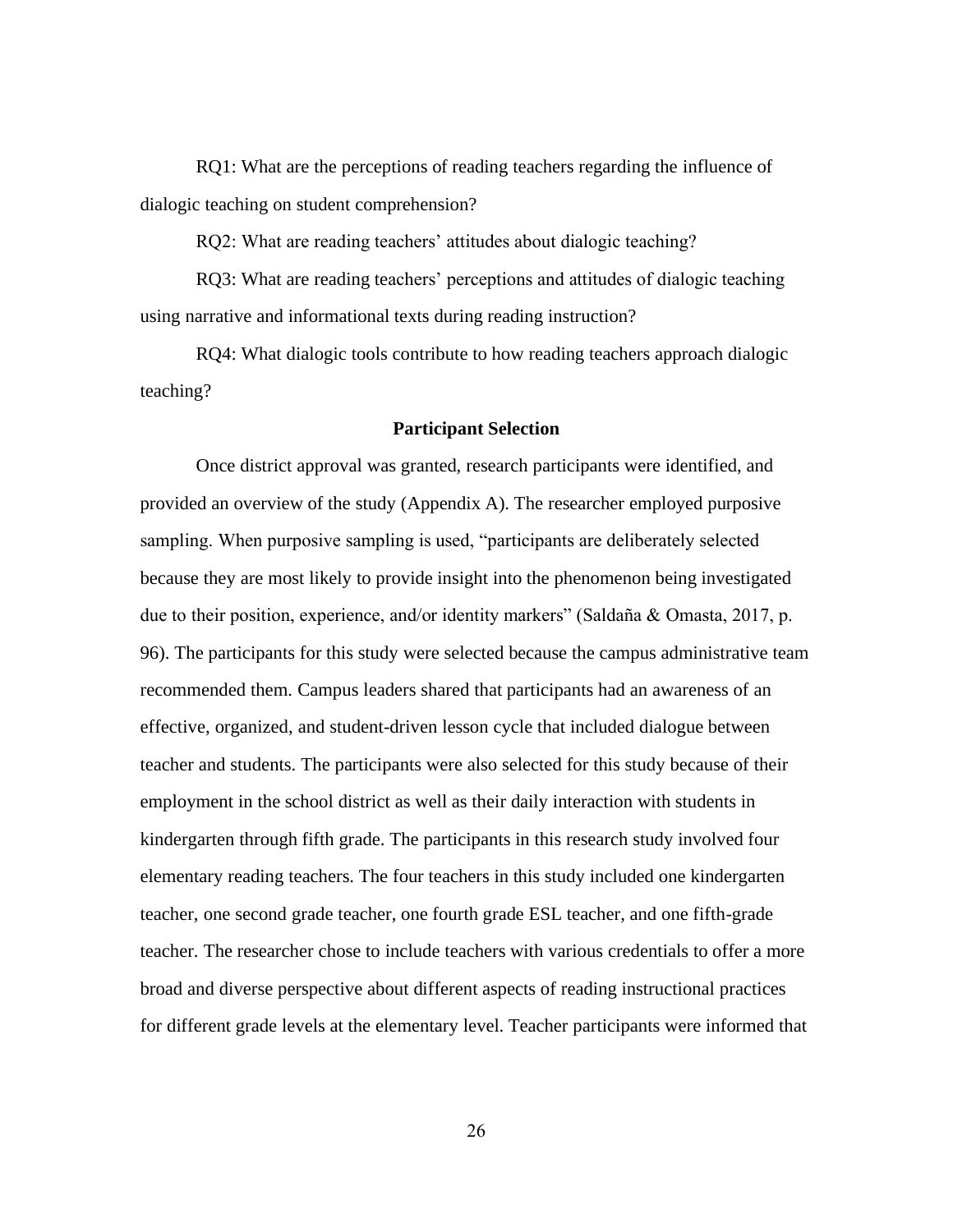RQ1: What are the perceptions of reading teachers regarding the influence of dialogic teaching on student comprehension?

RQ2: What are reading teachers' attitudes about dialogic teaching?

RQ3: What are reading teachers' perceptions and attitudes of dialogic teaching using narrative and informational texts during reading instruction?

RQ4: What dialogic tools contribute to how reading teachers approach dialogic teaching?

## Participant Selection

Once district approval was granted, research participants were identified, and provided an overview of the study (Appendix A). The researcher employed purposive sampling. When purposive sampling is used, "participants are deliberately selected because they are most likely to provide insight into the phenomenon being investigated due to their position, experience, and/or identity markers" (Saldaña & Omasta, 2017, p. 96). The participants for this study were selected because the campus administrative team recommended them. Campus leaders shared that participants had an awareness of an effective, organized, and student-driven lesson cycle that included dialogue between teacher and students. The participants were also selected for this study because of their employment in the school district as well as their daily interaction with students in kindergarten through fifth grade. The participants in this research study involved four elementary reading teachers. The four teachers in this study included one kindergarten teacher, one second grade teacher, one fourth grade ESL teacher, and one fifth-grade teacher. The researcher chose to include teachers with various credentials to offer a more broad and diverse perspective about different aspects of reading instructional practices for different grade levels at the elementary level. Teacher participants were informed that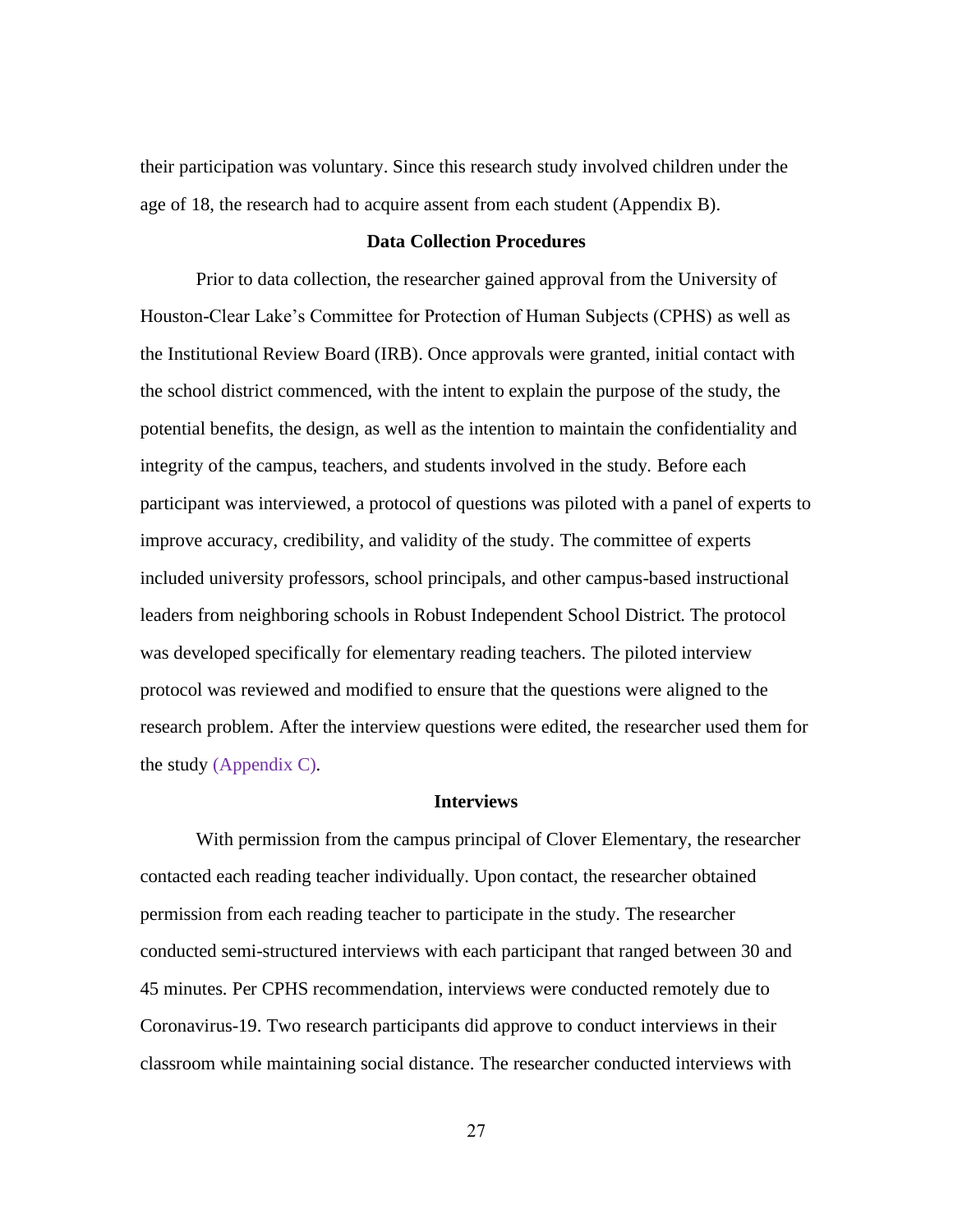their participation was voluntary. Since this research study involved children under the age of 18, the research had to acquire assent from each student (Appendix B).

## Data Collection Procedures

Prior to data collection, the researcher gained approval from the University of Houston-Clear Lake's Committee for Protection of Human Subjects (CPHS) as well as the Institutional Review Board (IRB). Once approvals were granted, initial contact with the school district commenced, with the intent to explain the purpose of the study, the potential benefits, the design, as well as the intention to maintain the confidentiality and integrity of the campus, teachers, and students involved in the study. Before each participant was interviewed, a protocol of questions was piloted with a panel of experts to improve accuracy, credibility, and validity of the study. The committee of experts included university professors, school principals, and other campus-based instructional leaders from neighboring schools in Robust Independent School District. The protocol was developed specifically for elementary reading teachers. The piloted interview protocol was reviewed and modified to ensure that the questions were aligned to the research problem. After the interview questions were edited, the researcher used them for the study (Appendix C).

## Interviews

With permission from the campus principal of Clover Elementary, the researcher contacted each reading teacher individually. Upon contact, the researcher obtained permission from each reading teacher to participate in the study. The researcher conducted semi-structured interviews with each participant that ranged between 30 and 45 minutes. Per CPHS recommendation, interviews were conducted remotely due to Coronavirus-19. Two research participants did approve to conduct interviews in their classroom while maintaining social distance. The researcher conducted interviews with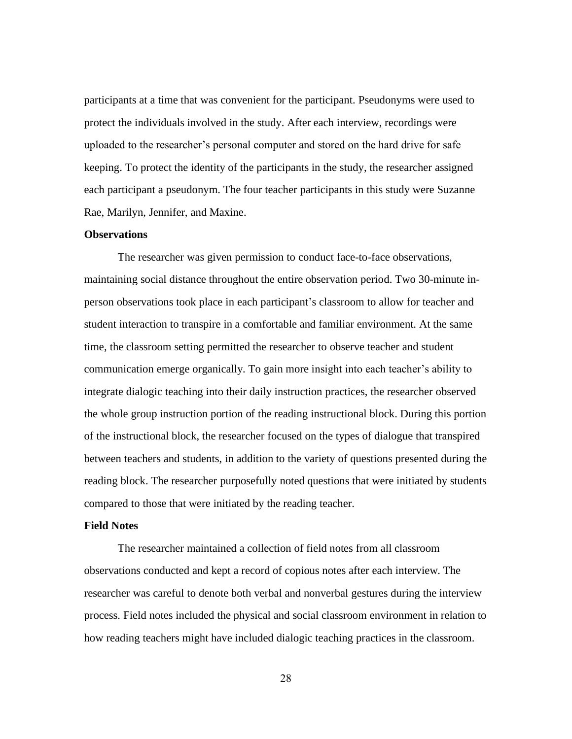participants at a time that was convenient for the participant. Pseudonyms were used to protect the individuals involved in the study. After each interview, recordings were uploaded to the researcher's personal computer and stored on the hard drive for safe keeping. To protect the identity of the participants in the study, the researcher assigned each participant a pseudonym. The four teacher participants in this study were Suzanne Rae, Marilyn, Jennifer, and Maxine.

**Observations**

The researcher was given permission to conduct face-to-face observations, maintaining social distance throughout the entire observation period. Two 30-minute in-person observations took place in each participant's classroom to allow for teacher and student interaction to transpire in a comfortable and familiar environment. At the same time, the classroom setting permitted the researcher to observe teacher and student communication emerge organically. To gain more insight into each teacher's ability to integrate dialogic teaching into their daily instruction practices, the researcher observed the whole group instruction portion of the reading instructional block. During this portion of the instructional block, the researcher focused on the types of dialogue that transpired between teachers and students, in addition to the variety of questions presented during the reading block. The researcher purposefully noted questions that were initiated by students compared to those that were initiated by the reading teacher.

**Field Notes**

The researcher maintained a collection of field notes from all classroom observations conducted and kept a record of copious notes after each interview. The researcher was careful to denote both verbal and nonverbal gestures during the interview process. Field notes included the physical and social classroom environment in relation to how reading teachers might have included dialogic teaching practices in the classroom.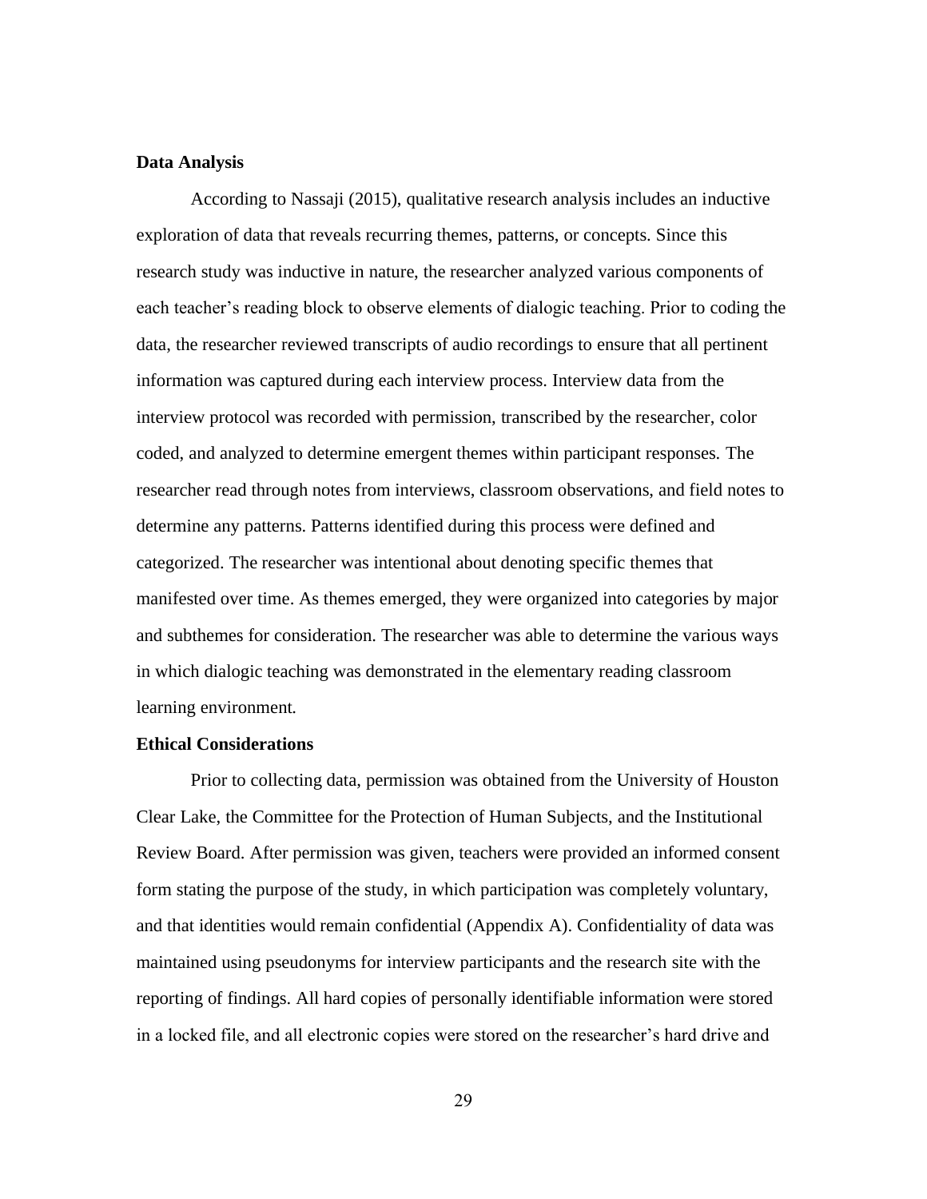**Data Analysis**

According to Nassaji (2015), qualitative research analysis includes an inductive exploration of data that reveals recurring themes, patterns, or concepts. Since this research study was inductive in nature, the researcher analyzed various components of each teacher's reading block to observe elements of dialogic teaching. Prior to coding the data, the researcher reviewed transcripts of audio recordings to ensure that all pertinent information was captured during each interview process. Interview data from the interview protocol was recorded with permission, transcribed by the researcher, color coded, and analyzed to determine emergent themes within participant responses. The researcher read through notes from interviews, classroom observations, and field notes to determine any patterns. Patterns identified during this process were defined and categorized. The researcher was intentional about denoting specific themes that manifested over time. As themes emerged, they were organized into categories by major and subthemes for consideration. The researcher was able to determine the various ways in which dialogic teaching was demonstrated in the elementary reading classroom learning environment.

**Ethical Considerations**

Prior to collecting data, permission was obtained from the University of Houston Clear Lake, the Committee for the Protection of Human Subjects, and the Institutional Review Board. After permission was given, teachers were provided an informed consent form stating the purpose of the study, in which participation was completely voluntary, and that identities would remain confidential (Appendix A). Confidentiality of data was maintained using pseudonyms for interview participants and the research site with the reporting of findings. All hard copies of personally identifiable information were stored in a locked file, and all electronic copies were stored on the researcher's hard drive and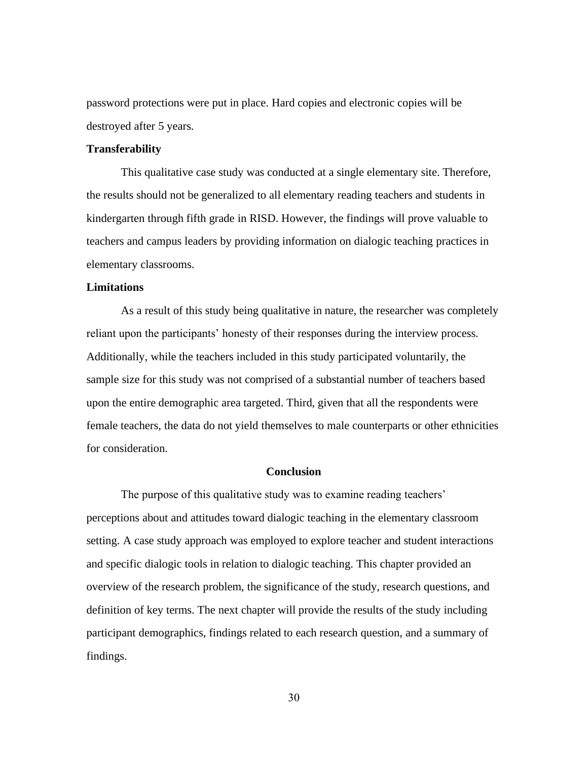password protections were put in place. Hard copies and electronic copies will be destroyed after 5 years.

### Transferability

This qualitative case study was conducted at a single elementary site. Therefore, the results should not be generalized to all elementary reading teachers and students in kindergarten through fifth grade in RISD. However, the findings will prove valuable to teachers and campus leaders by providing information on dialogic teaching practices in elementary classrooms.

### Limitations

As a result of this study being qualitative in nature, the researcher was completely reliant upon the participants' honesty of their responses during the interview process. Additionally, while the teachers included in this study participated voluntarily, the sample size for this study was not comprised of a substantial number of teachers based upon the entire demographic area targeted. Third, given that all the respondents were female teachers, the data do not yield themselves to male counterparts or other ethnicities for consideration.

## Conclusion

The purpose of this qualitative study was to examine reading teachers' perceptions about and attitudes toward dialogic teaching in the elementary classroom setting. A case study approach was employed to explore teacher and student interactions and specific dialogic tools in relation to dialogic teaching. This chapter provided an overview of the research problem, the significance of the study, research questions, and definition of key terms. The next chapter will provide the results of the study including participant demographics, findings related to each research question, and a summary of findings.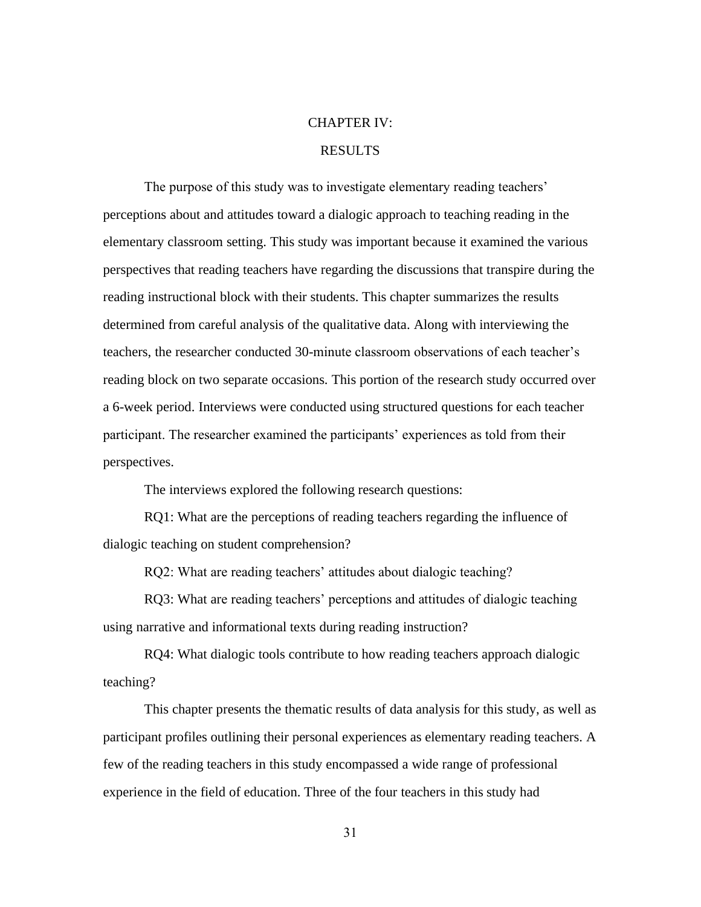# CHAPTER IV:

# RESULTS

The purpose of this study was to investigate elementary reading teachers' perceptions about and attitudes toward a dialogic approach to teaching reading in the elementary classroom setting. This study was important because it examined the various perspectives that reading teachers have regarding the discussions that transpire during the reading instructional block with their students. This chapter summarizes the results determined from careful analysis of the qualitative data. Along with interviewing the teachers, the researcher conducted 30-minute classroom observations of each teacher's reading block on two separate occasions. This portion of the research study occurred over a 6-week period. Interviews were conducted using structured questions for each teacher participant. The researcher examined the participants' experiences as told from their perspectives.

The interviews explored the following research questions:

RQ1: What are the perceptions of reading teachers regarding the influence of dialogic teaching on student comprehension?

RQ2: What are reading teachers' attitudes about dialogic teaching?

RQ3: What are reading teachers' perceptions and attitudes of dialogic teaching using narrative and informational texts during reading instruction?

RQ4: What dialogic tools contribute to how reading teachers approach dialogic teaching?

This chapter presents the thematic results of data analysis for this study, as well as participant profiles outlining their personal experiences as elementary reading teachers. A few of the reading teachers in this study encompassed a wide range of professional experience in the field of education. Three of the four teachers in this study had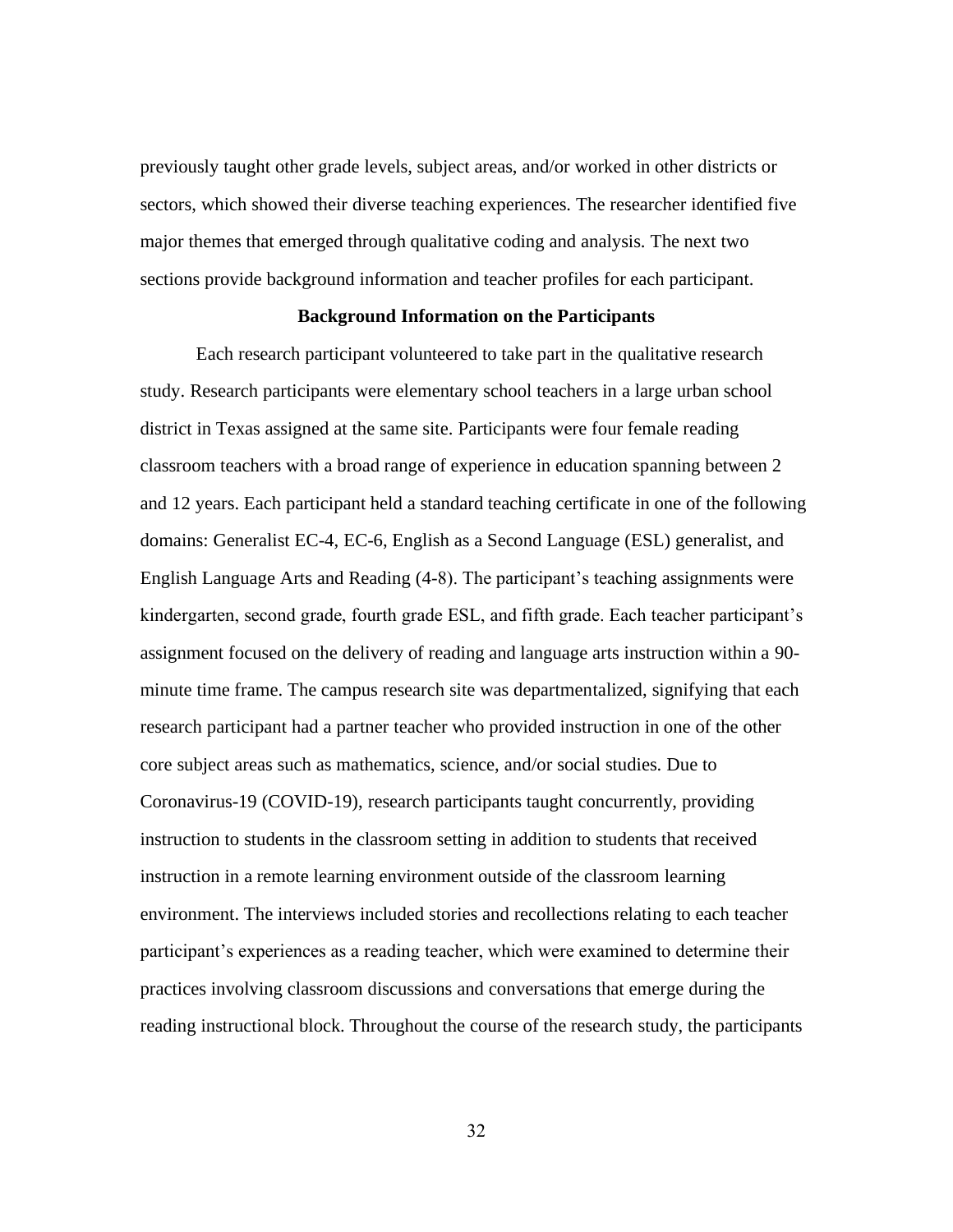previously taught other grade levels, subject areas, and/or worked in other districts or sectors, which showed their diverse teaching experiences. The researcher identified five major themes that emerged through qualitative coding and analysis. The next two sections provide background information and teacher profiles for each participant.

## Background Information on the Participants

Each research participant volunteered to take part in the qualitative research study. Research participants were elementary school teachers in a large urban school district in Texas assigned at the same site. Participants were four female reading classroom teachers with a broad range of experience in education spanning between 2 and 12 years. Each participant held a standard teaching certificate in one of the following domains: Generalist EC-4, EC-6, English as a Second Language (ESL) generalist, and English Language Arts and Reading (4-8). The participant's teaching assignments were kindergarten, second grade, fourth grade ESL, and fifth grade. Each teacher participant's assignment focused on the delivery of reading and language arts instruction within a 90-minute time frame. The campus research site was departmentalized, signifying that each research participant had a partner teacher who provided instruction in one of the other core subject areas such as mathematics, science, and/or social studies. Due to Coronavirus-19 (COVID-19), research participants taught concurrently, providing instruction to students in the classroom setting in addition to students that received instruction in a remote learning environment outside of the classroom learning environment. The interviews included stories and recollections relating to each teacher participant's experiences as a reading teacher, which were examined to determine their practices involving classroom discussions and conversations that emerge during the reading instructional block. Throughout the course of the research study, the participants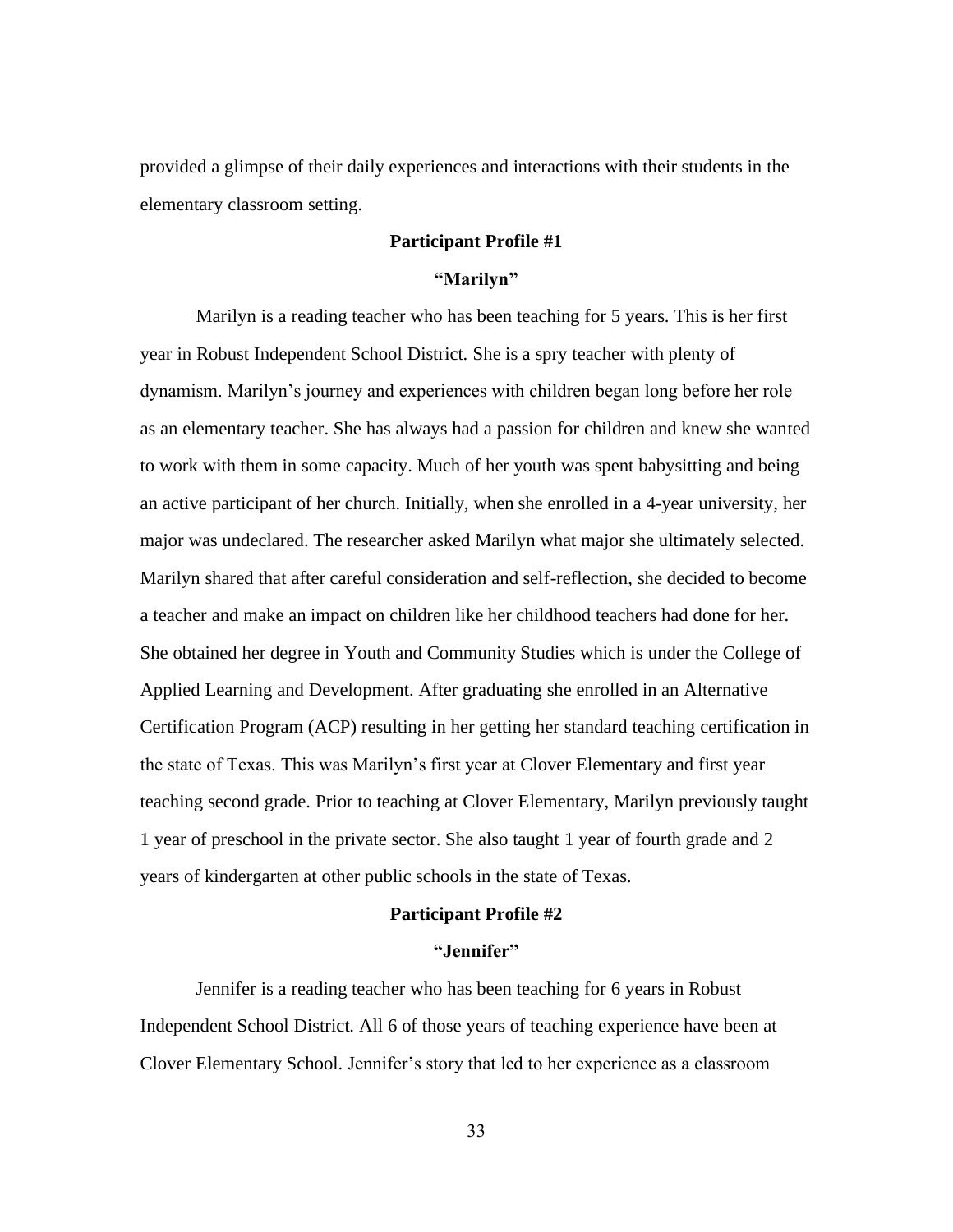provided a glimpse of their daily experiences and interactions with their students in the elementary classroom setting.

### Participant Profile #1

### "Marilyn"

Marilyn is a reading teacher who has been teaching for 5 years. This is her first year in Robust Independent School District. She is a spry teacher with plenty of dynamism. Marilyn's journey and experiences with children began long before her role as an elementary teacher. She has always had a passion for children and knew she wanted to work with them in some capacity. Much of her youth was spent babysitting and being an active participant of her church. Initially, when she enrolled in a 4-year university, her major was undeclared. The researcher asked Marilyn what major she ultimately selected. Marilyn shared that after careful consideration and self-reflection, she decided to become a teacher and make an impact on children like her childhood teachers had done for her. She obtained her degree in Youth and Community Studies which is under the College of Applied Learning and Development. After graduating she enrolled in an Alternative Certification Program (ACP) resulting in her getting her standard teaching certification in the state of Texas. This was Marilyn's first year at Clover Elementary and first year teaching second grade. Prior to teaching at Clover Elementary, Marilyn previously taught 1 year of preschool in the private sector. She also taught 1 year of fourth grade and 2 years of kindergarten at other public schools in the state of Texas.

### Participant Profile #2

### "Jennifer"

Jennifer is a reading teacher who has been teaching for 6 years in Robust Independent School District. All 6 of those years of teaching experience have been at Clover Elementary School. Jennifer's story that led to her experience as a classroom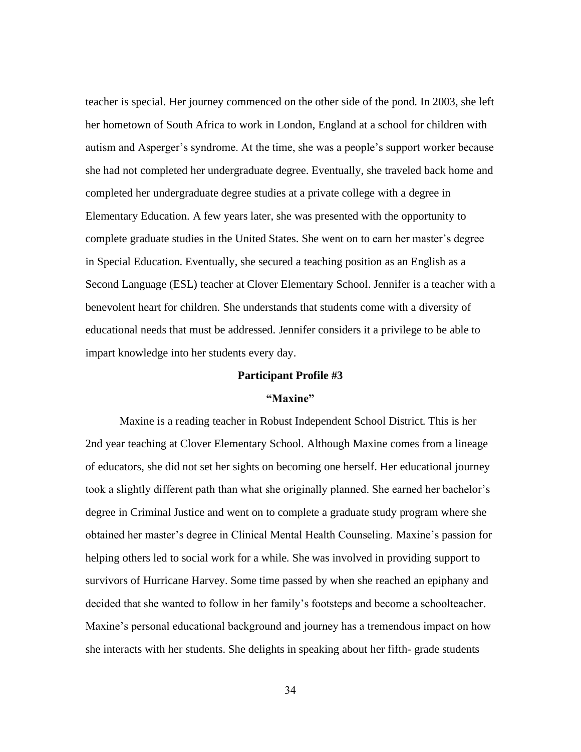teacher is special. Her journey commenced on the other side of the pond. In 2003, she left her hometown of South Africa to work in London, England at a school for children with autism and Asperger's syndrome. At the time, she was a people's support worker because she had not completed her undergraduate degree. Eventually, she traveled back home and completed her undergraduate degree studies at a private college with a degree in Elementary Education. A few years later, she was presented with the opportunity to complete graduate studies in the United States. She went on to earn her master's degree in Special Education. Eventually, she secured a teaching position as an English as a Second Language (ESL) teacher at Clover Elementary School. Jennifer is a teacher with a benevolent heart for children. She understands that students come with a diversity of educational needs that must be addressed. Jennifer considers it a privilege to be able to impart knowledge into her students every day.

**Participant Profile #3**

**"Maxine"**

Maxine is a reading teacher in Robust Independent School District. This is her 2nd year teaching at Clover Elementary School. Although Maxine comes from a lineage of educators, she did not set her sights on becoming one herself. Her educational journey took a slightly different path than what she originally planned. She earned her bachelor's degree in Criminal Justice and went on to complete a graduate study program where she obtained her master's degree in Clinical Mental Health Counseling. Maxine's passion for helping others led to social work for a while. She was involved in providing support to survivors of Hurricane Harvey. Some time passed by when she reached an epiphany and decided that she wanted to follow in her family's footsteps and become a schoolteacher. Maxine's personal educational background and journey has a tremendous impact on how she interacts with her students. She delights in speaking about her fifth- grade students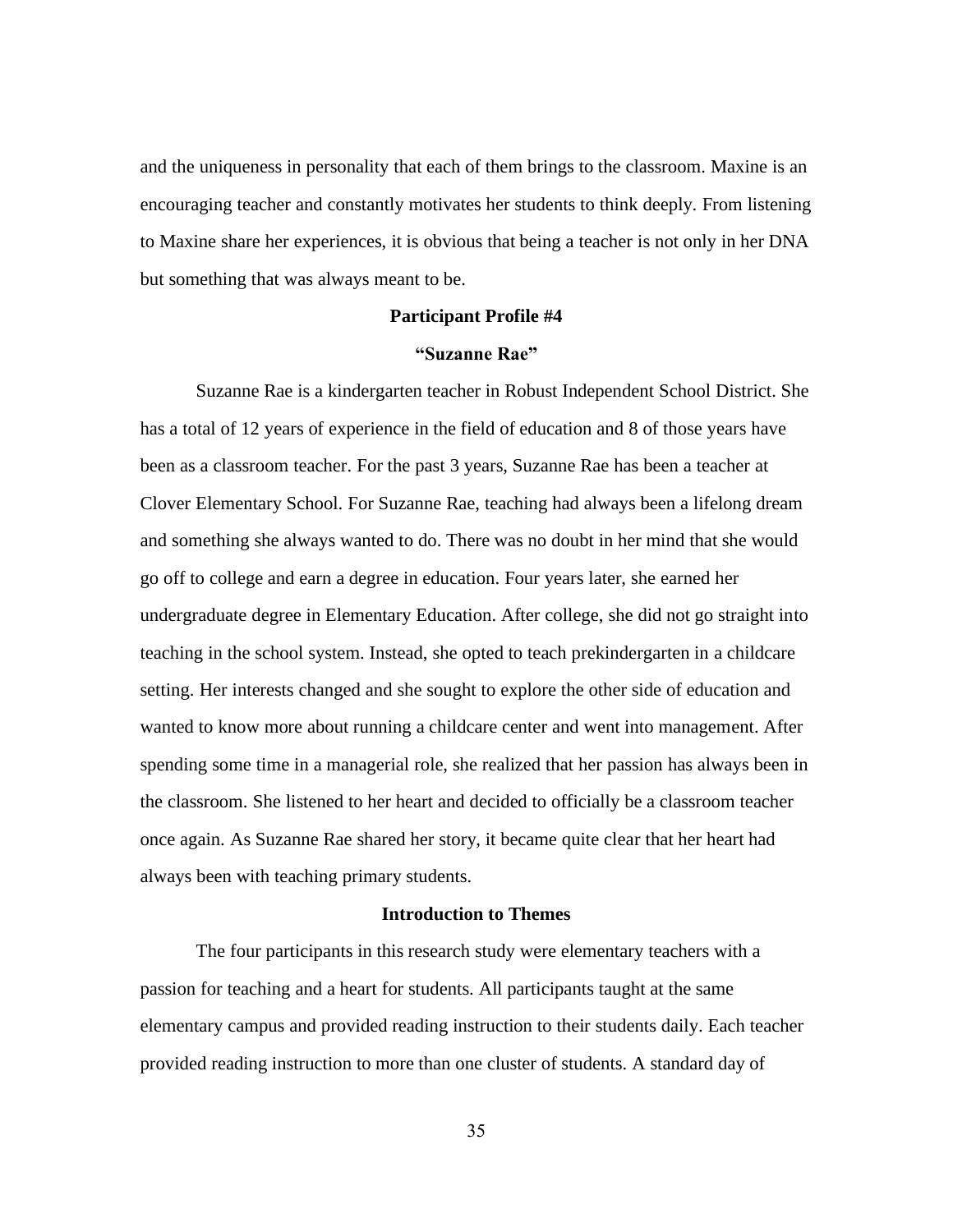and the uniqueness in personality that each of them brings to the classroom. Maxine is an encouraging teacher and constantly motivates her students to think deeply. From listening to Maxine share her experiences, it is obvious that being a teacher is not only in her DNA but something that was always meant to be.

### Participant Profile #4

### "Suzanne Rae"

Suzanne Rae is a kindergarten teacher in Robust Independent School District. She has a total of 12 years of experience in the field of education and 8 of those years have been as a classroom teacher. For the past 3 years, Suzanne Rae has been a teacher at Clover Elementary School. For Suzanne Rae, teaching had always been a lifelong dream and something she always wanted to do. There was no doubt in her mind that she would go off to college and earn a degree in education. Four years later, she earned her undergraduate degree in Elementary Education. After college, she did not go straight into teaching in the school system. Instead, she opted to teach prekindergarten in a childcare setting. Her interests changed and she sought to explore the other side of education and wanted to know more about running a childcare center and went into management. After spending some time in a managerial role, she realized that her passion has always been in the classroom. She listened to her heart and decided to officially be a classroom teacher once again. As Suzanne Rae shared her story, it became quite clear that her heart had always been with teaching primary students.

## Introduction to Themes

The four participants in this research study were elementary teachers with a passion for teaching and a heart for students. All participants taught at the same elementary campus and provided reading instruction to their students daily. Each teacher provided reading instruction to more than one cluster of students. A standard day of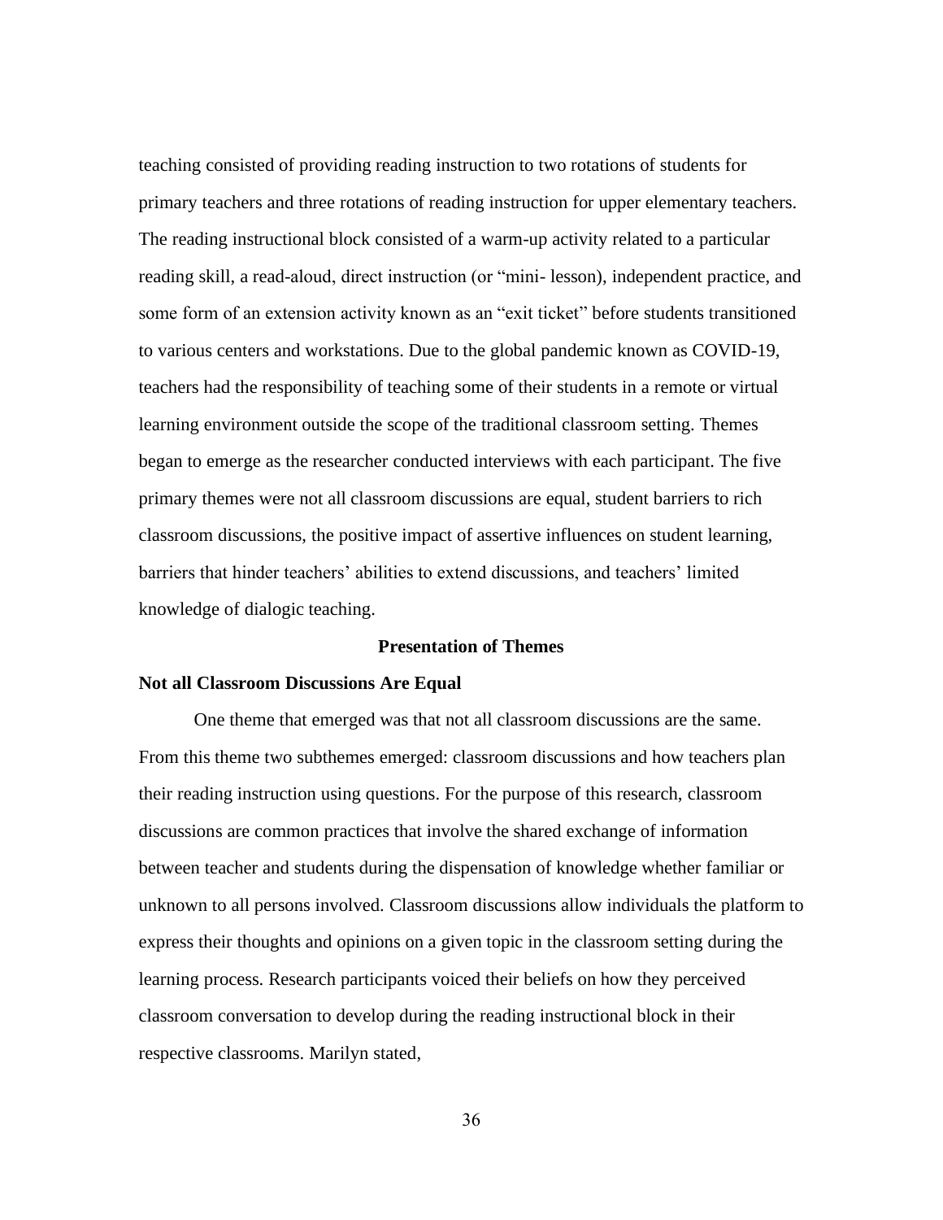teaching consisted of providing reading instruction to two rotations of students for primary teachers and three rotations of reading instruction for upper elementary teachers. The reading instructional block consisted of a warm-up activity related to a particular reading skill, a read-aloud, direct instruction (or "mini- lesson), independent practice, and some form of an extension activity known as an "exit ticket" before students transitioned to various centers and workstations. Due to the global pandemic known as COVID-19, teachers had the responsibility of teaching some of their students in a remote or virtual learning environment outside the scope of the traditional classroom setting. Themes began to emerge as the researcher conducted interviews with each participant. The five primary themes were not all classroom discussions are equal, student barriers to rich classroom discussions, the positive impact of assertive influences on student learning, barriers that hinder teachers' abilities to extend discussions, and teachers' limited knowledge of dialogic teaching.

## Presentation of Themes

### Not all Classroom Discussions Are Equal

One theme that emerged was that not all classroom discussions are the same. From this theme two subthemes emerged: classroom discussions and how teachers plan their reading instruction using questions. For the purpose of this research, classroom discussions are common practices that involve the shared exchange of information between teacher and students during the dispensation of knowledge whether familiar or unknown to all persons involved. Classroom discussions allow individuals the platform to express their thoughts and opinions on a given topic in the classroom setting during the learning process. Research participants voiced their beliefs on how they perceived classroom conversation to develop during the reading instructional block in their respective classrooms. Marilyn stated,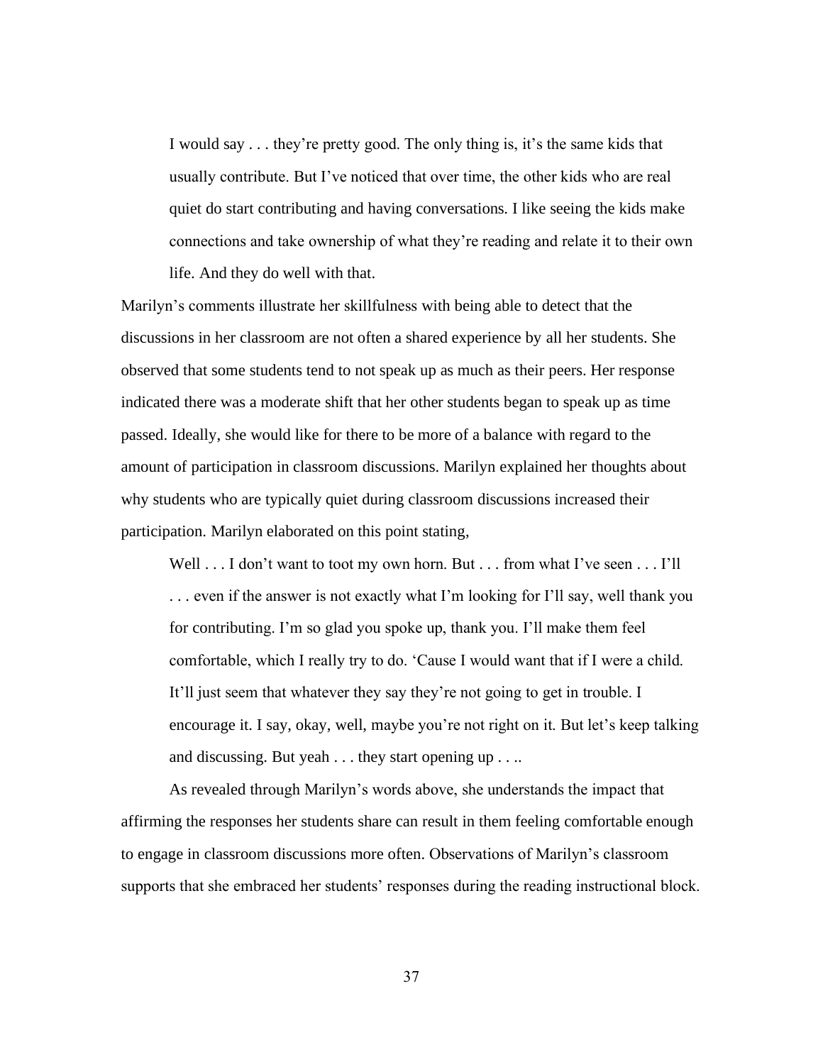> I would say . . . they're pretty good. The only thing is, it's the same kids that usually contribute. But I've noticed that over time, the other kids who are real quiet do start contributing and having conversations. I like seeing the kids make connections and take ownership of what they're reading and relate it to their own life. And they do well with that.

Marilyn's comments illustrate her skillfulness with being able to detect that the discussions in her classroom are not often a shared experience by all her students. She observed that some students tend to not speak up as much as their peers. Her response indicated there was a moderate shift that her other students began to speak up as time passed. Ideally, she would like for there to be more of a balance with regard to the amount of participation in classroom discussions. Marilyn explained her thoughts about why students who are typically quiet during classroom discussions increased their participation. Marilyn elaborated on this point stating,

> Well . . . I don't want to toot my own horn. But . . . from what I've seen . . . I'll . . . even if the answer is not exactly what I'm looking for I'll say, well thank you for contributing. I'm so glad you spoke up, thank you. I'll make them feel comfortable, which I really try to do. 'Cause I would want that if I were a child. It'll just seem that whatever they say they're not going to get in trouble. I encourage it. I say, okay, well, maybe you're not right on it. But let's keep talking and discussing. But yeah . . . they start opening up . . ..

As revealed through Marilyn's words above, she understands the impact that affirming the responses her students share can result in them feeling comfortable enough to engage in classroom discussions more often. Observations of Marilyn's classroom supports that she embraced her students' responses during the reading instructional block.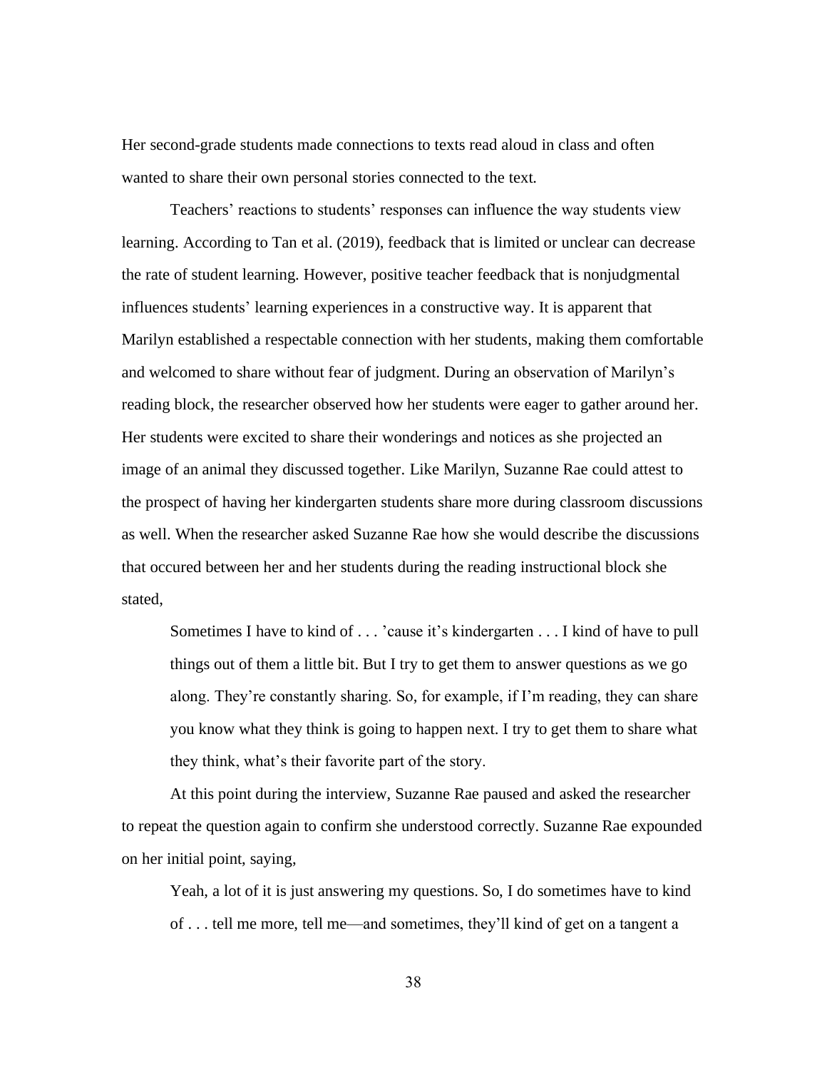Her second-grade students made connections to texts read aloud in class and often wanted to share their own personal stories connected to the text.

Teachers' reactions to students' responses can influence the way students view learning. According to Tan et al. (2019), feedback that is limited or unclear can decrease the rate of student learning. However, positive teacher feedback that is nonjudgmental influences students' learning experiences in a constructive way. It is apparent that Marilyn established a respectable connection with her students, making them comfortable and welcomed to share without fear of judgment. During an observation of Marilyn's reading block, the researcher observed how her students were eager to gather around her. Her students were excited to share their wonderings and notices as she projected an image of an animal they discussed together. Like Marilyn, Suzanne Rae could attest to the prospect of having her kindergarten students share more during classroom discussions as well. When the researcher asked Suzanne Rae how she would describe the discussions that occured between her and her students during the reading instructional block she stated,

> Sometimes I have to kind of . . . 'cause it's kindergarten . . . I kind of have to pull things out of them a little bit. But I try to get them to answer questions as we go along. They're constantly sharing. So, for example, if I'm reading, they can share you know what they think is going to happen next. I try to get them to share what they think, what's their favorite part of the story.

At this point during the interview, Suzanne Rae paused and asked the researcher to repeat the question again to confirm she understood correctly. Suzanne Rae expounded on her initial point, saying,

> Yeah, a lot of it is just answering my questions. So, I do sometimes have to kind of . . . tell me more, tell me—and sometimes, they'll kind of get on a tangent a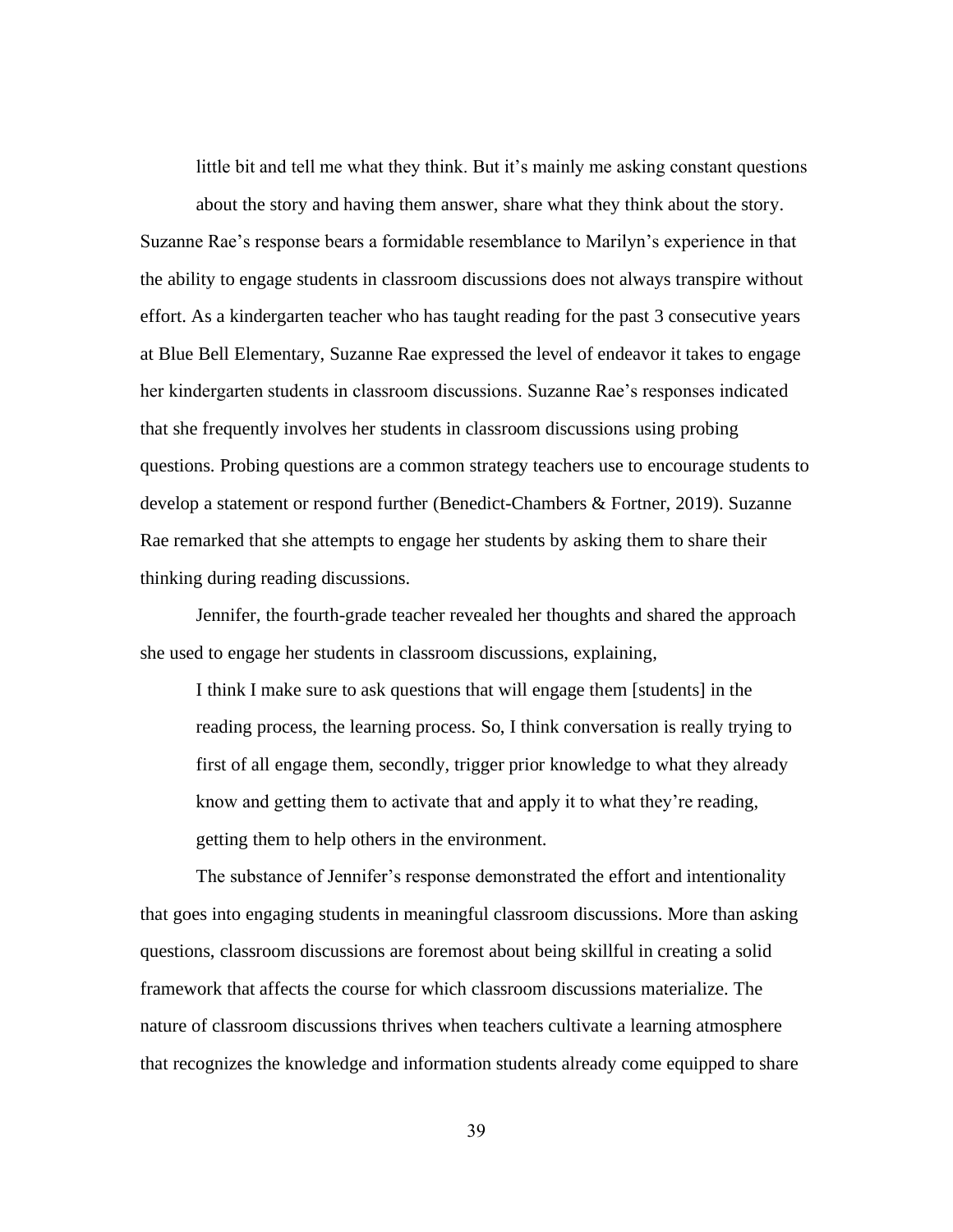> little bit and tell me what they think. But it's mainly me asking constant questions about the story and having them answer, share what they think about the story.

Suzanne Rae's response bears a formidable resemblance to Marilyn's experience in that the ability to engage students in classroom discussions does not always transpire without effort. As a kindergarten teacher who has taught reading for the past 3 consecutive years at Blue Bell Elementary, Suzanne Rae expressed the level of endeavor it takes to engage her kindergarten students in classroom discussions. Suzanne Rae's responses indicated that she frequently involves her students in classroom discussions using probing questions. Probing questions are a common strategy teachers use to encourage students to develop a statement or respond further (Benedict-Chambers & Fortner, 2019). Suzanne Rae remarked that she attempts to engage her students by asking them to share their thinking during reading discussions.

Jennifer, the fourth-grade teacher revealed her thoughts and shared the approach she used to engage her students in classroom discussions, explaining,

> I think I make sure to ask questions that will engage them [students] in the reading process, the learning process. So, I think conversation is really trying to first of all engage them, secondly, trigger prior knowledge to what they already know and getting them to activate that and apply it to what they're reading, getting them to help others in the environment.

The substance of Jennifer's response demonstrated the effort and intentionality that goes into engaging students in meaningful classroom discussions. More than asking questions, classroom discussions are foremost about being skillful in creating a solid framework that affects the course for which classroom discussions materialize. The nature of classroom discussions thrives when teachers cultivate a learning atmosphere that recognizes the knowledge and information students already come equipped to share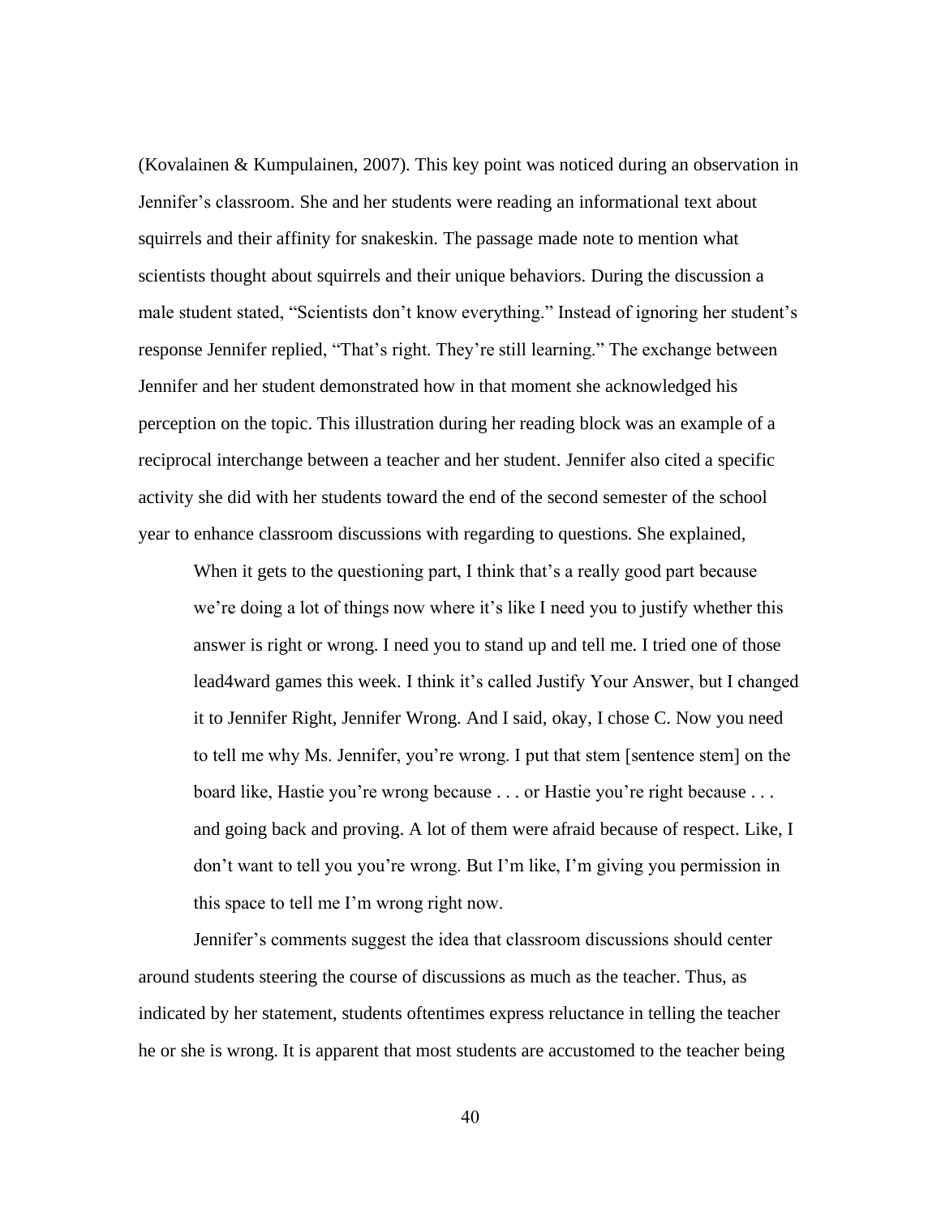(Kovalainen & Kumpulainen, 2007). This key point was noticed during an observation in Jennifer's classroom. She and her students were reading an informational text about squirrels and their affinity for snakeskin. The passage made note to mention what scientists thought about squirrels and their unique behaviors. During the discussion a male student stated, "Scientists don't know everything." Instead of ignoring her student's response Jennifer replied, "That's right. They're still learning." The exchange between Jennifer and her student demonstrated how in that moment she acknowledged his perception on the topic. This illustration during her reading block was an example of a reciprocal interchange between a teacher and her student. Jennifer also cited a specific activity she did with her students toward the end of the second semester of the school year to enhance classroom discussions with regarding to questions. She explained,

> When it gets to the questioning part, I think that's a really good part because we're doing a lot of things now where it's like I need you to justify whether this answer is right or wrong. I need you to stand up and tell me. I tried one of those lead4ward games this week. I think it's called Justify Your Answer, but I changed it to Jennifer Right, Jennifer Wrong. And I said, okay, I chose C. Now you need to tell me why Ms. Jennifer, you're wrong. I put that stem [sentence stem] on the board like, Hastie you're wrong because . . . or Hastie you're right because . . . and going back and proving. A lot of them were afraid because of respect. Like, I don't want to tell you you're wrong. But I'm like, I'm giving you permission in this space to tell me I'm wrong right now.

Jennifer's comments suggest the idea that classroom discussions should center around students steering the course of discussions as much as the teacher. Thus, as indicated by her statement, students oftentimes express reluctance in telling the teacher he or she is wrong. It is apparent that most students are accustomed to the teacher being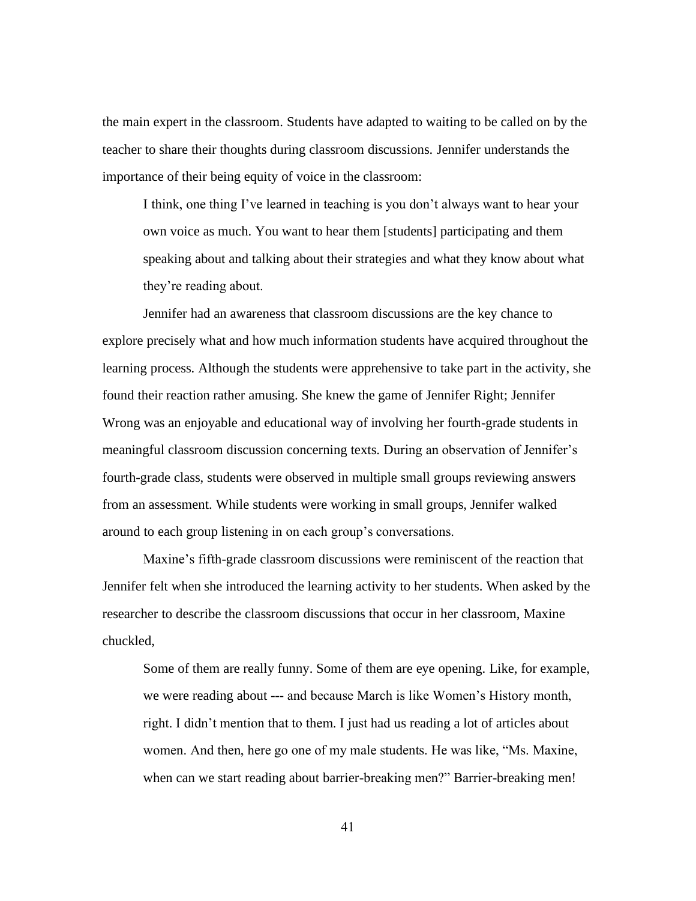the main expert in the classroom. Students have adapted to waiting to be called on by the teacher to share their thoughts during classroom discussions. Jennifer understands the importance of their being equity of voice in the classroom:

> I think, one thing I've learned in teaching is you don't always want to hear your own voice as much. You want to hear them [students] participating and them speaking about and talking about their strategies and what they know about what they're reading about.

Jennifer had an awareness that classroom discussions are the key chance to explore precisely what and how much information students have acquired throughout the learning process. Although the students were apprehensive to take part in the activity, she found their reaction rather amusing. She knew the game of Jennifer Right; Jennifer Wrong was an enjoyable and educational way of involving her fourth-grade students in meaningful classroom discussion concerning texts. During an observation of Jennifer's fourth-grade class, students were observed in multiple small groups reviewing answers from an assessment. While students were working in small groups, Jennifer walked around to each group listening in on each group's conversations.

Maxine's fifth-grade classroom discussions were reminiscent of the reaction that Jennifer felt when she introduced the learning activity to her students. When asked by the researcher to describe the classroom discussions that occur in her classroom, Maxine chuckled,

> Some of them are really funny. Some of them are eye opening. Like, for example, we were reading about --- and because March is like Women's History month, right. I didn't mention that to them. I just had us reading a lot of articles about women. And then, here go one of my male students. He was like, "Ms. Maxine, when can we start reading about barrier-breaking men?" Barrier-breaking men!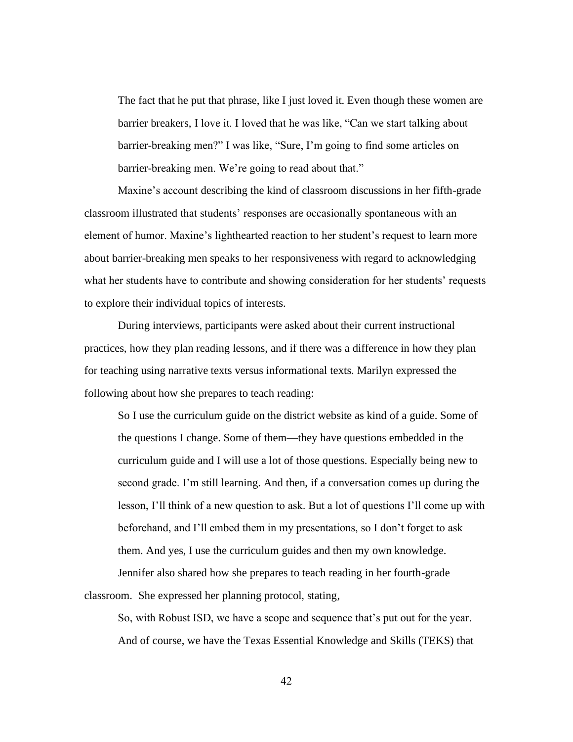> The fact that he put that phrase, like I just loved it. Even though these women are barrier breakers, I love it. I loved that he was like, "Can we start talking about barrier-breaking men?" I was like, "Sure, I'm going to find some articles on barrier-breaking men. We're going to read about that."

Maxine's account describing the kind of classroom discussions in her fifth-grade classroom illustrated that students' responses are occasionally spontaneous with an element of humor. Maxine's lighthearted reaction to her student's request to learn more about barrier-breaking men speaks to her responsiveness with regard to acknowledging what her students have to contribute and showing consideration for her students' requests to explore their individual topics of interests.

During interviews, participants were asked about their current instructional practices, how they plan reading lessons, and if there was a difference in how they plan for teaching using narrative texts versus informational texts. Marilyn expressed the following about how she prepares to teach reading:

> So I use the curriculum guide on the district website as kind of a guide. Some of the questions I change. Some of them—they have questions embedded in the curriculum guide and I will use a lot of those questions. Especially being new to second grade. I'm still learning. And then, if a conversation comes up during the lesson, I'll think of a new question to ask. But a lot of questions I'll come up with beforehand, and I'll embed them in my presentations, so I don't forget to ask them. And yes, I use the curriculum guides and then my own knowledge.

Jennifer also shared how she prepares to teach reading in her fourth-grade classroom. She expressed her planning protocol, stating,

> So, with Robust ISD, we have a scope and sequence that's put out for the year. And of course, we have the Texas Essential Knowledge and Skills (TEKS) that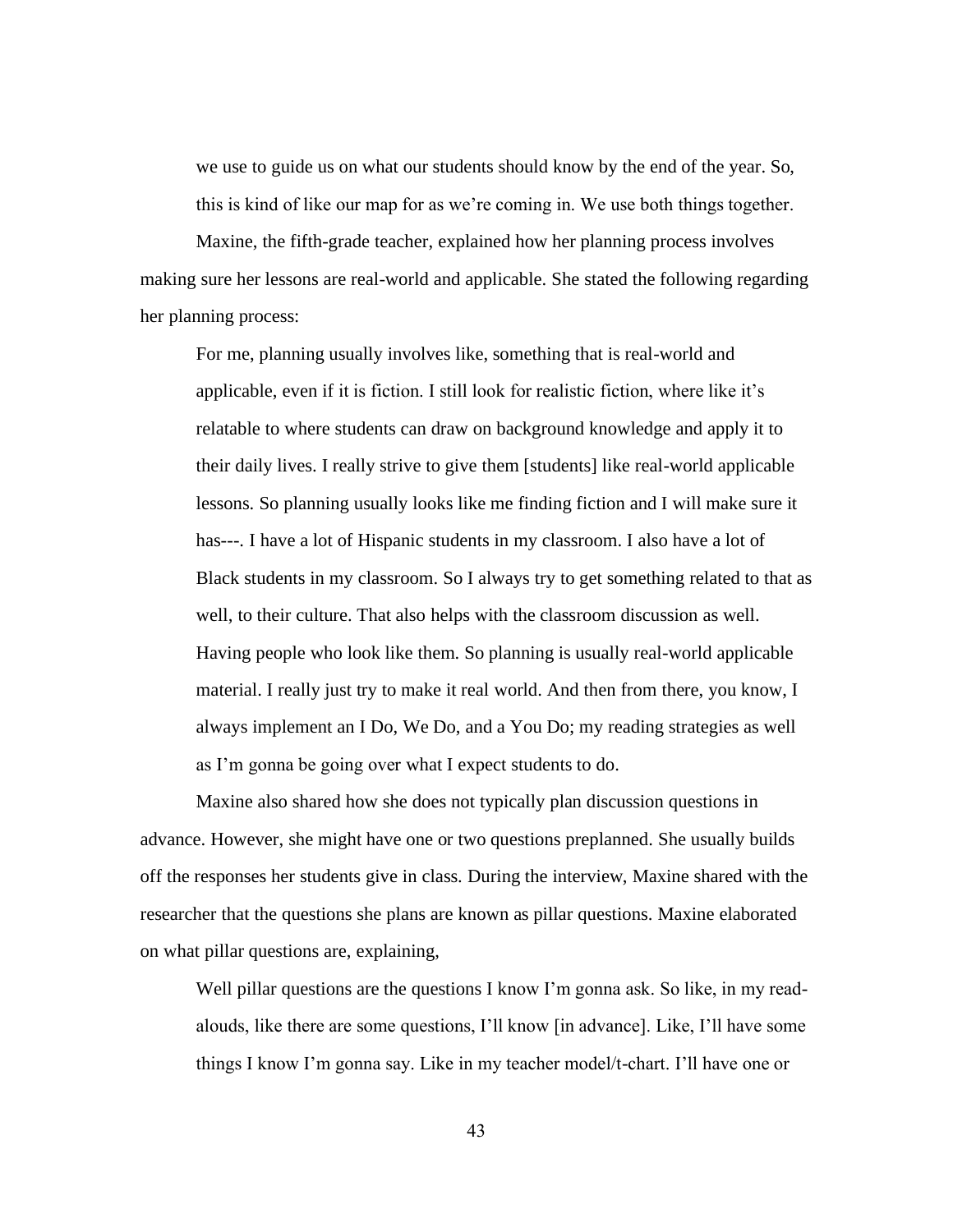we use to guide us on what our students should know by the end of the year. So, this is kind of like our map for as we're coming in. We use both things together.

Maxine, the fifth-grade teacher, explained how her planning process involves making sure her lessons are real-world and applicable. She stated the following regarding her planning process:

> For me, planning usually involves like, something that is real-world and applicable, even if it is fiction. I still look for realistic fiction, where like it's relatable to where students can draw on background knowledge and apply it to their daily lives. I really strive to give them [students] like real-world applicable lessons. So planning usually looks like me finding fiction and I will make sure it has---. I have a lot of Hispanic students in my classroom. I also have a lot of Black students in my classroom. So I always try to get something related to that as well, to their culture. That also helps with the classroom discussion as well. Having people who look like them. So planning is usually real-world applicable material. I really just try to make it real world. And then from there, you know, I always implement an I Do, We Do, and a You Do; my reading strategies as well as I'm gonna be going over what I expect students to do.

Maxine also shared how she does not typically plan discussion questions in advance. However, she might have one or two questions preplanned. She usually builds off the responses her students give in class. During the interview, Maxine shared with the researcher that the questions she plans are known as pillar questions. Maxine elaborated on what pillar questions are, explaining,

> Well pillar questions are the questions I know I'm gonna ask. So like, in my read-alouds, like there are some questions, I'll know [in advance]. Like, I'll have some things I know I'm gonna say. Like in my teacher model/t-chart. I'll have one or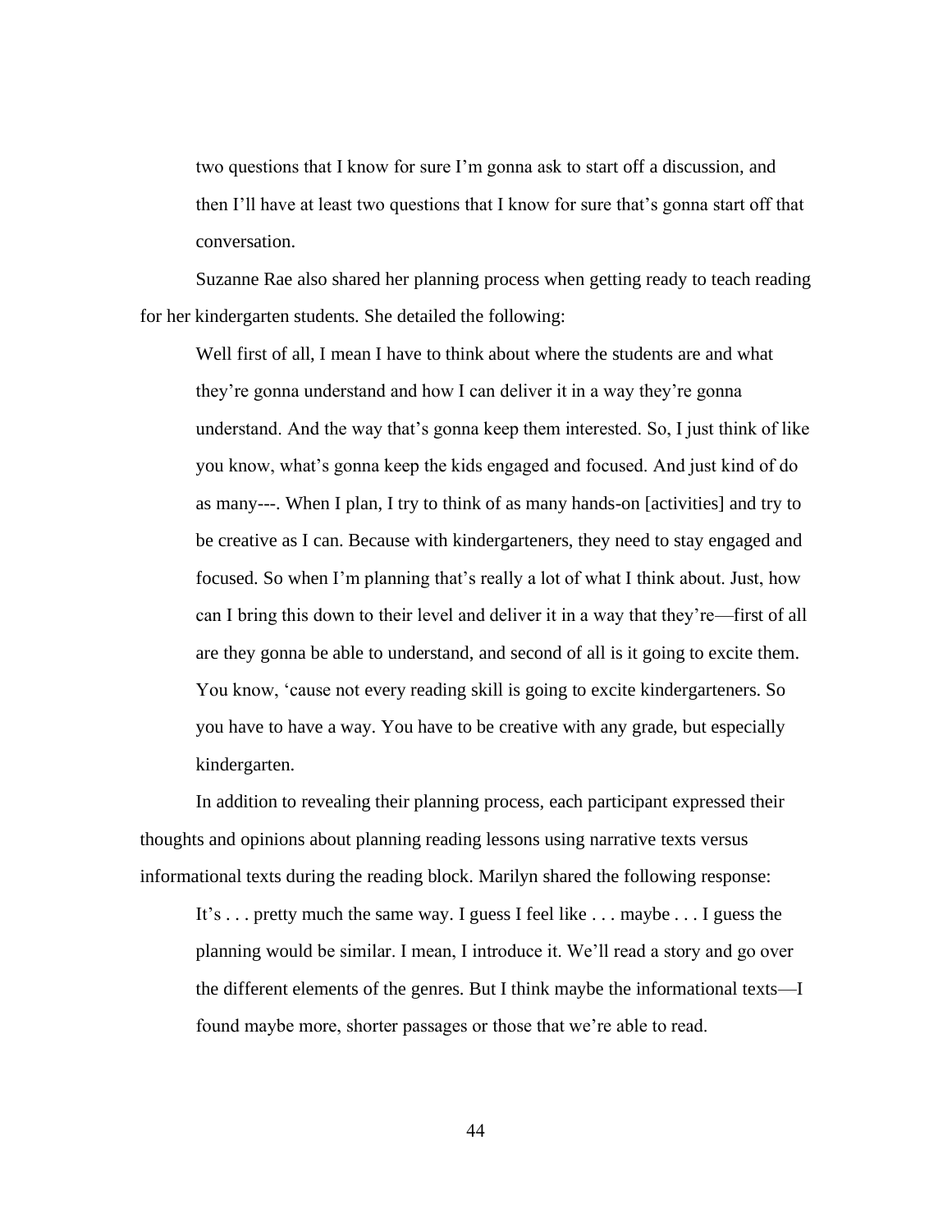> two questions that I know for sure I'm gonna ask to start off a discussion, and then I'll have at least two questions that I know for sure that's gonna start off that conversation.

Suzanne Rae also shared her planning process when getting ready to teach reading for her kindergarten students. She detailed the following:

> Well first of all, I mean I have to think about where the students are and what they're gonna understand and how I can deliver it in a way they're gonna understand. And the way that's gonna keep them interested. So, I just think of like you know, what's gonna keep the kids engaged and focused. And just kind of do as many---. When I plan, I try to think of as many hands-on [activities] and try to be creative as I can. Because with kindergarteners, they need to stay engaged and focused. So when I'm planning that's really a lot of what I think about. Just, how can I bring this down to their level and deliver it in a way that they're—first of all are they gonna be able to understand, and second of all is it going to excite them. You know, 'cause not every reading skill is going to excite kindergarteners. So you have to have a way. You have to be creative with any grade, but especially kindergarten.

In addition to revealing their planning process, each participant expressed their thoughts and opinions about planning reading lessons using narrative texts versus informational texts during the reading block. Marilyn shared the following response:

> It's . . . pretty much the same way. I guess I feel like . . . maybe . . . I guess the planning would be similar. I mean, I introduce it. We'll read a story and go over the different elements of the genres. But I think maybe the informational texts—I found maybe more, shorter passages or those that we're able to read.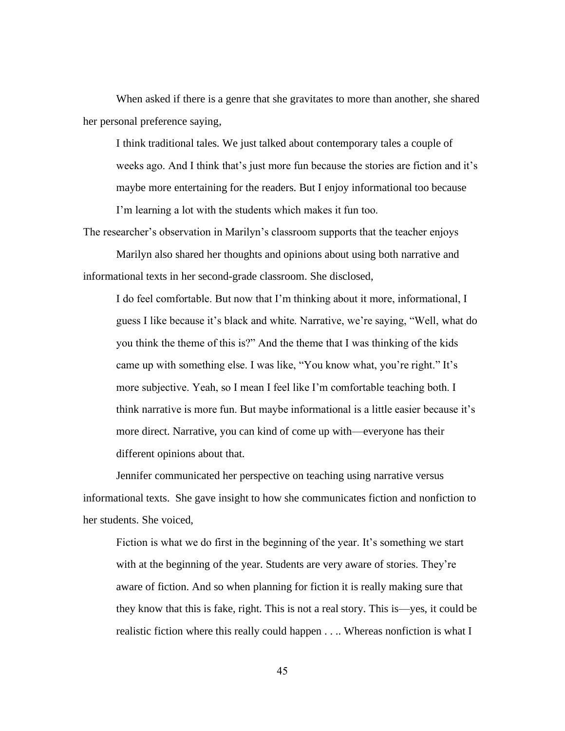When asked if there is a genre that she gravitates to more than another, she shared her personal preference saying,

> I think traditional tales. We just talked about contemporary tales a couple of weeks ago. And I think that's just more fun because the stories are fiction and it's maybe more entertaining for the readers. But I enjoy informational too because I'm learning a lot with the students which makes it fun too.

The researcher's observation in Marilyn's classroom supports that the teacher enjoys

Marilyn also shared her thoughts and opinions about using both narrative and informational texts in her second-grade classroom. She disclosed,

> I do feel comfortable. But now that I'm thinking about it more, informational, I guess I like because it's black and white. Narrative, we're saying, "Well, what do you think the theme of this is?" And the theme that I was thinking of the kids came up with something else. I was like, "You know what, you're right." It's more subjective. Yeah, so I mean I feel like I'm comfortable teaching both. I think narrative is more fun. But maybe informational is a little easier because it's more direct. Narrative, you can kind of come up with—everyone has their different opinions about that.

Jennifer communicated her perspective on teaching using narrative versus informational texts. She gave insight to how she communicates fiction and nonfiction to her students. She voiced,

> Fiction is what we do first in the beginning of the year. It's something we start with at the beginning of the year. Students are very aware of stories. They're aware of fiction. And so when planning for fiction it is really making sure that they know that this is fake, right. This is not a real story. This is—yes, it could be realistic fiction where this really could happen . . .. Whereas nonfiction is what I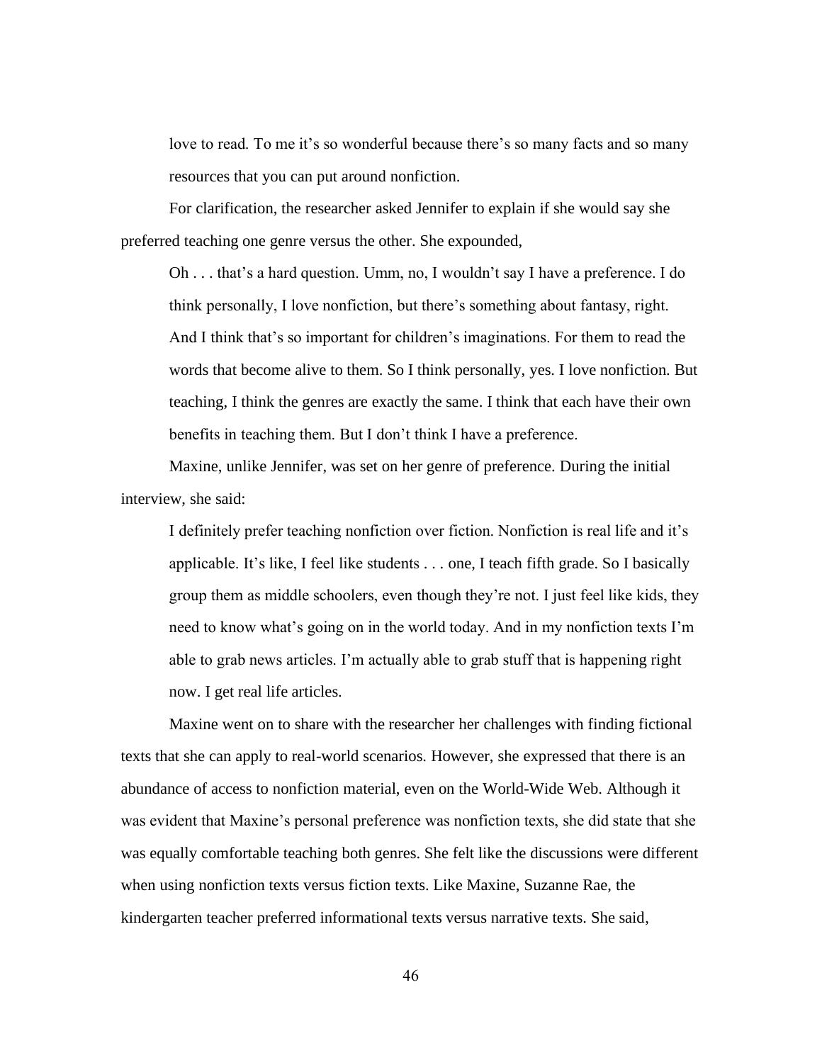love to read. To me it's so wonderful because there's so many facts and so many resources that you can put around nonfiction.

For clarification, the researcher asked Jennifer to explain if she would say she preferred teaching one genre versus the other. She expounded,

> Oh . . . that's a hard question. Umm, no, I wouldn't say I have a preference. I do think personally, I love nonfiction, but there's something about fantasy, right. And I think that's so important for children's imaginations. For them to read the words that become alive to them. So I think personally, yes. I love nonfiction. But teaching, I think the genres are exactly the same. I think that each have their own benefits in teaching them. But I don't think I have a preference.

Maxine, unlike Jennifer, was set on her genre of preference. During the initial interview, she said:

> I definitely prefer teaching nonfiction over fiction. Nonfiction is real life and it's applicable. It's like, I feel like students . . . one, I teach fifth grade. So I basically group them as middle schoolers, even though they're not. I just feel like kids, they need to know what's going on in the world today. And in my nonfiction texts I'm able to grab news articles. I'm actually able to grab stuff that is happening right now. I get real life articles.

Maxine went on to share with the researcher her challenges with finding fictional texts that she can apply to real-world scenarios. However, she expressed that there is an abundance of access to nonfiction material, even on the World-Wide Web. Although it was evident that Maxine's personal preference was nonfiction texts, she did state that she was equally comfortable teaching both genres. She felt like the discussions were different when using nonfiction texts versus fiction texts. Like Maxine, Suzanne Rae, the kindergarten teacher preferred informational texts versus narrative texts. She said,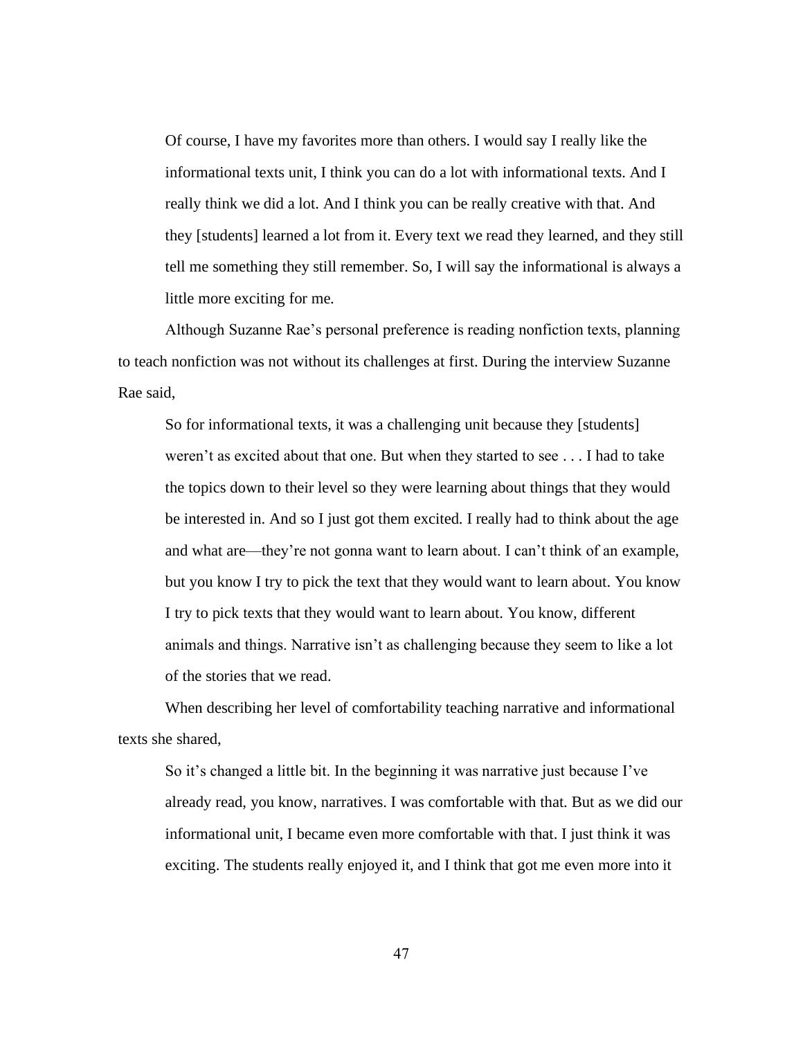> Of course, I have my favorites more than others. I would say I really like the informational texts unit, I think you can do a lot with informational texts. And I really think we did a lot. And I think you can be really creative with that. And they [students] learned a lot from it. Every text we read they learned, and they still tell me something they still remember. So, I will say the informational is always a little more exciting for me.

Although Suzanne Rae's personal preference is reading nonfiction texts, planning to teach nonfiction was not without its challenges at first. During the interview Suzanne Rae said,

> So for informational texts, it was a challenging unit because they [students] weren't as excited about that one. But when they started to see . . . I had to take the topics down to their level so they were learning about things that they would be interested in. And so I just got them excited. I really had to think about the age and what are—they're not gonna want to learn about. I can't think of an example, but you know I try to pick the text that they would want to learn about. You know I try to pick texts that they would want to learn about. You know, different animals and things. Narrative isn't as challenging because they seem to like a lot of the stories that we read.

When describing her level of comfortability teaching narrative and informational texts she shared,

> So it's changed a little bit. In the beginning it was narrative just because I've already read, you know, narratives. I was comfortable with that. But as we did our informational unit, I became even more comfortable with that. I just think it was exciting. The students really enjoyed it, and I think that got me even more into it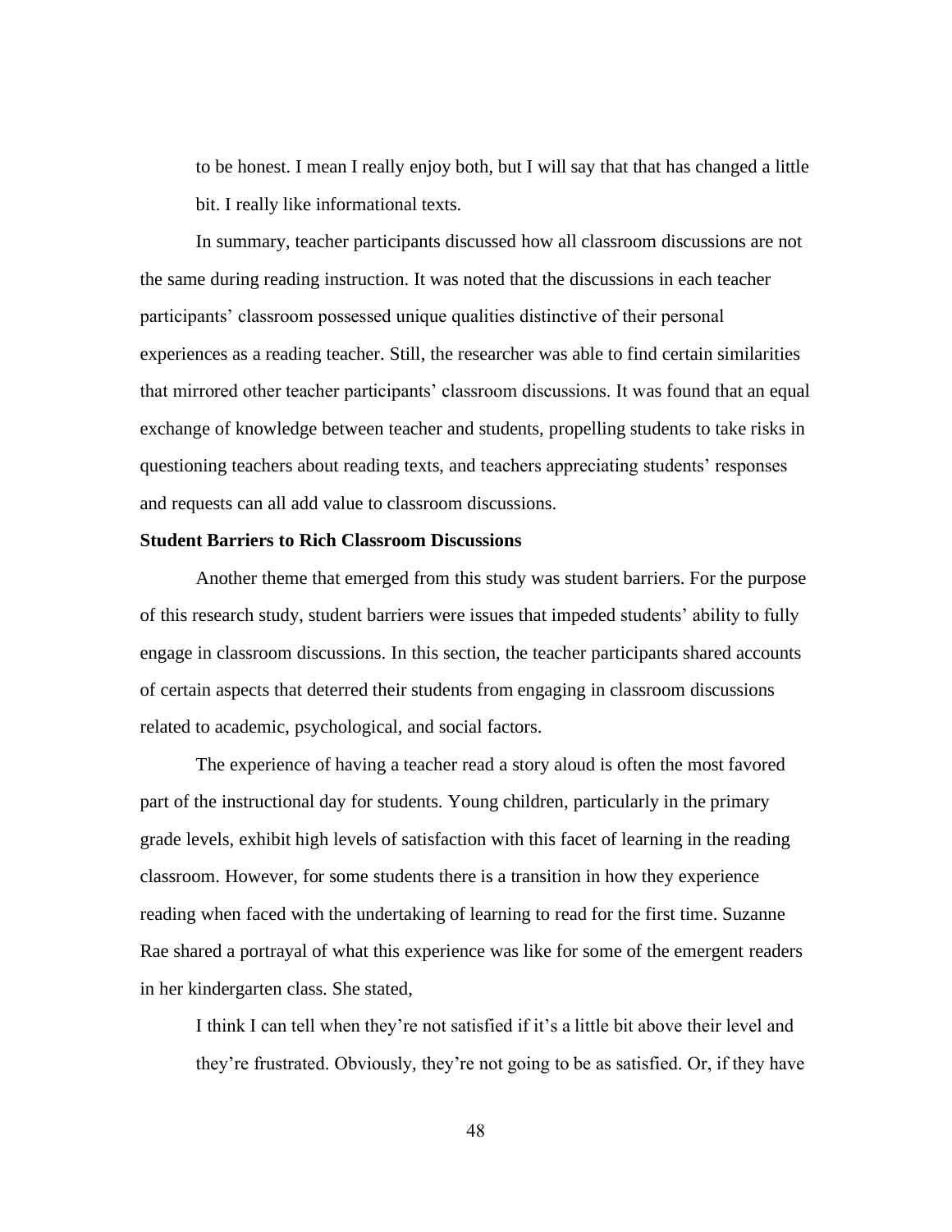to be honest. I mean I really enjoy both, but I will say that that has changed a little bit. I really like informational texts.

In summary, teacher participants discussed how all classroom discussions are not the same during reading instruction. It was noted that the discussions in each teacher participants' classroom possessed unique qualities distinctive of their personal experiences as a reading teacher. Still, the researcher was able to find certain similarities that mirrored other teacher participants' classroom discussions. It was found that an equal exchange of knowledge between teacher and students, propelling students to take risks in questioning teachers about reading texts, and teachers appreciating students' responses and requests can all add value to classroom discussions.

**Student Barriers to Rich Classroom Discussions**

Another theme that emerged from this study was student barriers. For the purpose of this research study, student barriers were issues that impeded students' ability to fully engage in classroom discussions. In this section, the teacher participants shared accounts of certain aspects that deterred their students from engaging in classroom discussions related to academic, psychological, and social factors.

The experience of having a teacher read a story aloud is often the most favored part of the instructional day for students. Young children, particularly in the primary grade levels, exhibit high levels of satisfaction with this facet of learning in the reading classroom. However, for some students there is a transition in how they experience reading when faced with the undertaking of learning to read for the first time. Suzanne Rae shared a portrayal of what this experience was like for some of the emergent readers in her kindergarten class. She stated,

> I think I can tell when they're not satisfied if it's a little bit above their level and they're frustrated. Obviously, they're not going to be as satisfied. Or, if they have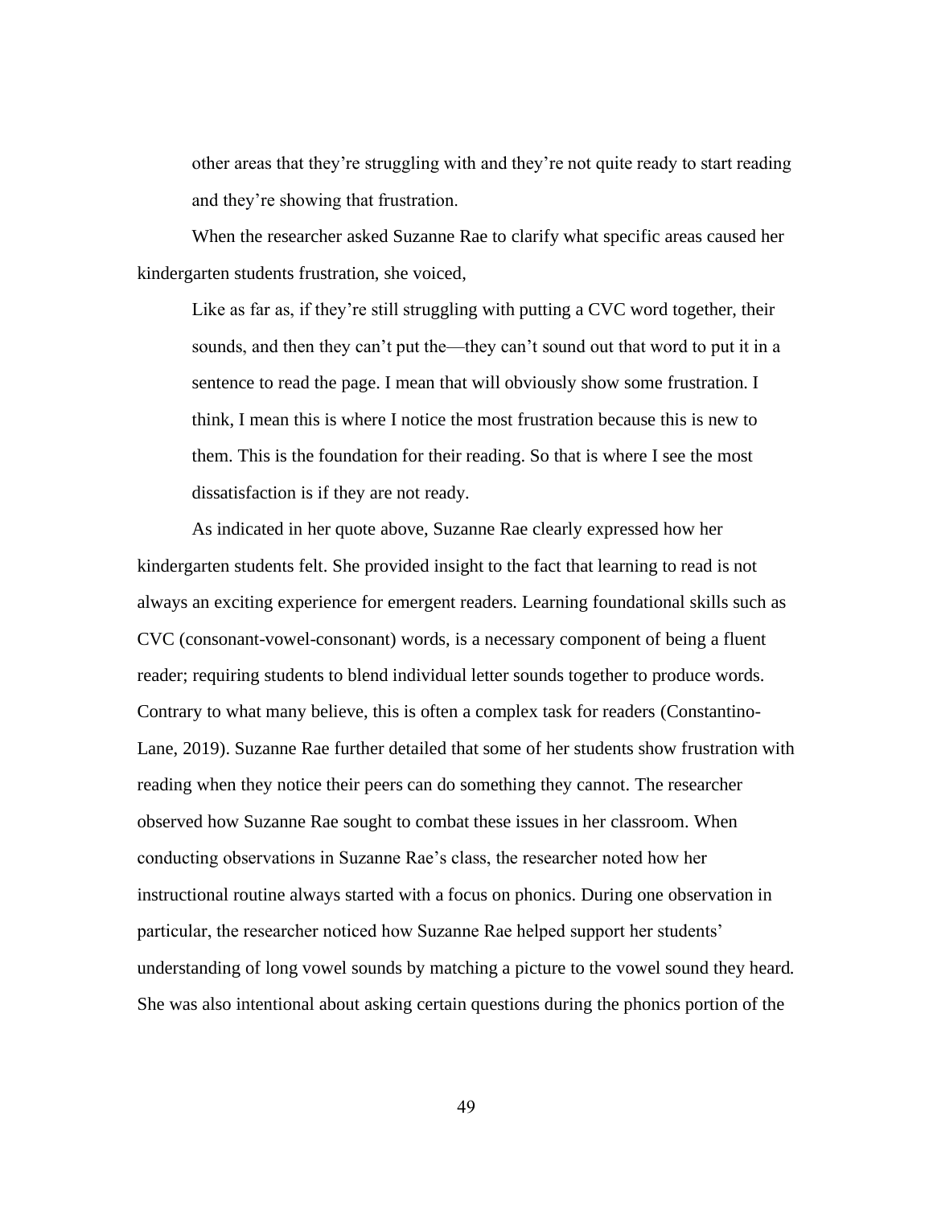> other areas that they're struggling with and they're not quite ready to start reading and they're showing that frustration.

When the researcher asked Suzanne Rae to clarify what specific areas caused her kindergarten students frustration, she voiced,

> Like as far as, if they're still struggling with putting a CVC word together, their sounds, and then they can't put the—they can't sound out that word to put it in a sentence to read the page. I mean that will obviously show some frustration. I think, I mean this is where I notice the most frustration because this is new to them. This is the foundation for their reading. So that is where I see the most dissatisfaction is if they are not ready.

As indicated in her quote above, Suzanne Rae clearly expressed how her kindergarten students felt. She provided insight to the fact that learning to read is not always an exciting experience for emergent readers. Learning foundational skills such as CVC (consonant-vowel-consonant) words, is a necessary component of being a fluent reader; requiring students to blend individual letter sounds together to produce words. Contrary to what many believe, this is often a complex task for readers (Constantino-Lane, 2019). Suzanne Rae further detailed that some of her students show frustration with reading when they notice their peers can do something they cannot. The researcher observed how Suzanne Rae sought to combat these issues in her classroom. When conducting observations in Suzanne Rae's class, the researcher noted how her instructional routine always started with a focus on phonics. During one observation in particular, the researcher noticed how Suzanne Rae helped support her students' understanding of long vowel sounds by matching a picture to the vowel sound they heard. She was also intentional about asking certain questions during the phonics portion of the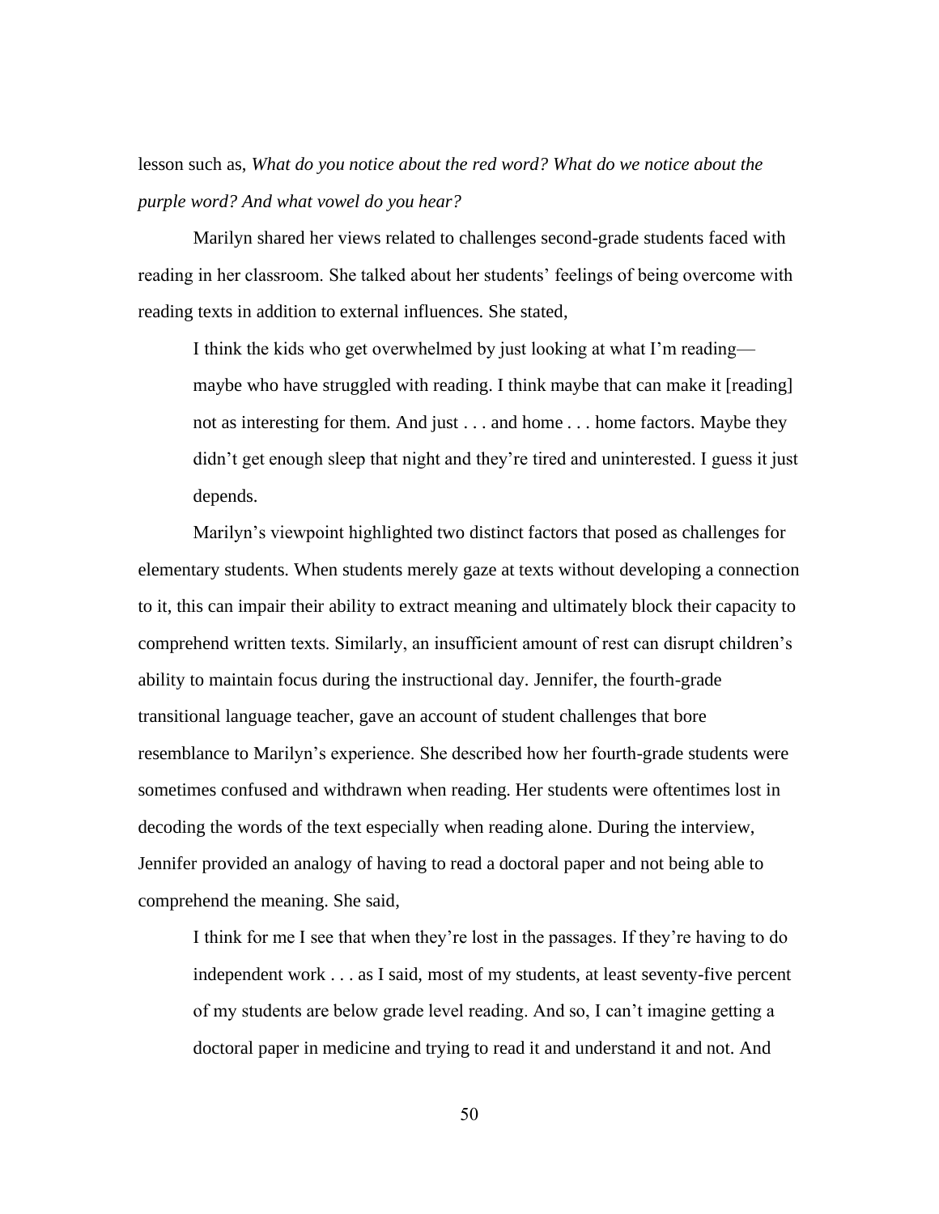lesson such as, *What do you notice about the red word? What do we notice about the purple word? And what vowel do you hear?*

Marilyn shared her views related to challenges second-grade students faced with reading in her classroom. She talked about her students' feelings of being overcome with reading texts in addition to external influences. She stated,

> I think the kids who get overwhelmed by just looking at what I'm reading—maybe who have struggled with reading. I think maybe that can make it [reading] not as interesting for them. And just . . . and home . . . home factors. Maybe they didn't get enough sleep that night and they're tired and uninterested. I guess it just depends.

Marilyn's viewpoint highlighted two distinct factors that posed as challenges for elementary students. When students merely gaze at texts without developing a connection to it, this can impair their ability to extract meaning and ultimately block their capacity to comprehend written texts. Similarly, an insufficient amount of rest can disrupt children's ability to maintain focus during the instructional day. Jennifer, the fourth-grade transitional language teacher, gave an account of student challenges that bore resemblance to Marilyn's experience. She described how her fourth-grade students were sometimes confused and withdrawn when reading. Her students were oftentimes lost in decoding the words of the text especially when reading alone. During the interview, Jennifer provided an analogy of having to read a doctoral paper and not being able to comprehend the meaning. She said,

> I think for me I see that when they're lost in the passages. If they're having to do independent work . . . as I said, most of my students, at least seventy-five percent of my students are below grade level reading. And so, I can't imagine getting a doctoral paper in medicine and trying to read it and understand it and not. And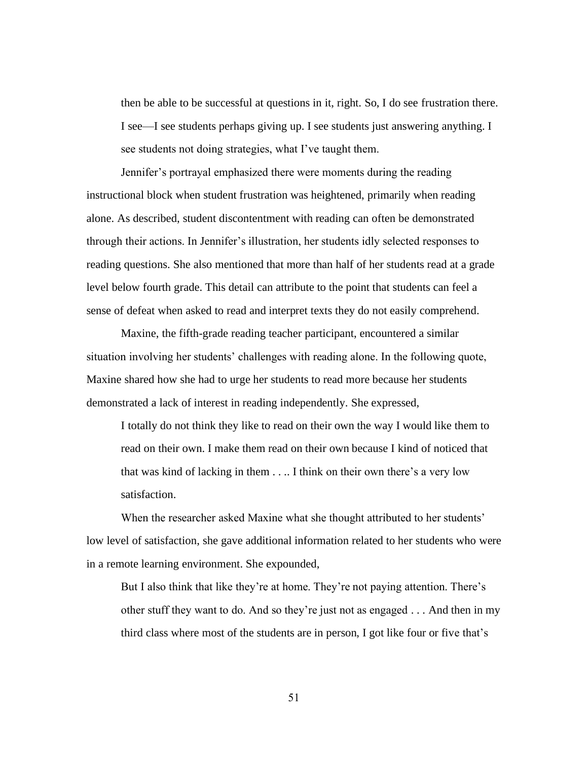> then be able to be successful at questions in it, right. So, I do see frustration there. I see—I see students perhaps giving up. I see students just answering anything. I see students not doing strategies, what I've taught them.

Jennifer's portrayal emphasized there were moments during the reading instructional block when student frustration was heightened, primarily when reading alone. As described, student discontentment with reading can often be demonstrated through their actions. In Jennifer's illustration, her students idly selected responses to reading questions. She also mentioned that more than half of her students read at a grade level below fourth grade. This detail can attribute to the point that students can feel a sense of defeat when asked to read and interpret texts they do not easily comprehend.

Maxine, the fifth-grade reading teacher participant, encountered a similar situation involving her students' challenges with reading alone. In the following quote, Maxine shared how she had to urge her students to read more because her students demonstrated a lack of interest in reading independently. She expressed,

> I totally do not think they like to read on their own the way I would like them to read on their own. I make them read on their own because I kind of noticed that that was kind of lacking in them . . .. I think on their own there's a very low satisfaction.

When the researcher asked Maxine what she thought attributed to her students' low level of satisfaction, she gave additional information related to her students who were in a remote learning environment. She expounded,

> But I also think that like they're at home. They're not paying attention. There's other stuff they want to do. And so they're just not as engaged . . . And then in my third class where most of the students are in person, I got like four or five that's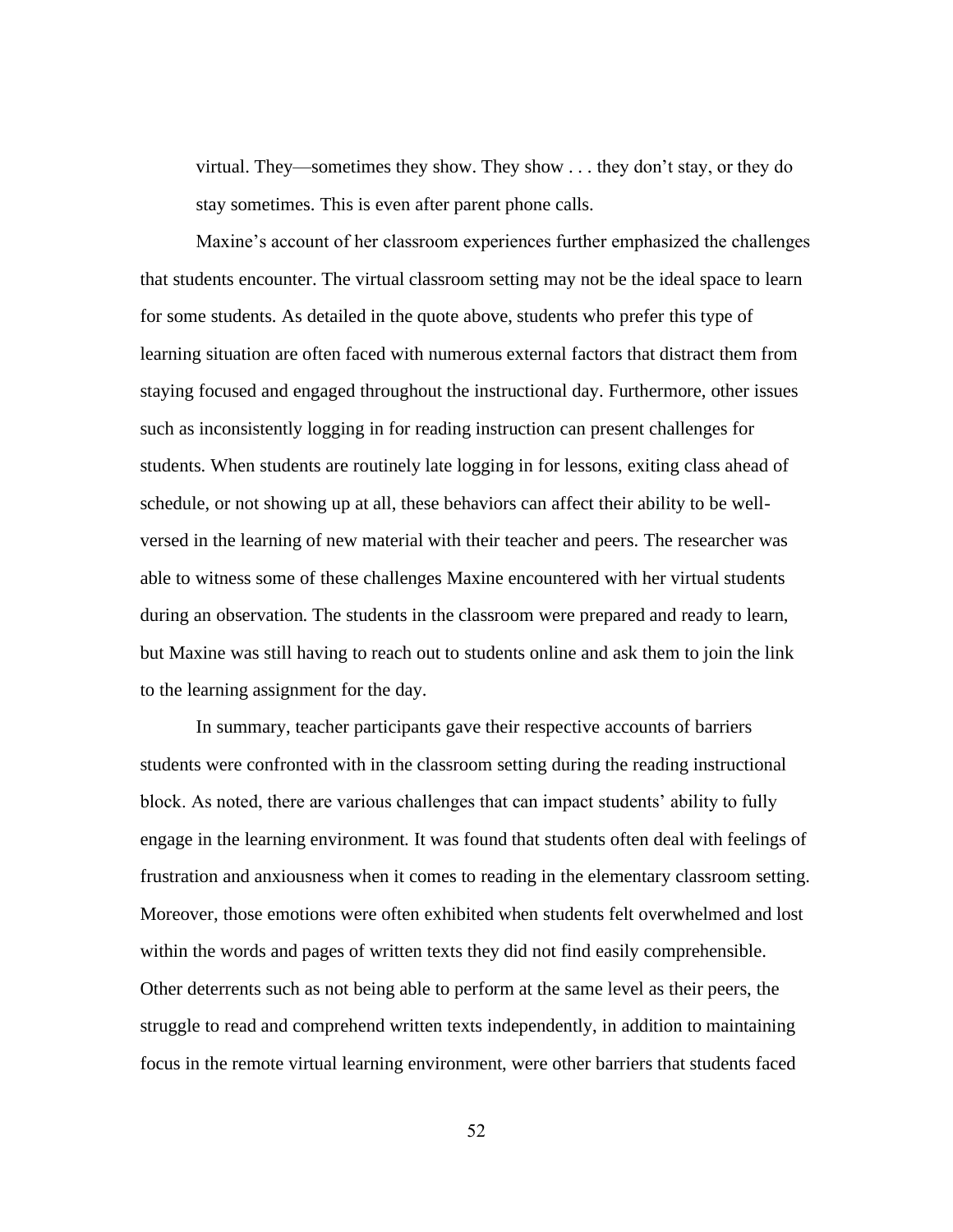virtual. They—sometimes they show. They show . . . they don't stay, or they do stay sometimes. This is even after parent phone calls.

Maxine's account of her classroom experiences further emphasized the challenges that students encounter. The virtual classroom setting may not be the ideal space to learn for some students. As detailed in the quote above, students who prefer this type of learning situation are often faced with numerous external factors that distract them from staying focused and engaged throughout the instructional day. Furthermore, other issues such as inconsistently logging in for reading instruction can present challenges for students. When students are routinely late logging in for lessons, exiting class ahead of schedule, or not showing up at all, these behaviors can affect their ability to be well-versed in the learning of new material with their teacher and peers. The researcher was able to witness some of these challenges Maxine encountered with her virtual students during an observation. The students in the classroom were prepared and ready to learn, but Maxine was still having to reach out to students online and ask them to join the link to the learning assignment for the day.

In summary, teacher participants gave their respective accounts of barriers students were confronted with in the classroom setting during the reading instructional block. As noted, there are various challenges that can impact students' ability to fully engage in the learning environment. It was found that students often deal with feelings of frustration and anxiousness when it comes to reading in the elementary classroom setting. Moreover, those emotions were often exhibited when students felt overwhelmed and lost within the words and pages of written texts they did not find easily comprehensible. Other deterrents such as not being able to perform at the same level as their peers, the struggle to read and comprehend written texts independently, in addition to maintaining focus in the remote virtual learning environment, were other barriers that students faced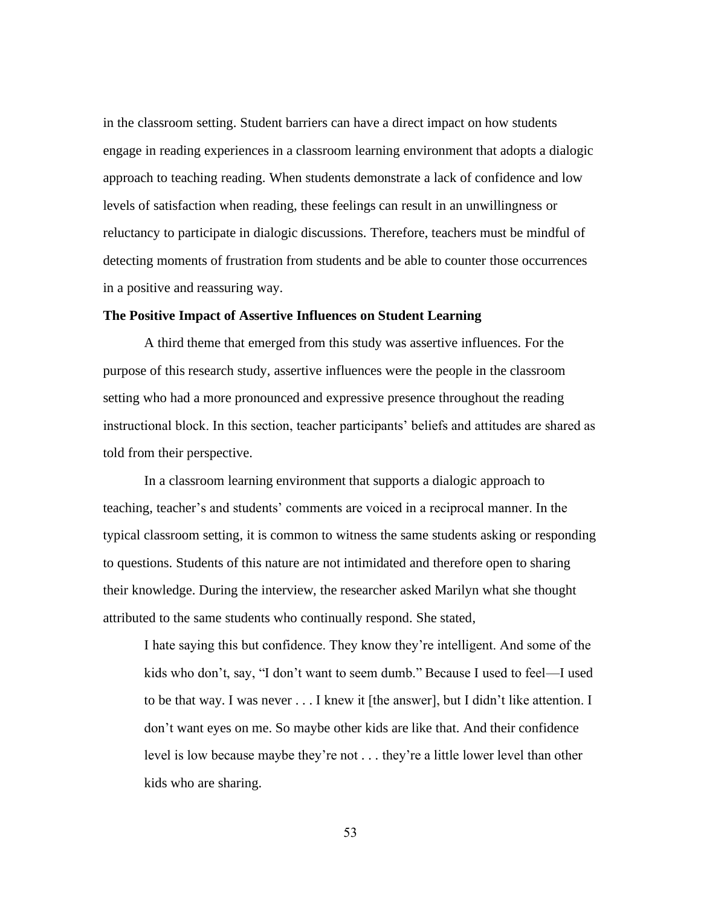in the classroom setting. Student barriers can have a direct impact on how students engage in reading experiences in a classroom learning environment that adopts a dialogic approach to teaching reading. When students demonstrate a lack of confidence and low levels of satisfaction when reading, these feelings can result in an unwillingness or reluctancy to participate in dialogic discussions. Therefore, teachers must be mindful of detecting moments of frustration from students and be able to counter those occurrences in a positive and reassuring way.

**The Positive Impact of Assertive Influences on Student Learning**

A third theme that emerged from this study was assertive influences. For the purpose of this research study, assertive influences were the people in the classroom setting who had a more pronounced and expressive presence throughout the reading instructional block. In this section, teacher participants' beliefs and attitudes are shared as told from their perspective.

In a classroom learning environment that supports a dialogic approach to teaching, teacher's and students' comments are voiced in a reciprocal manner. In the typical classroom setting, it is common to witness the same students asking or responding to questions. Students of this nature are not intimidated and therefore open to sharing their knowledge. During the interview, the researcher asked Marilyn what she thought attributed to the same students who continually respond. She stated,

> I hate saying this but confidence. They know they're intelligent. And some of the kids who don't, say, "I don't want to seem dumb." Because I used to feel—I used to be that way. I was never . . . I knew it [the answer], but I didn't like attention. I don't want eyes on me. So maybe other kids are like that. And their confidence level is low because maybe they're not . . . they're a little lower level than other kids who are sharing.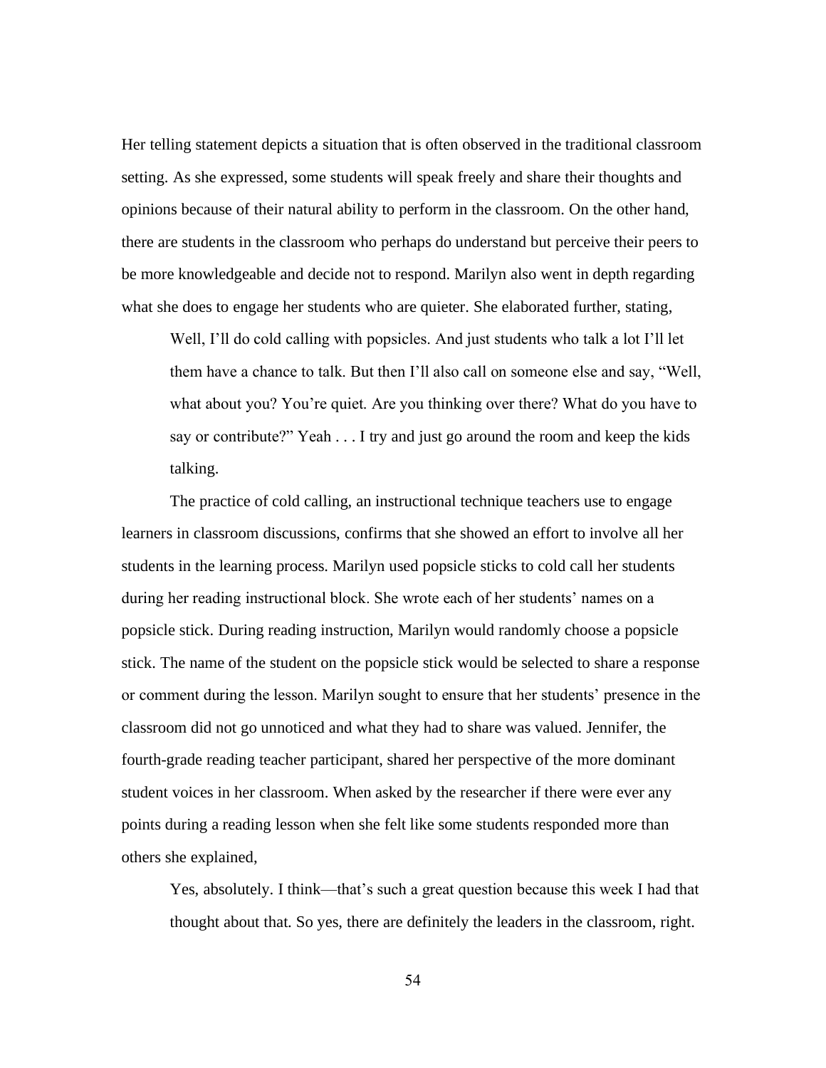Her telling statement depicts a situation that is often observed in the traditional classroom setting. As she expressed, some students will speak freely and share their thoughts and opinions because of their natural ability to perform in the classroom. On the other hand, there are students in the classroom who perhaps do understand but perceive their peers to be more knowledgeable and decide not to respond. Marilyn also went in depth regarding what she does to engage her students who are quieter. She elaborated further, stating,

> Well, I'll do cold calling with popsicles. And just students who talk a lot I'll let them have a chance to talk. But then I'll also call on someone else and say, "Well, what about you? You're quiet. Are you thinking over there? What do you have to say or contribute?" Yeah . . . I try and just go around the room and keep the kids talking.

The practice of cold calling, an instructional technique teachers use to engage learners in classroom discussions, confirms that she showed an effort to involve all her students in the learning process. Marilyn used popsicle sticks to cold call her students during her reading instructional block. She wrote each of her students' names on a popsicle stick. During reading instruction, Marilyn would randomly choose a popsicle stick. The name of the student on the popsicle stick would be selected to share a response or comment during the lesson. Marilyn sought to ensure that her students' presence in the classroom did not go unnoticed and what they had to share was valued. Jennifer, the fourth-grade reading teacher participant, shared her perspective of the more dominant student voices in her classroom. When asked by the researcher if there were ever any points during a reading lesson when she felt like some students responded more than others she explained,

> Yes, absolutely. I think—that's such a great question because this week I had that thought about that. So yes, there are definitely the leaders in the classroom, right.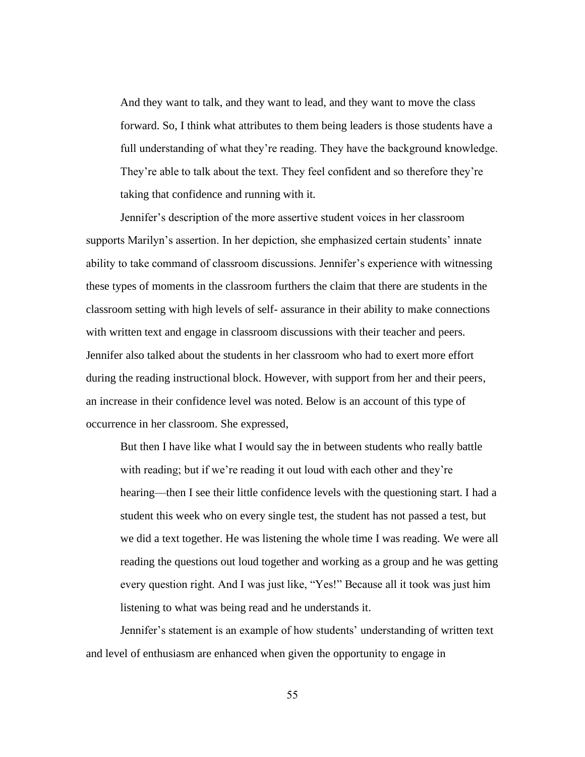> And they want to talk, and they want to lead, and they want to move the class forward. So, I think what attributes to them being leaders is those students have a full understanding of what they're reading. They have the background knowledge. They're able to talk about the text. They feel confident and so therefore they're taking that confidence and running with it.

Jennifer's description of the more assertive student voices in her classroom supports Marilyn's assertion. In her depiction, she emphasized certain students' innate ability to take command of classroom discussions. Jennifer's experience with witnessing these types of moments in the classroom furthers the claim that there are students in the classroom setting with high levels of self- assurance in their ability to make connections with written text and engage in classroom discussions with their teacher and peers. Jennifer also talked about the students in her classroom who had to exert more effort during the reading instructional block. However, with support from her and their peers, an increase in their confidence level was noted. Below is an account of this type of occurrence in her classroom. She expressed,

> But then I have like what I would say the in between students who really battle with reading; but if we're reading it out loud with each other and they're hearing—then I see their little confidence levels with the questioning start. I had a student this week who on every single test, the student has not passed a test, but we did a text together. He was listening the whole time I was reading. We were all reading the questions out loud together and working as a group and he was getting every question right. And I was just like, "Yes!" Because all it took was just him listening to what was being read and he understands it.

Jennifer's statement is an example of how students' understanding of written text and level of enthusiasm are enhanced when given the opportunity to engage in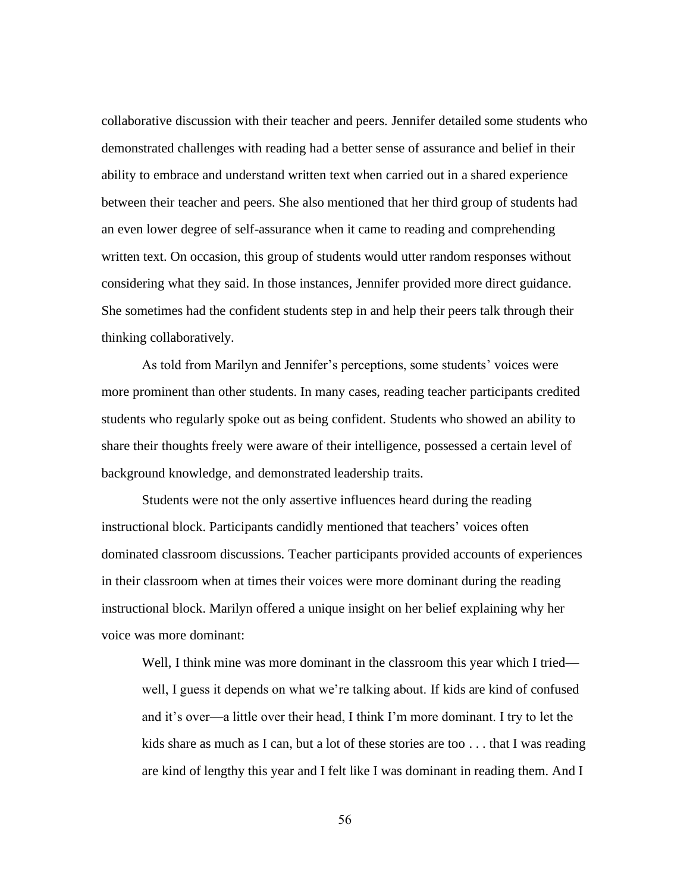collaborative discussion with their teacher and peers. Jennifer detailed some students who demonstrated challenges with reading had a better sense of assurance and belief in their ability to embrace and understand written text when carried out in a shared experience between their teacher and peers. She also mentioned that her third group of students had an even lower degree of self-assurance when it came to reading and comprehending written text. On occasion, this group of students would utter random responses without considering what they said. In those instances, Jennifer provided more direct guidance. She sometimes had the confident students step in and help their peers talk through their thinking collaboratively.

As told from Marilyn and Jennifer's perceptions, some students' voices were more prominent than other students. In many cases, reading teacher participants credited students who regularly spoke out as being confident. Students who showed an ability to share their thoughts freely were aware of their intelligence, possessed a certain level of background knowledge, and demonstrated leadership traits.

Students were not the only assertive influences heard during the reading instructional block. Participants candidly mentioned that teachers' voices often dominated classroom discussions. Teacher participants provided accounts of experiences in their classroom when at times their voices were more dominant during the reading instructional block. Marilyn offered a unique insight on her belief explaining why her voice was more dominant:

> Well, I think mine was more dominant in the classroom this year which I tried—well, I guess it depends on what we're talking about. If kids are kind of confused and it's over—a little over their head, I think I'm more dominant. I try to let the kids share as much as I can, but a lot of these stories are too . . . that I was reading are kind of lengthy this year and I felt like I was dominant in reading them. And I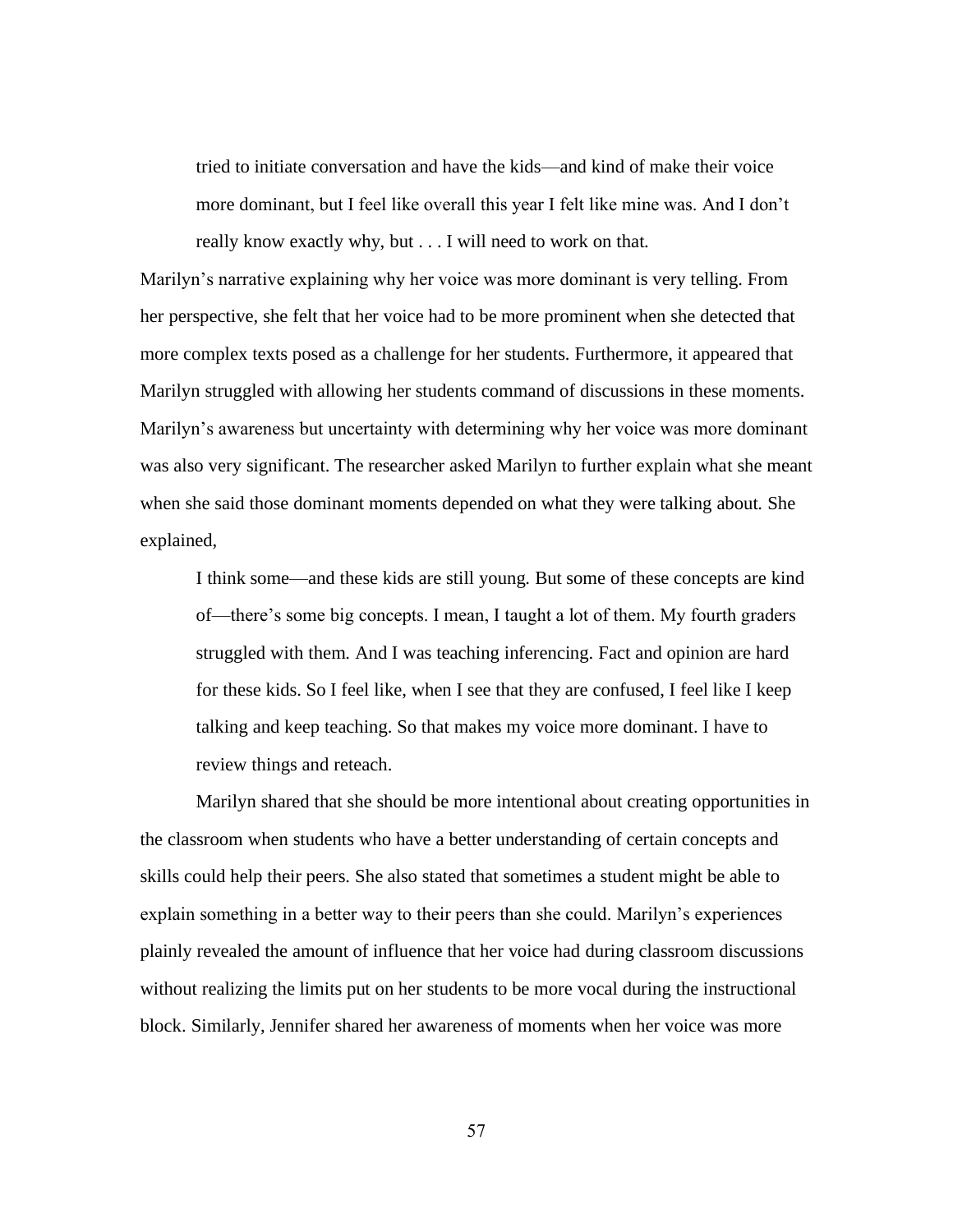> tried to initiate conversation and have the kids—and kind of make their voice more dominant, but I feel like overall this year I felt like mine was. And I don't really know exactly why, but . . . I will need to work on that.

Marilyn's narrative explaining why her voice was more dominant is very telling. From her perspective, she felt that her voice had to be more prominent when she detected that more complex texts posed as a challenge for her students. Furthermore, it appeared that Marilyn struggled with allowing her students command of discussions in these moments. Marilyn's awareness but uncertainty with determining why her voice was more dominant was also very significant. The researcher asked Marilyn to further explain what she meant when she said those dominant moments depended on what they were talking about. She explained,

> I think some—and these kids are still young. But some of these concepts are kind of—there's some big concepts. I mean, I taught a lot of them. My fourth graders struggled with them. And I was teaching inferencing. Fact and opinion are hard for these kids. So I feel like, when I see that they are confused, I feel like I keep talking and keep teaching. So that makes my voice more dominant. I have to review things and reteach.

Marilyn shared that she should be more intentional about creating opportunities in the classroom when students who have a better understanding of certain concepts and skills could help their peers. She also stated that sometimes a student might be able to explain something in a better way to their peers than she could. Marilyn's experiences plainly revealed the amount of influence that her voice had during classroom discussions without realizing the limits put on her students to be more vocal during the instructional block. Similarly, Jennifer shared her awareness of moments when her voice was more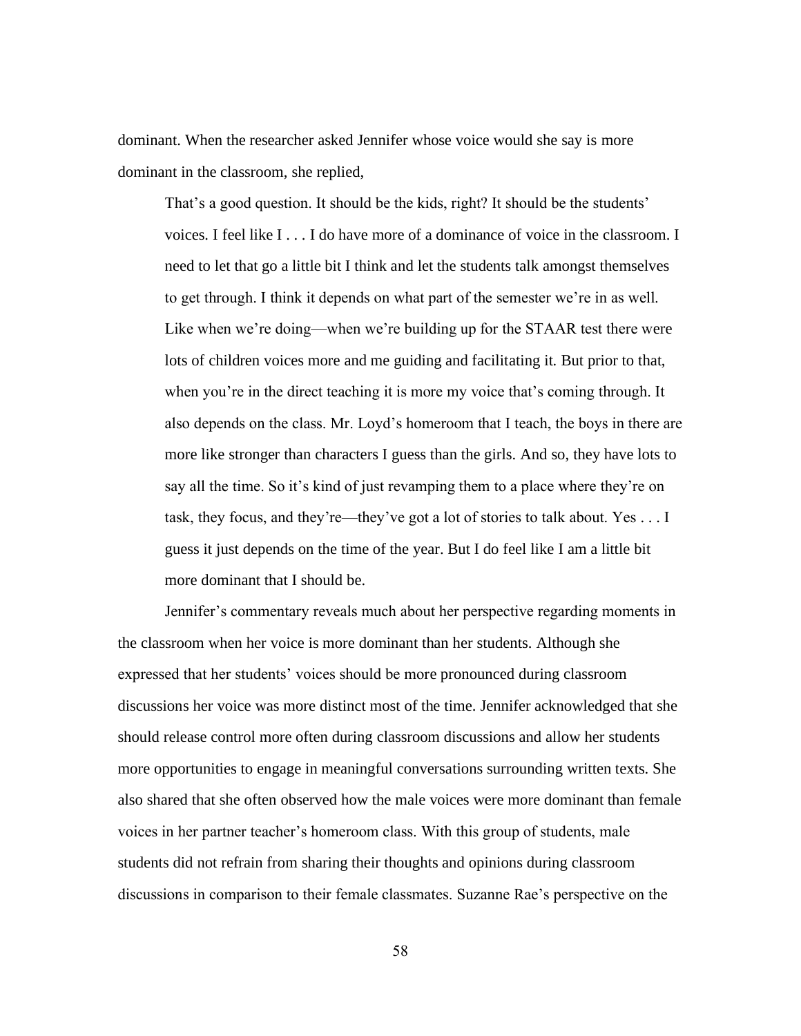dominant. When the researcher asked Jennifer whose voice would she say is more dominant in the classroom, she replied,

> That's a good question. It should be the kids, right? It should be the students' voices. I feel like I . . . I do have more of a dominance of voice in the classroom. I need to let that go a little bit I think and let the students talk amongst themselves to get through. I think it depends on what part of the semester we're in as well. Like when we're doing—when we're building up for the STAAR test there were lots of children voices more and me guiding and facilitating it. But prior to that, when you're in the direct teaching it is more my voice that's coming through. It also depends on the class. Mr. Loyd's homeroom that I teach, the boys in there are more like stronger than characters I guess than the girls. And so, they have lots to say all the time. So it's kind of just revamping them to a place where they're on task, they focus, and they're—they've got a lot of stories to talk about. Yes . . . I guess it just depends on the time of the year. But I do feel like I am a little bit more dominant that I should be.

Jennifer's commentary reveals much about her perspective regarding moments in the classroom when her voice is more dominant than her students. Although she expressed that her students' voices should be more pronounced during classroom discussions her voice was more distinct most of the time. Jennifer acknowledged that she should release control more often during classroom discussions and allow her students more opportunities to engage in meaningful conversations surrounding written texts. She also shared that she often observed how the male voices were more dominant than female voices in her partner teacher's homeroom class. With this group of students, male students did not refrain from sharing their thoughts and opinions during classroom discussions in comparison to their female classmates. Suzanne Rae's perspective on the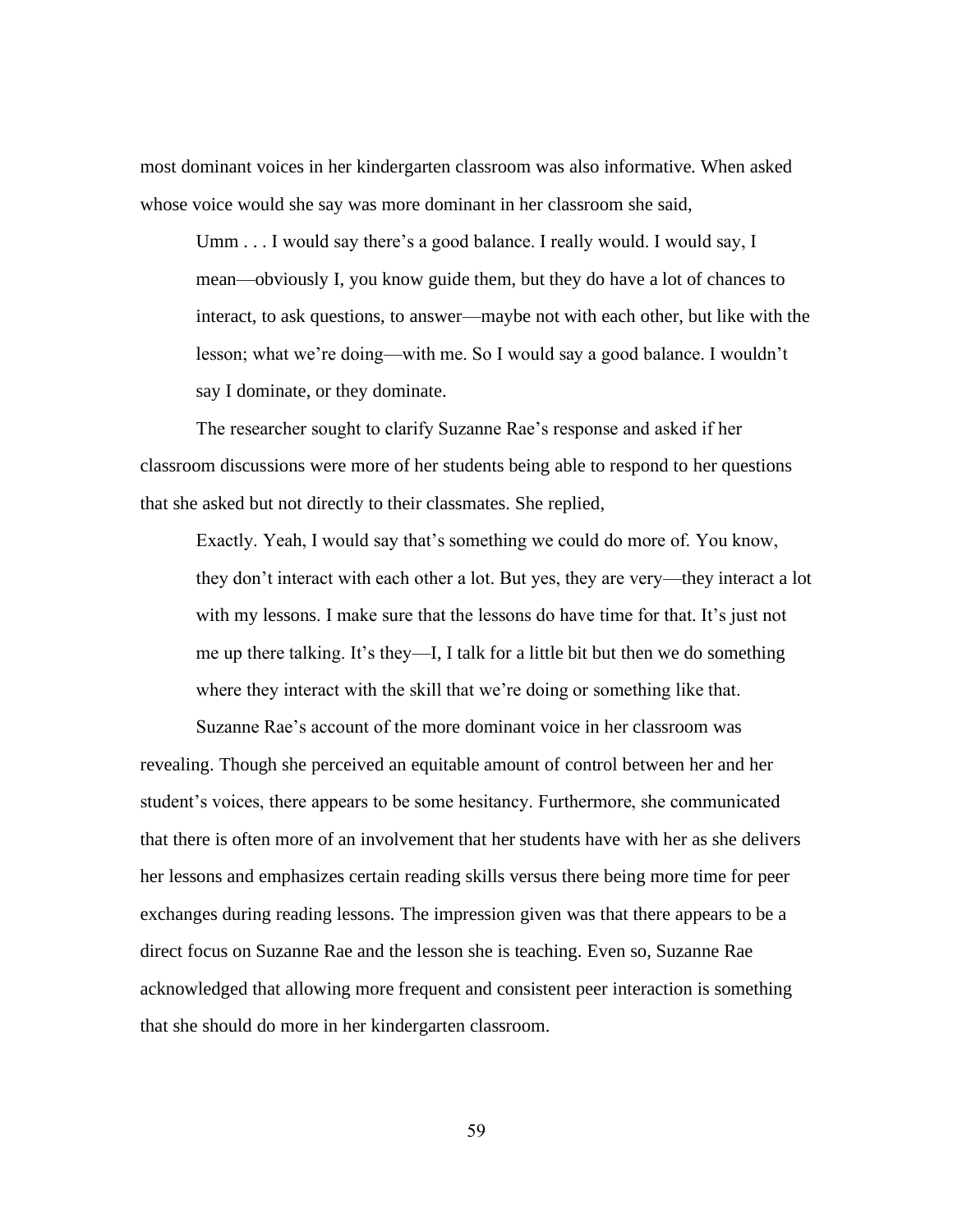most dominant voices in her kindergarten classroom was also informative. When asked whose voice would she say was more dominant in her classroom she said,

> Umm . . . I would say there's a good balance. I really would. I would say, I mean—obviously I, you know guide them, but they do have a lot of chances to interact, to ask questions, to answer—maybe not with each other, but like with the lesson; what we're doing—with me. So I would say a good balance. I wouldn't say I dominate, or they dominate.

The researcher sought to clarify Suzanne Rae's response and asked if her classroom discussions were more of her students being able to respond to her questions that she asked but not directly to their classmates. She replied,

> Exactly. Yeah, I would say that's something we could do more of. You know, they don't interact with each other a lot. But yes, they are very—they interact a lot with my lessons. I make sure that the lessons do have time for that. It's just not me up there talking. It's they—I, I talk for a little bit but then we do something where they interact with the skill that we're doing or something like that.

Suzanne Rae's account of the more dominant voice in her classroom was revealing. Though she perceived an equitable amount of control between her and her student's voices, there appears to be some hesitancy. Furthermore, she communicated that there is often more of an involvement that her students have with her as she delivers her lessons and emphasizes certain reading skills versus there being more time for peer exchanges during reading lessons. The impression given was that there appears to be a direct focus on Suzanne Rae and the lesson she is teaching. Even so, Suzanne Rae acknowledged that allowing more frequent and consistent peer interaction is something that she should do more in her kindergarten classroom.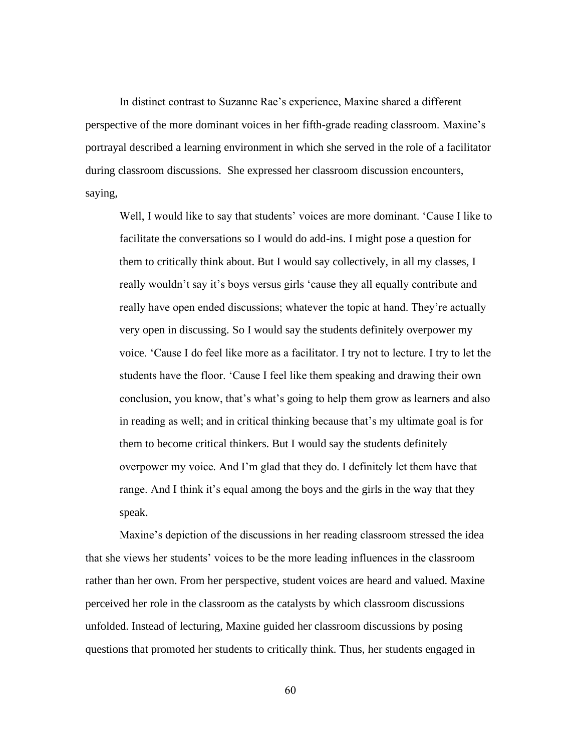In distinct contrast to Suzanne Rae's experience, Maxine shared a different perspective of the more dominant voices in her fifth-grade reading classroom. Maxine's portrayal described a learning environment in which she served in the role of a facilitator during classroom discussions. She expressed her classroom discussion encounters, saying,

> Well, I would like to say that students' voices are more dominant. 'Cause I like to facilitate the conversations so I would do add-ins. I might pose a question for them to critically think about. But I would say collectively, in all my classes, I really wouldn't say it's boys versus girls 'cause they all equally contribute and really have open ended discussions; whatever the topic at hand. They're actually very open in discussing. So I would say the students definitely overpower my voice. 'Cause I do feel like more as a facilitator. I try not to lecture. I try to let the students have the floor. 'Cause I feel like them speaking and drawing their own conclusion, you know, that's what's going to help them grow as learners and also in reading as well; and in critical thinking because that's my ultimate goal is for them to become critical thinkers. But I would say the students definitely overpower my voice. And I'm glad that they do. I definitely let them have that range. And I think it's equal among the boys and the girls in the way that they speak.

Maxine's depiction of the discussions in her reading classroom stressed the idea that she views her students' voices to be the more leading influences in the classroom rather than her own. From her perspective, student voices are heard and valued. Maxine perceived her role in the classroom as the catalysts by which classroom discussions unfolded. Instead of lecturing, Maxine guided her classroom discussions by posing questions that promoted her students to critically think. Thus, her students engaged in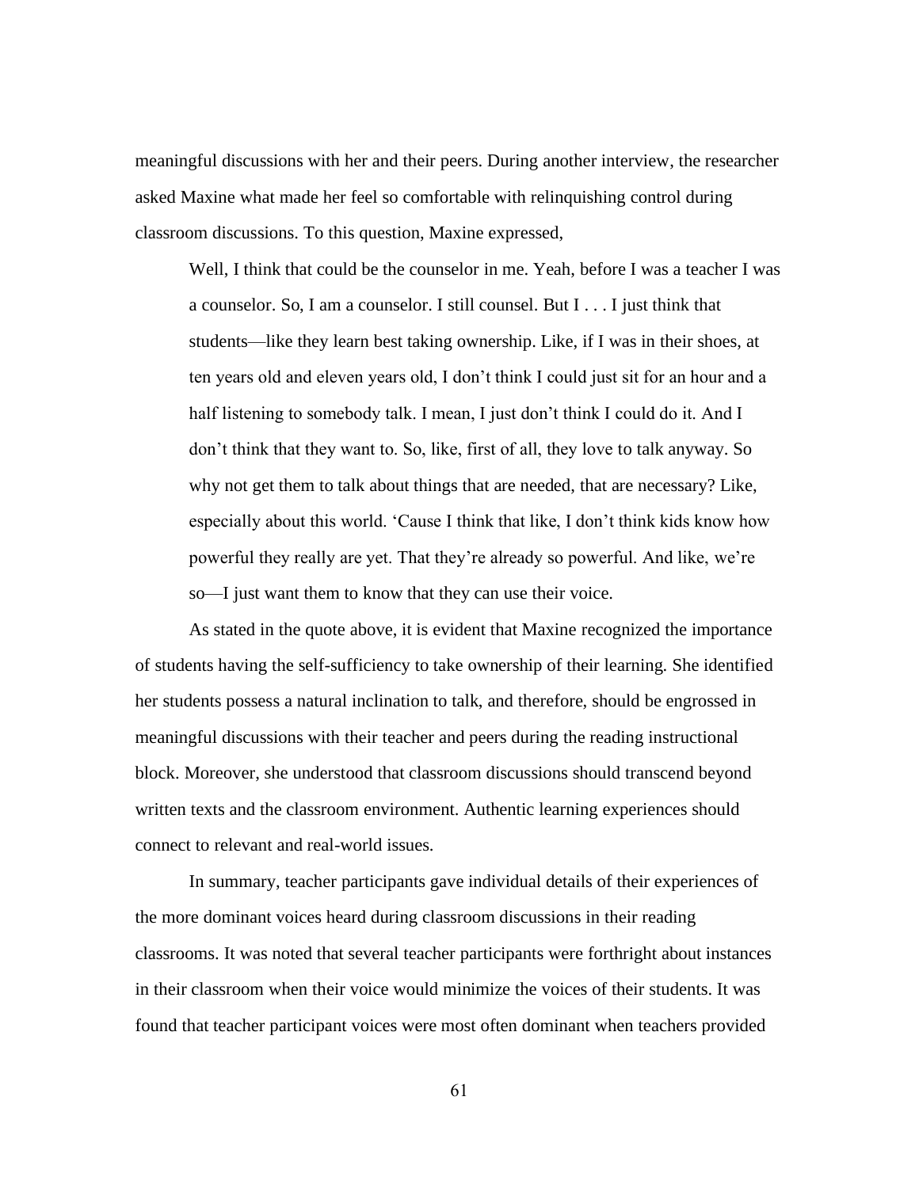meaningful discussions with her and their peers. During another interview, the researcher asked Maxine what made her feel so comfortable with relinquishing control during classroom discussions. To this question, Maxine expressed,

> Well, I think that could be the counselor in me. Yeah, before I was a teacher I was a counselor. So, I am a counselor. I still counsel. But I . . . I just think that students—like they learn best taking ownership. Like, if I was in their shoes, at ten years old and eleven years old, I don't think I could just sit for an hour and a half listening to somebody talk. I mean, I just don't think I could do it. And I don't think that they want to. So, like, first of all, they love to talk anyway. So why not get them to talk about things that are needed, that are necessary? Like, especially about this world. 'Cause I think that like, I don't think kids know how powerful they really are yet. That they're already so powerful. And like, we're so—I just want them to know that they can use their voice.

As stated in the quote above, it is evident that Maxine recognized the importance of students having the self-sufficiency to take ownership of their learning. She identified her students possess a natural inclination to talk, and therefore, should be engrossed in meaningful discussions with their teacher and peers during the reading instructional block. Moreover, she understood that classroom discussions should transcend beyond written texts and the classroom environment. Authentic learning experiences should connect to relevant and real-world issues.

In summary, teacher participants gave individual details of their experiences of the more dominant voices heard during classroom discussions in their reading classrooms. It was noted that several teacher participants were forthright about instances in their classroom when their voice would minimize the voices of their students. It was found that teacher participant voices were most often dominant when teachers provided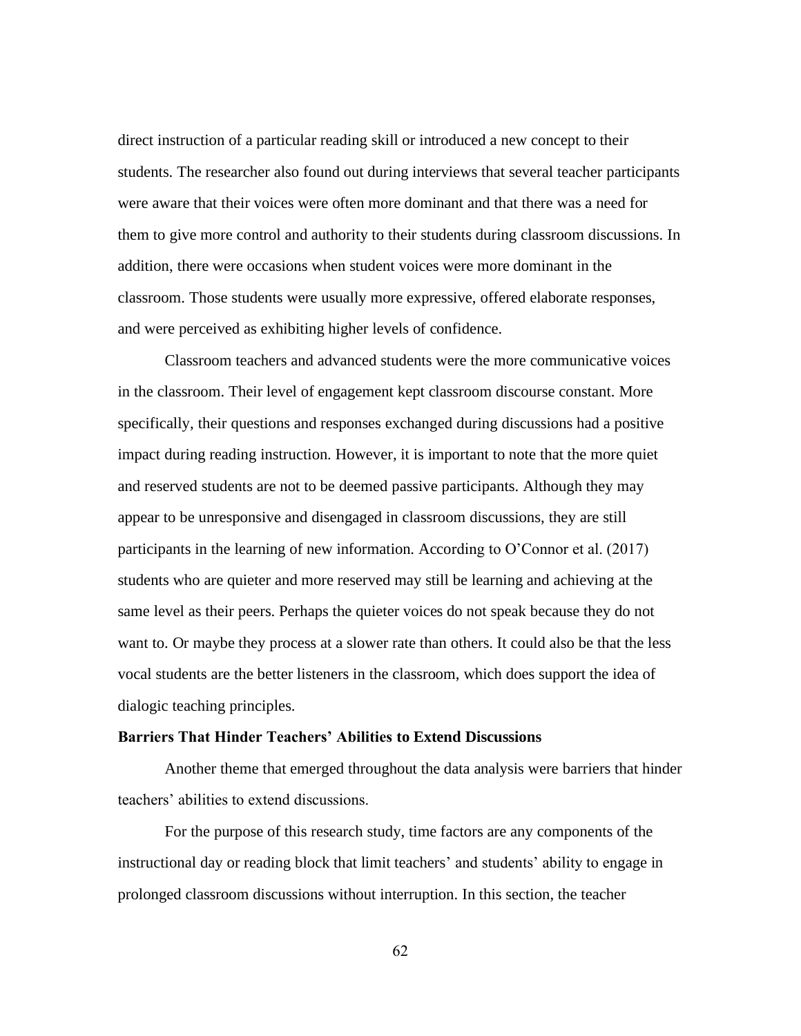direct instruction of a particular reading skill or introduced a new concept to their students. The researcher also found out during interviews that several teacher participants were aware that their voices were often more dominant and that there was a need for them to give more control and authority to their students during classroom discussions. In addition, there were occasions when student voices were more dominant in the classroom. Those students were usually more expressive, offered elaborate responses, and were perceived as exhibiting higher levels of confidence.

Classroom teachers and advanced students were the more communicative voices in the classroom. Their level of engagement kept classroom discourse constant. More specifically, their questions and responses exchanged during discussions had a positive impact during reading instruction. However, it is important to note that the more quiet and reserved students are not to be deemed passive participants. Although they may appear to be unresponsive and disengaged in classroom discussions, they are still participants in the learning of new information. According to O'Connor et al. (2017) students who are quieter and more reserved may still be learning and achieving at the same level as their peers. Perhaps the quieter voices do not speak because they do not want to. Or maybe they process at a slower rate than others. It could also be that the less vocal students are the better listeners in the classroom, which does support the idea of dialogic teaching principles.

### Barriers That Hinder Teachers' Abilities to Extend Discussions

Another theme that emerged throughout the data analysis were barriers that hinder teachers' abilities to extend discussions.

For the purpose of this research study, time factors are any components of the instructional day or reading block that limit teachers' and students' ability to engage in prolonged classroom discussions without interruption. In this section, the teacher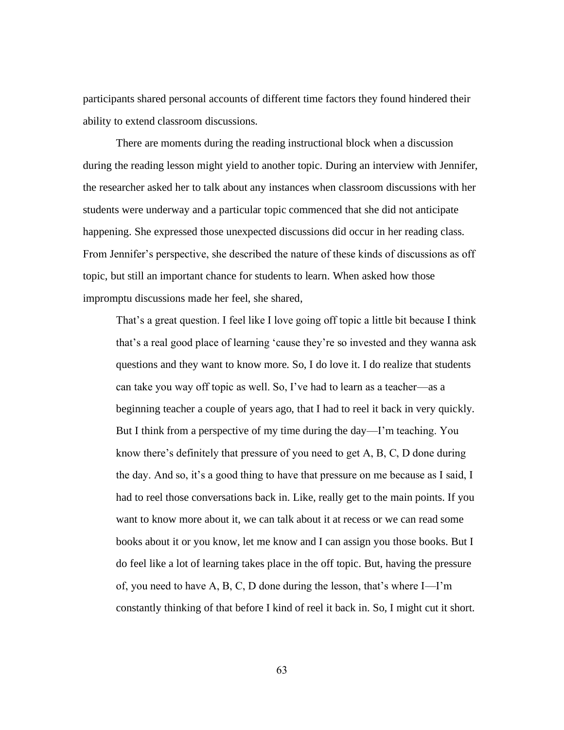participants shared personal accounts of different time factors they found hindered their ability to extend classroom discussions.

There are moments during the reading instructional block when a discussion during the reading lesson might yield to another topic. During an interview with Jennifer, the researcher asked her to talk about any instances when classroom discussions with her students were underway and a particular topic commenced that she did not anticipate happening. She expressed those unexpected discussions did occur in her reading class. From Jennifer's perspective, she described the nature of these kinds of discussions as off topic, but still an important chance for students to learn. When asked how those impromptu discussions made her feel, she shared,

> That's a great question. I feel like I love going off topic a little bit because I think that's a real good place of learning 'cause they're so invested and they wanna ask questions and they want to know more. So, I do love it. I do realize that students can take you way off topic as well. So, I've had to learn as a teacher—as a beginning teacher a couple of years ago, that I had to reel it back in very quickly. But I think from a perspective of my time during the day—I'm teaching. You know there's definitely that pressure of you need to get A, B, C, D done during the day. And so, it's a good thing to have that pressure on me because as I said, I had to reel those conversations back in. Like, really get to the main points. If you want to know more about it, we can talk about it at recess or we can read some books about it or you know, let me know and I can assign you those books. But I do feel like a lot of learning takes place in the off topic. But, having the pressure of, you need to have A, B, C, D done during the lesson, that's where I—I'm constantly thinking of that before I kind of reel it back in. So, I might cut it short.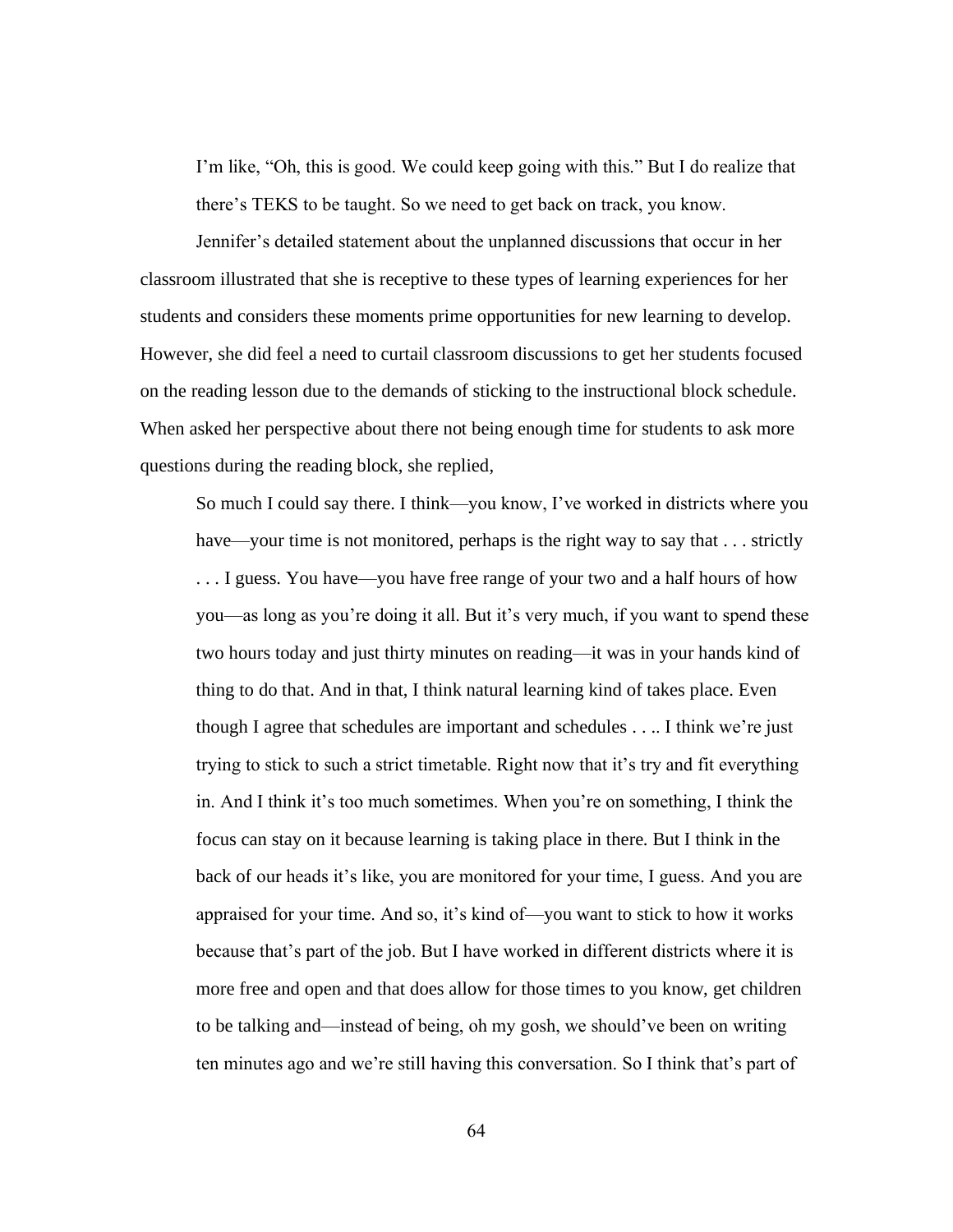I'm like, "Oh, this is good. We could keep going with this." But I do realize that there's TEKS to be taught. So we need to get back on track, you know.

Jennifer's detailed statement about the unplanned discussions that occur in her classroom illustrated that she is receptive to these types of learning experiences for her students and considers these moments prime opportunities for new learning to develop. However, she did feel a need to curtail classroom discussions to get her students focused on the reading lesson due to the demands of sticking to the instructional block schedule. When asked her perspective about there not being enough time for students to ask more questions during the reading block, she replied,

> So much I could say there. I think—you know, I've worked in districts where you have—your time is not monitored, perhaps is the right way to say that . . . strictly . . . I guess. You have—you have free range of your two and a half hours of how you—as long as you're doing it all. But it's very much, if you want to spend these two hours today and just thirty minutes on reading—it was in your hands kind of thing to do that. And in that, I think natural learning kind of takes place. Even though I agree that schedules are important and schedules . . .. I think we're just trying to stick to such a strict timetable. Right now that it's try and fit everything in. And I think it's too much sometimes. When you're on something, I think the focus can stay on it because learning is taking place in there. But I think in the back of our heads it's like, you are monitored for your time, I guess. And you are appraised for your time. And so, it's kind of—you want to stick to how it works because that's part of the job. But I have worked in different districts where it is more free and open and that does allow for those times to you know, get children to be talking and—instead of being, oh my gosh, we should've been on writing ten minutes ago and we're still having this conversation. So I think that's part of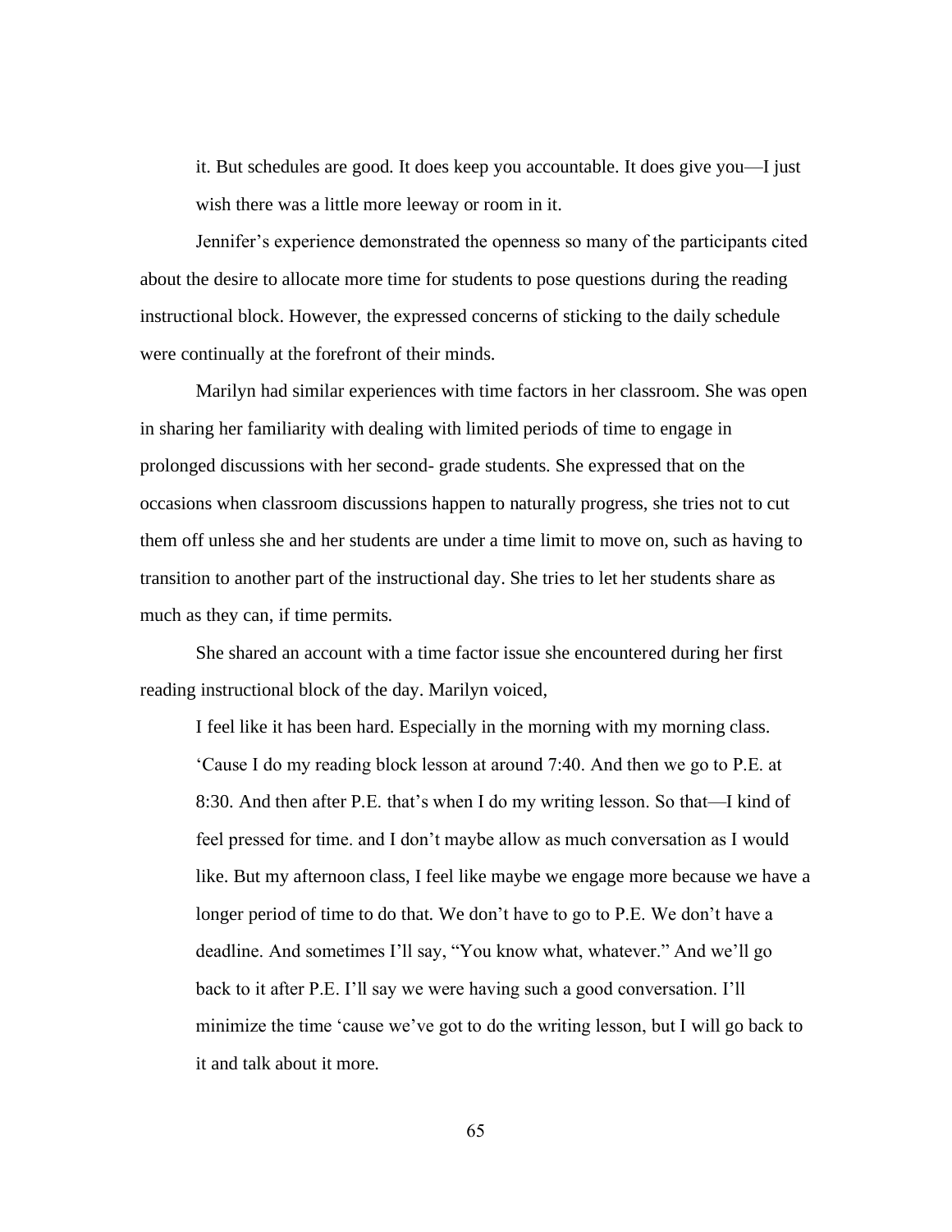> it. But schedules are good. It does keep you accountable. It does give you—I just wish there was a little more leeway or room in it.

Jennifer's experience demonstrated the openness so many of the participants cited about the desire to allocate more time for students to pose questions during the reading instructional block. However, the expressed concerns of sticking to the daily schedule were continually at the forefront of their minds.

Marilyn had similar experiences with time factors in her classroom. She was open in sharing her familiarity with dealing with limited periods of time to engage in prolonged discussions with her second- grade students. She expressed that on the occasions when classroom discussions happen to naturally progress, she tries not to cut them off unless she and her students are under a time limit to move on, such as having to transition to another part of the instructional day. She tries to let her students share as much as they can, if time permits.

She shared an account with a time factor issue she encountered during her first reading instructional block of the day. Marilyn voiced,

> I feel like it has been hard. Especially in the morning with my morning class. 'Cause I do my reading block lesson at around 7:40. And then we go to P.E. at 8:30. And then after P.E. that's when I do my writing lesson. So that—I kind of feel pressed for time. and I don't maybe allow as much conversation as I would like. But my afternoon class, I feel like maybe we engage more because we have a longer period of time to do that. We don't have to go to P.E. We don't have a deadline. And sometimes I'll say, "You know what, whatever." And we'll go back to it after P.E. I'll say we were having such a good conversation. I'll minimize the time 'cause we've got to do the writing lesson, but I will go back to it and talk about it more.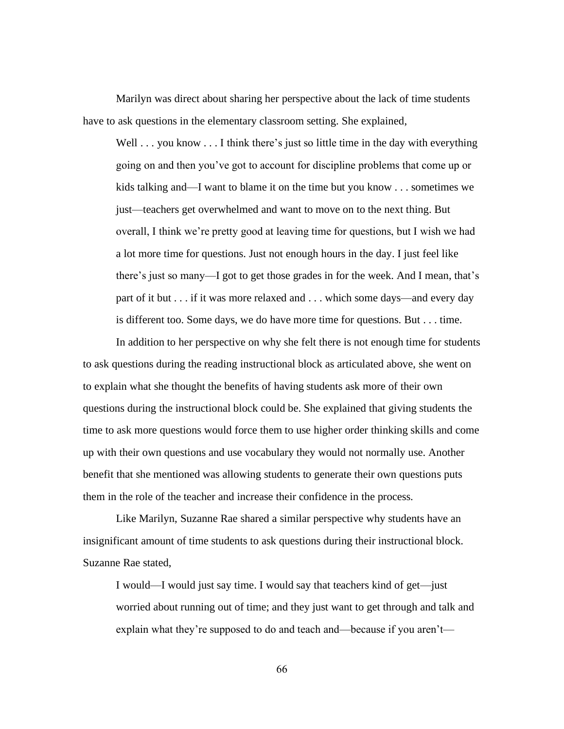Marilyn was direct about sharing her perspective about the lack of time students have to ask questions in the elementary classroom setting. She explained,

> Well . . . you know . . . I think there's just so little time in the day with everything going on and then you've got to account for discipline problems that come up or kids talking and—I want to blame it on the time but you know . . . sometimes we just—teachers get overwhelmed and want to move on to the next thing. But overall, I think we're pretty good at leaving time for questions, but I wish we had a lot more time for questions. Just not enough hours in the day. I just feel like there's just so many—I got to get those grades in for the week. And I mean, that's part of it but . . . if it was more relaxed and . . . which some days—and every day is different too. Some days, we do have more time for questions. But . . . time.

In addition to her perspective on why she felt there is not enough time for students to ask questions during the reading instructional block as articulated above, she went on to explain what she thought the benefits of having students ask more of their own questions during the instructional block could be. She explained that giving students the time to ask more questions would force them to use higher order thinking skills and come up with their own questions and use vocabulary they would not normally use. Another benefit that she mentioned was allowing students to generate their own questions puts them in the role of the teacher and increase their confidence in the process.

Like Marilyn, Suzanne Rae shared a similar perspective why students have an insignificant amount of time students to ask questions during their instructional block. Suzanne Rae stated,

> I would—I would just say time. I would say that teachers kind of get—just worried about running out of time; and they just want to get through and talk and explain what they're supposed to do and teach and—because if you aren't—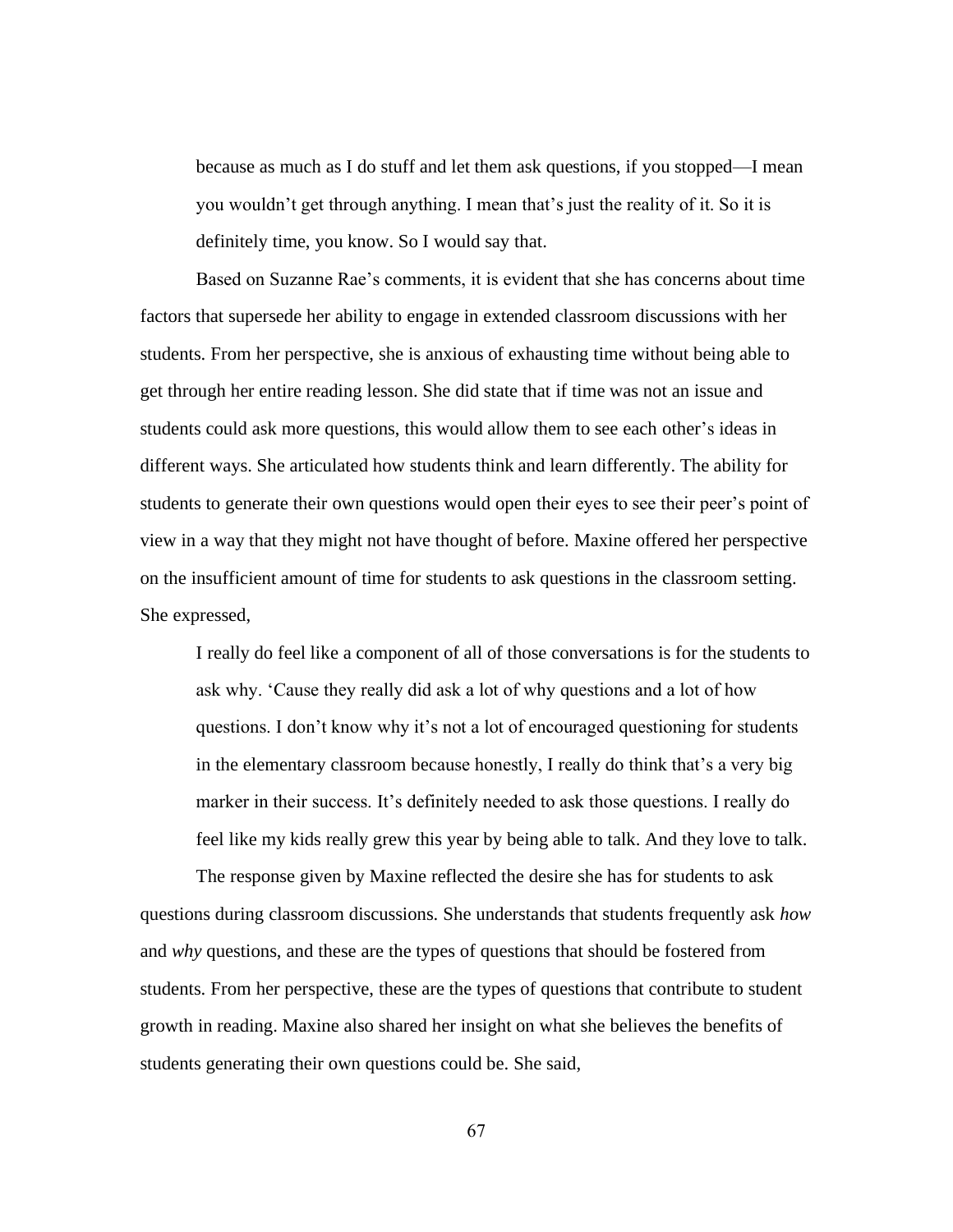> because as much as I do stuff and let them ask questions, if you stopped—I mean you wouldn't get through anything. I mean that's just the reality of it. So it is definitely time, you know. So I would say that.

Based on Suzanne Rae's comments, it is evident that she has concerns about time factors that supersede her ability to engage in extended classroom discussions with her students. From her perspective, she is anxious of exhausting time without being able to get through her entire reading lesson. She did state that if time was not an issue and students could ask more questions, this would allow them to see each other's ideas in different ways. She articulated how students think and learn differently. The ability for students to generate their own questions would open their eyes to see their peer's point of view in a way that they might not have thought of before. Maxine offered her perspective on the insufficient amount of time for students to ask questions in the classroom setting. She expressed,

> I really do feel like a component of all of those conversations is for the students to ask why. 'Cause they really did ask a lot of why questions and a lot of how questions. I don't know why it's not a lot of encouraged questioning for students in the elementary classroom because honestly, I really do think that's a very big marker in their success. It's definitely needed to ask those questions. I really do feel like my kids really grew this year by being able to talk. And they love to talk.

The response given by Maxine reflected the desire she has for students to ask questions during classroom discussions. She understands that students frequently ask *how* and *why* questions, and these are the types of questions that should be fostered from students. From her perspective, these are the types of questions that contribute to student growth in reading. Maxine also shared her insight on what she believes the benefits of students generating their own questions could be. She said,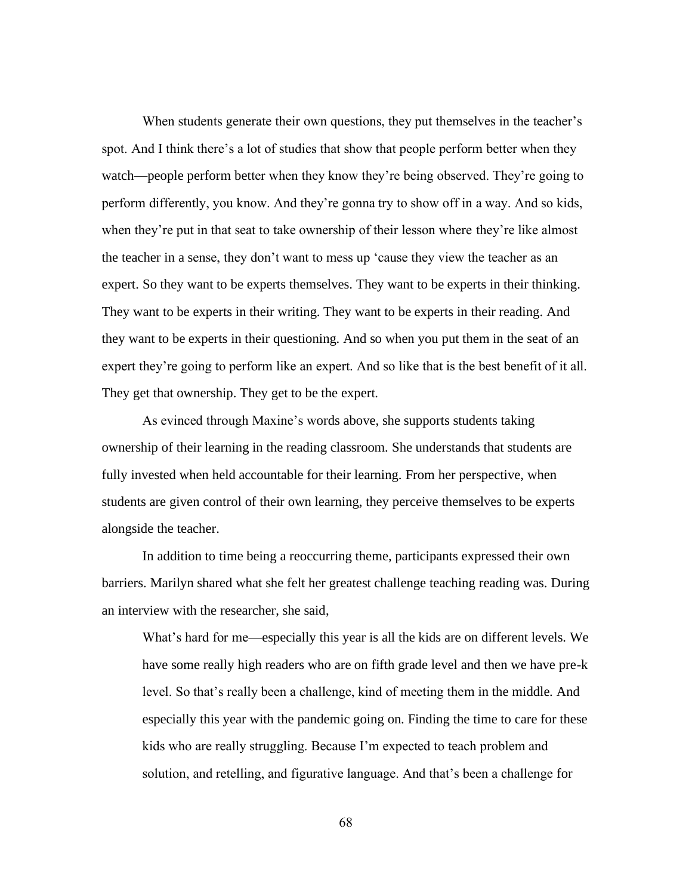> When students generate their own questions, they put themselves in the teacher's spot. And I think there's a lot of studies that show that people perform better when they watch—people perform better when they know they're being observed. They're going to perform differently, you know. And they're gonna try to show off in a way. And so kids, when they're put in that seat to take ownership of their lesson where they're like almost the teacher in a sense, they don't want to mess up 'cause they view the teacher as an expert. So they want to be experts themselves. They want to be experts in their thinking. They want to be experts in their writing. They want to be experts in their reading. And they want to be experts in their questioning. And so when you put them in the seat of an expert they're going to perform like an expert. And so like that is the best benefit of it all. They get that ownership. They get to be the expert.

As evinced through Maxine's words above, she supports students taking ownership of their learning in the reading classroom. She understands that students are fully invested when held accountable for their learning. From her perspective, when students are given control of their own learning, they perceive themselves to be experts alongside the teacher.

In addition to time being a reoccurring theme, participants expressed their own barriers. Marilyn shared what she felt her greatest challenge teaching reading was. During an interview with the researcher, she said,

> What's hard for me—especially this year is all the kids are on different levels. We have some really high readers who are on fifth grade level and then we have pre-k level. So that's really been a challenge, kind of meeting them in the middle. And especially this year with the pandemic going on. Finding the time to care for these kids who are really struggling. Because I'm expected to teach problem and solution, and retelling, and figurative language. And that's been a challenge for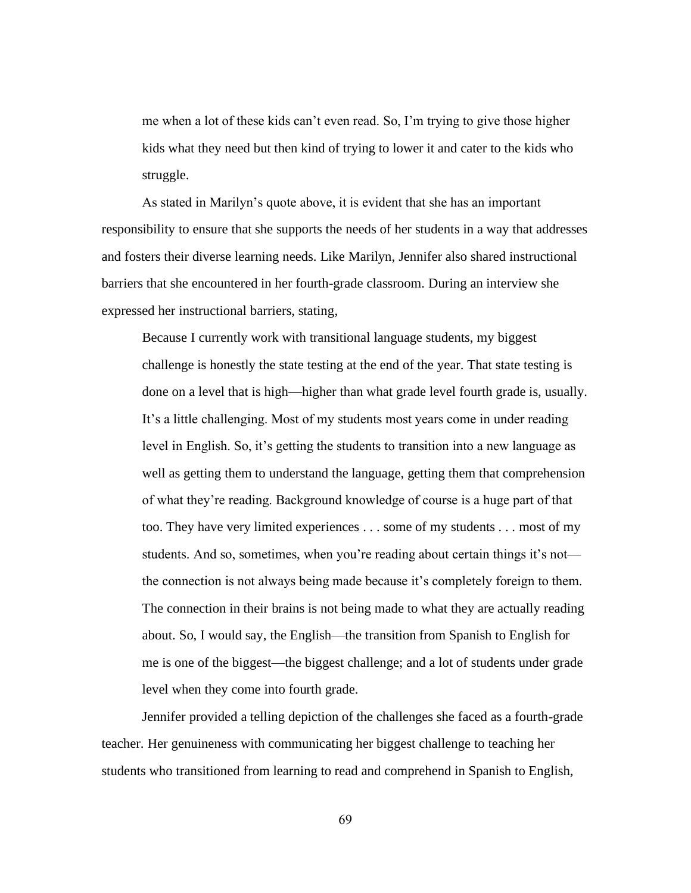> me when a lot of these kids can't even read. So, I'm trying to give those higher kids what they need but then kind of trying to lower it and cater to the kids who struggle.

As stated in Marilyn's quote above, it is evident that she has an important responsibility to ensure that she supports the needs of her students in a way that addresses and fosters their diverse learning needs. Like Marilyn, Jennifer also shared instructional barriers that she encountered in her fourth-grade classroom. During an interview she expressed her instructional barriers, stating,

> Because I currently work with transitional language students, my biggest challenge is honestly the state testing at the end of the year. That state testing is done on a level that is high—higher than what grade level fourth grade is, usually. It's a little challenging. Most of my students most years come in under reading level in English. So, it's getting the students to transition into a new language as well as getting them to understand the language, getting them that comprehension of what they're reading. Background knowledge of course is a huge part of that too. They have very limited experiences . . . some of my students . . . most of my students. And so, sometimes, when you're reading about certain things it's not—the connection is not always being made because it's completely foreign to them. The connection in their brains is not being made to what they are actually reading about. So, I would say, the English—the transition from Spanish to English for me is one of the biggest—the biggest challenge; and a lot of students under grade level when they come into fourth grade.

Jennifer provided a telling depiction of the challenges she faced as a fourth-grade teacher. Her genuineness with communicating her biggest challenge to teaching her students who transitioned from learning to read and comprehend in Spanish to English,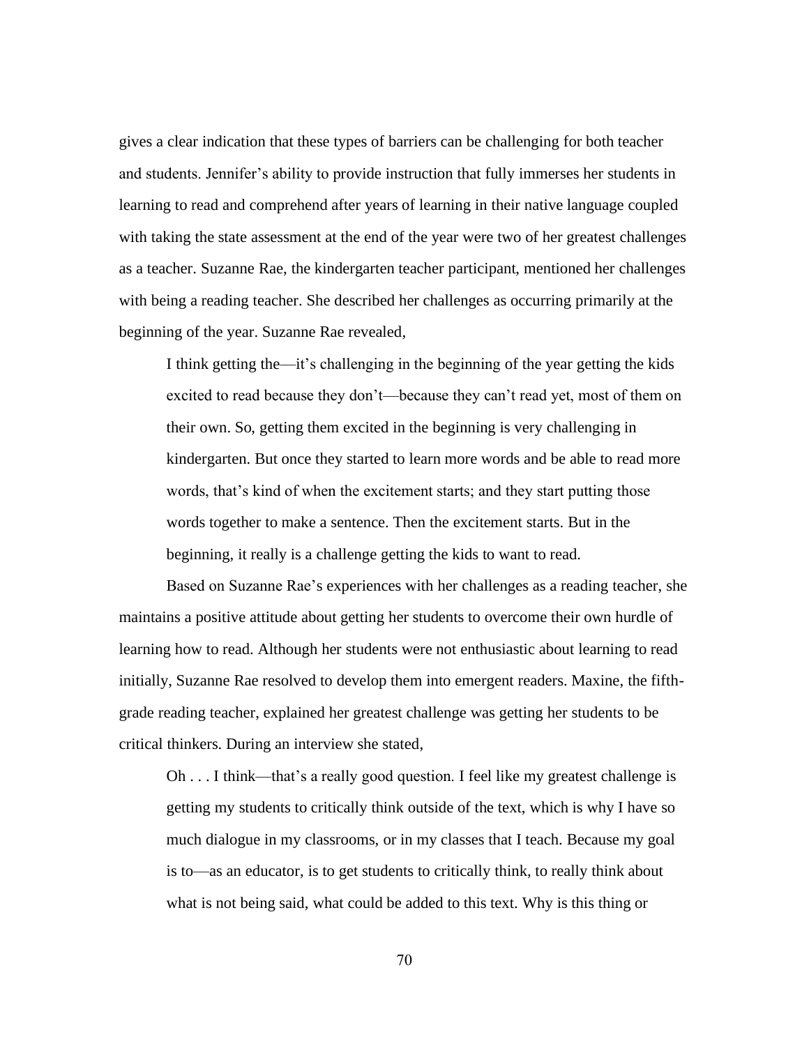gives a clear indication that these types of barriers can be challenging for both teacher and students. Jennifer's ability to provide instruction that fully immerses her students in learning to read and comprehend after years of learning in their native language coupled with taking the state assessment at the end of the year were two of her greatest challenges as a teacher. Suzanne Rae, the kindergarten teacher participant, mentioned her challenges with being a reading teacher. She described her challenges as occurring primarily at the beginning of the year. Suzanne Rae revealed,

> I think getting the—it's challenging in the beginning of the year getting the kids excited to read because they don't—because they can't read yet, most of them on their own. So, getting them excited in the beginning is very challenging in kindergarten. But once they started to learn more words and be able to read more words, that's kind of when the excitement starts; and they start putting those words together to make a sentence. Then the excitement starts. But in the beginning, it really is a challenge getting the kids to want to read.

Based on Suzanne Rae's experiences with her challenges as a reading teacher, she maintains a positive attitude about getting her students to overcome their own hurdle of learning how to read. Although her students were not enthusiastic about learning to read initially, Suzanne Rae resolved to develop them into emergent readers. Maxine, the fifth-grade reading teacher, explained her greatest challenge was getting her students to be critical thinkers. During an interview she stated,

> Oh . . . I think—that's a really good question. I feel like my greatest challenge is getting my students to critically think outside of the text, which is why I have so much dialogue in my classrooms, or in my classes that I teach. Because my goal is to—as an educator, is to get students to critically think, to really think about what is not being said, what could be added to this text. Why is this thing or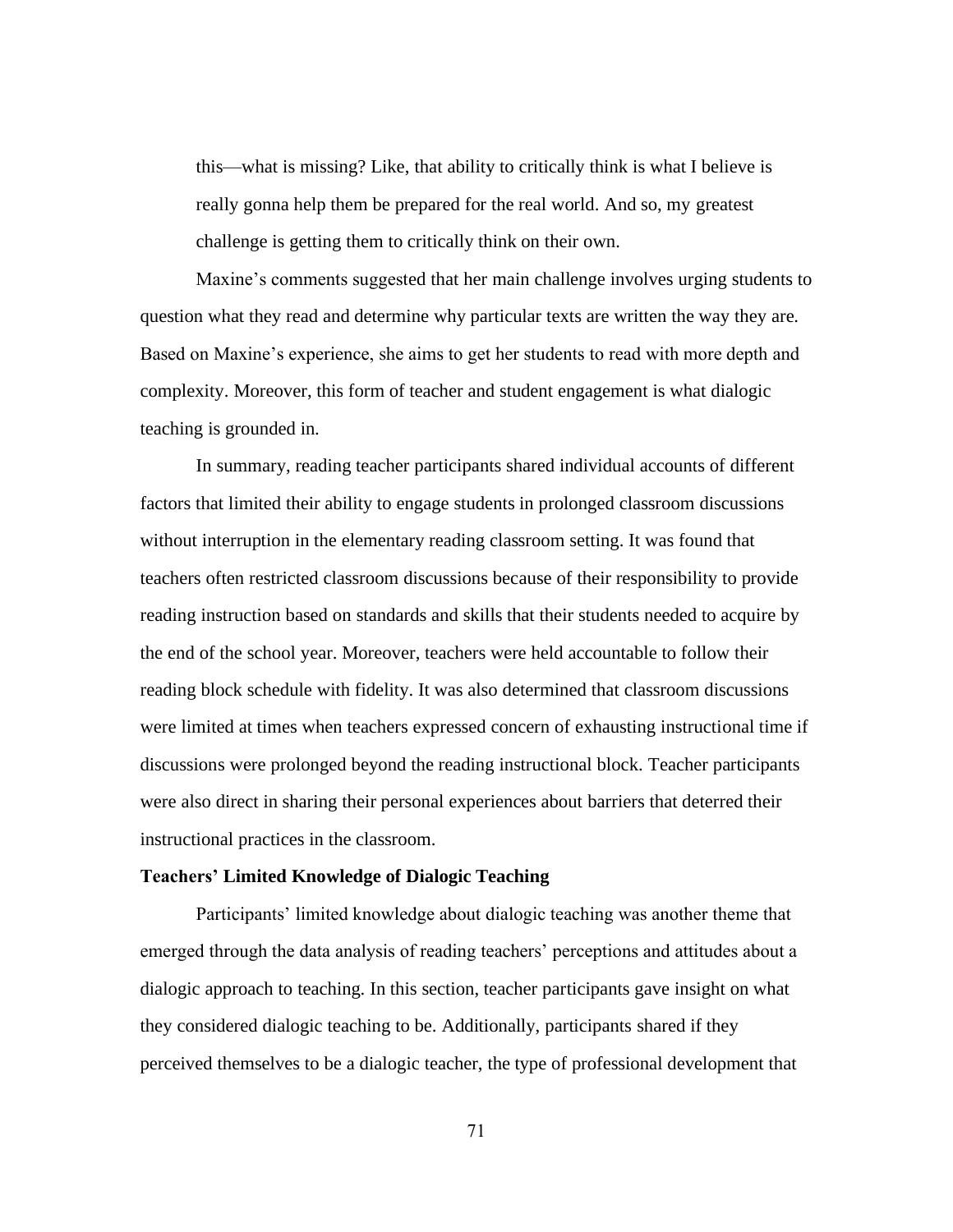> this—what is missing? Like, that ability to critically think is what I believe is really gonna help them be prepared for the real world. And so, my greatest challenge is getting them to critically think on their own.

Maxine's comments suggested that her main challenge involves urging students to question what they read and determine why particular texts are written the way they are. Based on Maxine's experience, she aims to get her students to read with more depth and complexity. Moreover, this form of teacher and student engagement is what dialogic teaching is grounded in.

In summary, reading teacher participants shared individual accounts of different factors that limited their ability to engage students in prolonged classroom discussions without interruption in the elementary reading classroom setting. It was found that teachers often restricted classroom discussions because of their responsibility to provide reading instruction based on standards and skills that their students needed to acquire by the end of the school year. Moreover, teachers were held accountable to follow their reading block schedule with fidelity. It was also determined that classroom discussions were limited at times when teachers expressed concern of exhausting instructional time if discussions were prolonged beyond the reading instructional block. Teacher participants were also direct in sharing their personal experiences about barriers that deterred their instructional practices in the classroom.

**Teachers' Limited Knowledge of Dialogic Teaching**

Participants' limited knowledge about dialogic teaching was another theme that emerged through the data analysis of reading teachers' perceptions and attitudes about a dialogic approach to teaching. In this section, teacher participants gave insight on what they considered dialogic teaching to be. Additionally, participants shared if they perceived themselves to be a dialogic teacher, the type of professional development that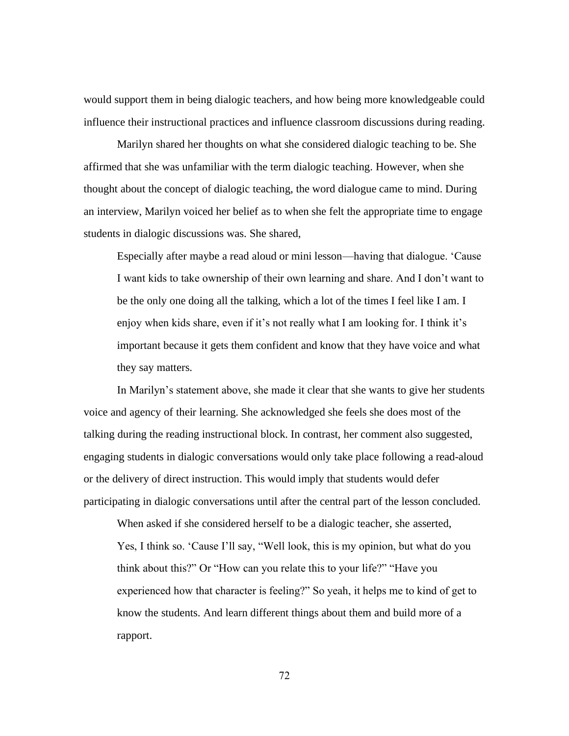would support them in being dialogic teachers, and how being more knowledgeable could influence their instructional practices and influence classroom discussions during reading.

Marilyn shared her thoughts on what she considered dialogic teaching to be. She affirmed that she was unfamiliar with the term dialogic teaching. However, when she thought about the concept of dialogic teaching, the word dialogue came to mind. During an interview, Marilyn voiced her belief as to when she felt the appropriate time to engage students in dialogic discussions was. She shared,

> Especially after maybe a read aloud or mini lesson—having that dialogue. 'Cause I want kids to take ownership of their own learning and share. And I don't want to be the only one doing all the talking, which a lot of the times I feel like I am. I enjoy when kids share, even if it's not really what I am looking for. I think it's important because it gets them confident and know that they have voice and what they say matters.

In Marilyn's statement above, she made it clear that she wants to give her students voice and agency of their learning. She acknowledged she feels she does most of the talking during the reading instructional block. In contrast, her comment also suggested, engaging students in dialogic conversations would only take place following a read-aloud or the delivery of direct instruction. This would imply that students would defer participating in dialogic conversations until after the central part of the lesson concluded.

When asked if she considered herself to be a dialogic teacher, she asserted,

> Yes, I think so. 'Cause I'll say, "Well look, this is my opinion, but what do you think about this?" Or "How can you relate this to your life?" "Have you experienced how that character is feeling?" So yeah, it helps me to kind of get to know the students. And learn different things about them and build more of a rapport.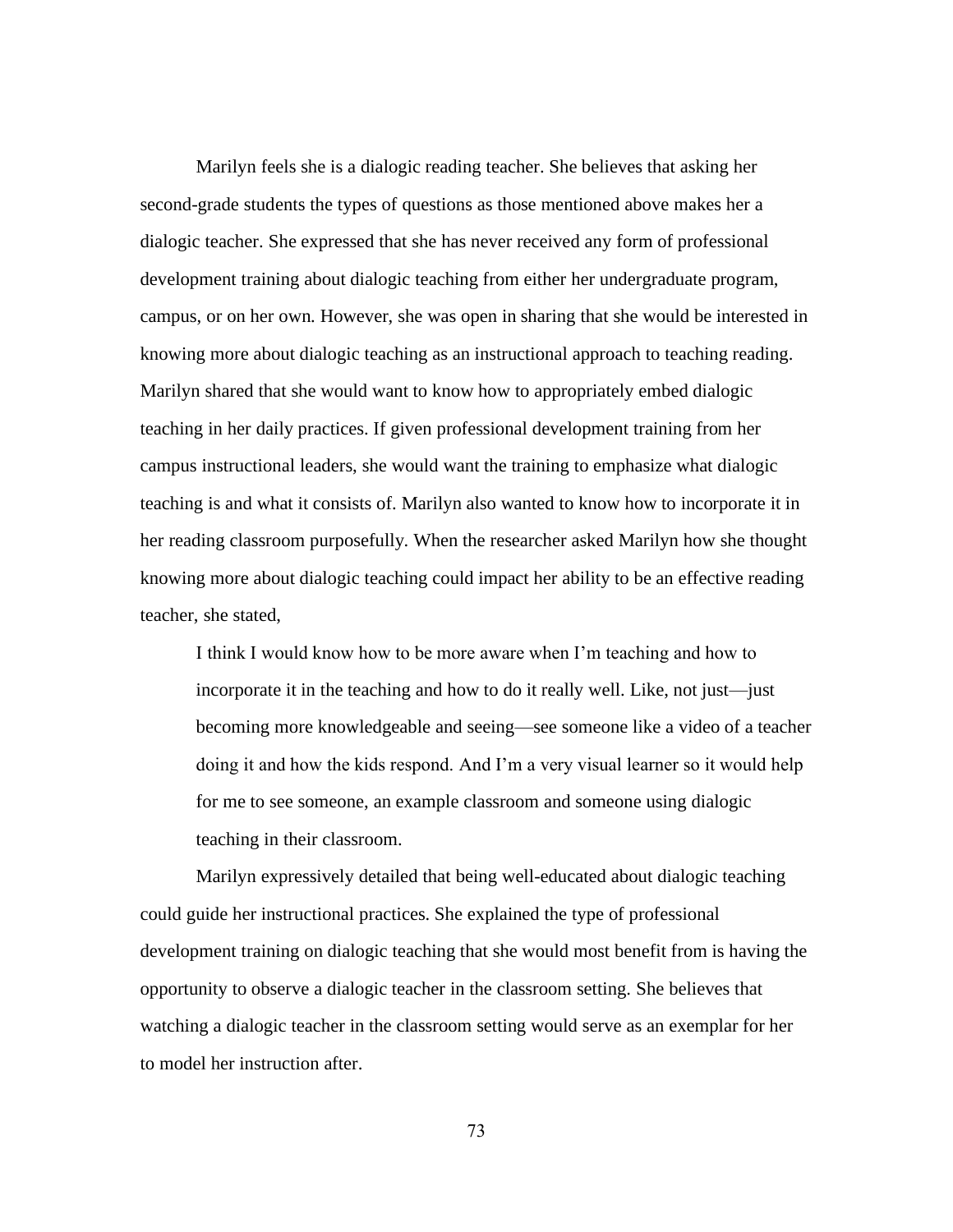Marilyn feels she is a dialogic reading teacher. She believes that asking her second-grade students the types of questions as those mentioned above makes her a dialogic teacher. She expressed that she has never received any form of professional development training about dialogic teaching from either her undergraduate program, campus, or on her own. However, she was open in sharing that she would be interested in knowing more about dialogic teaching as an instructional approach to teaching reading. Marilyn shared that she would want to know how to appropriately embed dialogic teaching in her daily practices. If given professional development training from her campus instructional leaders, she would want the training to emphasize what dialogic teaching is and what it consists of. Marilyn also wanted to know how to incorporate it in her reading classroom purposefully. When the researcher asked Marilyn how she thought knowing more about dialogic teaching could impact her ability to be an effective reading teacher, she stated,

> I think I would know how to be more aware when I'm teaching and how to incorporate it in the teaching and how to do it really well. Like, not just—just becoming more knowledgeable and seeing—see someone like a video of a teacher doing it and how the kids respond. And I'm a very visual learner so it would help for me to see someone, an example classroom and someone using dialogic teaching in their classroom.

Marilyn expressively detailed that being well-educated about dialogic teaching could guide her instructional practices. She explained the type of professional development training on dialogic teaching that she would most benefit from is having the opportunity to observe a dialogic teacher in the classroom setting. She believes that watching a dialogic teacher in the classroom setting would serve as an exemplar for her to model her instruction after.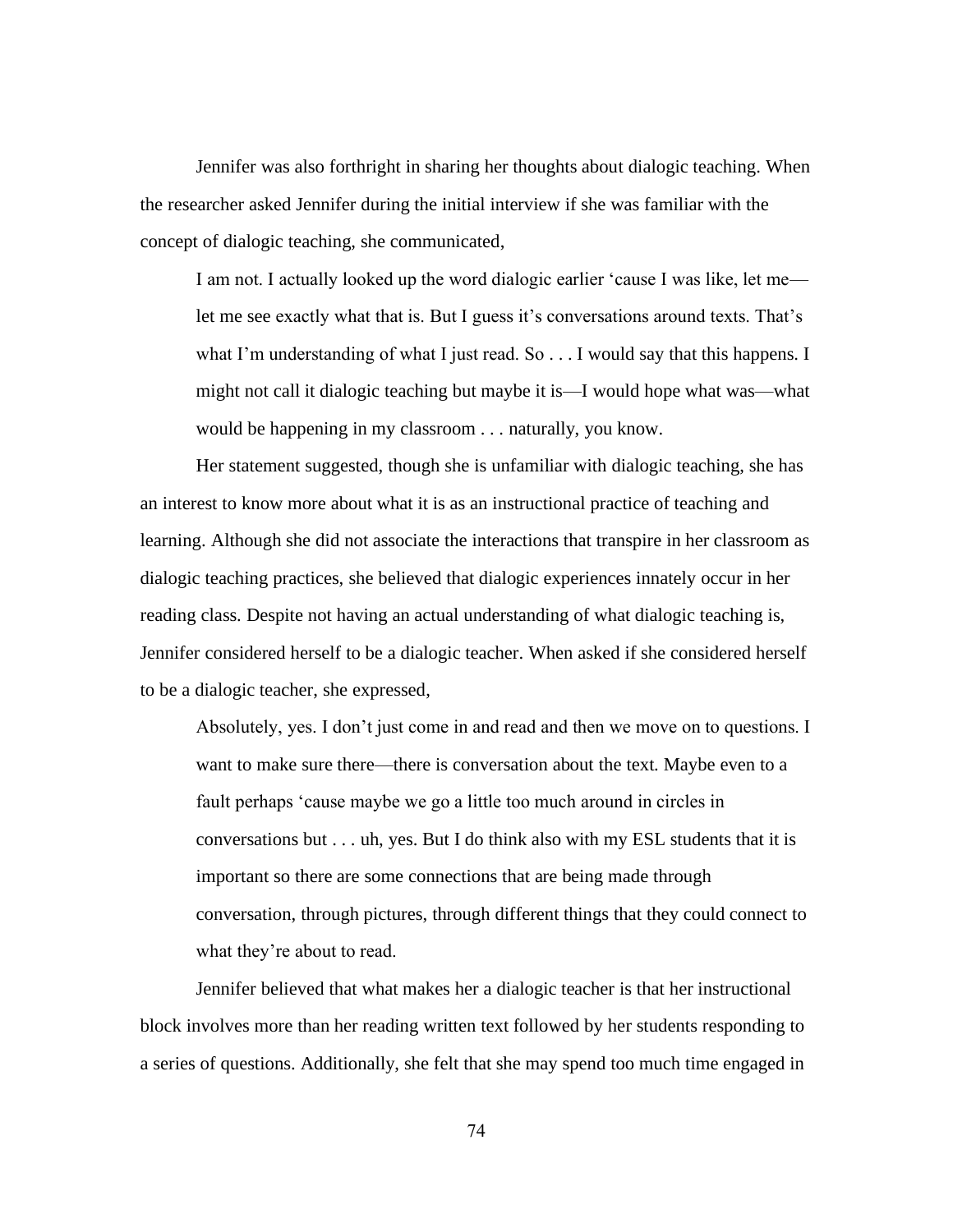Jennifer was also forthright in sharing her thoughts about dialogic teaching. When the researcher asked Jennifer during the initial interview if she was familiar with the concept of dialogic teaching, she communicated,

> I am not. I actually looked up the word dialogic earlier 'cause I was like, let me—let me see exactly what that is. But I guess it's conversations around texts. That's what I'm understanding of what I just read. So . . . I would say that this happens. I might not call it dialogic teaching but maybe it is—I would hope what was—what would be happening in my classroom . . . naturally, you know.

Her statement suggested, though she is unfamiliar with dialogic teaching, she has an interest to know more about what it is as an instructional practice of teaching and learning. Although she did not associate the interactions that transpire in her classroom as dialogic teaching practices, she believed that dialogic experiences innately occur in her reading class. Despite not having an actual understanding of what dialogic teaching is, Jennifer considered herself to be a dialogic teacher. When asked if she considered herself to be a dialogic teacher, she expressed,

> Absolutely, yes. I don't just come in and read and then we move on to questions. I want to make sure there—there is conversation about the text. Maybe even to a fault perhaps 'cause maybe we go a little too much around in circles in conversations but . . . uh, yes. But I do think also with my ESL students that it is important so there are some connections that are being made through conversation, through pictures, through different things that they could connect to what they're about to read.

Jennifer believed that what makes her a dialogic teacher is that her instructional block involves more than her reading written text followed by her students responding to a series of questions. Additionally, she felt that she may spend too much time engaged in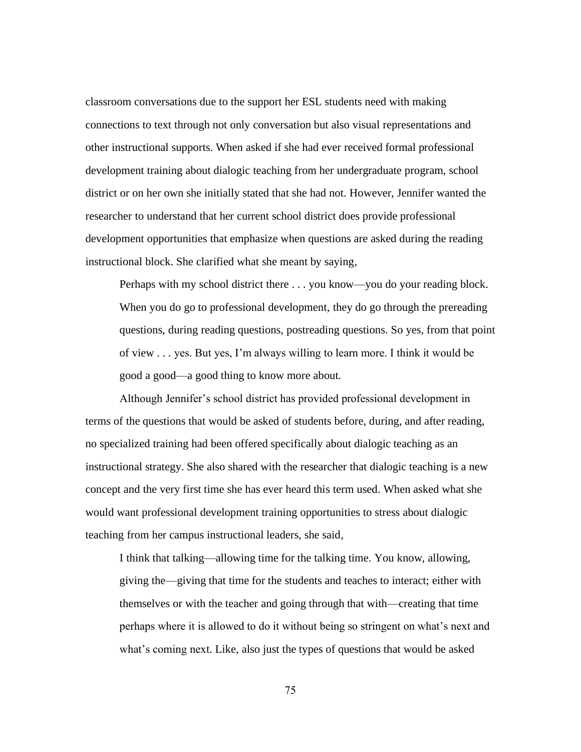classroom conversations due to the support her ESL students need with making connections to text through not only conversation but also visual representations and other instructional supports. When asked if she had ever received formal professional development training about dialogic teaching from her undergraduate program, school district or on her own she initially stated that she had not. However, Jennifer wanted the researcher to understand that her current school district does provide professional development opportunities that emphasize when questions are asked during the reading instructional block. She clarified what she meant by saying,

> Perhaps with my school district there . . . you know—you do your reading block. When you do go to professional development, they do go through the prereading questions, during reading questions, postreading questions. So yes, from that point of view . . . yes. But yes, I'm always willing to learn more. I think it would be good a good—a good thing to know more about.

Although Jennifer's school district has provided professional development in terms of the questions that would be asked of students before, during, and after reading, no specialized training had been offered specifically about dialogic teaching as an instructional strategy. She also shared with the researcher that dialogic teaching is a new concept and the very first time she has ever heard this term used. When asked what she would want professional development training opportunities to stress about dialogic teaching from her campus instructional leaders, she said,

> I think that talking—allowing time for the talking time. You know, allowing, giving the—giving that time for the students and teaches to interact; either with themselves or with the teacher and going through that with—creating that time perhaps where it is allowed to do it without being so stringent on what's next and what's coming next. Like, also just the types of questions that would be asked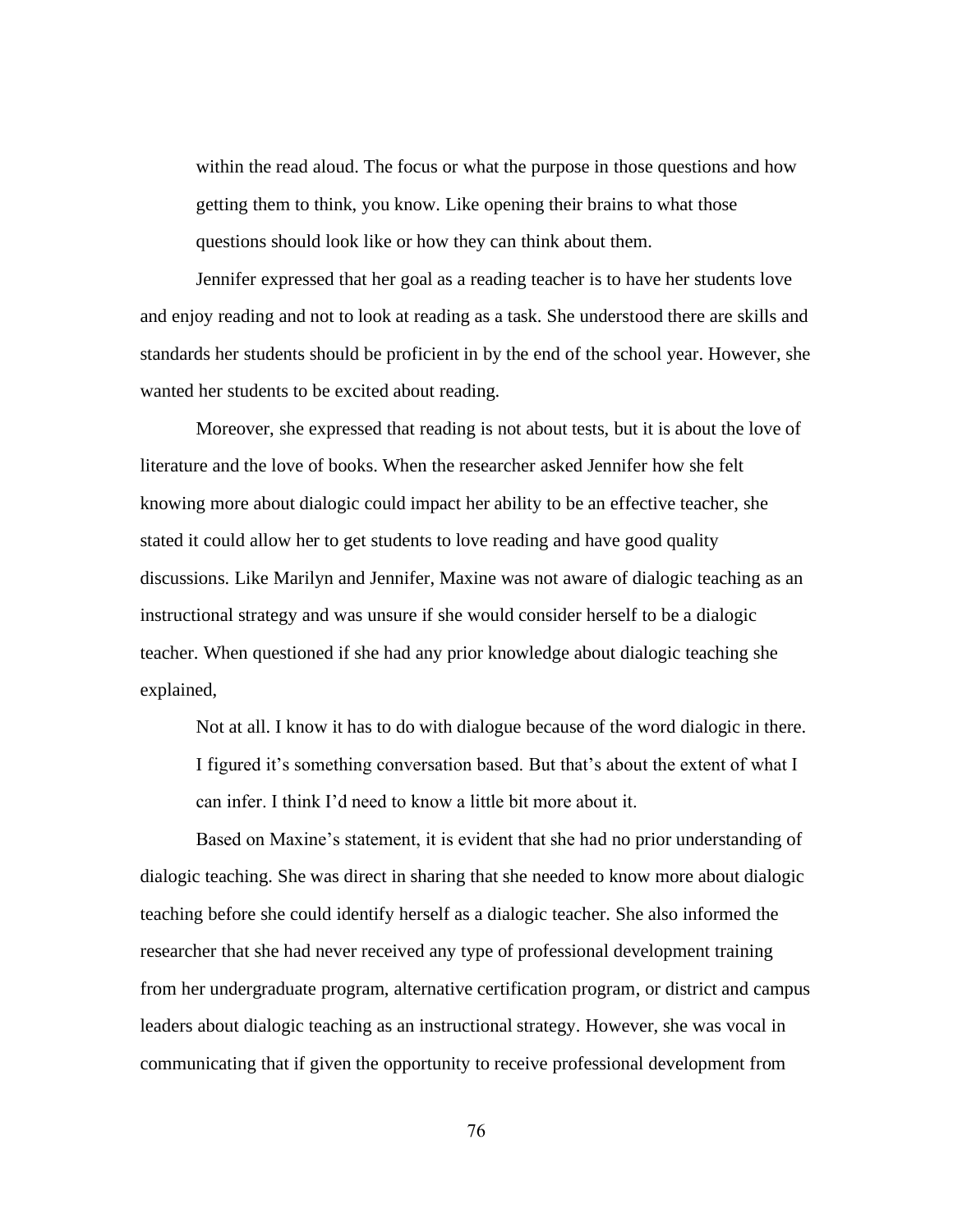> within the read aloud. The focus or what the purpose in those questions and how getting them to think, you know. Like opening their brains to what those questions should look like or how they can think about them.

Jennifer expressed that her goal as a reading teacher is to have her students love and enjoy reading and not to look at reading as a task. She understood there are skills and standards her students should be proficient in by the end of the school year. However, she wanted her students to be excited about reading.

Moreover, she expressed that reading is not about tests, but it is about the love of literature and the love of books. When the researcher asked Jennifer how she felt knowing more about dialogic could impact her ability to be an effective teacher, she stated it could allow her to get students to love reading and have good quality discussions. Like Marilyn and Jennifer, Maxine was not aware of dialogic teaching as an instructional strategy and was unsure if she would consider herself to be a dialogic teacher. When questioned if she had any prior knowledge about dialogic teaching she explained,

> Not at all. I know it has to do with dialogue because of the word dialogic in there. I figured it's something conversation based. But that's about the extent of what I can infer. I think I'd need to know a little bit more about it.

Based on Maxine's statement, it is evident that she had no prior understanding of dialogic teaching. She was direct in sharing that she needed to know more about dialogic teaching before she could identify herself as a dialogic teacher. She also informed the researcher that she had never received any type of professional development training from her undergraduate program, alternative certification program, or district and campus leaders about dialogic teaching as an instructional strategy. However, she was vocal in communicating that if given the opportunity to receive professional development from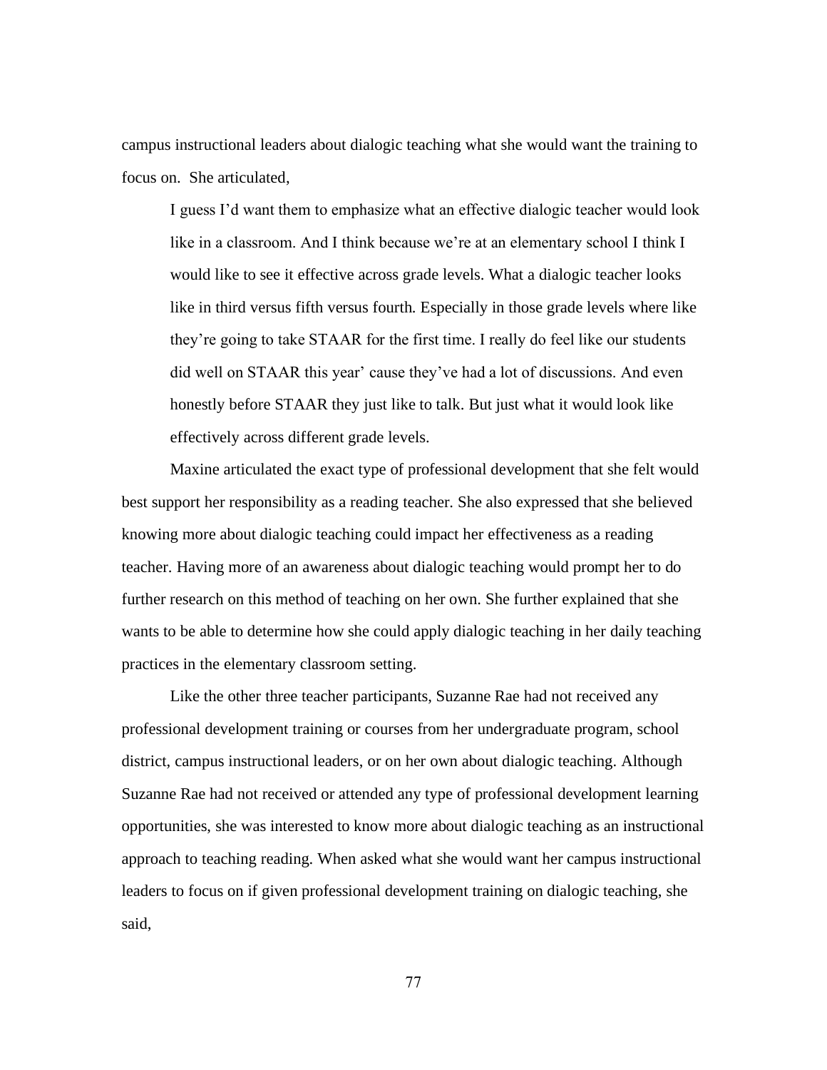campus instructional leaders about dialogic teaching what she would want the training to focus on. She articulated,

> I guess I'd want them to emphasize what an effective dialogic teacher would look like in a classroom. And I think because we're at an elementary school I think I would like to see it effective across grade levels. What a dialogic teacher looks like in third versus fifth versus fourth. Especially in those grade levels where like they're going to take STAAR for the first time. I really do feel like our students did well on STAAR this year' cause they've had a lot of discussions. And even honestly before STAAR they just like to talk. But just what it would look like effectively across different grade levels.

Maxine articulated the exact type of professional development that she felt would best support her responsibility as a reading teacher. She also expressed that she believed knowing more about dialogic teaching could impact her effectiveness as a reading teacher. Having more of an awareness about dialogic teaching would prompt her to do further research on this method of teaching on her own. She further explained that she wants to be able to determine how she could apply dialogic teaching in her daily teaching practices in the elementary classroom setting.

Like the other three teacher participants, Suzanne Rae had not received any professional development training or courses from her undergraduate program, school district, campus instructional leaders, or on her own about dialogic teaching. Although Suzanne Rae had not received or attended any type of professional development learning opportunities, she was interested to know more about dialogic teaching as an instructional approach to teaching reading. When asked what she would want her campus instructional leaders to focus on if given professional development training on dialogic teaching, she said,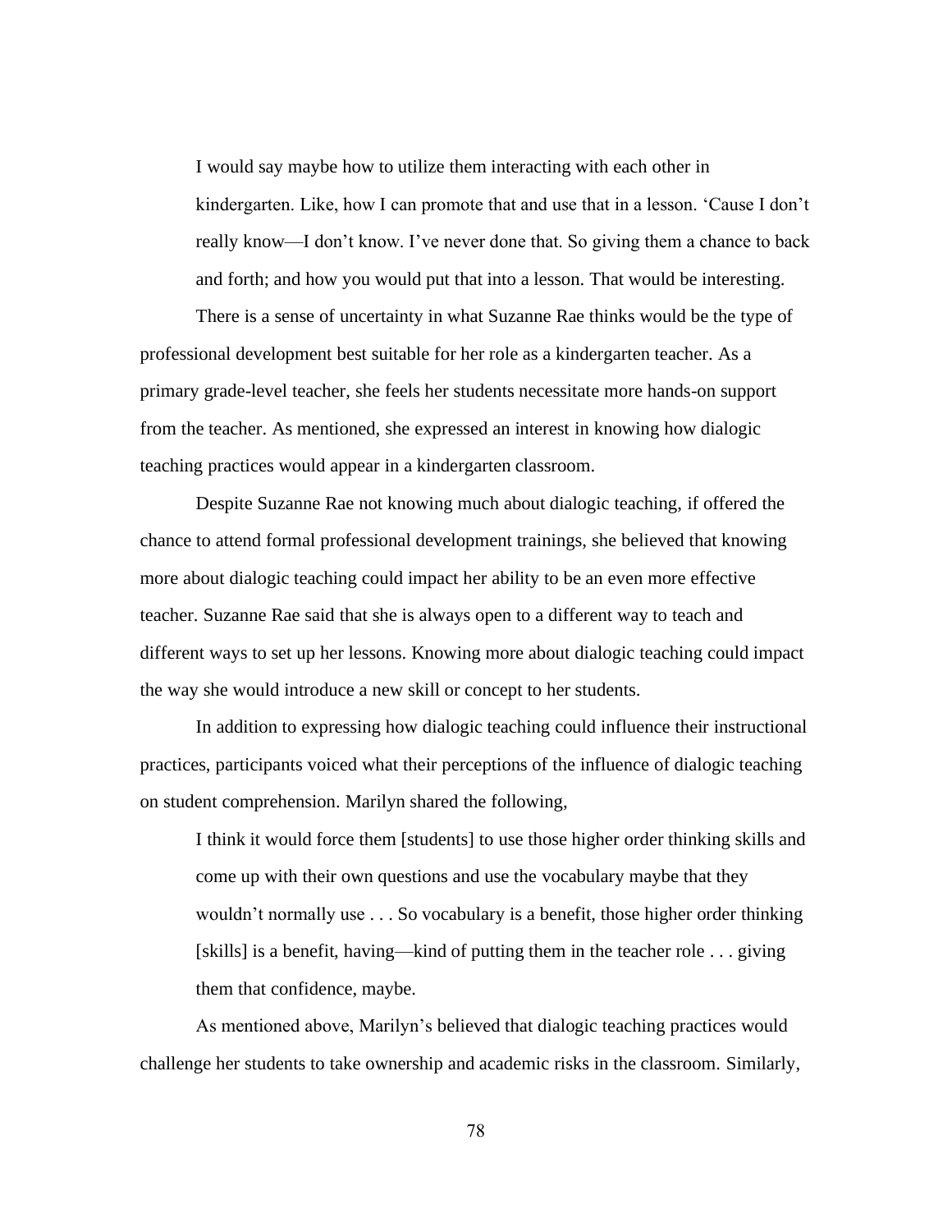> I would say maybe how to utilize them interacting with each other in kindergarten. Like, how I can promote that and use that in a lesson. 'Cause I don't really know—I don't know. I've never done that. So giving them a chance to back and forth; and how you would put that into a lesson. That would be interesting.

There is a sense of uncertainty in what Suzanne Rae thinks would be the type of professional development best suitable for her role as a kindergarten teacher. As a primary grade-level teacher, she feels her students necessitate more hands-on support from the teacher. As mentioned, she expressed an interest in knowing how dialogic teaching practices would appear in a kindergarten classroom.

Despite Suzanne Rae not knowing much about dialogic teaching, if offered the chance to attend formal professional development trainings, she believed that knowing more about dialogic teaching could impact her ability to be an even more effective teacher. Suzanne Rae said that she is always open to a different way to teach and different ways to set up her lessons. Knowing more about dialogic teaching could impact the way she would introduce a new skill or concept to her students.

In addition to expressing how dialogic teaching could influence their instructional practices, participants voiced what their perceptions of the influence of dialogic teaching on student comprehension. Marilyn shared the following,

> I think it would force them [students] to use those higher order thinking skills and come up with their own questions and use the vocabulary maybe that they wouldn't normally use . . . So vocabulary is a benefit, those higher order thinking [skills] is a benefit, having—kind of putting them in the teacher role . . . giving them that confidence, maybe.

As mentioned above, Marilyn's believed that dialogic teaching practices would challenge her students to take ownership and academic risks in the classroom. Similarly,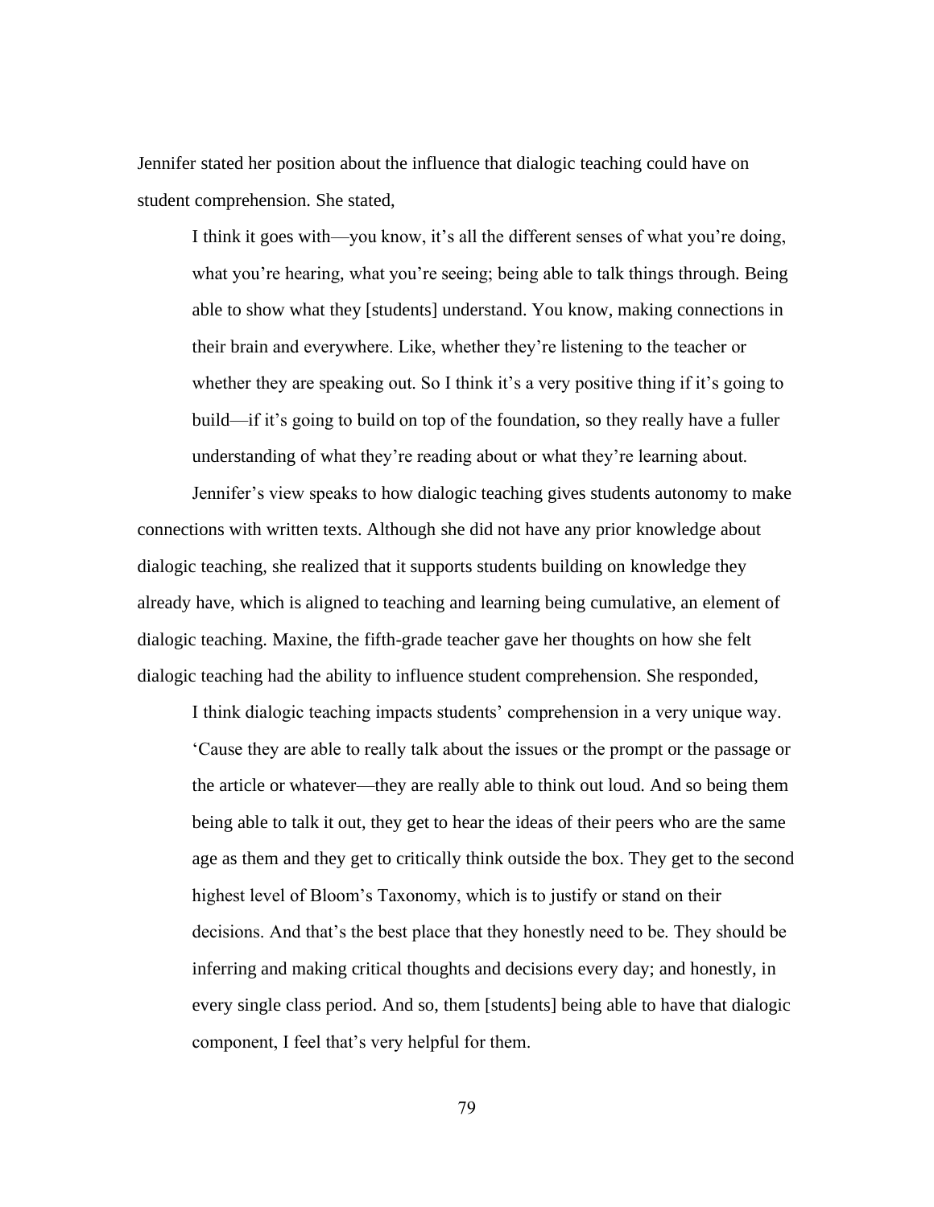Jennifer stated her position about the influence that dialogic teaching could have on student comprehension. She stated,

> I think it goes with—you know, it's all the different senses of what you're doing, what you're hearing, what you're seeing; being able to talk things through. Being able to show what they [students] understand. You know, making connections in their brain and everywhere. Like, whether they're listening to the teacher or whether they are speaking out. So I think it's a very positive thing if it's going to build—if it's going to build on top of the foundation, so they really have a fuller understanding of what they're reading about or what they're learning about.

Jennifer's view speaks to how dialogic teaching gives students autonomy to make connections with written texts. Although she did not have any prior knowledge about dialogic teaching, she realized that it supports students building on knowledge they already have, which is aligned to teaching and learning being cumulative, an element of dialogic teaching. Maxine, the fifth-grade teacher gave her thoughts on how she felt dialogic teaching had the ability to influence student comprehension. She responded,

> I think dialogic teaching impacts students' comprehension in a very unique way. 'Cause they are able to really talk about the issues or the prompt or the passage or the article or whatever—they are really able to think out loud. And so being them being able to talk it out, they get to hear the ideas of their peers who are the same age as them and they get to critically think outside the box. They get to the second highest level of Bloom's Taxonomy, which is to justify or stand on their decisions. And that's the best place that they honestly need to be. They should be inferring and making critical thoughts and decisions every day; and honestly, in every single class period. And so, them [students] being able to have that dialogic component, I feel that's very helpful for them.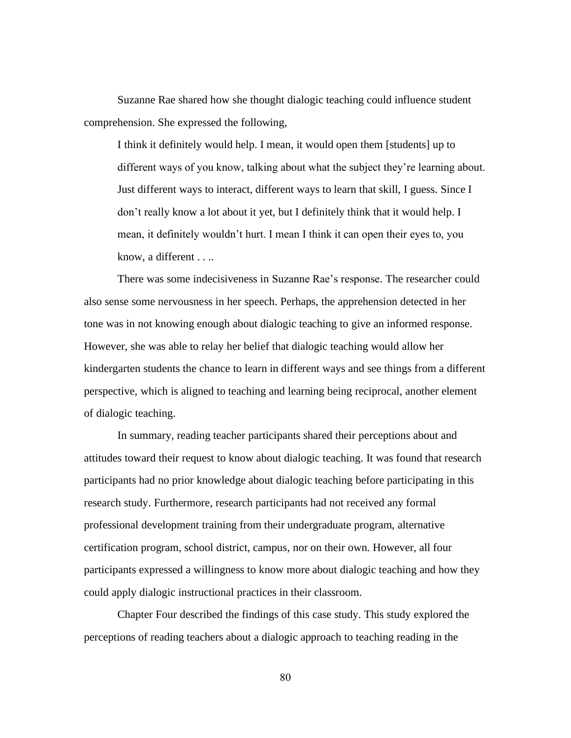Suzanne Rae shared how she thought dialogic teaching could influence student comprehension. She expressed the following,

> I think it definitely would help. I mean, it would open them [students] up to different ways of you know, talking about what the subject they're learning about. Just different ways to interact, different ways to learn that skill, I guess. Since I don't really know a lot about it yet, but I definitely think that it would help. I mean, it definitely wouldn't hurt. I mean I think it can open their eyes to, you know, a different . . ..

There was some indecisiveness in Suzanne Rae's response. The researcher could also sense some nervousness in her speech. Perhaps, the apprehension detected in her tone was in not knowing enough about dialogic teaching to give an informed response. However, she was able to relay her belief that dialogic teaching would allow her kindergarten students the chance to learn in different ways and see things from a different perspective, which is aligned to teaching and learning being reciprocal, another element of dialogic teaching.

In summary, reading teacher participants shared their perceptions about and attitudes toward their request to know about dialogic teaching. It was found that research participants had no prior knowledge about dialogic teaching before participating in this research study. Furthermore, research participants had not received any formal professional development training from their undergraduate program, alternative certification program, school district, campus, nor on their own. However, all four participants expressed a willingness to know more about dialogic teaching and how they could apply dialogic instructional practices in their classroom.

Chapter Four described the findings of this case study. This study explored the perceptions of reading teachers about a dialogic approach to teaching reading in the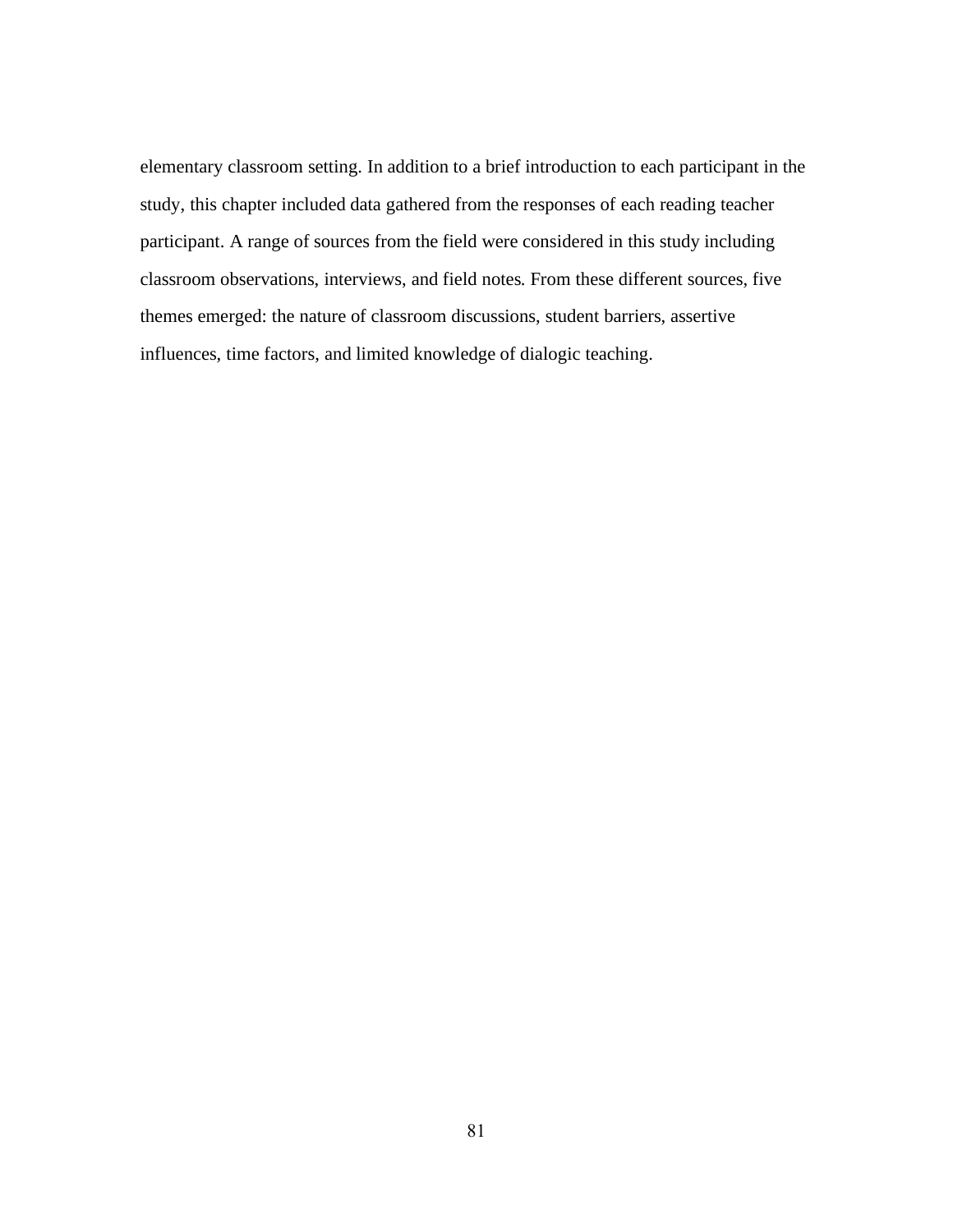elementary classroom setting. In addition to a brief introduction to each participant in the study, this chapter included data gathered from the responses of each reading teacher participant. A range of sources from the field were considered in this study including classroom observations, interviews, and field notes. From these different sources, five themes emerged: the nature of classroom discussions, student barriers, assertive influences, time factors, and limited knowledge of dialogic teaching.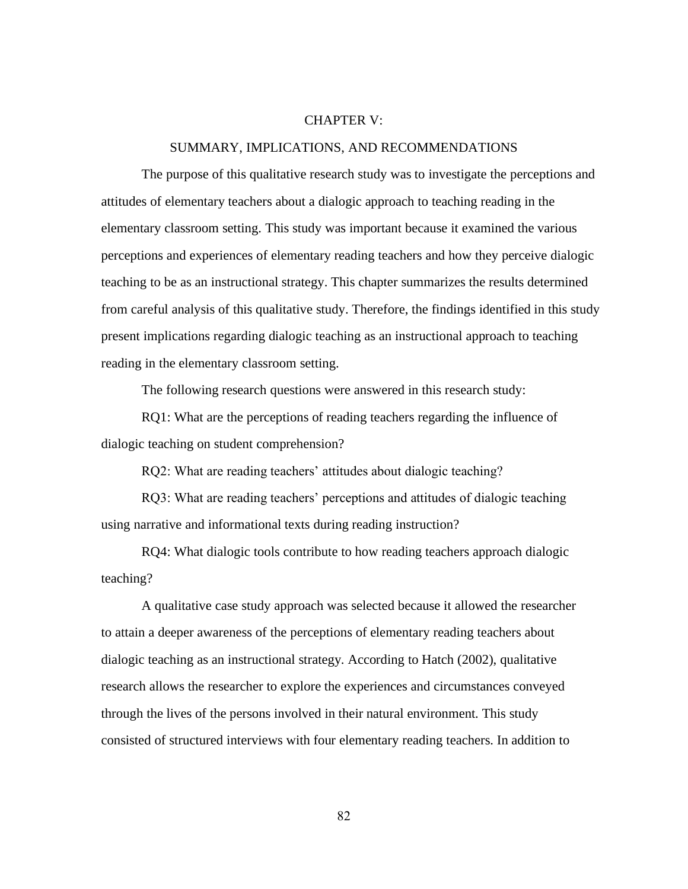# CHAPTER V:

## SUMMARY, IMPLICATIONS, AND RECOMMENDATIONS

The purpose of this qualitative research study was to investigate the perceptions and attitudes of elementary teachers about a dialogic approach to teaching reading in the elementary classroom setting. This study was important because it examined the various perceptions and experiences of elementary reading teachers and how they perceive dialogic teaching to be as an instructional strategy. This chapter summarizes the results determined from careful analysis of this qualitative study. Therefore, the findings identified in this study present implications regarding dialogic teaching as an instructional approach to teaching reading in the elementary classroom setting.

The following research questions were answered in this research study:

RQ1: What are the perceptions of reading teachers regarding the influence of dialogic teaching on student comprehension?

RQ2: What are reading teachers' attitudes about dialogic teaching?

RQ3: What are reading teachers' perceptions and attitudes of dialogic teaching using narrative and informational texts during reading instruction?

RQ4: What dialogic tools contribute to how reading teachers approach dialogic teaching?

A qualitative case study approach was selected because it allowed the researcher to attain a deeper awareness of the perceptions of elementary reading teachers about dialogic teaching as an instructional strategy. According to Hatch (2002), qualitative research allows the researcher to explore the experiences and circumstances conveyed through the lives of the persons involved in their natural environment. This study consisted of structured interviews with four elementary reading teachers. In addition to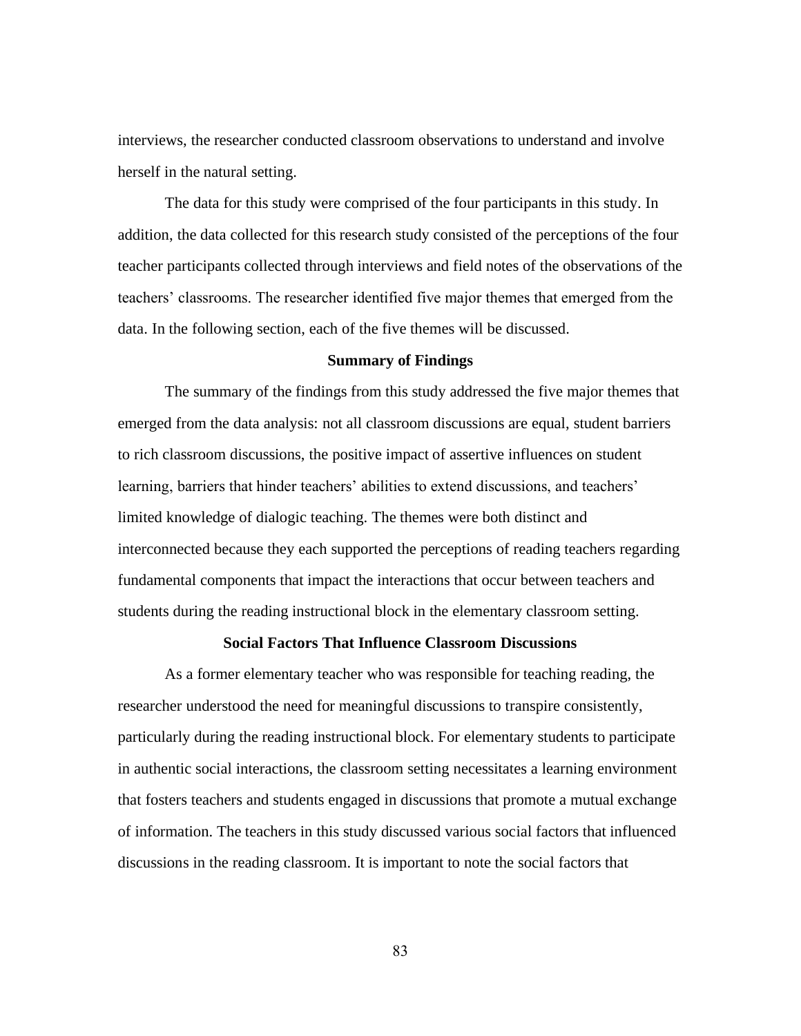interviews, the researcher conducted classroom observations to understand and involve herself in the natural setting.

The data for this study were comprised of the four participants in this study. In addition, the data collected for this research study consisted of the perceptions of the four teacher participants collected through interviews and field notes of the observations of the teachers' classrooms. The researcher identified five major themes that emerged from the data. In the following section, each of the five themes will be discussed.

## Summary of Findings

The summary of the findings from this study addressed the five major themes that emerged from the data analysis: not all classroom discussions are equal, student barriers to rich classroom discussions, the positive impact of assertive influences on student learning, barriers that hinder teachers' abilities to extend discussions, and teachers' limited knowledge of dialogic teaching. The themes were both distinct and interconnected because they each supported the perceptions of reading teachers regarding fundamental components that impact the interactions that occur between teachers and students during the reading instructional block in the elementary classroom setting.

## Social Factors That Influence Classroom Discussions

As a former elementary teacher who was responsible for teaching reading, the researcher understood the need for meaningful discussions to transpire consistently, particularly during the reading instructional block. For elementary students to participate in authentic social interactions, the classroom setting necessitates a learning environment that fosters teachers and students engaged in discussions that promote a mutual exchange of information. The teachers in this study discussed various social factors that influenced discussions in the reading classroom. It is important to note the social factors that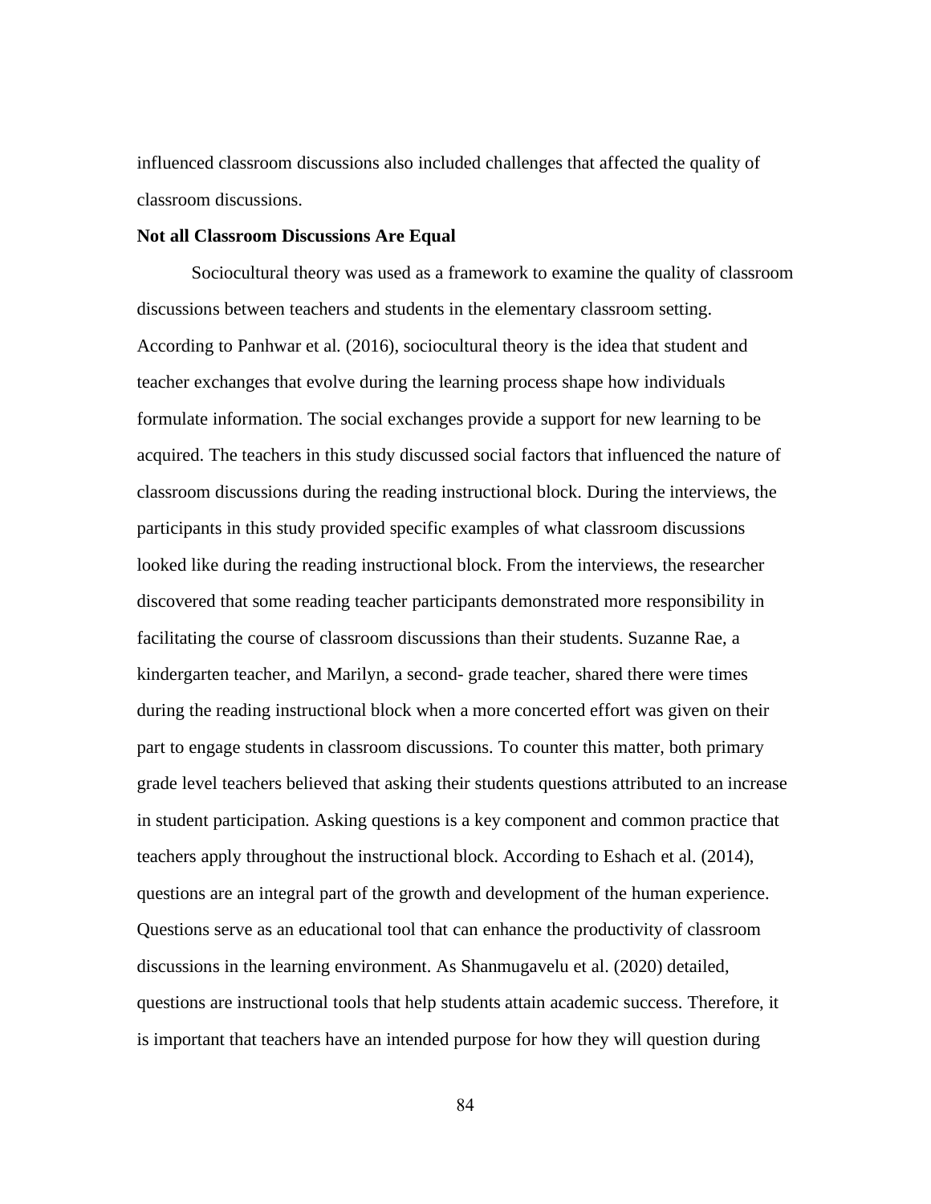influenced classroom discussions also included challenges that affected the quality of classroom discussions.

**Not all Classroom Discussions Are Equal**

Sociocultural theory was used as a framework to examine the quality of classroom discussions between teachers and students in the elementary classroom setting. According to Panhwar et al. (2016), sociocultural theory is the idea that student and teacher exchanges that evolve during the learning process shape how individuals formulate information. The social exchanges provide a support for new learning to be acquired. The teachers in this study discussed social factors that influenced the nature of classroom discussions during the reading instructional block. During the interviews, the participants in this study provided specific examples of what classroom discussions looked like during the reading instructional block. From the interviews, the researcher discovered that some reading teacher participants demonstrated more responsibility in facilitating the course of classroom discussions than their students. Suzanne Rae, a kindergarten teacher, and Marilyn, a second- grade teacher, shared there were times during the reading instructional block when a more concerted effort was given on their part to engage students in classroom discussions. To counter this matter, both primary grade level teachers believed that asking their students questions attributed to an increase in student participation. Asking questions is a key component and common practice that teachers apply throughout the instructional block. According to Eshach et al. (2014), questions are an integral part of the growth and development of the human experience. Questions serve as an educational tool that can enhance the productivity of classroom discussions in the learning environment. As Shanmugavelu et al. (2020) detailed, questions are instructional tools that help students attain academic success. Therefore, it is important that teachers have an intended purpose for how they will question during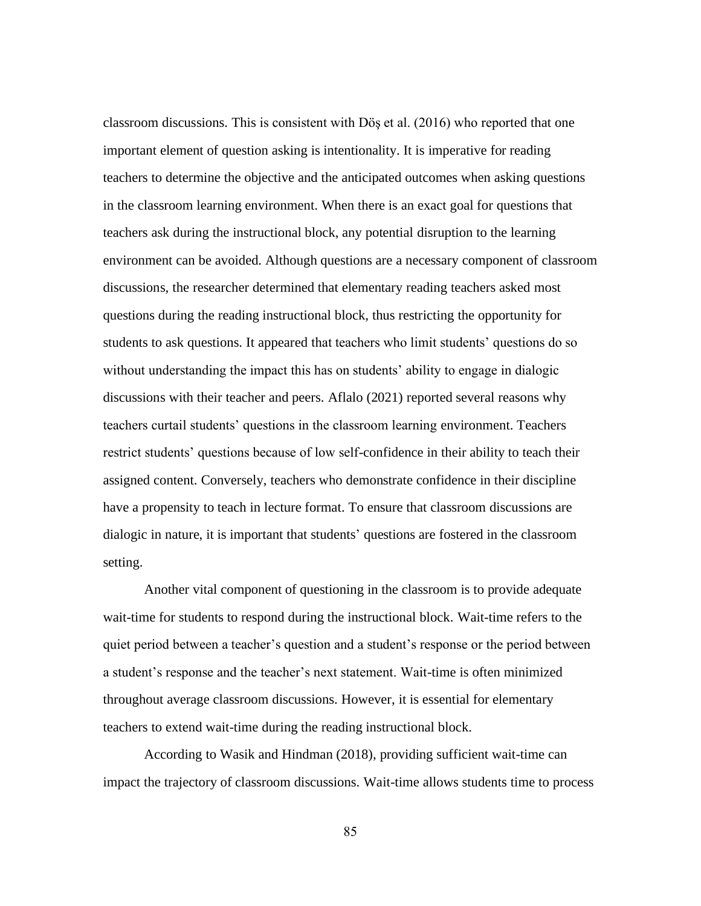classroom discussions. This is consistent with Döş et al. (2016) who reported that one important element of question asking is intentionality. It is imperative for reading teachers to determine the objective and the anticipated outcomes when asking questions in the classroom learning environment. When there is an exact goal for questions that teachers ask during the instructional block, any potential disruption to the learning environment can be avoided. Although questions are a necessary component of classroom discussions, the researcher determined that elementary reading teachers asked most questions during the reading instructional block, thus restricting the opportunity for students to ask questions. It appeared that teachers who limit students' questions do so without understanding the impact this has on students' ability to engage in dialogic discussions with their teacher and peers. Aflalo (2021) reported several reasons why teachers curtail students' questions in the classroom learning environment. Teachers restrict students' questions because of low self-confidence in their ability to teach their assigned content. Conversely, teachers who demonstrate confidence in their discipline have a propensity to teach in lecture format. To ensure that classroom discussions are dialogic in nature, it is important that students' questions are fostered in the classroom setting.

Another vital component of questioning in the classroom is to provide adequate wait-time for students to respond during the instructional block. Wait-time refers to the quiet period between a teacher's question and a student's response or the period between a student's response and the teacher's next statement. Wait-time is often minimized throughout average classroom discussions. However, it is essential for elementary teachers to extend wait-time during the reading instructional block.

According to Wasik and Hindman (2018), providing sufficient wait-time can impact the trajectory of classroom discussions. Wait-time allows students time to process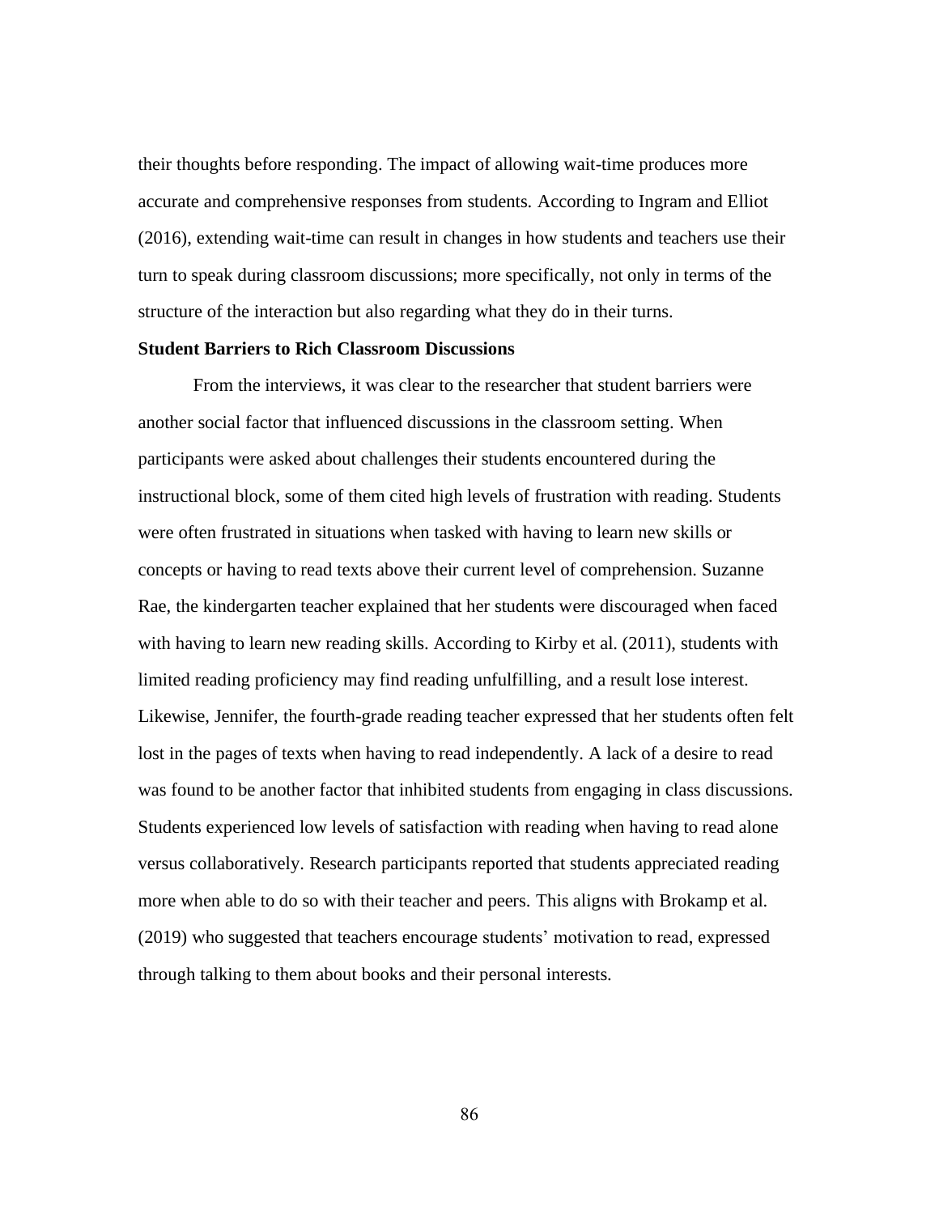their thoughts before responding. The impact of allowing wait-time produces more accurate and comprehensive responses from students. According to Ingram and Elliot (2016), extending wait-time can result in changes in how students and teachers use their turn to speak during classroom discussions; more specifically, not only in terms of the structure of the interaction but also regarding what they do in their turns.

### Student Barriers to Rich Classroom Discussions

From the interviews, it was clear to the researcher that student barriers were another social factor that influenced discussions in the classroom setting. When participants were asked about challenges their students encountered during the instructional block, some of them cited high levels of frustration with reading. Students were often frustrated in situations when tasked with having to learn new skills or concepts or having to read texts above their current level of comprehension. Suzanne Rae, the kindergarten teacher explained that her students were discouraged when faced with having to learn new reading skills. According to Kirby et al. (2011), students with limited reading proficiency may find reading unfulfilling, and a result lose interest. Likewise, Jennifer, the fourth-grade reading teacher expressed that her students often felt lost in the pages of texts when having to read independently. A lack of a desire to read was found to be another factor that inhibited students from engaging in class discussions. Students experienced low levels of satisfaction with reading when having to read alone versus collaboratively. Research participants reported that students appreciated reading more when able to do so with their teacher and peers. This aligns with Brokamp et al. (2019) who suggested that teachers encourage students' motivation to read, expressed through talking to them about books and their personal interests.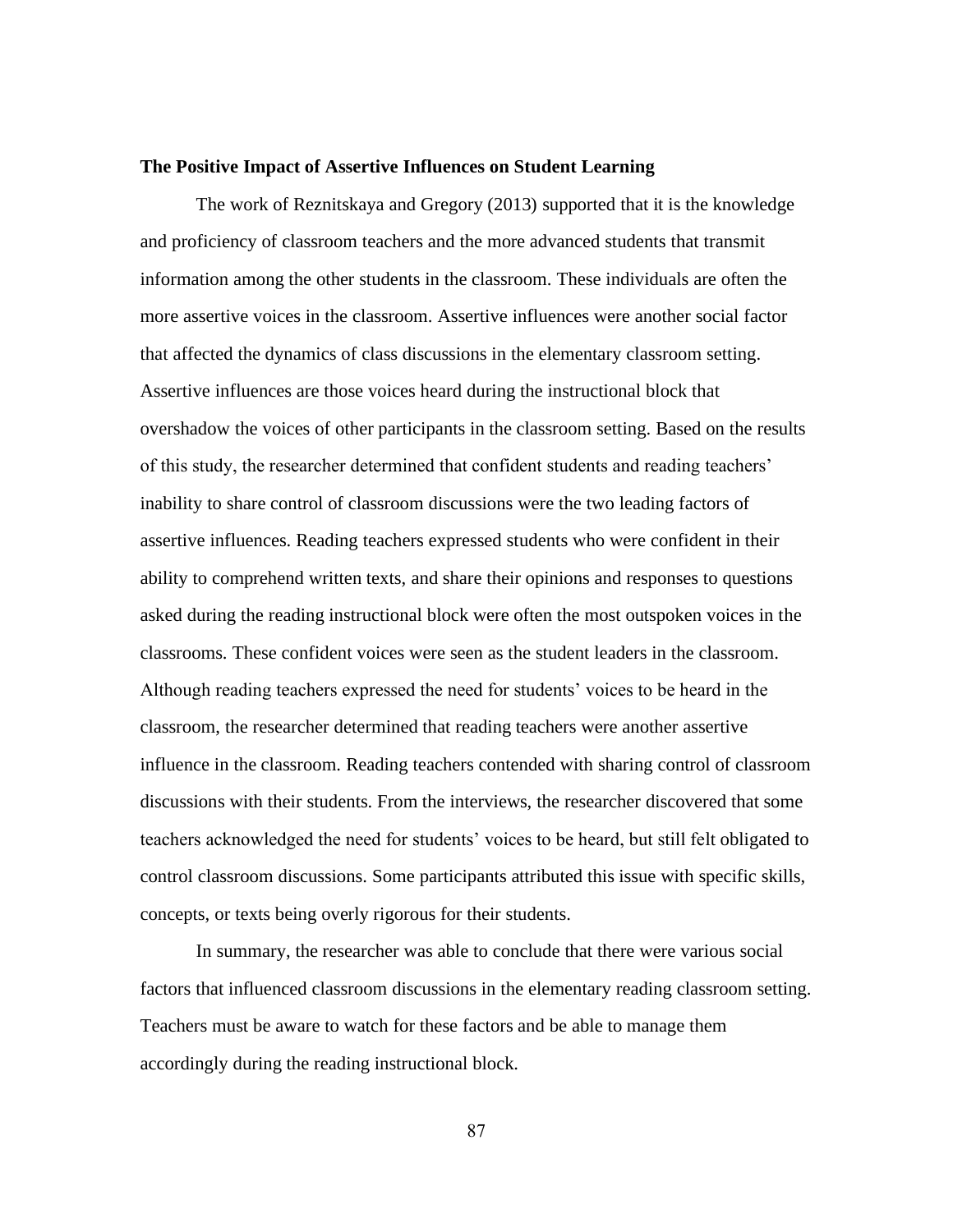**The Positive Impact of Assertive Influences on Student Learning**

The work of Reznitskaya and Gregory (2013) supported that it is the knowledge and proficiency of classroom teachers and the more advanced students that transmit information among the other students in the classroom. These individuals are often the more assertive voices in the classroom. Assertive influences were another social factor that affected the dynamics of class discussions in the elementary classroom setting. Assertive influences are those voices heard during the instructional block that overshadow the voices of other participants in the classroom setting. Based on the results of this study, the researcher determined that confident students and reading teachers' inability to share control of classroom discussions were the two leading factors of assertive influences. Reading teachers expressed students who were confident in their ability to comprehend written texts, and share their opinions and responses to questions asked during the reading instructional block were often the most outspoken voices in the classrooms. These confident voices were seen as the student leaders in the classroom. Although reading teachers expressed the need for students' voices to be heard in the classroom, the researcher determined that reading teachers were another assertive influence in the classroom. Reading teachers contended with sharing control of classroom discussions with their students. From the interviews, the researcher discovered that some teachers acknowledged the need for students' voices to be heard, but still felt obligated to control classroom discussions. Some participants attributed this issue with specific skills, concepts, or texts being overly rigorous for their students.

In summary, the researcher was able to conclude that there were various social factors that influenced classroom discussions in the elementary reading classroom setting. Teachers must be aware to watch for these factors and be able to manage them accordingly during the reading instructional block.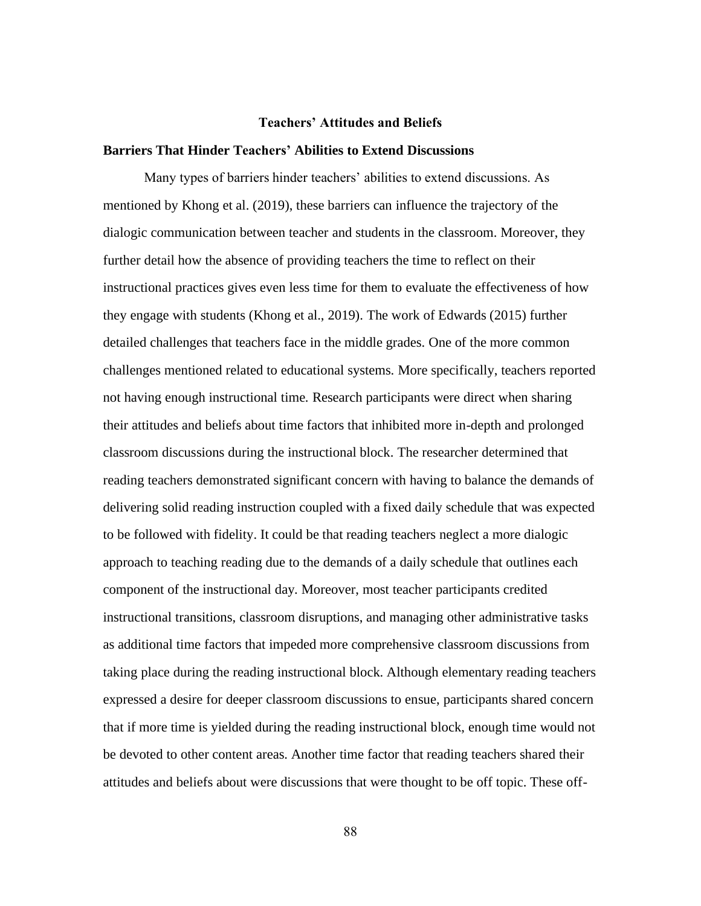## Teachers' Attitudes and Beliefs

### Barriers That Hinder Teachers' Abilities to Extend Discussions

Many types of barriers hinder teachers' abilities to extend discussions. As mentioned by Khong et al. (2019), these barriers can influence the trajectory of the dialogic communication between teacher and students in the classroom. Moreover, they further detail how the absence of providing teachers the time to reflect on their instructional practices gives even less time for them to evaluate the effectiveness of how they engage with students (Khong et al., 2019). The work of Edwards (2015) further detailed challenges that teachers face in the middle grades. One of the more common challenges mentioned related to educational systems. More specifically, teachers reported not having enough instructional time. Research participants were direct when sharing their attitudes and beliefs about time factors that inhibited more in-depth and prolonged classroom discussions during the instructional block. The researcher determined that reading teachers demonstrated significant concern with having to balance the demands of delivering solid reading instruction coupled with a fixed daily schedule that was expected to be followed with fidelity. It could be that reading teachers neglect a more dialogic approach to teaching reading due to the demands of a daily schedule that outlines each component of the instructional day. Moreover, most teacher participants credited instructional transitions, classroom disruptions, and managing other administrative tasks as additional time factors that impeded more comprehensive classroom discussions from taking place during the reading instructional block. Although elementary reading teachers expressed a desire for deeper classroom discussions to ensue, participants shared concern that if more time is yielded during the reading instructional block, enough time would not be devoted to other content areas. Another time factor that reading teachers shared their attitudes and beliefs about were discussions that were thought to be off topic. These off-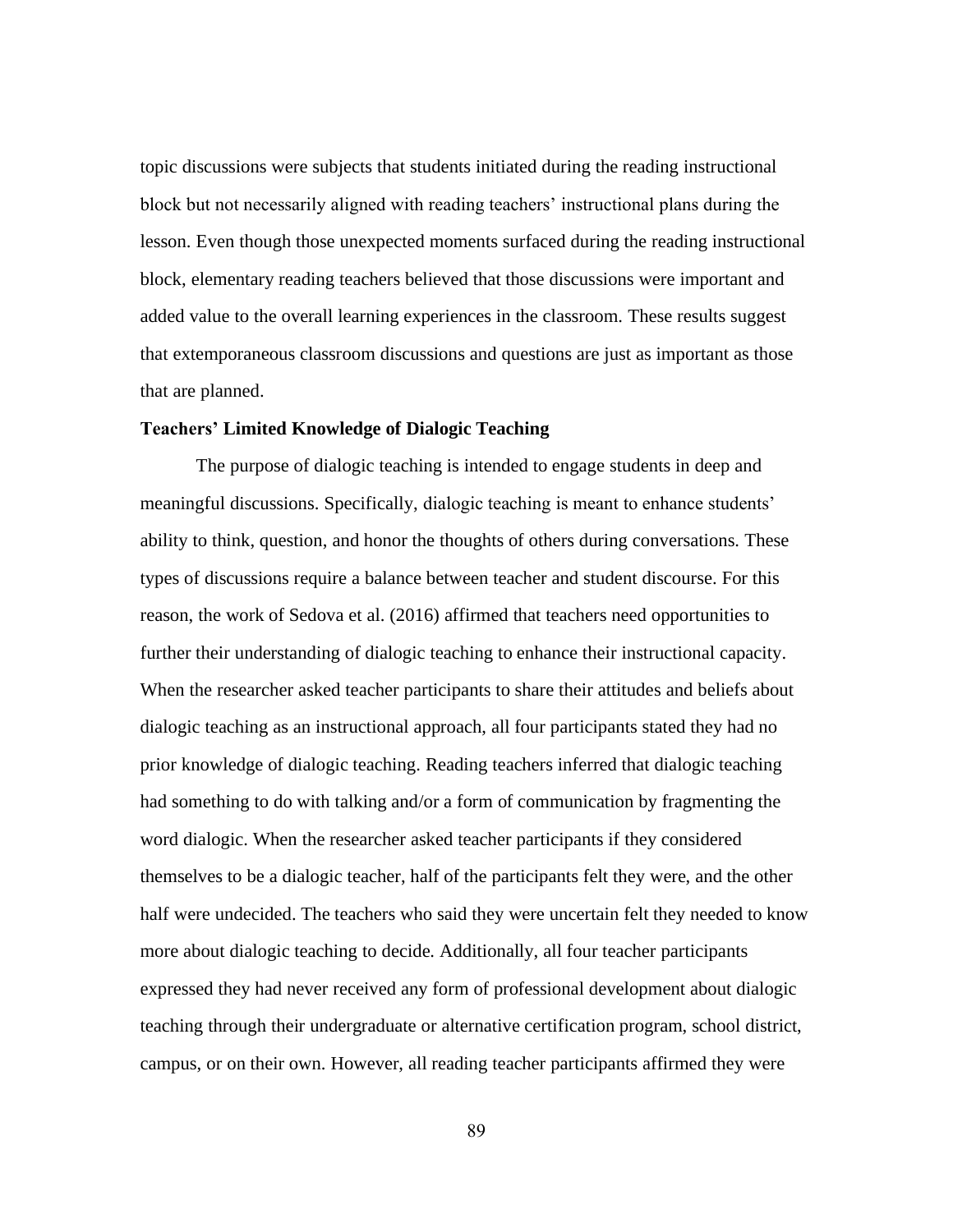topic discussions were subjects that students initiated during the reading instructional block but not necessarily aligned with reading teachers' instructional plans during the lesson. Even though those unexpected moments surfaced during the reading instructional block, elementary reading teachers believed that those discussions were important and added value to the overall learning experiences in the classroom. These results suggest that extemporaneous classroom discussions and questions are just as important as those that are planned.

**Teachers' Limited Knowledge of Dialogic Teaching**

The purpose of dialogic teaching is intended to engage students in deep and meaningful discussions. Specifically, dialogic teaching is meant to enhance students' ability to think, question, and honor the thoughts of others during conversations. These types of discussions require a balance between teacher and student discourse. For this reason, the work of Sedova et al. (2016) affirmed that teachers need opportunities to further their understanding of dialogic teaching to enhance their instructional capacity. When the researcher asked teacher participants to share their attitudes and beliefs about dialogic teaching as an instructional approach, all four participants stated they had no prior knowledge of dialogic teaching. Reading teachers inferred that dialogic teaching had something to do with talking and/or a form of communication by fragmenting the word dialogic. When the researcher asked teacher participants if they considered themselves to be a dialogic teacher, half of the participants felt they were, and the other half were undecided. The teachers who said they were uncertain felt they needed to know more about dialogic teaching to decide. Additionally, all four teacher participants expressed they had never received any form of professional development about dialogic teaching through their undergraduate or alternative certification program, school district, campus, or on their own. However, all reading teacher participants affirmed they were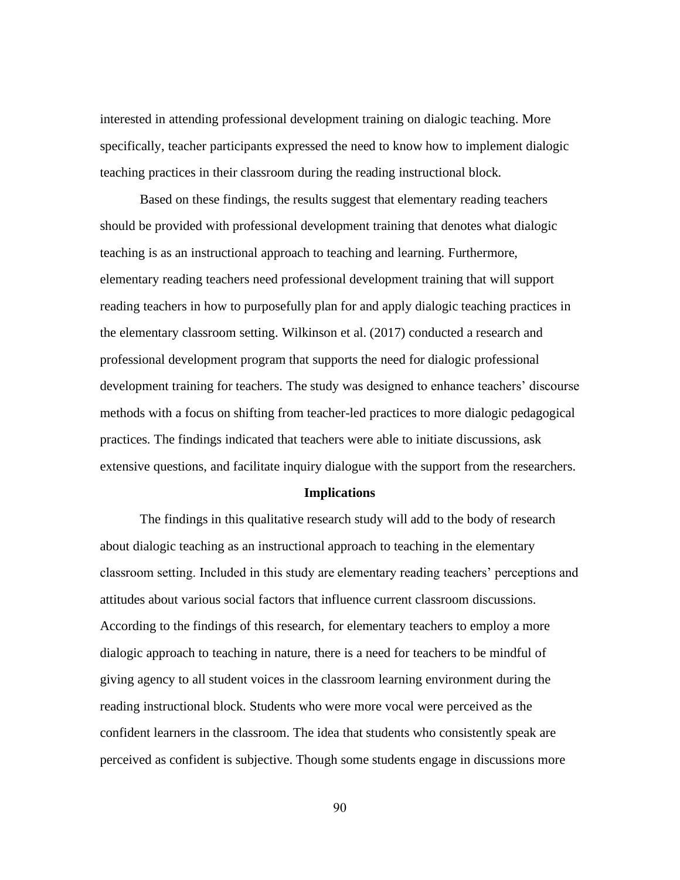interested in attending professional development training on dialogic teaching. More specifically, teacher participants expressed the need to know how to implement dialogic teaching practices in their classroom during the reading instructional block.

Based on these findings, the results suggest that elementary reading teachers should be provided with professional development training that denotes what dialogic teaching is as an instructional approach to teaching and learning. Furthermore, elementary reading teachers need professional development training that will support reading teachers in how to purposefully plan for and apply dialogic teaching practices in the elementary classroom setting. Wilkinson et al. (2017) conducted a research and professional development program that supports the need for dialogic professional development training for teachers. The study was designed to enhance teachers' discourse methods with a focus on shifting from teacher-led practices to more dialogic pedagogical practices. The findings indicated that teachers were able to initiate discussions, ask extensive questions, and facilitate inquiry dialogue with the support from the researchers.

## Implications

The findings in this qualitative research study will add to the body of research about dialogic teaching as an instructional approach to teaching in the elementary classroom setting. Included in this study are elementary reading teachers' perceptions and attitudes about various social factors that influence current classroom discussions. According to the findings of this research, for elementary teachers to employ a more dialogic approach to teaching in nature, there is a need for teachers to be mindful of giving agency to all student voices in the classroom learning environment during the reading instructional block. Students who were more vocal were perceived as the confident learners in the classroom. The idea that students who consistently speak are perceived as confident is subjective. Though some students engage in discussions more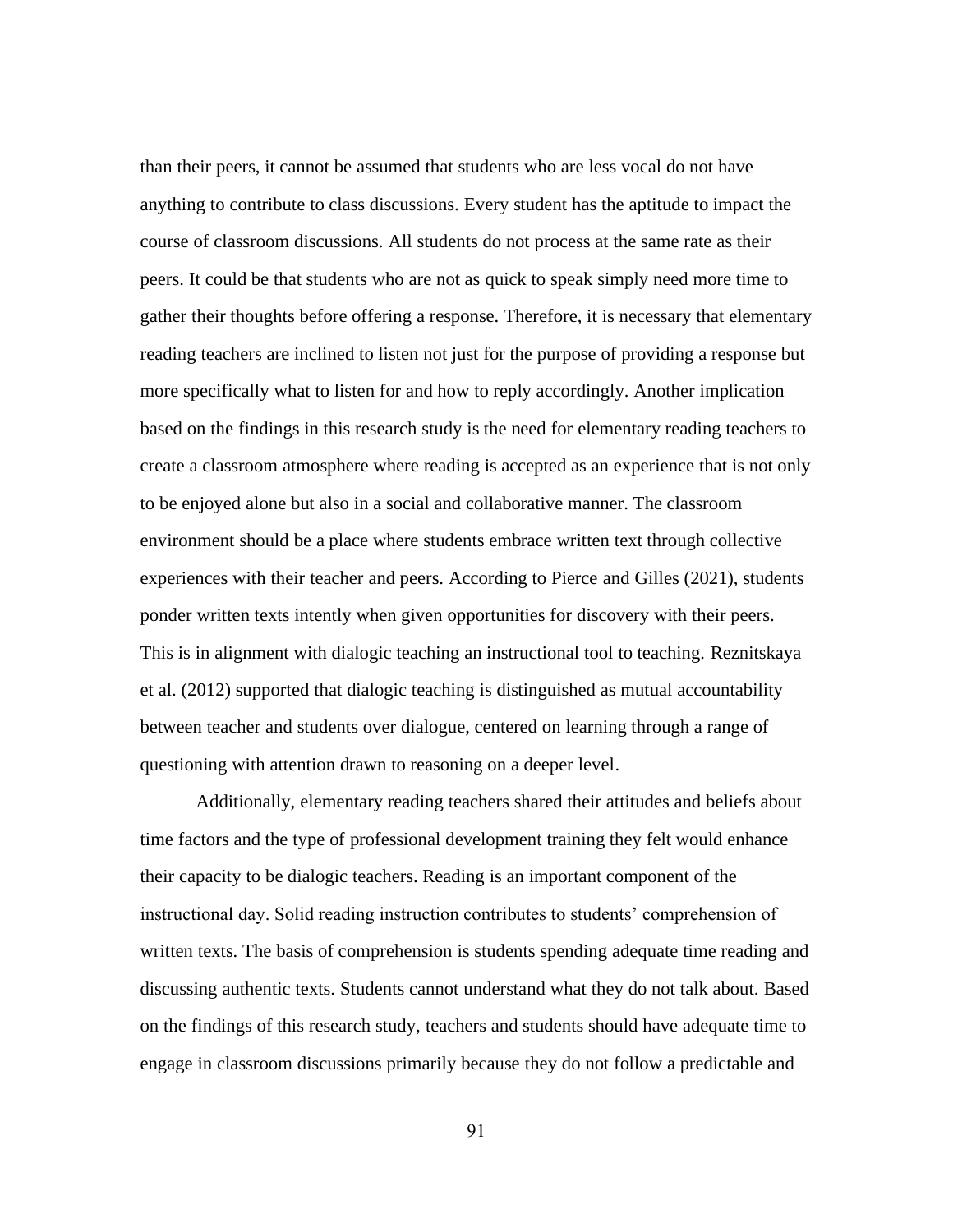than their peers, it cannot be assumed that students who are less vocal do not have anything to contribute to class discussions. Every student has the aptitude to impact the course of classroom discussions. All students do not process at the same rate as their peers. It could be that students who are not as quick to speak simply need more time to gather their thoughts before offering a response. Therefore, it is necessary that elementary reading teachers are inclined to listen not just for the purpose of providing a response but more specifically what to listen for and how to reply accordingly. Another implication based on the findings in this research study is the need for elementary reading teachers to create a classroom atmosphere where reading is accepted as an experience that is not only to be enjoyed alone but also in a social and collaborative manner. The classroom environment should be a place where students embrace written text through collective experiences with their teacher and peers. According to Pierce and Gilles (2021), students ponder written texts intently when given opportunities for discovery with their peers. This is in alignment with dialogic teaching an instructional tool to teaching. Reznitskaya et al. (2012) supported that dialogic teaching is distinguished as mutual accountability between teacher and students over dialogue, centered on learning through a range of questioning with attention drawn to reasoning on a deeper level.

Additionally, elementary reading teachers shared their attitudes and beliefs about time factors and the type of professional development training they felt would enhance their capacity to be dialogic teachers. Reading is an important component of the instructional day. Solid reading instruction contributes to students' comprehension of written texts. The basis of comprehension is students spending adequate time reading and discussing authentic texts. Students cannot understand what they do not talk about. Based on the findings of this research study, teachers and students should have adequate time to engage in classroom discussions primarily because they do not follow a predictable and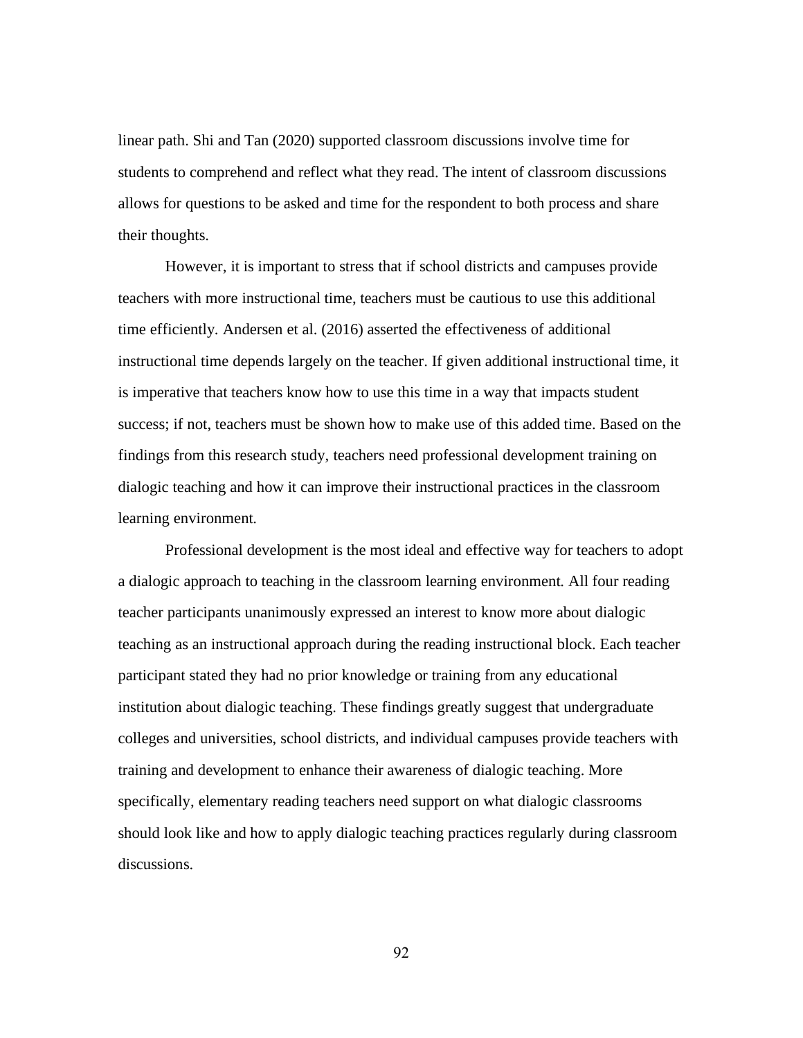linear path. Shi and Tan (2020) supported classroom discussions involve time for students to comprehend and reflect what they read. The intent of classroom discussions allows for questions to be asked and time for the respondent to both process and share their thoughts.

However, it is important to stress that if school districts and campuses provide teachers with more instructional time, teachers must be cautious to use this additional time efficiently. Andersen et al. (2016) asserted the effectiveness of additional instructional time depends largely on the teacher. If given additional instructional time, it is imperative that teachers know how to use this time in a way that impacts student success; if not, teachers must be shown how to make use of this added time. Based on the findings from this research study, teachers need professional development training on dialogic teaching and how it can improve their instructional practices in the classroom learning environment.

Professional development is the most ideal and effective way for teachers to adopt a dialogic approach to teaching in the classroom learning environment. All four reading teacher participants unanimously expressed an interest to know more about dialogic teaching as an instructional approach during the reading instructional block. Each teacher participant stated they had no prior knowledge or training from any educational institution about dialogic teaching. These findings greatly suggest that undergraduate colleges and universities, school districts, and individual campuses provide teachers with training and development to enhance their awareness of dialogic teaching. More specifically, elementary reading teachers need support on what dialogic classrooms should look like and how to apply dialogic teaching practices regularly during classroom discussions.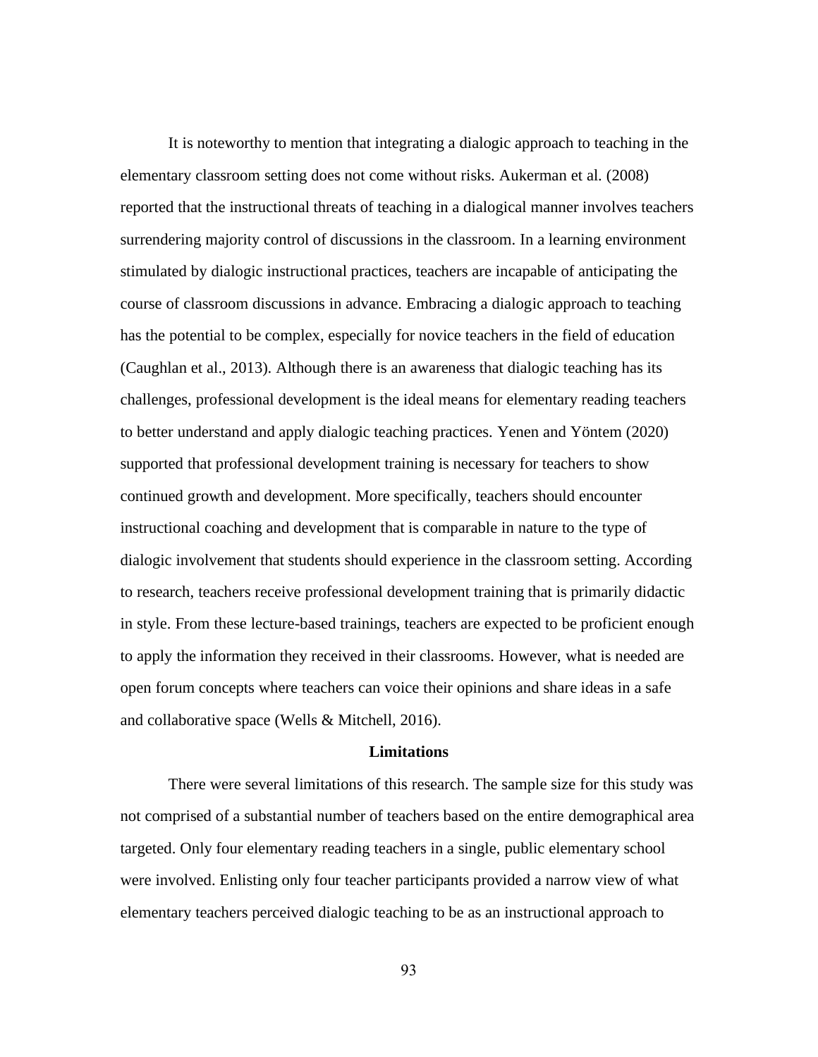It is noteworthy to mention that integrating a dialogic approach to teaching in the elementary classroom setting does not come without risks. Aukerman et al. (2008) reported that the instructional threats of teaching in a dialogical manner involves teachers surrendering majority control of discussions in the classroom. In a learning environment stimulated by dialogic instructional practices, teachers are incapable of anticipating the course of classroom discussions in advance. Embracing a dialogic approach to teaching has the potential to be complex, especially for novice teachers in the field of education (Caughlan et al., 2013). Although there is an awareness that dialogic teaching has its challenges, professional development is the ideal means for elementary reading teachers to better understand and apply dialogic teaching practices. Yenen and Yöntem (2020) supported that professional development training is necessary for teachers to show continued growth and development. More specifically, teachers should encounter instructional coaching and development that is comparable in nature to the type of dialogic involvement that students should experience in the classroom setting. According to research, teachers receive professional development training that is primarily didactic in style. From these lecture-based trainings, teachers are expected to be proficient enough to apply the information they received in their classrooms. However, what is needed are open forum concepts where teachers can voice their opinions and share ideas in a safe and collaborative space (Wells & Mitchell, 2016).

## Limitations

There were several limitations of this research. The sample size for this study was not comprised of a substantial number of teachers based on the entire demographical area targeted. Only four elementary reading teachers in a single, public elementary school were involved. Enlisting only four teacher participants provided a narrow view of what elementary teachers perceived dialogic teaching to be as an instructional approach to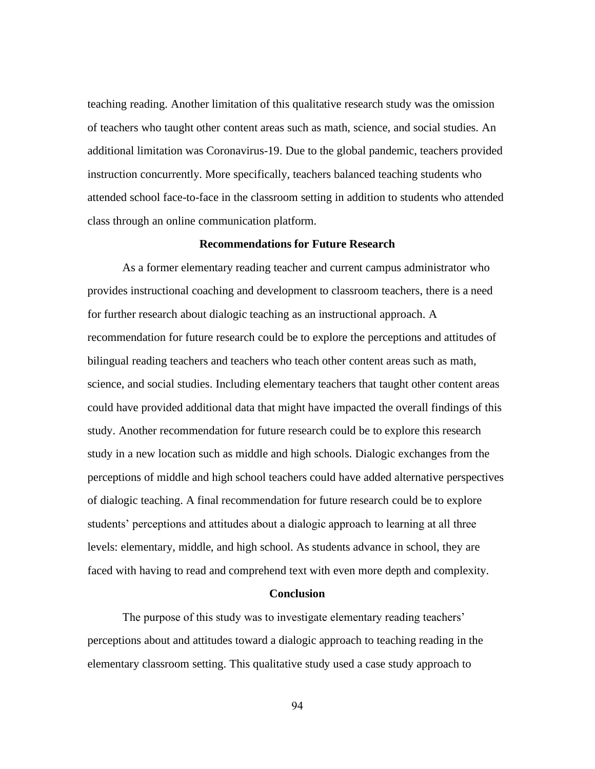teaching reading. Another limitation of this qualitative research study was the omission of teachers who taught other content areas such as math, science, and social studies. An additional limitation was Coronavirus-19. Due to the global pandemic, teachers provided instruction concurrently. More specifically, teachers balanced teaching students who attended school face-to-face in the classroom setting in addition to students who attended class through an online communication platform.

## Recommendations for Future Research

As a former elementary reading teacher and current campus administrator who provides instructional coaching and development to classroom teachers, there is a need for further research about dialogic teaching as an instructional approach. A recommendation for future research could be to explore the perceptions and attitudes of bilingual reading teachers and teachers who teach other content areas such as math, science, and social studies. Including elementary teachers that taught other content areas could have provided additional data that might have impacted the overall findings of this study. Another recommendation for future research could be to explore this research study in a new location such as middle and high schools. Dialogic exchanges from the perceptions of middle and high school teachers could have added alternative perspectives of dialogic teaching. A final recommendation for future research could be to explore students' perceptions and attitudes about a dialogic approach to learning at all three levels: elementary, middle, and high school. As students advance in school, they are faced with having to read and comprehend text with even more depth and complexity.

## Conclusion

The purpose of this study was to investigate elementary reading teachers' perceptions about and attitudes toward a dialogic approach to teaching reading in the elementary classroom setting. This qualitative study used a case study approach to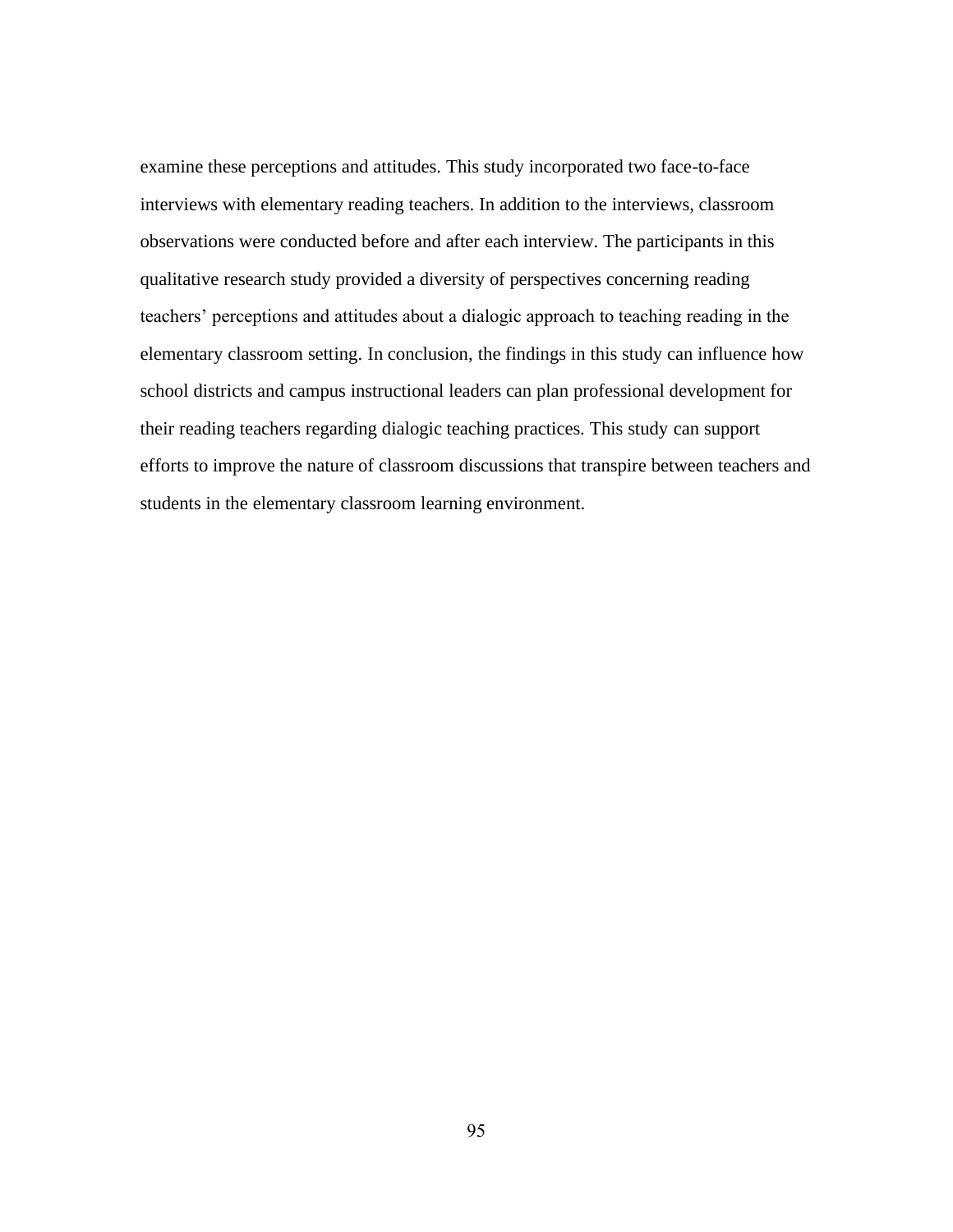examine these perceptions and attitudes. This study incorporated two face-to-face interviews with elementary reading teachers. In addition to the interviews, classroom observations were conducted before and after each interview. The participants in this qualitative research study provided a diversity of perspectives concerning reading teachers' perceptions and attitudes about a dialogic approach to teaching reading in the elementary classroom setting. In conclusion, the findings in this study can influence how school districts and campus instructional leaders can plan professional development for their reading teachers regarding dialogic teaching practices. This study can support efforts to improve the nature of classroom discussions that transpire between teachers and students in the elementary classroom learning environment.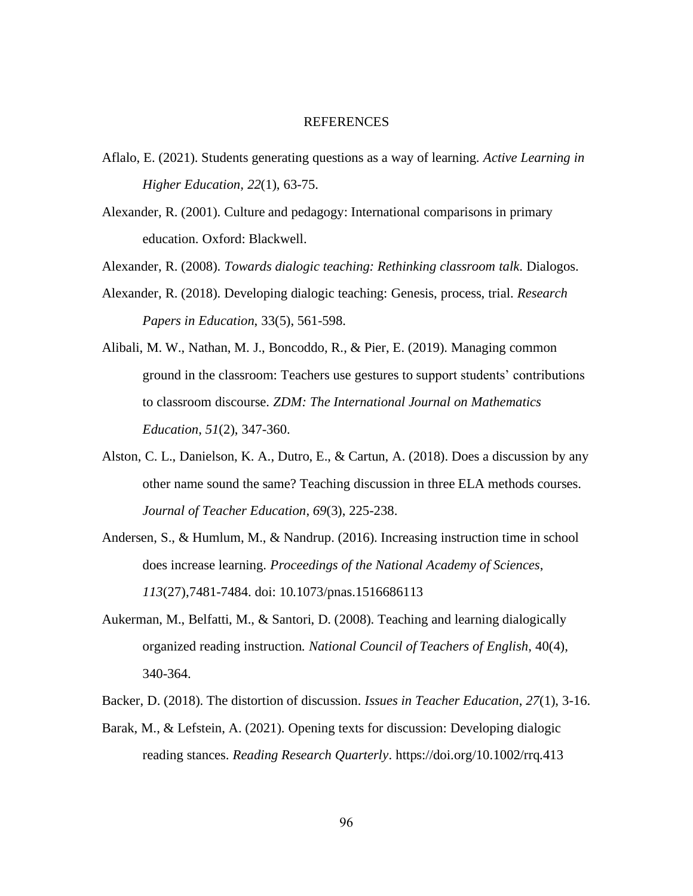# REFERENCES

Aflalo, E. (2021). Students generating questions as a way of learning. *Active Learning in Higher Education, 22*(1), 63-75.

Alexander, R. (2001). Culture and pedagogy: International comparisons in primary education. Oxford: Blackwell.

Alexander, R. (2008). *Towards dialogic teaching: Rethinking classroom talk*. Dialogos.

Alexander, R. (2018). Developing dialogic teaching: Genesis, process, trial. *Research Papers in Education*, 33(5), 561-598.

Alibali, M. W., Nathan, M. J., Boncoddo, R., & Pier, E. (2019). Managing common ground in the classroom: Teachers use gestures to support students' contributions to classroom discourse. *ZDM: The International Journal on Mathematics Education*, *51*(2), 347-360.

Alston, C. L., Danielson, K. A., Dutro, E., & Cartun, A. (2018). Does a discussion by any other name sound the same? Teaching discussion in three ELA methods courses. *Journal of Teacher Education*, *69*(3), 225-238.

Andersen, S., & Humlum, M., & Nandrup. (2016). Increasing instruction time in school does increase learning. *Proceedings of the National Academy of Sciences*, *113*(27),7481-7484. doi: 10.1073/pnas.1516686113

Aukerman, M., Belfatti, M., & Santori, D. (2008). Teaching and learning dialogically organized reading instruction. *National Council of Teachers of English*, 40(4), 340-364.

Backer, D. (2018). The distortion of discussion. *Issues in Teacher Education*, *27*(1), 3-16.

Barak, M., & Lefstein, A. (2021). Opening texts for discussion: Developing dialogic reading stances. *Reading Research Quarterly*. https://doi.org/10.1002/rrq.413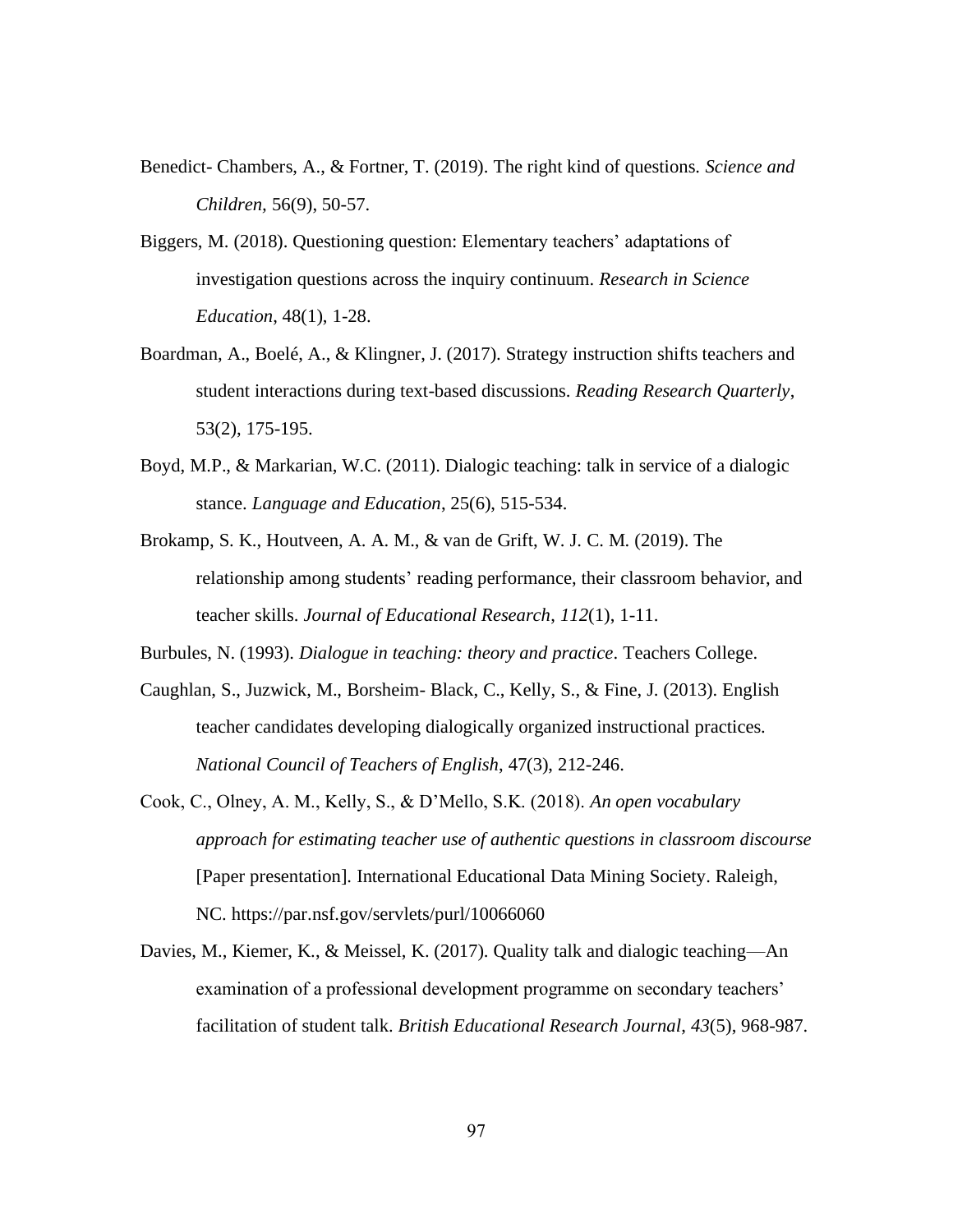Benedict- Chambers, A., & Fortner, T. (2019). The right kind of questions. *Science and Children*, 56(9), 50-57.

Biggers, M. (2018). Questioning question: Elementary teachers' adaptations of investigation questions across the inquiry continuum. *Research in Science Education*, 48(1), 1-28.

Boardman, A., Boelé, A., & Klingner, J. (2017). Strategy instruction shifts teachers and student interactions during text-based discussions. *Reading Research Quarterly*, 53(2), 175-195.

Boyd, M.P., & Markarian, W.C. (2011). Dialogic teaching: talk in service of a dialogic stance. *Language and Education*, 25(6), 515-534.

Brokamp, S. K., Houtveen, A. A. M., & van de Grift, W. J. C. M. (2019). The relationship among students' reading performance, their classroom behavior, and teacher skills. *Journal of Educational Research*, *112*(1), 1-11.

Burbules, N. (1993). *Dialogue in teaching: theory and practice*. Teachers College.

Caughlan, S., Juzwick, M., Borsheim- Black, C., Kelly, S., & Fine, J. (2013). English teacher candidates developing dialogically organized instructional practices. *National Council of Teachers of English*, 47(3), 212-246.

Cook, C., Olney, A. M., Kelly, S., & D'Mello, S.K. (2018). *An open vocabulary approach for estimating teacher use of authentic questions in classroom discourse* [Paper presentation]. International Educational Data Mining Society. Raleigh, NC. https://par.nsf.gov/servlets/purl/10066060

Davies, M., Kiemer, K., & Meissel, K. (2017). Quality talk and dialogic teaching—An examination of a professional development programme on secondary teachers' facilitation of student talk. *British Educational Research Journal*, *43*(5), 968-987.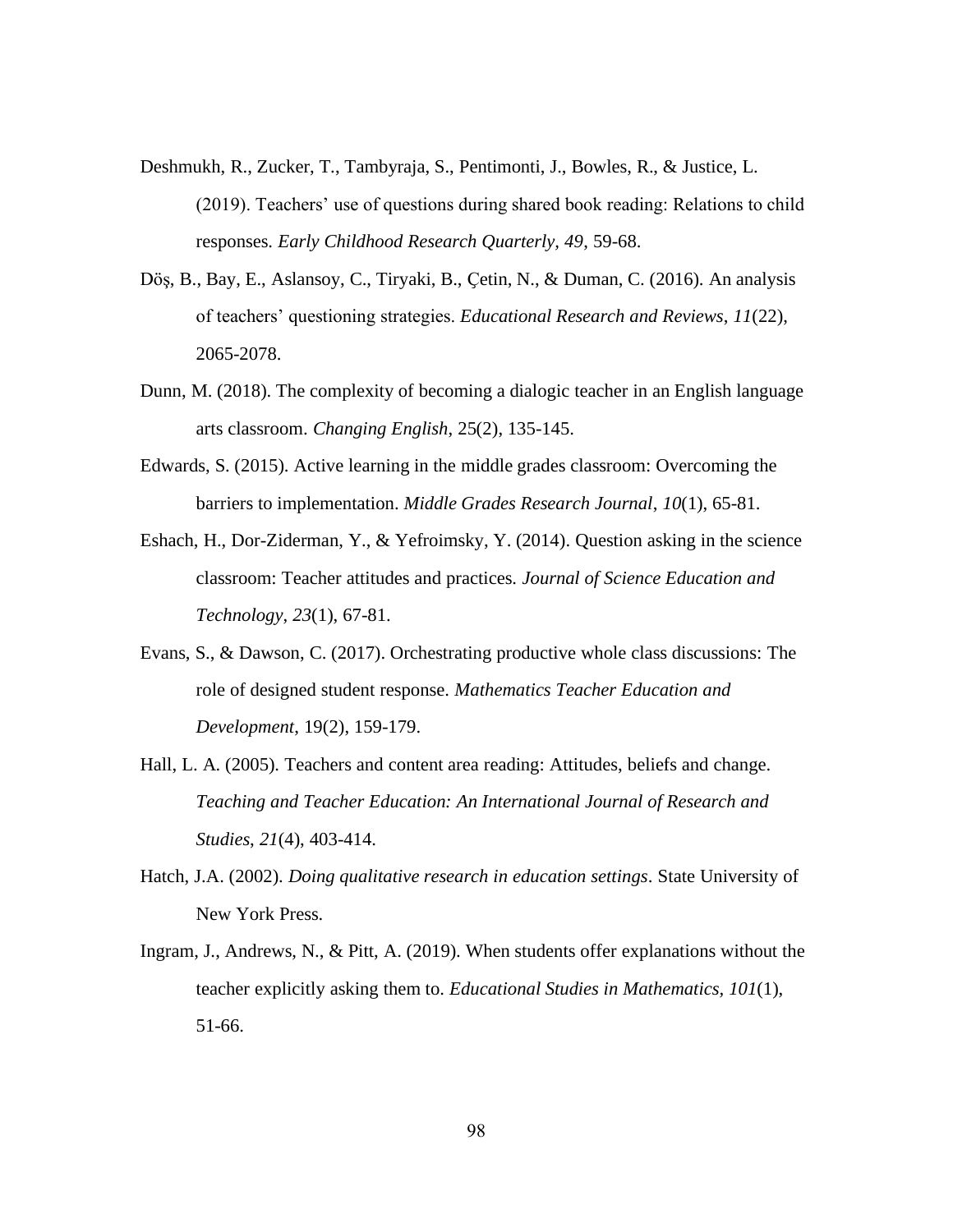Deshmukh, R., Zucker, T., Tambyraja, S., Pentimonti, J., Bowles, R., & Justice, L. (2019). Teachers' use of questions during shared book reading: Relations to child responses. *Early Childhood Research Quarterly, 49*, 59-68.

Döş, B., Bay, E., Aslansoy, C., Tiryaki, B., Çetin, N., & Duman, C. (2016). An analysis of teachers' questioning strategies. *Educational Research and Reviews*, *11*(22), 2065-2078.

Dunn, M. (2018). The complexity of becoming a dialogic teacher in an English language arts classroom. *Changing English*, 25(2), 135-145.

Edwards, S. (2015). Active learning in the middle grades classroom: Overcoming the barriers to implementation. *Middle Grades Research Journal*, *10*(1), 65-81.

Eshach, H., Dor-Ziderman, Y., & Yefroimsky, Y. (2014). Question asking in the science classroom: Teacher attitudes and practices. *Journal of Science Education and Technology*, *23*(1), 67-81.

Evans, S., & Dawson, C. (2017). Orchestrating productive whole class discussions: The role of designed student response. *Mathematics Teacher Education and Development*, 19(2), 159-179.

Hall, L. A. (2005). Teachers and content area reading: Attitudes, beliefs and change. *Teaching and Teacher Education: An International Journal of Research and Studies*, *21*(4), 403-414.

Hatch, J.A. (2002). *Doing qualitative research in education settings*. State University of New York Press.

Ingram, J., Andrews, N., & Pitt, A. (2019). When students offer explanations without the teacher explicitly asking them to. *Educational Studies in Mathematics*, *101*(1), 51-66.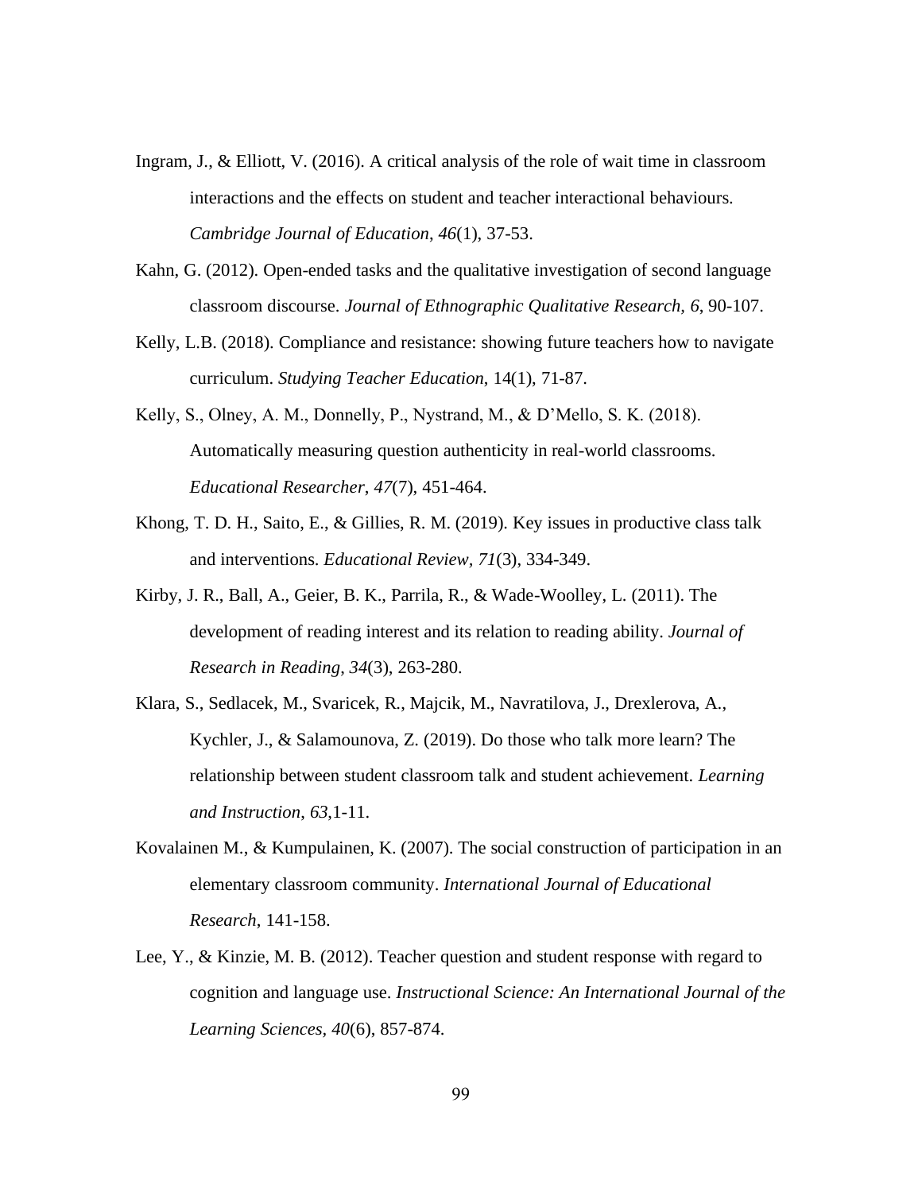Ingram, J., & Elliott, V. (2016). A critical analysis of the role of wait time in classroom interactions and the effects on student and teacher interactional behaviours. *Cambridge Journal of Education*, *46*(1), 37-53.

Kahn, G. (2012). Open-ended tasks and the qualitative investigation of second language classroom discourse. *Journal of Ethnographic Qualitative Research, 6*, 90-107.

Kelly, L.B. (2018). Compliance and resistance: showing future teachers how to navigate curriculum. *Studying Teacher Education*, 14(1), 71-87.

Kelly, S., Olney, A. M., Donnelly, P., Nystrand, M., & D'Mello, S. K. (2018). Automatically measuring question authenticity in real-world classrooms. *Educational Researcher*, *47*(7), 451-464.

Khong, T. D. H., Saito, E., & Gillies, R. M. (2019). Key issues in productive class talk and interventions. *Educational Review, 71*(3), 334-349.

Kirby, J. R., Ball, A., Geier, B. K., Parrila, R., & Wade-Woolley, L. (2011). The development of reading interest and its relation to reading ability. *Journal of Research in Reading, 34*(3), 263-280.

Klara, S., Sedlacek, M., Svaricek, R., Majcik, M., Navratilova, J., Drexlerova, A., Kychler, J., & Salamounova, Z. (2019). Do those who talk more learn? The relationship between student classroom talk and student achievement. *Learning and Instruction*, *63*,1-11.

Kovalainen M., & Kumpulainen, K. (2007). The social construction of participation in an elementary classroom community. *International Journal of Educational Research*, 141-158.

Lee, Y., & Kinzie, M. B. (2012). Teacher question and student response with regard to cognition and language use. *Instructional Science: An International Journal of the Learning Sciences, 40*(6), 857-874.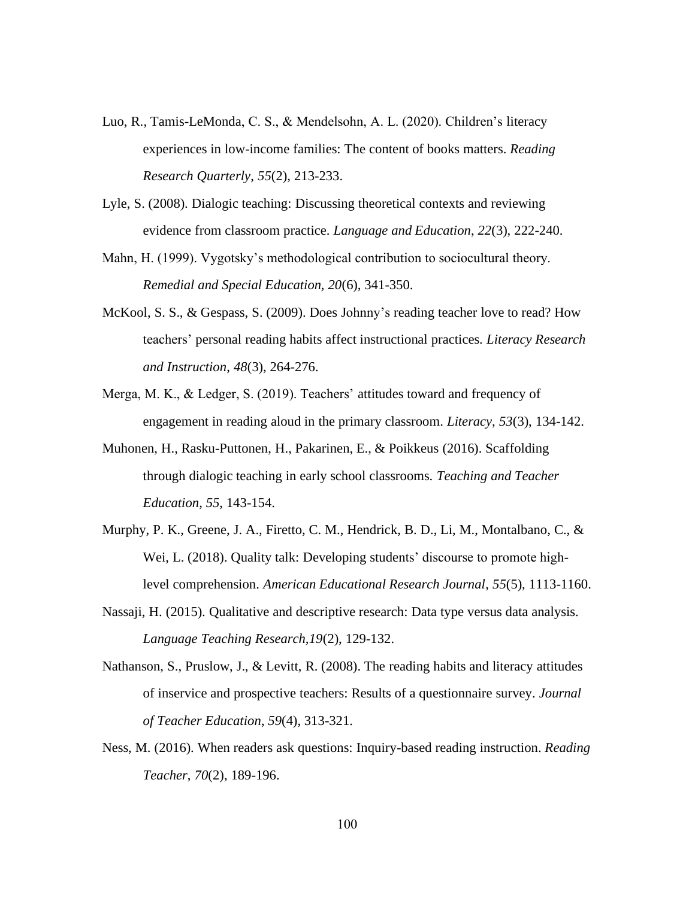Luo, R., Tamis-LeMonda, C. S., & Mendelsohn, A. L. (2020). Children's literacy experiences in low-income families: The content of books matters. *Reading Research Quarterly*, *55*(2), 213-233.

Lyle, S. (2008). Dialogic teaching: Discussing theoretical contexts and reviewing evidence from classroom practice. *Language and Education*, *22*(3), 222-240.

Mahn, H. (1999). Vygotsky's methodological contribution to sociocultural theory. *Remedial and Special Education, 20*(6), 341-350.

McKool, S. S., & Gespass, S. (2009). Does Johnny's reading teacher love to read? How teachers' personal reading habits affect instructional practices. *Literacy Research and Instruction*, *48*(3), 264-276.

Merga, M. K., & Ledger, S. (2019). Teachers' attitudes toward and frequency of engagement in reading aloud in the primary classroom. *Literacy*, *53*(3), 134-142.

Muhonen, H., Rasku-Puttonen, H., Pakarinen, E., & Poikkeus (2016). Scaffolding through dialogic teaching in early school classrooms. *Teaching and Teacher Education*, *55*, 143-154.

Murphy, P. K., Greene, J. A., Firetto, C. M., Hendrick, B. D., Li, M., Montalbano, C., & Wei, L. (2018). Quality talk: Developing students' discourse to promote high-level comprehension. *American Educational Research Journal*, *55*(5), 1113-1160.

Nassaji, H. (2015). Qualitative and descriptive research: Data type versus data analysis. *Language Teaching Research,19*(2), 129-132.

Nathanson, S., Pruslow, J., & Levitt, R. (2008). The reading habits and literacy attitudes of inservice and prospective teachers: Results of a questionnaire survey. *Journal of Teacher Education*, *59*(4), 313-321.

Ness, M. (2016). When readers ask questions: Inquiry-based reading instruction. *Reading Teacher*, *70*(2), 189-196.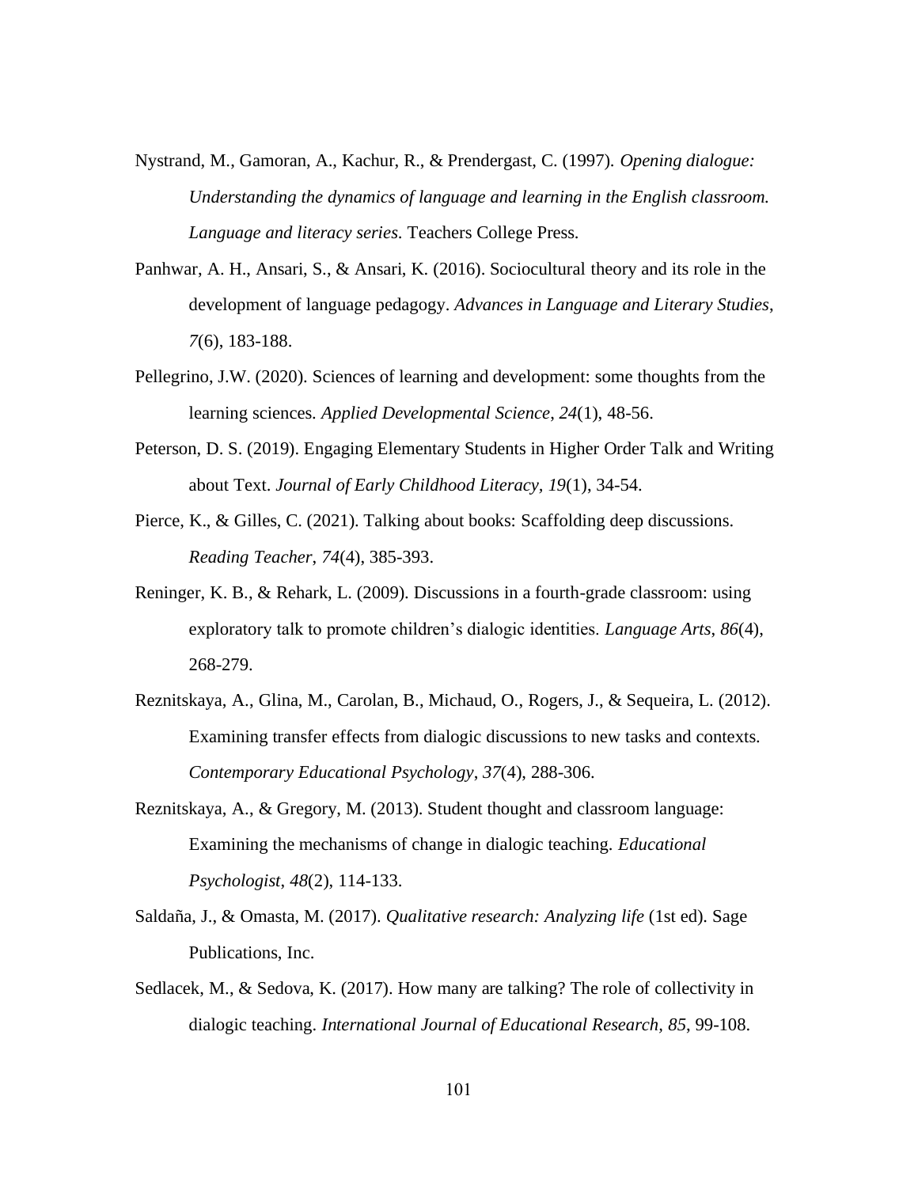Nystrand, M., Gamoran, A., Kachur, R., & Prendergast, C. (1997). *Opening dialogue: Understanding the dynamics of language and learning in the English classroom. Language and literacy series*. Teachers College Press.

Panhwar, A. H., Ansari, S., & Ansari, K. (2016). Sociocultural theory and its role in the development of language pedagogy. *Advances in Language and Literary Studies*, *7*(6), 183-188.

Pellegrino, J.W. (2020). Sciences of learning and development: some thoughts from the learning sciences. *Applied Developmental Science*, *24*(1), 48-56.

Peterson, D. S. (2019). Engaging Elementary Students in Higher Order Talk and Writing about Text. *Journal of Early Childhood Literacy*, *19*(1), 34-54.

Pierce, K., & Gilles, C. (2021). Talking about books: Scaffolding deep discussions. *Reading Teacher*, *74*(4), 385-393.

Reninger, K. B., & Rehark, L. (2009). Discussions in a fourth-grade classroom: using exploratory talk to promote children's dialogic identities. *Language Arts*, *86*(4), 268-279.

Reznitskaya, A., Glina, M., Carolan, B., Michaud, O., Rogers, J., & Sequeira, L. (2012). Examining transfer effects from dialogic discussions to new tasks and contexts. *Contemporary Educational Psychology*, *37*(4), 288-306.

Reznitskaya, A., & Gregory, M. (2013). Student thought and classroom language: Examining the mechanisms of change in dialogic teaching. *Educational Psychologist*, *48*(2), 114-133.

Saldaña, J., & Omasta, M. (2017). *Qualitative research: Analyzing life* (1st ed). Sage Publications, Inc.

Sedlacek, M., & Sedova, K. (2017). How many are talking? The role of collectivity in dialogic teaching. *International Journal of Educational Research, 85*, 99-108.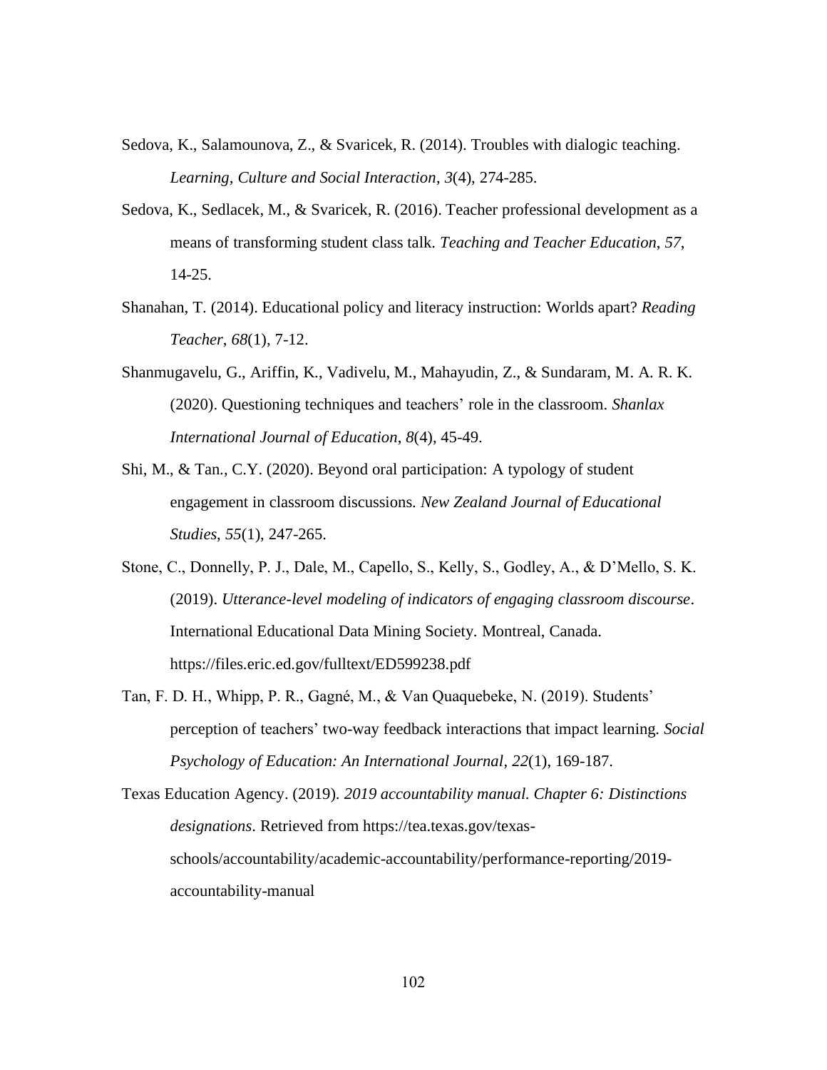Sedova, K., Salamounova, Z., & Svaricek, R. (2014). Troubles with dialogic teaching. *Learning, Culture and Social Interaction*, *3*(4), 274-285.

Sedova, K., Sedlacek, M., & Svaricek, R. (2016). Teacher professional development as a means of transforming student class talk. *Teaching and Teacher Education*, *57*, 14-25.

Shanahan, T. (2014). Educational policy and literacy instruction: Worlds apart? *Reading Teacher*, *68*(1), 7-12.

Shanmugavelu, G., Ariffin, K., Vadivelu, M., Mahayudin, Z., & Sundaram, M. A. R. K. (2020). Questioning techniques and teachers' role in the classroom. *Shanlax International Journal of Education*, *8*(4), 45-49.

Shi, M., & Tan., C.Y. (2020). Beyond oral participation: A typology of student engagement in classroom discussions. *New Zealand Journal of Educational Studies*, *55*(1), 247-265.

Stone, C., Donnelly, P. J., Dale, M., Capello, S., Kelly, S., Godley, A., & D'Mello, S. K. (2019). *Utterance-level modeling of indicators of engaging classroom discourse*. International Educational Data Mining Society. Montreal, Canada. https://files.eric.ed.gov/fulltext/ED599238.pdf

Tan, F. D. H., Whipp, P. R., Gagné, M., & Van Quaquebeke, N. (2019). Students' perception of teachers' two-way feedback interactions that impact learning. *Social Psychology of Education: An International Journal*, *22*(1), 169-187.

Texas Education Agency. (2019). *2019 accountability manual. Chapter 6: Distinctions designations*. Retrieved from https://tea.texas.gov/texas-schools/accountability/academic-accountability/performance-reporting/2019-accountability-manual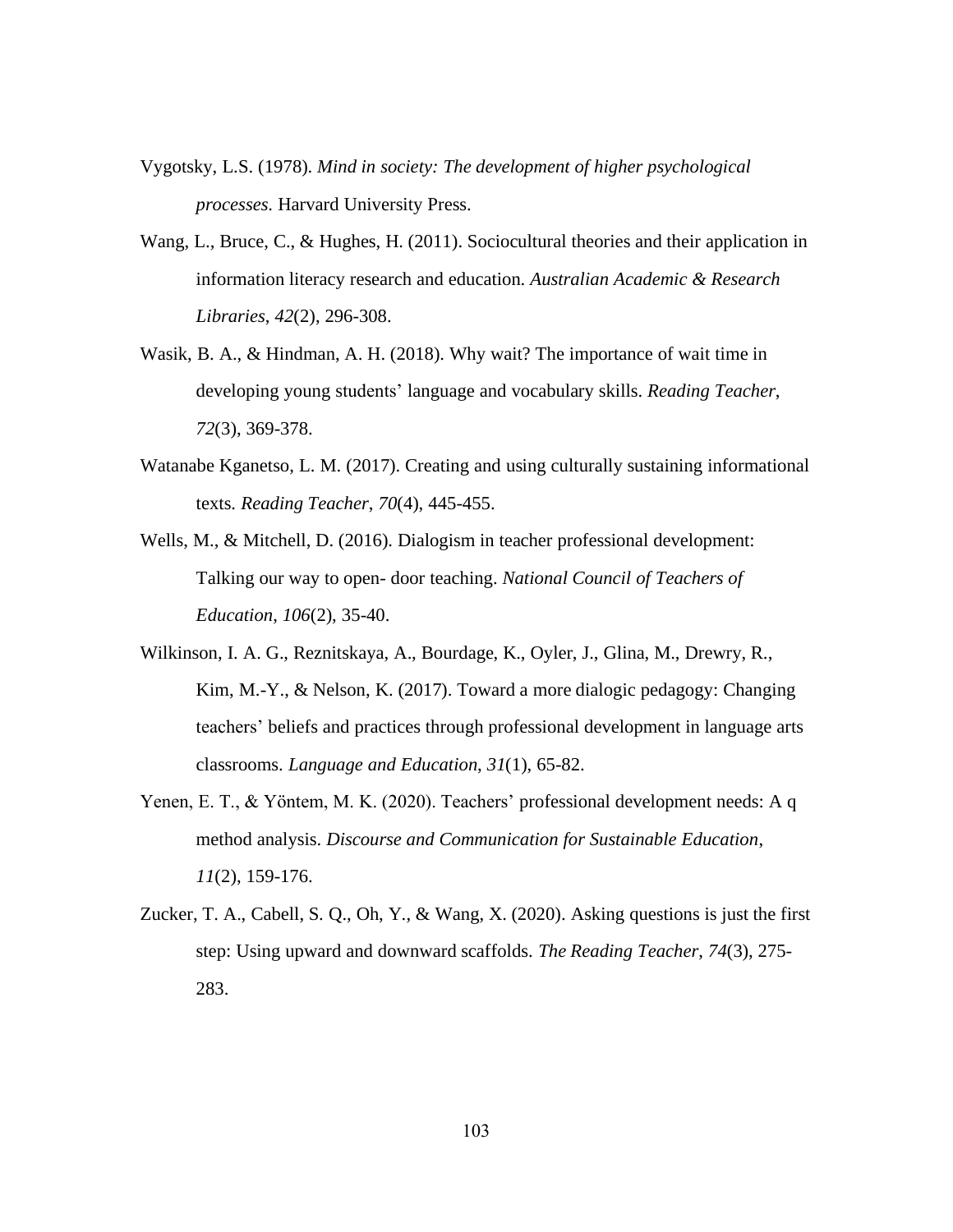Vygotsky, L.S. (1978). *Mind in society: The development of higher psychological processes*. Harvard University Press.

Wang, L., Bruce, C., & Hughes, H. (2011). Sociocultural theories and their application in information literacy research and education. *Australian Academic & Research Libraries*, *42*(2), 296-308.

Wasik, B. A., & Hindman, A. H. (2018). Why wait? The importance of wait time in developing young students' language and vocabulary skills. *Reading Teacher*, *72*(3), 369-378.

Watanabe Kganetso, L. M. (2017). Creating and using culturally sustaining informational texts. *Reading Teacher*, *70*(4), 445-455.

Wells, M., & Mitchell, D. (2016). Dialogism in teacher professional development: Talking our way to open- door teaching. *National Council of Teachers of Education*, *106*(2), 35-40.

Wilkinson, I. A. G., Reznitskaya, A., Bourdage, K., Oyler, J., Glina, M., Drewry, R., Kim, M.-Y., & Nelson, K. (2017). Toward a more dialogic pedagogy: Changing teachers' beliefs and practices through professional development in language arts classrooms. *Language and Education*, *31*(1), 65-82.

Yenen, E. T., & Yöntem, M. K. (2020). Teachers' professional development needs: A q method analysis. *Discourse and Communication for Sustainable Education*, *11*(2), 159-176.

Zucker, T. A., Cabell, S. Q., Oh, Y., & Wang, X. (2020). Asking questions is just the first step: Using upward and downward scaffolds. *The Reading Teacher*, *74*(3), 275-283.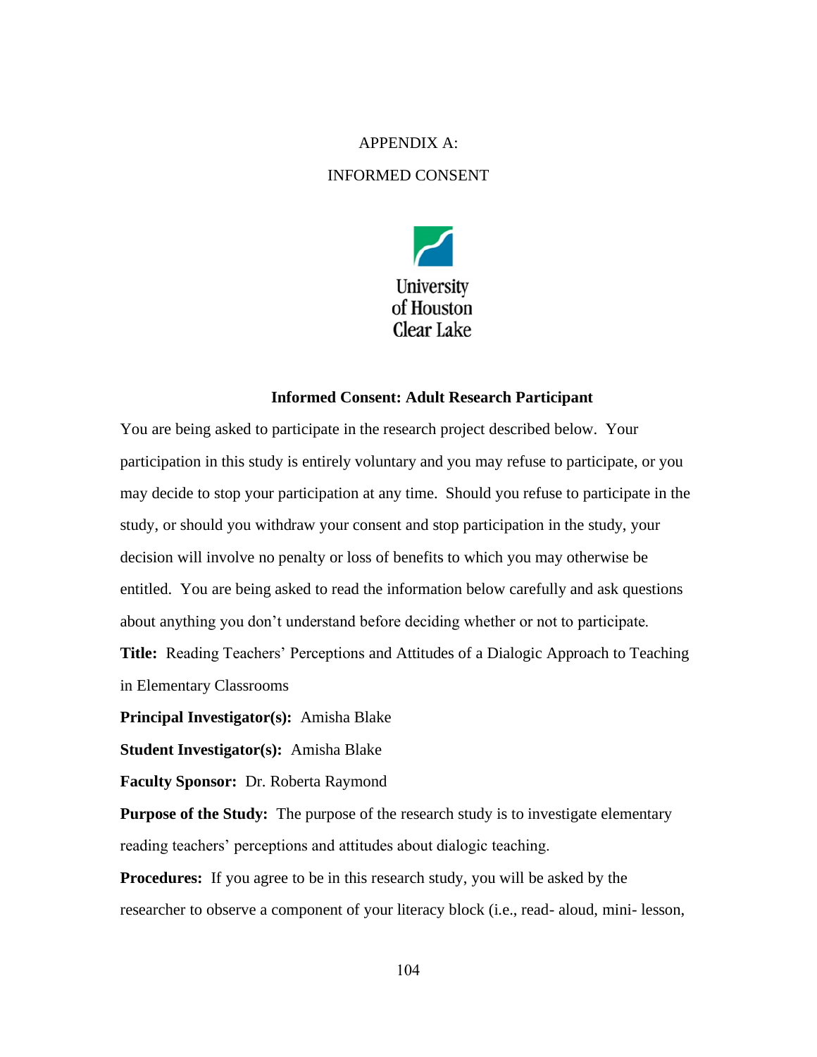APPENDIX A:

INFORMED CONSENT

University of Houston Clear Lake

**Informed Consent: Adult Research Participant**

You are being asked to participate in the research project described below. Your participation in this study is entirely voluntary and you may refuse to participate, or you may decide to stop your participation at any time. Should you refuse to participate in the study, or should you withdraw your consent and stop participation in the study, your decision will involve no penalty or loss of benefits to which you may otherwise be entitled. You are being asked to read the information below carefully and ask questions about anything you don't understand before deciding whether or not to participate.

**Title:** Reading Teachers' Perceptions and Attitudes of a Dialogic Approach to Teaching in Elementary Classrooms

**Principal Investigator(s):** Amisha Blake

**Student Investigator(s):** Amisha Blake

**Faculty Sponsor:** Dr. Roberta Raymond

**Purpose of the Study:** The purpose of the research study is to investigate elementary reading teachers' perceptions and attitudes about dialogic teaching.

**Procedures:** If you agree to be in this research study, you will be asked by the researcher to observe a component of your literacy block (i.e., read- aloud, mini- lesson,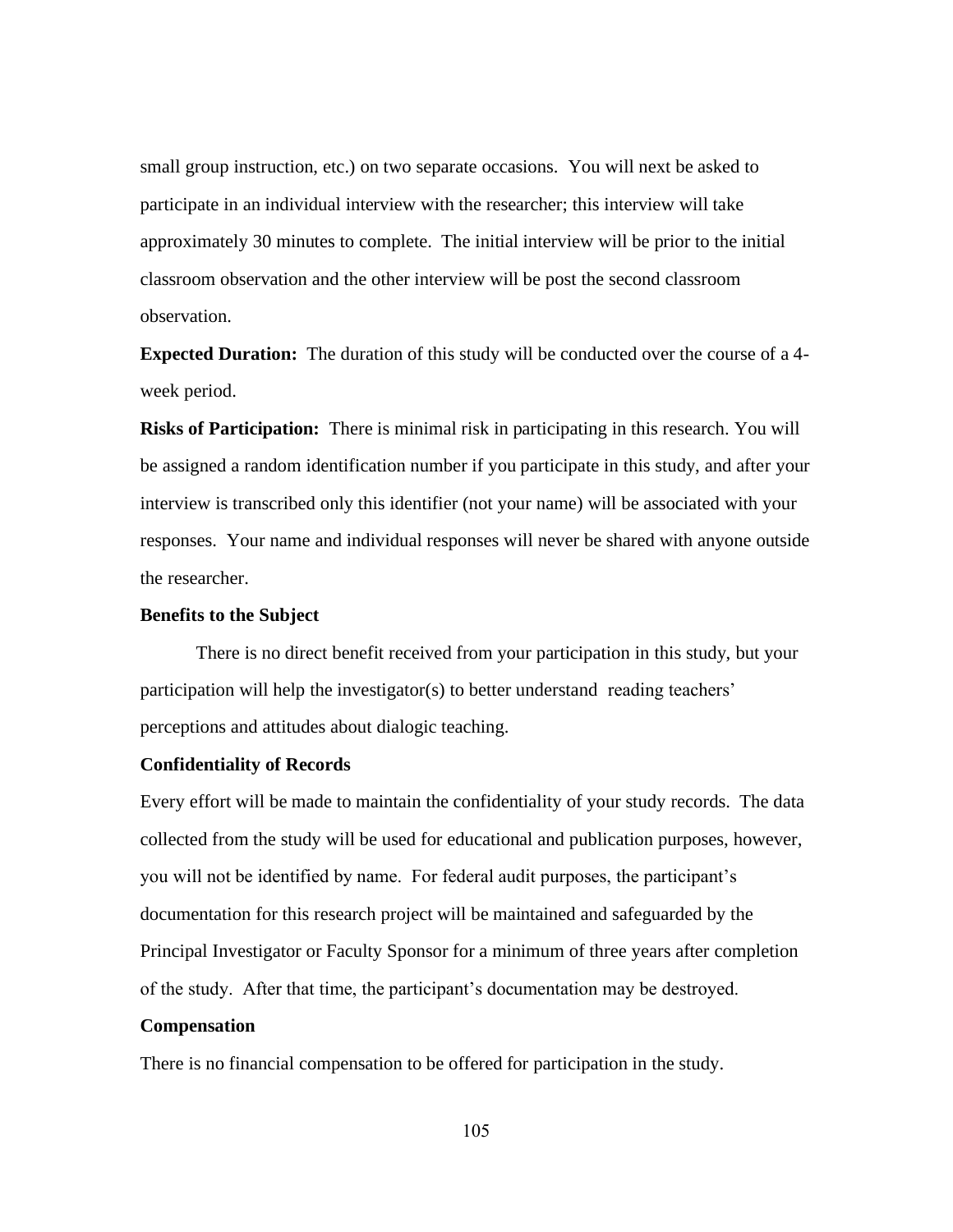small group instruction, etc.) on two separate occasions. You will next be asked to participate in an individual interview with the researcher; this interview will take approximately 30 minutes to complete. The initial interview will be prior to the initial classroom observation and the other interview will be post the second classroom observation.

**Expected Duration:** The duration of this study will be conducted over the course of a 4-week period.

**Risks of Participation:** There is minimal risk in participating in this research. You will be assigned a random identification number if you participate in this study, and after your interview is transcribed only this identifier (not your name) will be associated with your responses. Your name and individual responses will never be shared with anyone outside the researcher.

**Benefits to the Subject**

There is no direct benefit received from your participation in this study, but your participation will help the investigator(s) to better understand reading teachers' perceptions and attitudes about dialogic teaching.

**Confidentiality of Records**

Every effort will be made to maintain the confidentiality of your study records. The data collected from the study will be used for educational and publication purposes, however, you will not be identified by name. For federal audit purposes, the participant's documentation for this research project will be maintained and safeguarded by the Principal Investigator or Faculty Sponsor for a minimum of three years after completion of the study. After that time, the participant's documentation may be destroyed.

**Compensation**

There is no financial compensation to be offered for participation in the study.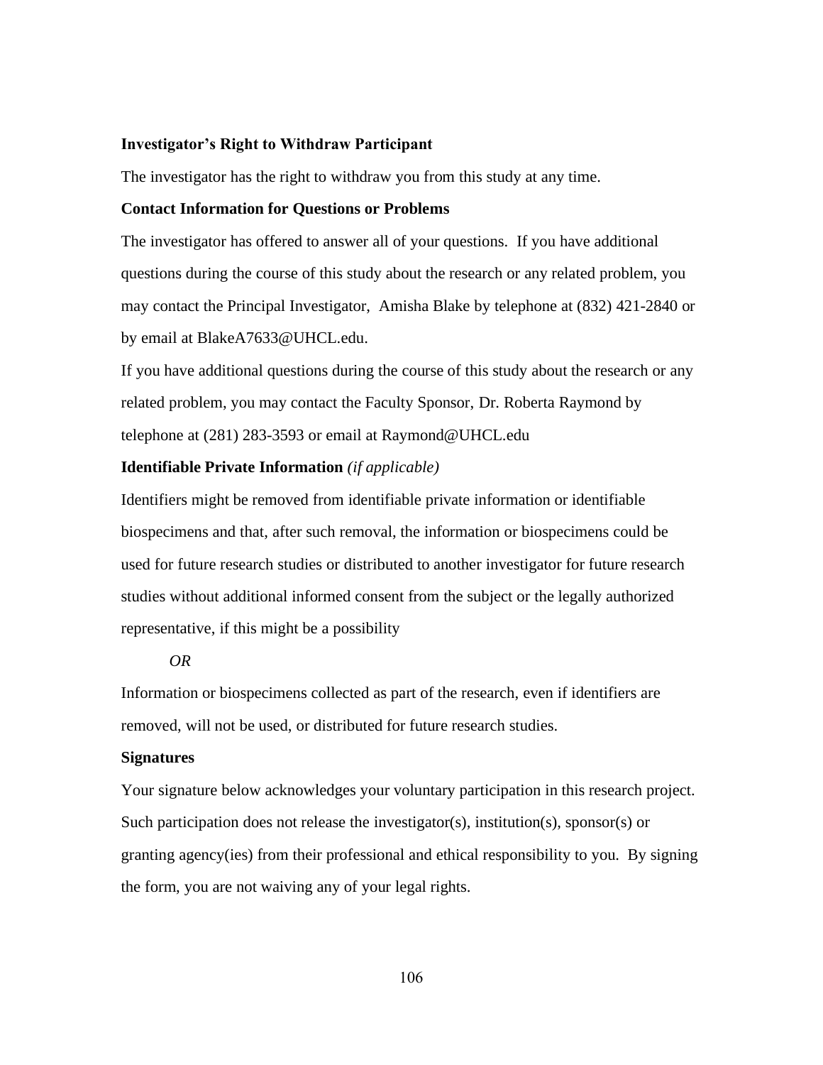**Investigator's Right to Withdraw Participant**

The investigator has the right to withdraw you from this study at any time.

**Contact Information for Questions or Problems**

The investigator has offered to answer all of your questions. If you have additional questions during the course of this study about the research or any related problem, you may contact the Principal Investigator, Amisha Blake by telephone at (832) 421-2840 or by email at BlakeA7633@UHCL.edu.

If you have additional questions during the course of this study about the research or any related problem, you may contact the Faculty Sponsor, Dr. Roberta Raymond by telephone at (281) 283-3593 or email at Raymond@UHCL.edu

**Identifiable Private Information** *(if applicable)*

Identifiers might be removed from identifiable private information or identifiable biospecimens and that, after such removal, the information or biospecimens could be used for future research studies or distributed to another investigator for future research studies without additional informed consent from the subject or the legally authorized representative, if this might be a possibility

*OR*

Information or biospecimens collected as part of the research, even if identifiers are removed, will not be used, or distributed for future research studies.

**Signatures**

Your signature below acknowledges your voluntary participation in this research project. Such participation does not release the investigator(s), institution(s), sponsor(s) or granting agency(ies) from their professional and ethical responsibility to you. By signing the form, you are not waiving any of your legal rights.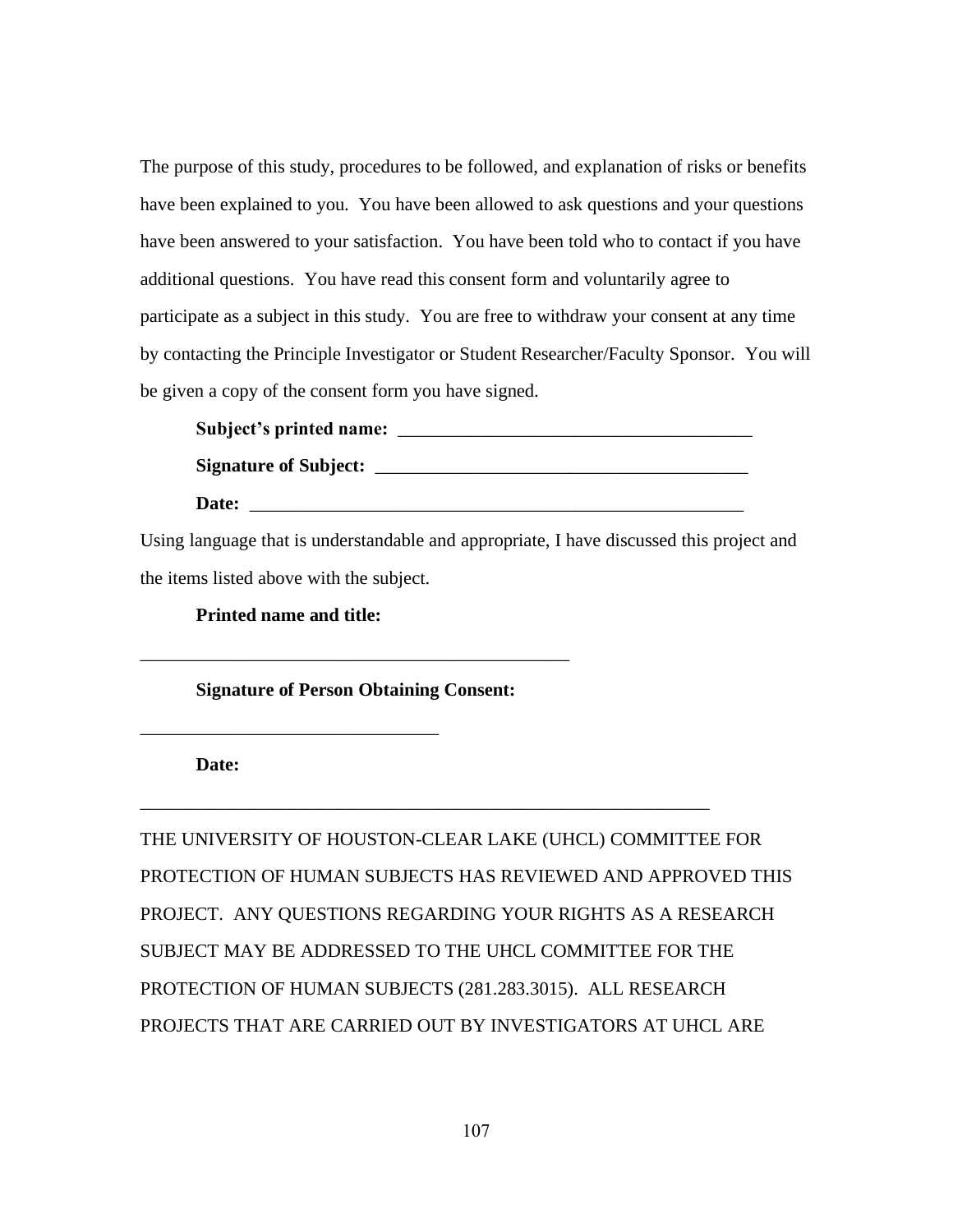The purpose of this study, procedures to be followed, and explanation of risks or benefits have been explained to you. You have been allowed to ask questions and your questions have been answered to your satisfaction. You have been told who to contact if you have additional questions. You have read this consent form and voluntarily agree to participate as a subject in this study. You are free to withdraw your consent at any time by contacting the Principle Investigator or Student Researcher/Faculty Sponsor. You will be given a copy of the consent form you have signed.

**Subject's printed name:** _______________________________________

**Signature of Subject:** _________________________________________

**Date:** _______________________________________________________

Using language that is understandable and appropriate, I have discussed this project and the items listed above with the subject.

**Printed name and title:**

_______________________________________________

**Signature of Person Obtaining Consent:**

_________________________________

**Date:**

_______________________________________________________________

THE UNIVERSITY OF HOUSTON-CLEAR LAKE (UHCL) COMMITTEE FOR PROTECTION OF HUMAN SUBJECTS HAS REVIEWED AND APPROVED THIS PROJECT. ANY QUESTIONS REGARDING YOUR RIGHTS AS A RESEARCH SUBJECT MAY BE ADDRESSED TO THE UHCL COMMITTEE FOR THE PROTECTION OF HUMAN SUBJECTS (281.283.3015). ALL RESEARCH PROJECTS THAT ARE CARRIED OUT BY INVESTIGATORS AT UHCL ARE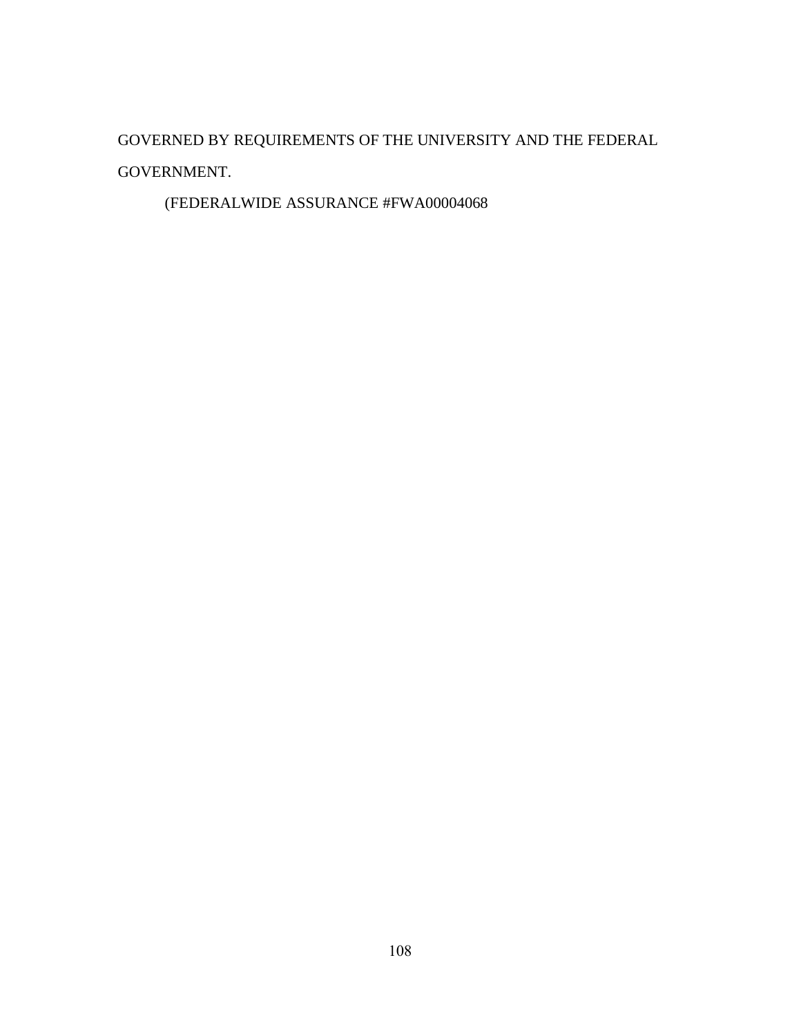GOVERNED BY REQUIREMENTS OF THE UNIVERSITY AND THE FEDERAL GOVERNMENT.

(FEDERALWIDE ASSURANCE #FWA00004068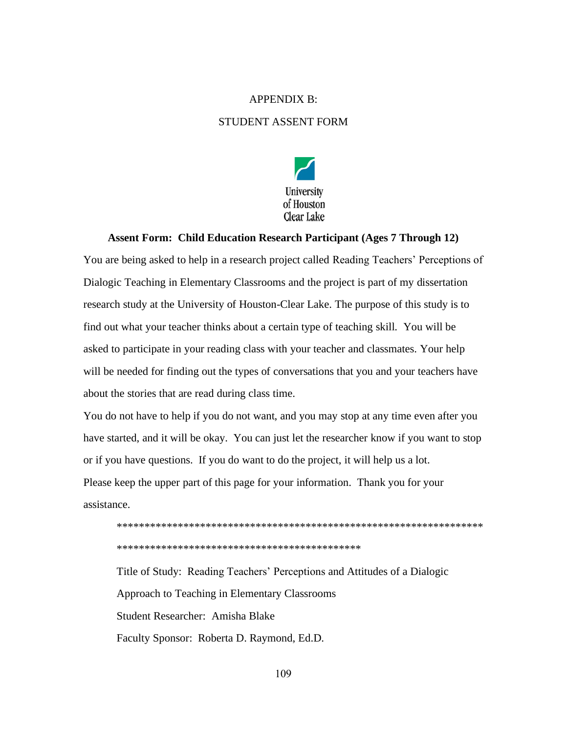APPENDIX B:

STUDENT ASSENT FORM

University of Houston Clear Lake

**Assent Form: Child Education Research Participant (Ages 7 Through 12)**

You are being asked to help in a research project called Reading Teachers' Perceptions of Dialogic Teaching in Elementary Classrooms and the project is part of my dissertation research study at the University of Houston-Clear Lake. The purpose of this study is to find out what your teacher thinks about a certain type of teaching skill. You will be asked to participate in your reading class with your teacher and classmates. Your help will be needed for finding out the types of conversations that you and your teachers have about the stories that are read during class time.

You do not have to help if you do not want, and you may stop at any time even after you have started, and it will be okay. You can just let the researcher know if you want to stop or if you have questions. If you do want to do the project, it will help us a lot.

Please keep the upper part of this page for your information. Thank you for your assistance.

*******************************************************************
*********************************************

Title of Study: Reading Teachers' Perceptions and Attitudes of a Dialogic Approach to Teaching in Elementary Classrooms

Student Researcher: Amisha Blake

Faculty Sponsor: Roberta D. Raymond, Ed.D.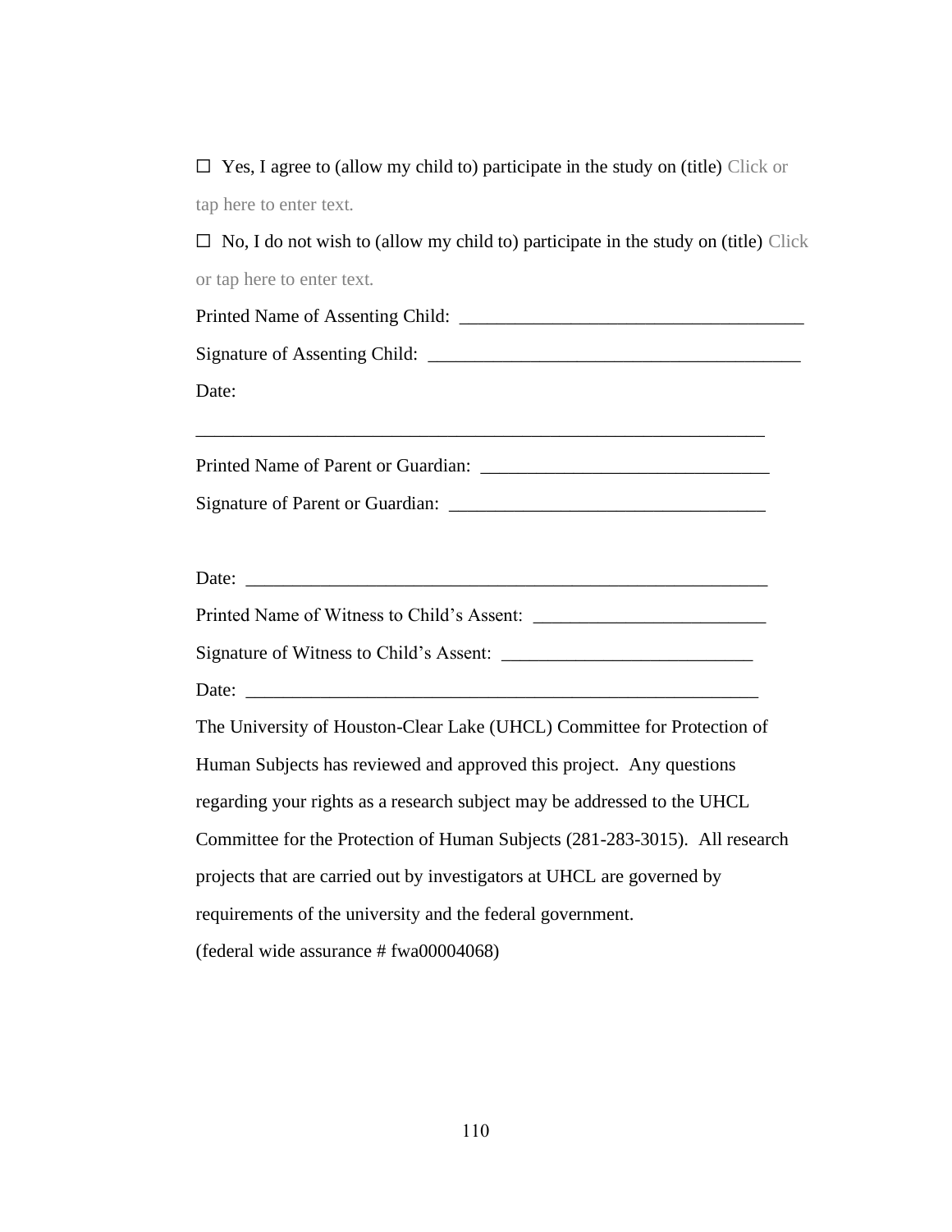☐ Yes, I agree to (allow my child to) participate in the study on (title) Click or tap here to enter text.

☐ No, I do not wish to (allow my child to) participate in the study on (title) Click or tap here to enter text.

Printed Name of Assenting Child: _____________________________________

Signature of Assenting Child: ________________________________________

Date:

______________________________________________________________

Printed Name of Parent or Guardian: ______________________________

Signature of Parent or Guardian: _________________________________

Date: _________________________________________________________

Printed Name of Witness to Child's Assent: ________________________

Signature of Witness to Child's Assent: __________________________

Date: ________________________________________________________

The University of Houston-Clear Lake (UHCL) Committee for Protection of Human Subjects has reviewed and approved this project. Any questions regarding your rights as a research subject may be addressed to the UHCL Committee for the Protection of Human Subjects (281-283-3015). All research projects that are carried out by investigators at UHCL are governed by requirements of the university and the federal government.

(federal wide assurance # fwa00004068)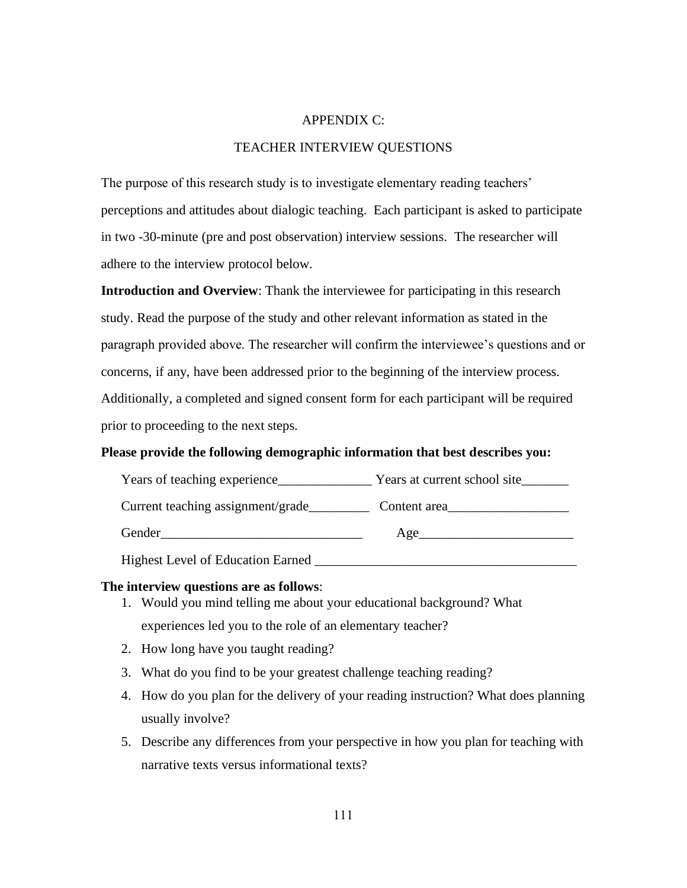# APPENDIX C:

## TEACHER INTERVIEW QUESTIONS

The purpose of this research study is to investigate elementary reading teachers' perceptions and attitudes about dialogic teaching. Each participant is asked to participate in two -30-minute (pre and post observation) interview sessions. The researcher will adhere to the interview protocol below.

**Introduction and Overview**: Thank the interviewee for participating in this research study. Read the purpose of the study and other relevant information as stated in the paragraph provided above. The researcher will confirm the interviewee's questions and or concerns, if any, have been addressed prior to the beginning of the interview process. Additionally, a completed and signed consent form for each participant will be required prior to proceeding to the next steps.

**Please provide the following demographic information that best describes you:**

Years of teaching experience______________ Years at current school site_______

Current teaching assignment/grade_________ Content area__________________

Gender______________________________ Age_______________________

Highest Level of Education Earned _______________________________________

**The interview questions are as follows**:

1. Would you mind telling me about your educational background? What experiences led you to the role of an elementary teacher?
2. How long have you taught reading?
3. What do you find to be your greatest challenge teaching reading?
4. How do you plan for the delivery of your reading instruction? What does planning usually involve?
5. Describe any differences from your perspective in how you plan for teaching with narrative texts versus informational texts?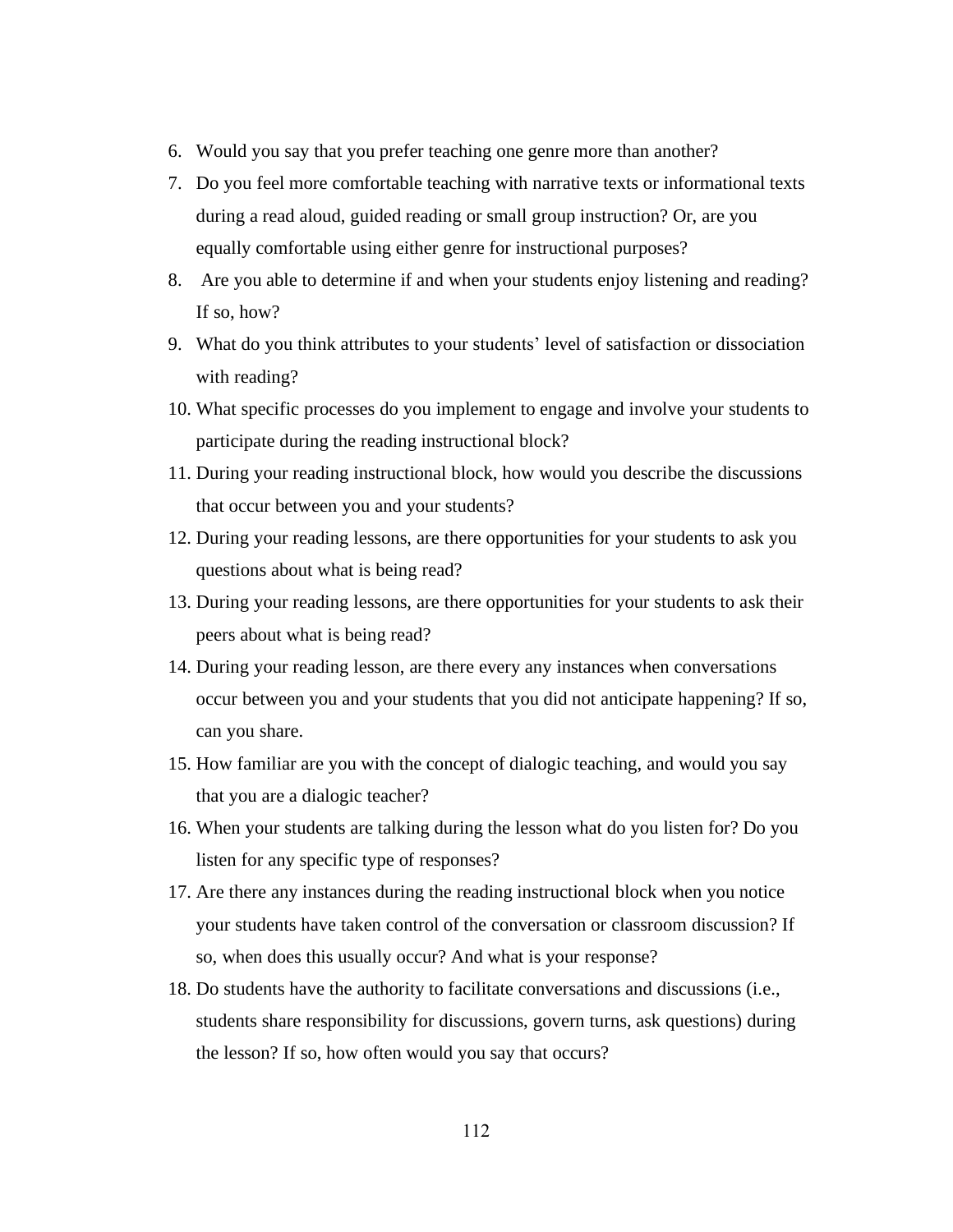6. Would you say that you prefer teaching one genre more than another?
7. Do you feel more comfortable teaching with narrative texts or informational texts during a read aloud, guided reading or small group instruction? Or, are you equally comfortable using either genre for instructional purposes?
8. Are you able to determine if and when your students enjoy listening and reading? If so, how?
9. What do you think attributes to your students' level of satisfaction or dissociation with reading?
10. What specific processes do you implement to engage and involve your students to participate during the reading instructional block?
11. During your reading instructional block, how would you describe the discussions that occur between you and your students?
12. During your reading lessons, are there opportunities for your students to ask you questions about what is being read?
13. During your reading lessons, are there opportunities for your students to ask their peers about what is being read?
14. During your reading lesson, are there every any instances when conversations occur between you and your students that you did not anticipate happening? If so, can you share.
15. How familiar are you with the concept of dialogic teaching, and would you say that you are a dialogic teacher?
16. When your students are talking during the lesson what do you listen for? Do you listen for any specific type of responses?
17. Are there any instances during the reading instructional block when you notice your students have taken control of the conversation or classroom discussion? If so, when does this usually occur? And what is your response?
18. Do students have the authority to facilitate conversations and discussions (i.e., students share responsibility for discussions, govern turns, ask questions) during the lesson? If so, how often would you say that occurs?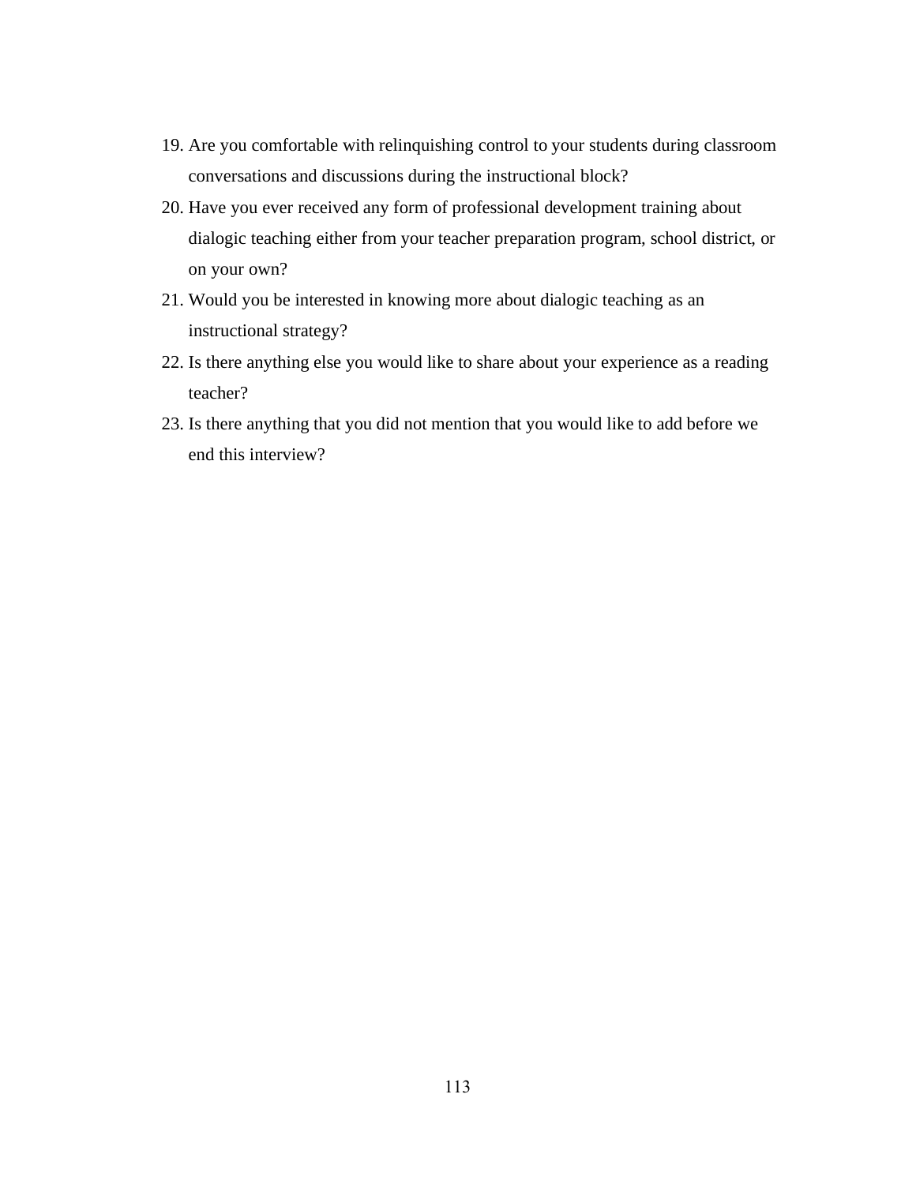19. Are you comfortable with relinquishing control to your students during classroom conversations and discussions during the instructional block?
20. Have you ever received any form of professional development training about dialogic teaching either from your teacher preparation program, school district, or on your own?
21. Would you be interested in knowing more about dialogic teaching as an instructional strategy?
22. Is there anything else you would like to share about your experience as a reading teacher?
23. Is there anything that you did not mention that you would like to add before we end this interview?